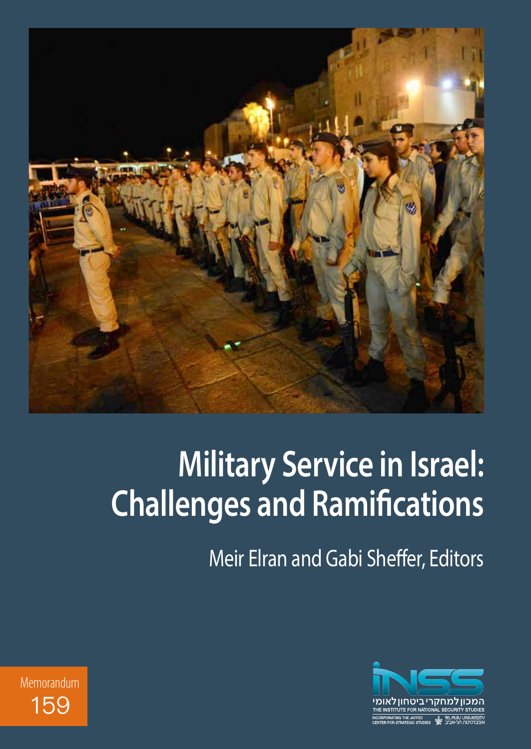# Military Service in Israel: Challenges and Ramifications

Meir Elran and Gabi Sheffer, Editors

Memorandum 159

המכון למחקרי ביטחון לאומי

THE INSTITUTE FOR NATIONAL SECURITY STUDIES

INCORPORATING THE JAFFEE CENTER FOR STRATEGIC STUDIES

TEL AVIV UNIVERSITY

אוניברסיטת תל-אביב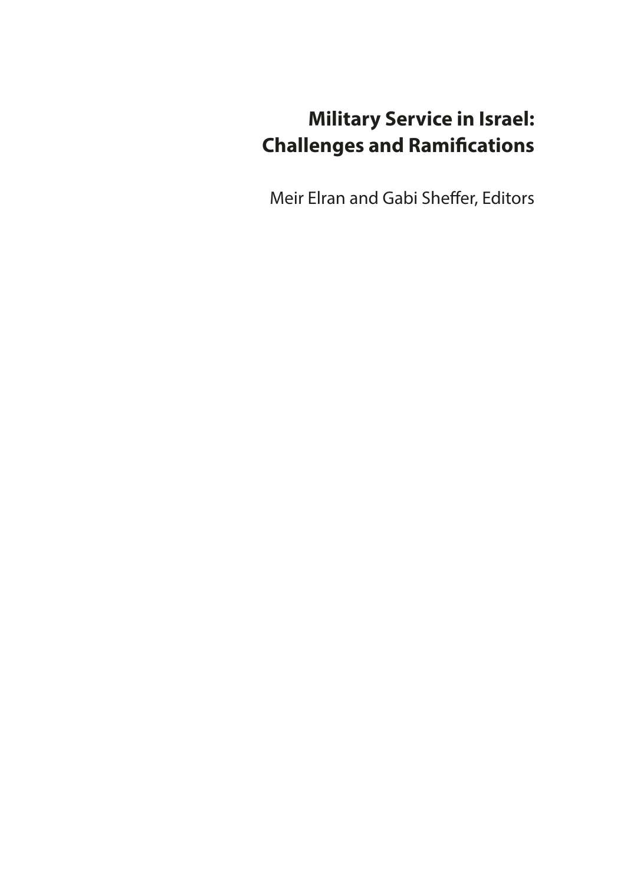# Military Service in Israel: Challenges and Ramifications

Meir Elran and Gabi Sheffer, Editors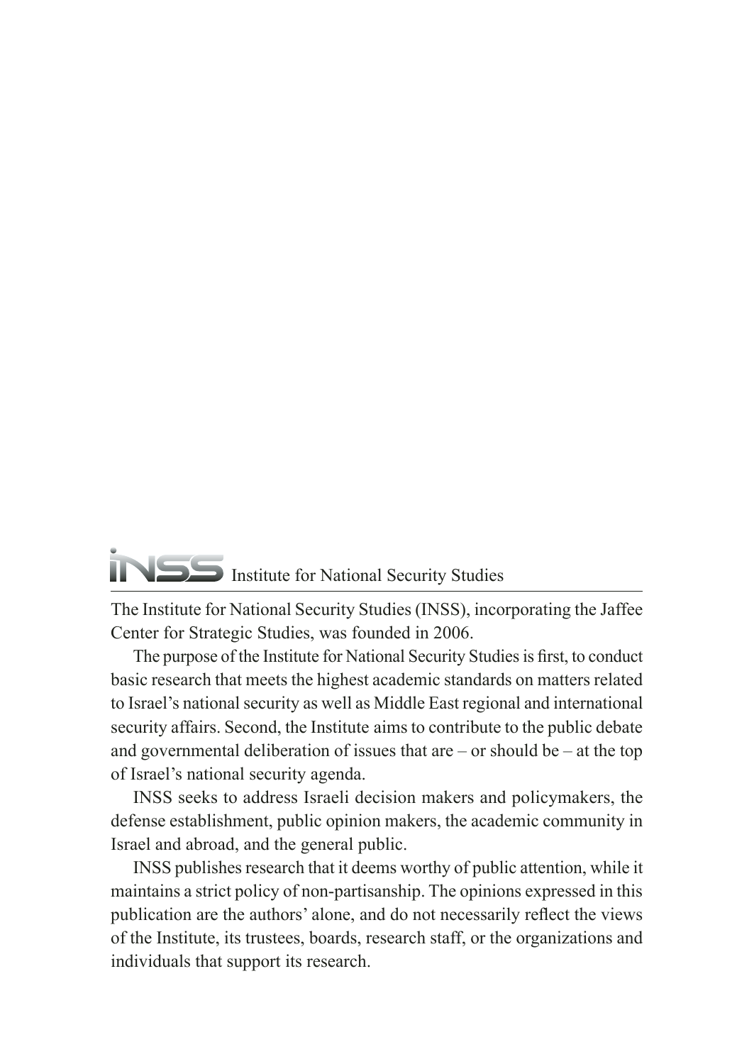## INSS Institute for National Security Studies

The Institute for National Security Studies (INSS), incorporating the Jaffee Center for Strategic Studies, was founded in 2006.

The purpose of the Institute for National Security Studies is first, to conduct basic research that meets the highest academic standards on matters related to Israel's national security as well as Middle East regional and international security affairs. Second, the Institute aims to contribute to the public debate and governmental deliberation of issues that are – or should be – at the top of Israel's national security agenda.

INSS seeks to address Israeli decision makers and policymakers, the defense establishment, public opinion makers, the academic community in Israel and abroad, and the general public.

INSS publishes research that it deems worthy of public attention, while it maintains a strict policy of non-partisanship. The opinions expressed in this publication are the authors' alone, and do not necessarily reflect the views of the Institute, its trustees, boards, research staff, or the organizations and individuals that support its research.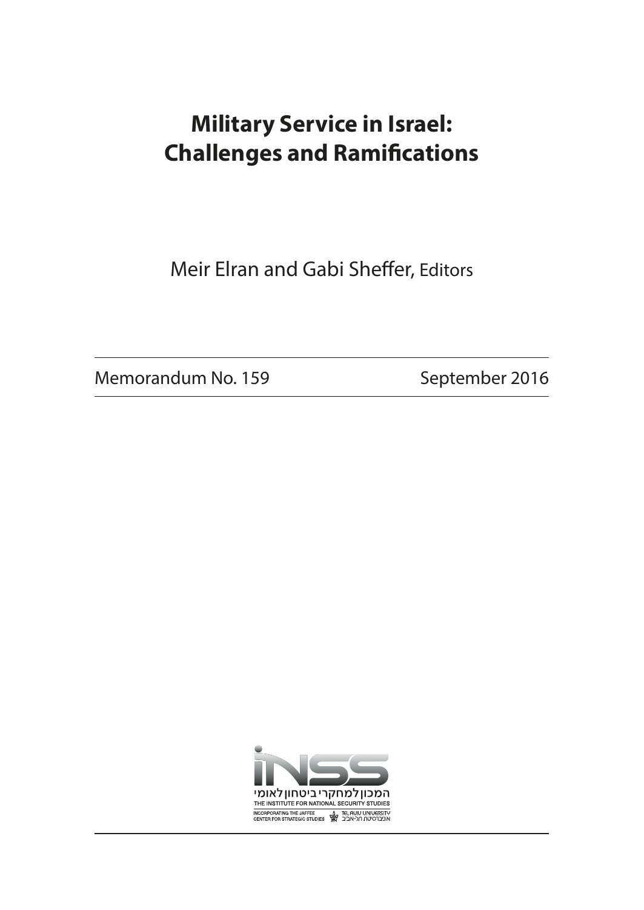# Military Service in Israel: Challenges and Ramifications

Meir Elran and Gabi Sheffer, Editors

Memorandum No. 159 September 2016

המכון למחקרי ביטחון לאומי
THE INSTITUTE FOR NATIONAL SECURITY STUDIES
INCORPORATING THE JAFFEE CENTER FOR STRATEGIC STUDIES
TEL AVIV UNIVERSITY
אוניברסיטת תל-אביב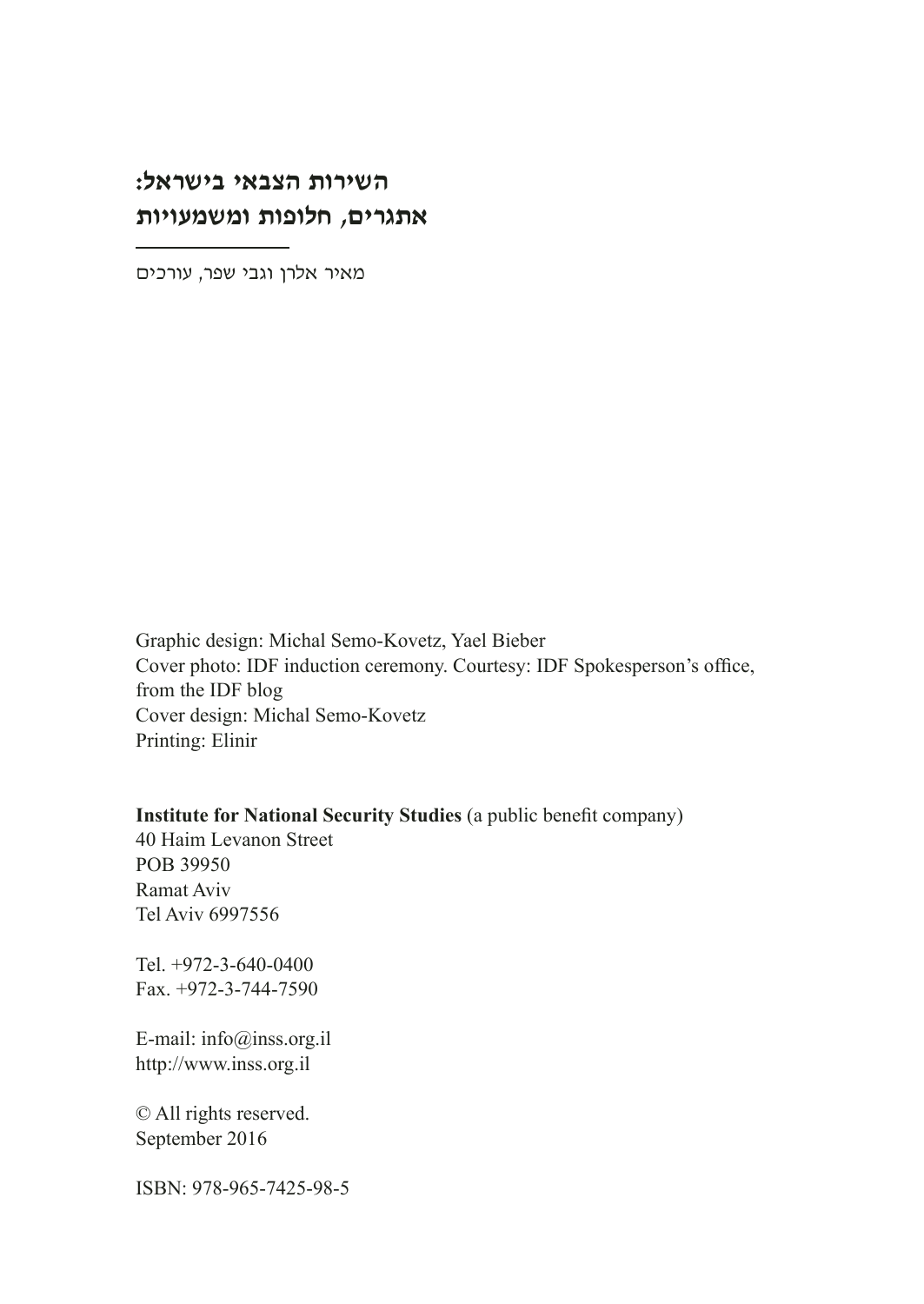**השירות הצבאי בישראל:**
**אתגרים, חלופות ומשמעויות**

מאיר אלרן וגבי שפר, עורכים

Graphic design: Michal Semo-Kovetz, Yael Bieber
Cover photo: IDF induction ceremony. Courtesy: IDF Spokesperson's office, from the IDF blog
Cover design: Michal Semo-Kovetz
Printing: Elinir

**Institute for National Security Studies** (a public benefit company)
40 Haim Levanon Street
POB 39950
Ramat Aviv
Tel Aviv 6997556

Tel. +972-3-640-0400
Fax. +972-3-744-7590

E-mail: info@inss.org.il
http://www.inss.org.il

© All rights reserved.
September 2016

ISBN: 978-965-7425-98-5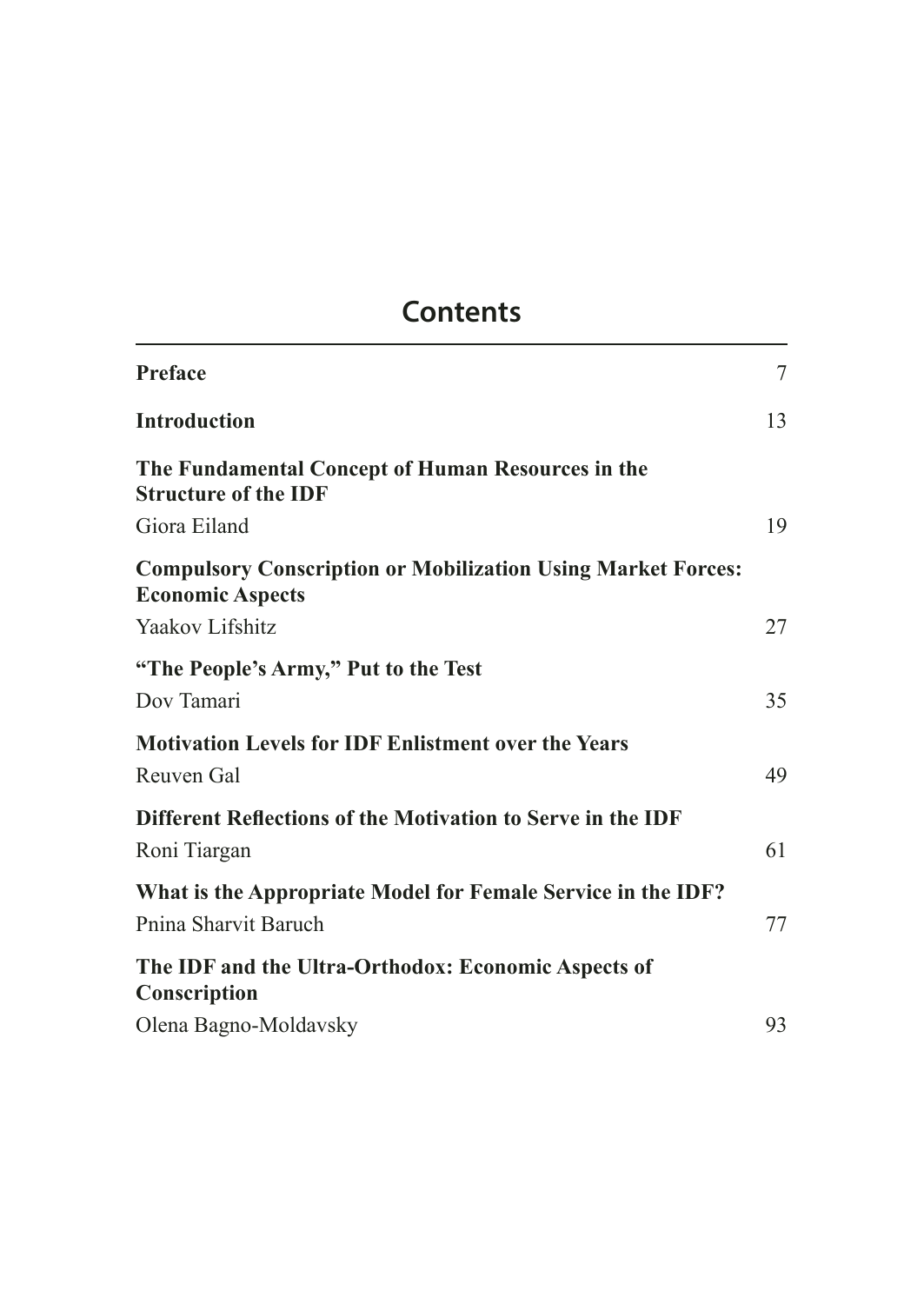# Contents

| | |
|---|---|
| **Preface** | 7 |
| **Introduction** | 13 |
| **The Fundamental Concept of Human Resources in the Structure of the IDF** | |
| Giora Eiland | 19 |
| **Compulsory Conscription or Mobilization Using Market Forces: Economic Aspects** | |
| Yaakov Lifshitz | 27 |
| **"The People's Army," Put to the Test** | |
| Dov Tamari | 35 |
| **Motivation Levels for IDF Enlistment over the Years** | |
| Reuven Gal | 49 |
| **Different Reflections of the Motivation to Serve in the IDF** | |
| Roni Tiargan | 61 |
| **What is the Appropriate Model for Female Service in the IDF?** | |
| Pnina Sharvit Baruch | 77 |
| **The IDF and the Ultra-Orthodox: Economic Aspects of Conscription** | |
| Olena Bagno-Moldavsky | 93 |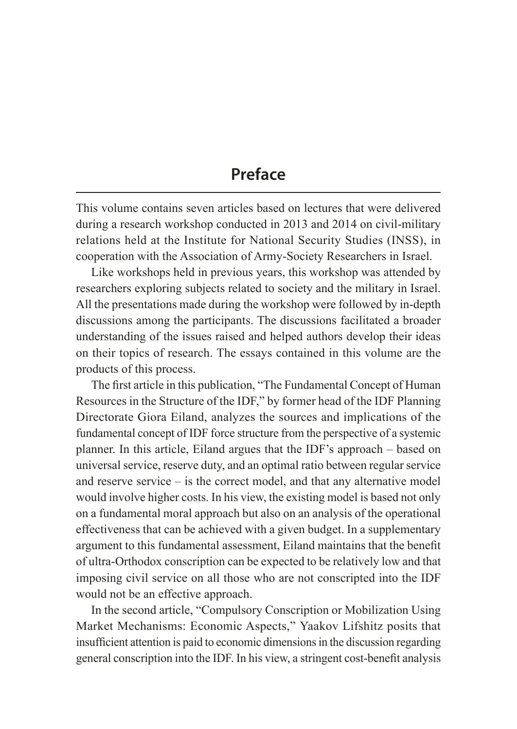# Preface

This volume contains seven articles based on lectures that were delivered during a research workshop conducted in 2013 and 2014 on civil-military relations held at the Institute for National Security Studies (INSS), in cooperation with the Association of Army-Society Researchers in Israel.

Like workshops held in previous years, this workshop was attended by researchers exploring subjects related to society and the military in Israel. All the presentations made during the workshop were followed by in-depth discussions among the participants. The discussions facilitated a broader understanding of the issues raised and helped authors develop their ideas on their topics of research. The essays contained in this volume are the products of this process.

The first article in this publication, "The Fundamental Concept of Human Resources in the Structure of the IDF," by former head of the IDF Planning Directorate Giora Eiland, analyzes the sources and implications of the fundamental concept of IDF force structure from the perspective of a systemic planner. In this article, Eiland argues that the IDF's approach – based on universal service, reserve duty, and an optimal ratio between regular service and reserve service – is the correct model, and that any alternative model would involve higher costs. In his view, the existing model is based not only on a fundamental moral approach but also on an analysis of the operational effectiveness that can be achieved with a given budget. In a supplementary argument to this fundamental assessment, Eiland maintains that the benefit of ultra-Orthodox conscription can be expected to be relatively low and that imposing civil service on all those who are not conscripted into the IDF would not be an effective approach.

In the second article, "Compulsory Conscription or Mobilization Using Market Mechanisms: Economic Aspects," Yaakov Lifshitz posits that insufficient attention is paid to economic dimensions in the discussion regarding general conscription into the IDF. In his view, a stringent cost-benefit analysis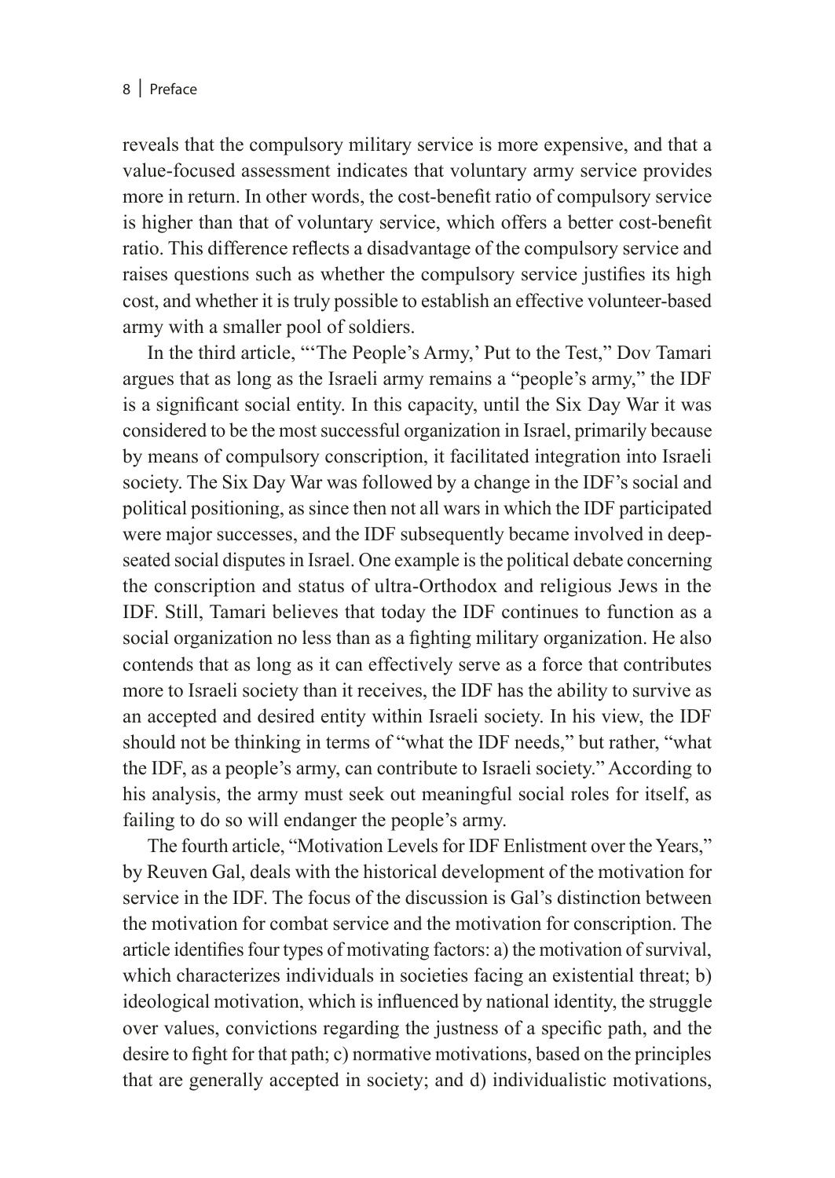reveals that the compulsory military service is more expensive, and that a value-focused assessment indicates that voluntary army service provides more in return. In other words, the cost-benefit ratio of compulsory service is higher than that of voluntary service, which offers a better cost-benefit ratio. This difference reflects a disadvantage of the compulsory service and raises questions such as whether the compulsory service justifies its high cost, and whether it is truly possible to establish an effective volunteer-based army with a smaller pool of soldiers.

In the third article, "'The People's Army,' Put to the Test," Dov Tamari argues that as long as the Israeli army remains a "people's army," the IDF is a significant social entity. In this capacity, until the Six Day War it was considered to be the most successful organization in Israel, primarily because by means of compulsory conscription, it facilitated integration into Israeli society. The Six Day War was followed by a change in the IDF's social and political positioning, as since then not all wars in which the IDF participated were major successes, and the IDF subsequently became involved in deep-seated social disputes in Israel. One example is the political debate concerning the conscription and status of ultra-Orthodox and religious Jews in the IDF. Still, Tamari believes that today the IDF continues to function as a social organization no less than as a fighting military organization. He also contends that as long as it can effectively serve as a force that contributes more to Israeli society than it receives, the IDF has the ability to survive as an accepted and desired entity within Israeli society. In his view, the IDF should not be thinking in terms of "what the IDF needs," but rather, "what the IDF, as a people's army, can contribute to Israeli society." According to his analysis, the army must seek out meaningful social roles for itself, as failing to do so will endanger the people's army.

The fourth article, "Motivation Levels for IDF Enlistment over the Years," by Reuven Gal, deals with the historical development of the motivation for service in the IDF. The focus of the discussion is Gal's distinction between the motivation for combat service and the motivation for conscription. The article identifies four types of motivating factors: a) the motivation of survival, which characterizes individuals in societies facing an existential threat; b) ideological motivation, which is influenced by national identity, the struggle over values, convictions regarding the justness of a specific path, and the desire to fight for that path; c) normative motivations, based on the principles that are generally accepted in society; and d) individualistic motivations,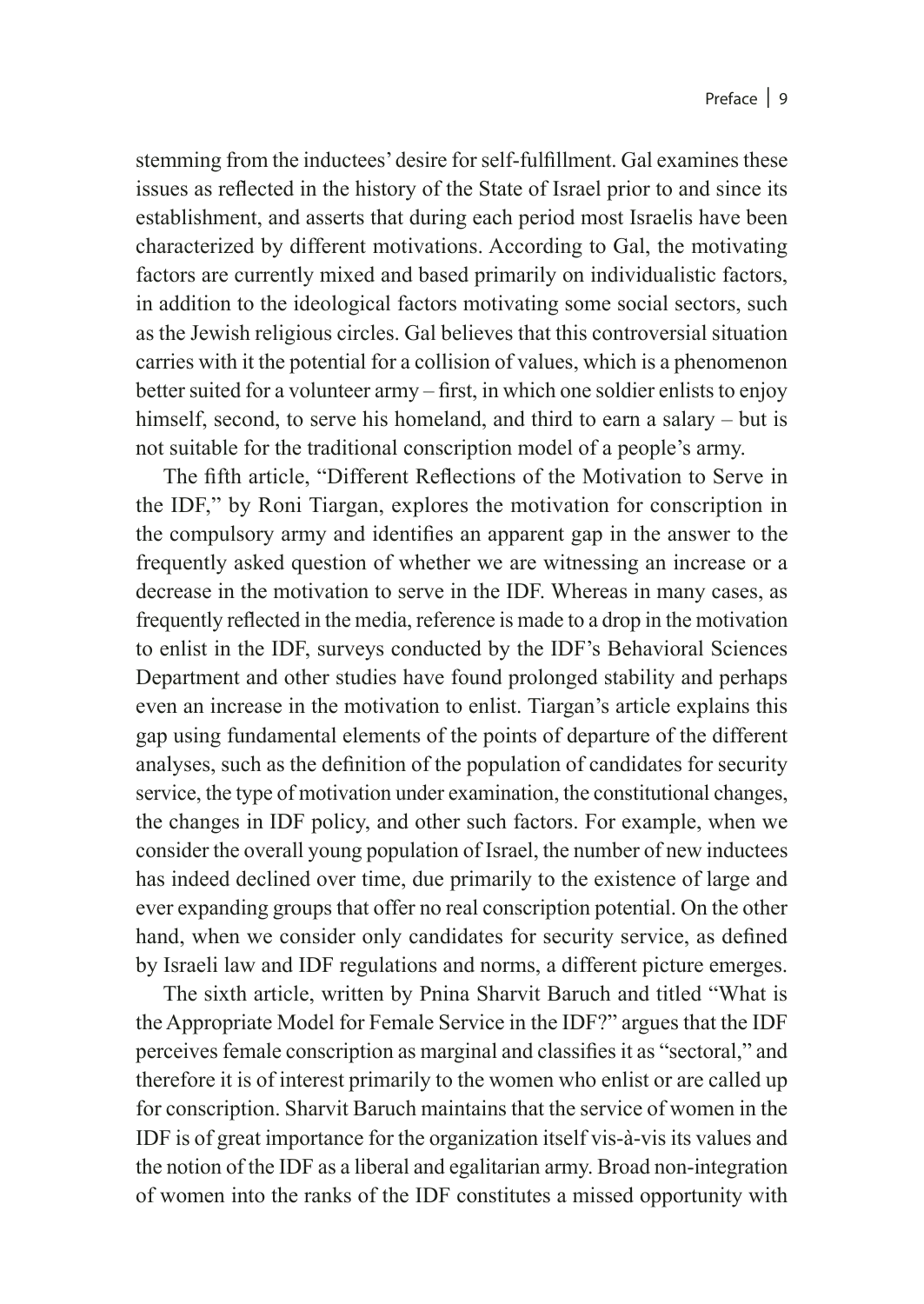stemming from the inductees' desire for self-fulfillment. Gal examines these issues as reflected in the history of the State of Israel prior to and since its establishment, and asserts that during each period most Israelis have been characterized by different motivations. According to Gal, the motivating factors are currently mixed and based primarily on individualistic factors, in addition to the ideological factors motivating some social sectors, such as the Jewish religious circles. Gal believes that this controversial situation carries with it the potential for a collision of values, which is a phenomenon better suited for a volunteer army – first, in which one soldier enlists to enjoy himself, second, to serve his homeland, and third to earn a salary – but is not suitable for the traditional conscription model of a people's army.

The fifth article, "Different Reflections of the Motivation to Serve in the IDF," by Roni Tiargan, explores the motivation for conscription in the compulsory army and identifies an apparent gap in the answer to the frequently asked question of whether we are witnessing an increase or a decrease in the motivation to serve in the IDF. Whereas in many cases, as frequently reflected in the media, reference is made to a drop in the motivation to enlist in the IDF, surveys conducted by the IDF's Behavioral Sciences Department and other studies have found prolonged stability and perhaps even an increase in the motivation to enlist. Tiargan's article explains this gap using fundamental elements of the points of departure of the different analyses, such as the definition of the population of candidates for security service, the type of motivation under examination, the constitutional changes, the changes in IDF policy, and other such factors. For example, when we consider the overall young population of Israel, the number of new inductees has indeed declined over time, due primarily to the existence of large and ever expanding groups that offer no real conscription potential. On the other hand, when we consider only candidates for security service, as defined by Israeli law and IDF regulations and norms, a different picture emerges.

The sixth article, written by Pnina Sharvit Baruch and titled "What is the Appropriate Model for Female Service in the IDF?" argues that the IDF perceives female conscription as marginal and classifies it as "sectoral," and therefore it is of interest primarily to the women who enlist or are called up for conscription. Sharvit Baruch maintains that the service of women in the IDF is of great importance for the organization itself vis-à-vis its values and the notion of the IDF as a liberal and egalitarian army. Broad non-integration of women into the ranks of the IDF constitutes a missed opportunity with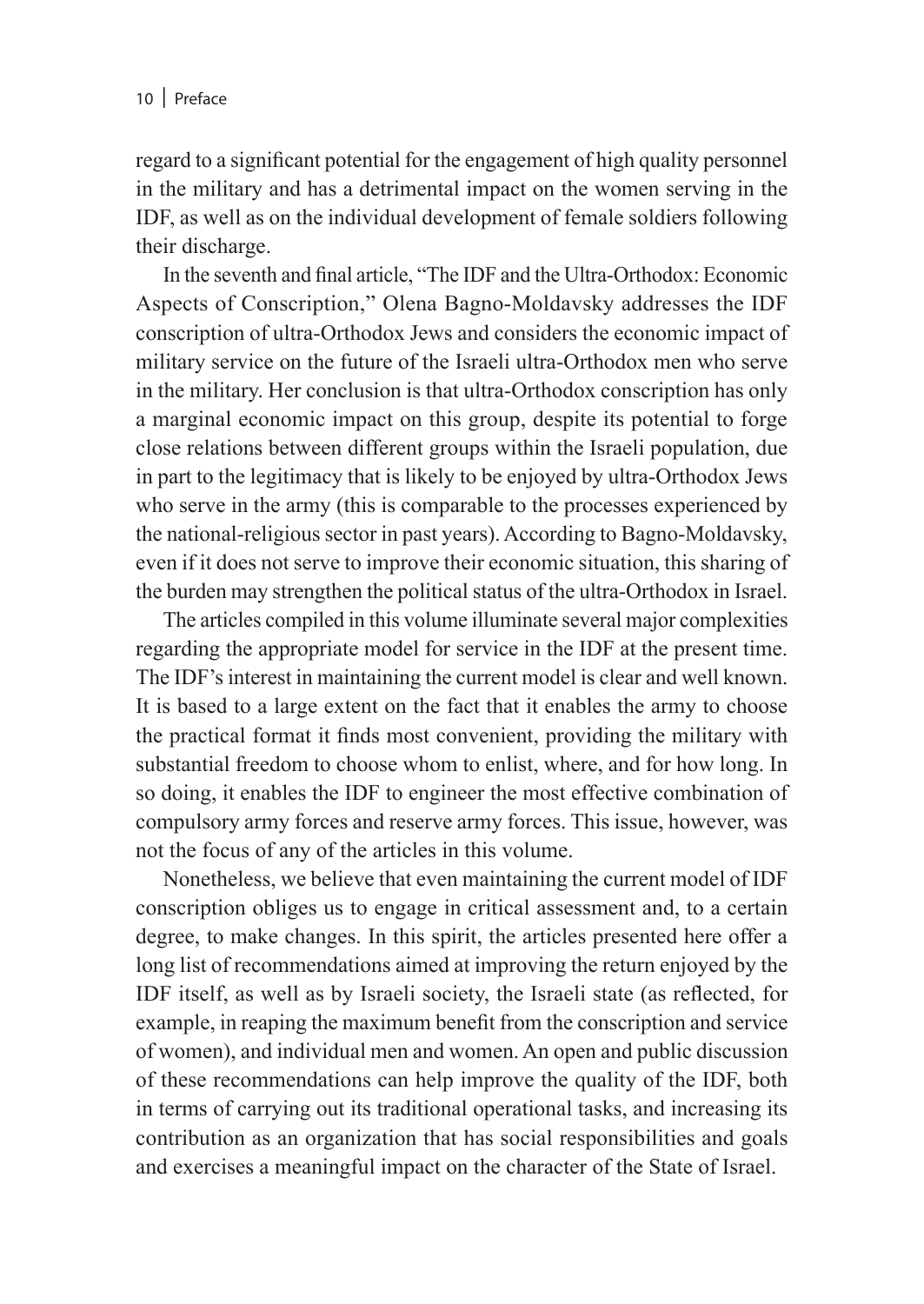regard to a significant potential for the engagement of high quality personnel in the military and has a detrimental impact on the women serving in the IDF, as well as on the individual development of female soldiers following their discharge.

In the seventh and final article, "The IDF and the Ultra-Orthodox: Economic Aspects of Conscription," Olena Bagno-Moldavsky addresses the IDF conscription of ultra-Orthodox Jews and considers the economic impact of military service on the future of the Israeli ultra-Orthodox men who serve in the military. Her conclusion is that ultra-Orthodox conscription has only a marginal economic impact on this group, despite its potential to forge close relations between different groups within the Israeli population, due in part to the legitimacy that is likely to be enjoyed by ultra-Orthodox Jews who serve in the army (this is comparable to the processes experienced by the national-religious sector in past years). According to Bagno-Moldavsky, even if it does not serve to improve their economic situation, this sharing of the burden may strengthen the political status of the ultra-Orthodox in Israel.

The articles compiled in this volume illuminate several major complexities regarding the appropriate model for service in the IDF at the present time. The IDF's interest in maintaining the current model is clear and well known. It is based to a large extent on the fact that it enables the army to choose the practical format it finds most convenient, providing the military with substantial freedom to choose whom to enlist, where, and for how long. In so doing, it enables the IDF to engineer the most effective combination of compulsory army forces and reserve army forces. This issue, however, was not the focus of any of the articles in this volume.

Nonetheless, we believe that even maintaining the current model of IDF conscription obliges us to engage in critical assessment and, to a certain degree, to make changes. In this spirit, the articles presented here offer a long list of recommendations aimed at improving the return enjoyed by the IDF itself, as well as by Israeli society, the Israeli state (as reflected, for example, in reaping the maximum benefit from the conscription and service of women), and individual men and women. An open and public discussion of these recommendations can help improve the quality of the IDF, both in terms of carrying out its traditional operational tasks, and increasing its contribution as an organization that has social responsibilities and goals and exercises a meaningful impact on the character of the State of Israel.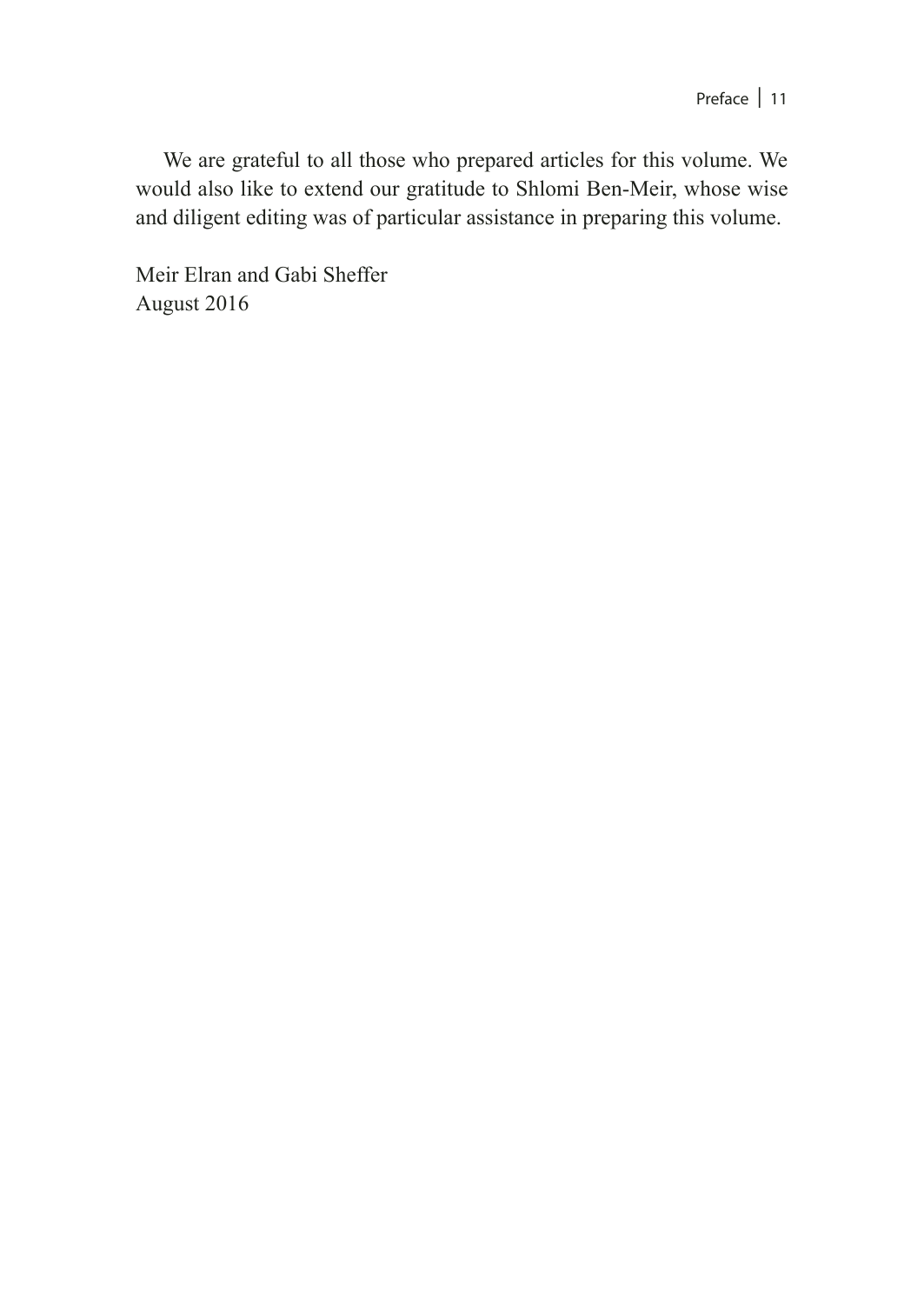We are grateful to all those who prepared articles for this volume. We would also like to extend our gratitude to Shlomi Ben-Meir, whose wise and diligent editing was of particular assistance in preparing this volume.

Meir Elran and Gabi Sheffer  
August 2016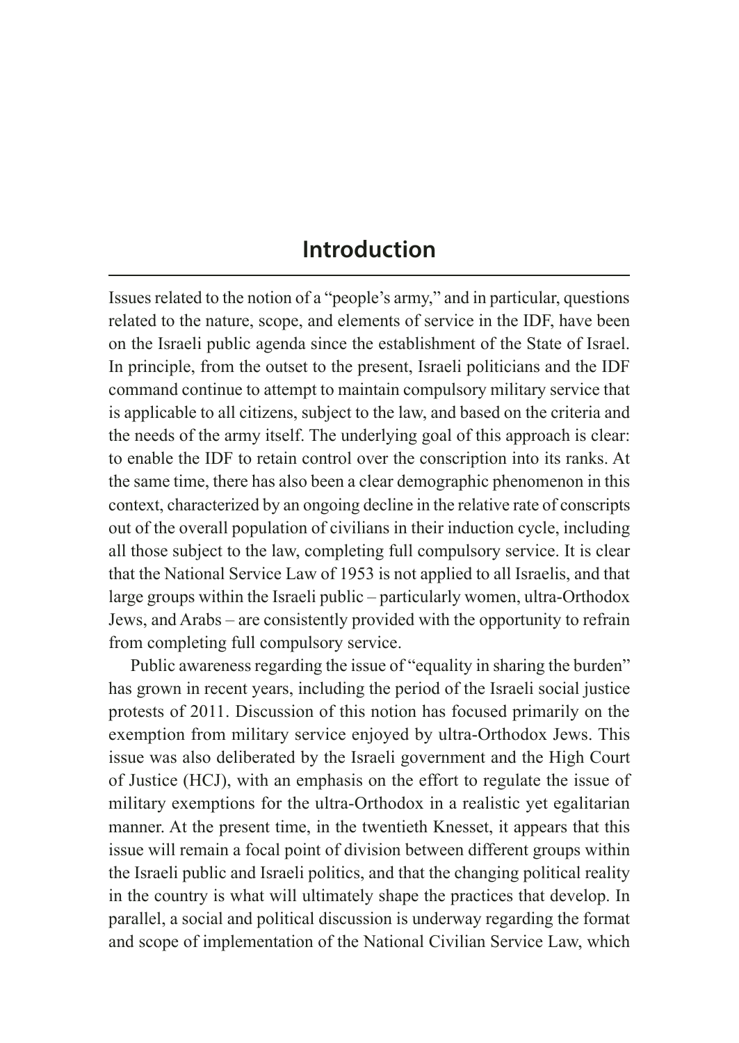# Introduction

Issues related to the notion of a "people's army," and in particular, questions related to the nature, scope, and elements of service in the IDF, have been on the Israeli public agenda since the establishment of the State of Israel. In principle, from the outset to the present, Israeli politicians and the IDF command continue to attempt to maintain compulsory military service that is applicable to all citizens, subject to the law, and based on the criteria and the needs of the army itself. The underlying goal of this approach is clear: to enable the IDF to retain control over the conscription into its ranks. At the same time, there has also been a clear demographic phenomenon in this context, characterized by an ongoing decline in the relative rate of conscripts out of the overall population of civilians in their induction cycle, including all those subject to the law, completing full compulsory service. It is clear that the National Service Law of 1953 is not applied to all Israelis, and that large groups within the Israeli public – particularly women, ultra-Orthodox Jews, and Arabs – are consistently provided with the opportunity to refrain from completing full compulsory service.

Public awareness regarding the issue of "equality in sharing the burden" has grown in recent years, including the period of the Israeli social justice protests of 2011. Discussion of this notion has focused primarily on the exemption from military service enjoyed by ultra-Orthodox Jews. This issue was also deliberated by the Israeli government and the High Court of Justice (HCJ), with an emphasis on the effort to regulate the issue of military exemptions for the ultra-Orthodox in a realistic yet egalitarian manner. At the present time, in the twentieth Knesset, it appears that this issue will remain a focal point of division between different groups within the Israeli public and Israeli politics, and that the changing political reality in the country is what will ultimately shape the practices that develop. In parallel, a social and political discussion is underway regarding the format and scope of implementation of the National Civilian Service Law, which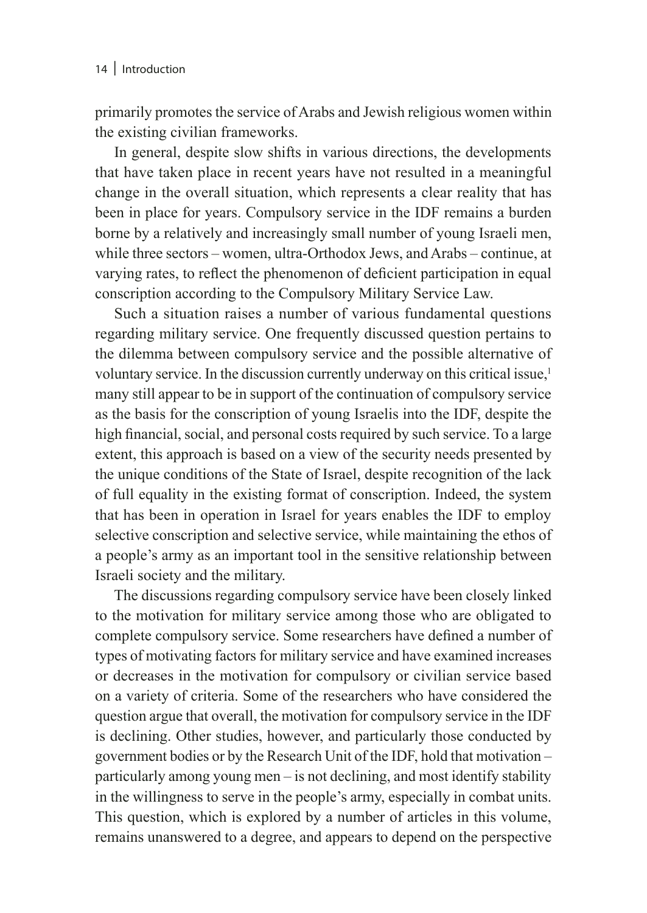primarily promotes the service of Arabs and Jewish religious women within the existing civilian frameworks.

In general, despite slow shifts in various directions, the developments that have taken place in recent years have not resulted in a meaningful change in the overall situation, which represents a clear reality that has been in place for years. Compulsory service in the IDF remains a burden borne by a relatively and increasingly small number of young Israeli men, while three sectors – women, ultra-Orthodox Jews, and Arabs – continue, at varying rates, to reflect the phenomenon of deficient participation in equal conscription according to the Compulsory Military Service Law.

Such a situation raises a number of various fundamental questions regarding military service. One frequently discussed question pertains to the dilemma between compulsory service and the possible alternative of voluntary service. In the discussion currently underway on this critical issue,[1] many still appear to be in support of the continuation of compulsory service as the basis for the conscription of young Israelis into the IDF, despite the high financial, social, and personal costs required by such service. To a large extent, this approach is based on a view of the security needs presented by the unique conditions of the State of Israel, despite recognition of the lack of full equality in the existing format of conscription. Indeed, the system that has been in operation in Israel for years enables the IDF to employ selective conscription and selective service, while maintaining the ethos of a people's army as an important tool in the sensitive relationship between Israeli society and the military.

The discussions regarding compulsory service have been closely linked to the motivation for military service among those who are obligated to complete compulsory service. Some researchers have defined a number of types of motivating factors for military service and have examined increases or decreases in the motivation for compulsory or civilian service based on a variety of criteria. Some of the researchers who have considered the question argue that overall, the motivation for compulsory service in the IDF is declining. Other studies, however, and particularly those conducted by government bodies or by the Research Unit of the IDF, hold that motivation – particularly among young men – is not declining, and most identify stability in the willingness to serve in the people's army, especially in combat units. This question, which is explored by a number of articles in this volume, remains unanswered to a degree, and appears to depend on the perspective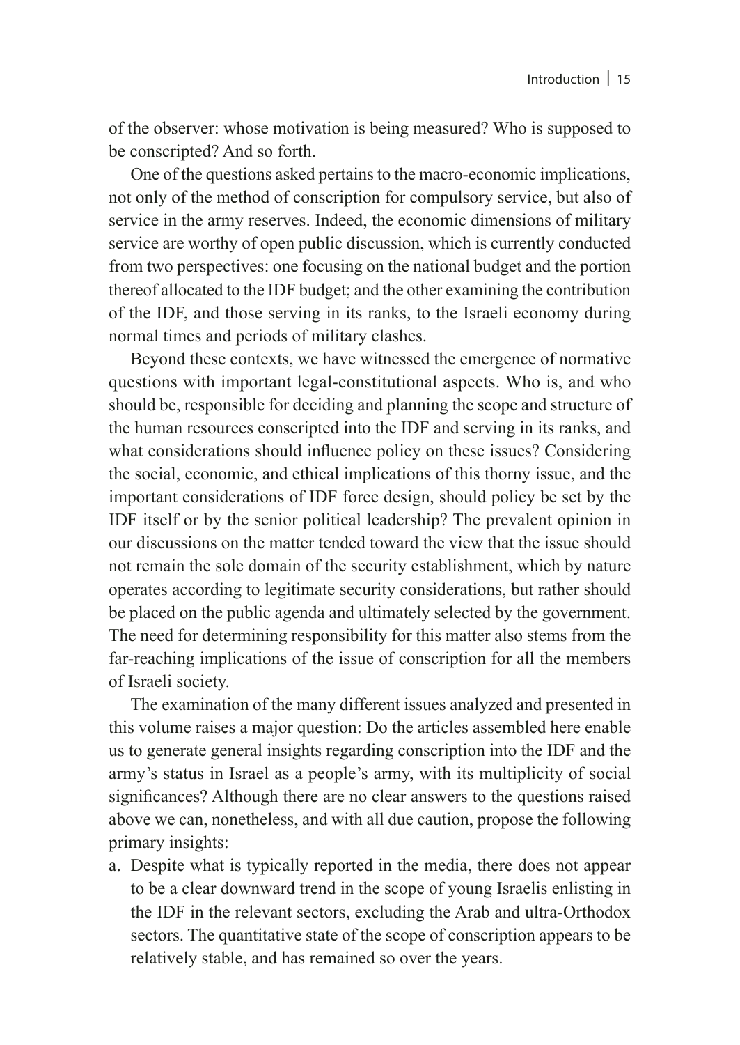of the observer: whose motivation is being measured? Who is supposed to be conscripted? And so forth.

One of the questions asked pertains to the macro-economic implications, not only of the method of conscription for compulsory service, but also of service in the army reserves. Indeed, the economic dimensions of military service are worthy of open public discussion, which is currently conducted from two perspectives: one focusing on the national budget and the portion thereof allocated to the IDF budget; and the other examining the contribution of the IDF, and those serving in its ranks, to the Israeli economy during normal times and periods of military clashes.

Beyond these contexts, we have witnessed the emergence of normative questions with important legal-constitutional aspects. Who is, and who should be, responsible for deciding and planning the scope and structure of the human resources conscripted into the IDF and serving in its ranks, and what considerations should influence policy on these issues? Considering the social, economic, and ethical implications of this thorny issue, and the important considerations of IDF force design, should policy be set by the IDF itself or by the senior political leadership? The prevalent opinion in our discussions on the matter tended toward the view that the issue should not remain the sole domain of the security establishment, which by nature operates according to legitimate security considerations, but rather should be placed on the public agenda and ultimately selected by the government. The need for determining responsibility for this matter also stems from the far-reaching implications of the issue of conscription for all the members of Israeli society.

The examination of the many different issues analyzed and presented in this volume raises a major question: Do the articles assembled here enable us to generate general insights regarding conscription into the IDF and the army's status in Israel as a people's army, with its multiplicity of social significances? Although there are no clear answers to the questions raised above we can, nonetheless, and with all due caution, propose the following primary insights:

a. Despite what is typically reported in the media, there does not appear to be a clear downward trend in the scope of young Israelis enlisting in the IDF in the relevant sectors, excluding the Arab and ultra-Orthodox sectors. The quantitative state of the scope of conscription appears to be relatively stable, and has remained so over the years.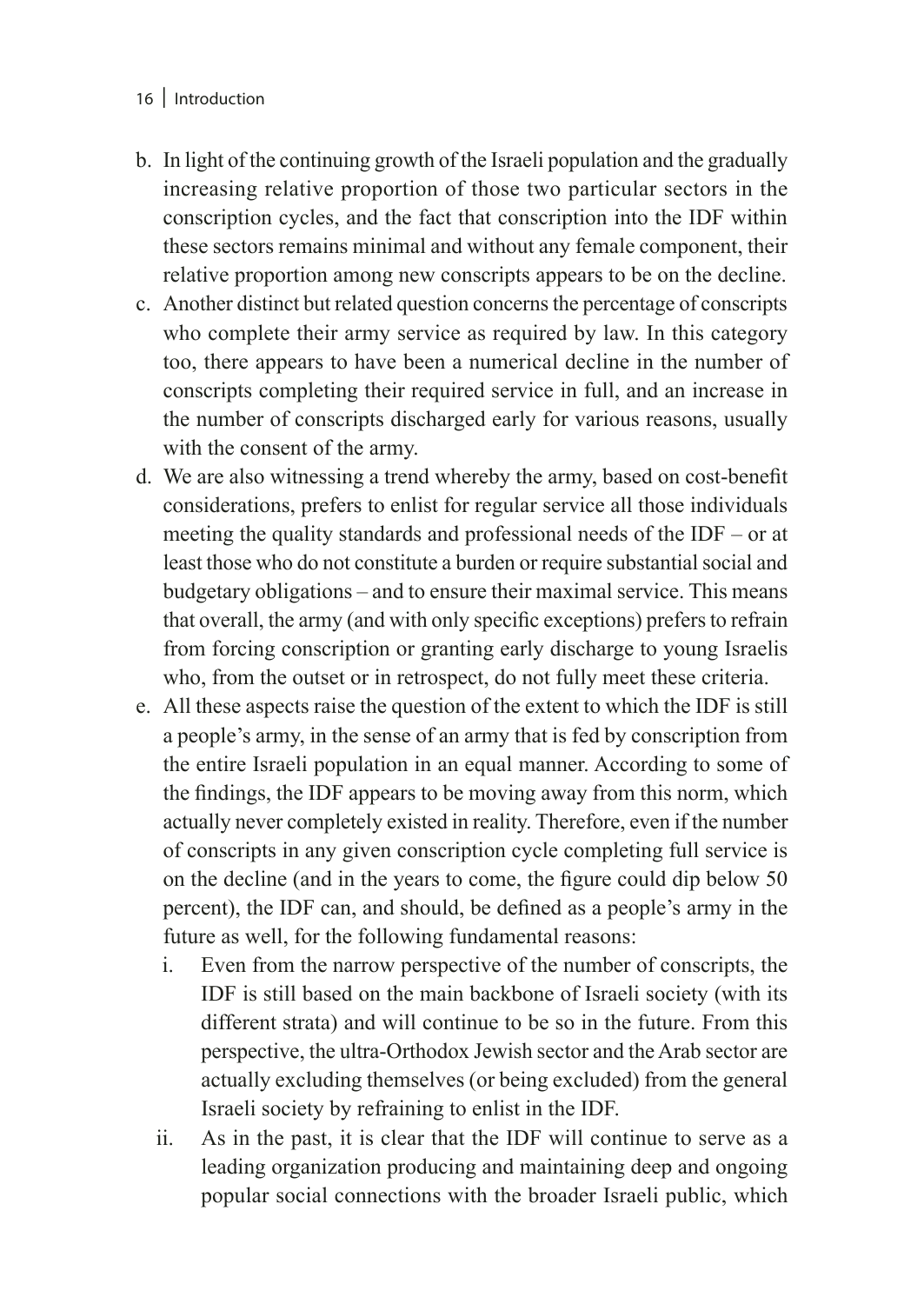b. In light of the continuing growth of the Israeli population and the gradually increasing relative proportion of those two particular sectors in the conscription cycles, and the fact that conscription into the IDF within these sectors remains minimal and without any female component, their relative proportion among new conscripts appears to be on the decline.
c. Another distinct but related question concerns the percentage of conscripts who complete their army service as required by law. In this category too, there appears to have been a numerical decline in the number of conscripts completing their required service in full, and an increase in the number of conscripts discharged early for various reasons, usually with the consent of the army.
d. We are also witnessing a trend whereby the army, based on cost-benefit considerations, prefers to enlist for regular service all those individuals meeting the quality standards and professional needs of the IDF – or at least those who do not constitute a burden or require substantial social and budgetary obligations – and to ensure their maximal service. This means that overall, the army (and with only specific exceptions) prefers to refrain from forcing conscription or granting early discharge to young Israelis who, from the outset or in retrospect, do not fully meet these criteria.
e. All these aspects raise the question of the extent to which the IDF is still a people's army, in the sense of an army that is fed by conscription from the entire Israeli population in an equal manner. According to some of the findings, the IDF appears to be moving away from this norm, which actually never completely existed in reality. Therefore, even if the number of conscripts in any given conscription cycle completing full service is on the decline (and in the years to come, the figure could dip below 50 percent), the IDF can, and should, be defined as a people's army in the future as well, for the following fundamental reasons:
   i. Even from the narrow perspective of the number of conscripts, the IDF is still based on the main backbone of Israeli society (with its different strata) and will continue to be so in the future. From this perspective, the ultra-Orthodox Jewish sector and the Arab sector are actually excluding themselves (or being excluded) from the general Israeli society by refraining to enlist in the IDF.
   ii. As in the past, it is clear that the IDF will continue to serve as a leading organization producing and maintaining deep and ongoing popular social connections with the broader Israeli public, which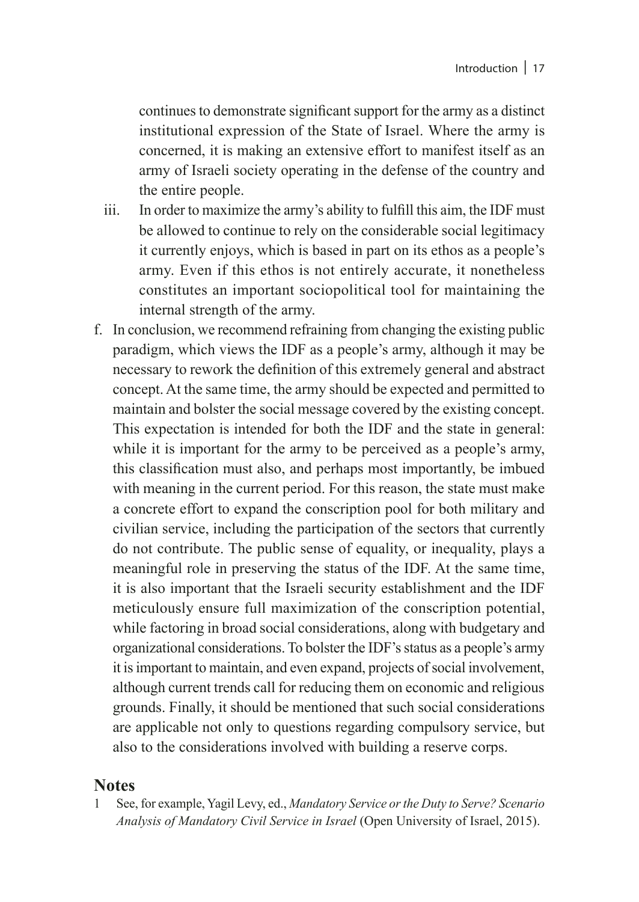continues to demonstrate significant support for the army as a distinct institutional expression of the State of Israel. Where the army is concerned, it is making an extensive effort to manifest itself as an army of Israeli society operating in the defense of the country and the entire people.

iii. In order to maximize the army's ability to fulfill this aim, the IDF must be allowed to continue to rely on the considerable social legitimacy it currently enjoys, which is based in part on its ethos as a people's army. Even if this ethos is not entirely accurate, it nonetheless constitutes an important sociopolitical tool for maintaining the internal strength of the army.

f. In conclusion, we recommend refraining from changing the existing public paradigm, which views the IDF as a people's army, although it may be necessary to rework the definition of this extremely general and abstract concept. At the same time, the army should be expected and permitted to maintain and bolster the social message covered by the existing concept. This expectation is intended for both the IDF and the state in general: while it is important for the army to be perceived as a people's army, this classification must also, and perhaps most importantly, be imbued with meaning in the current period. For this reason, the state must make a concrete effort to expand the conscription pool for both military and civilian service, including the participation of the sectors that currently do not contribute. The public sense of equality, or inequality, plays a meaningful role in preserving the status of the IDF. At the same time, it is also important that the Israeli security establishment and the IDF meticulously ensure full maximization of the conscription potential, while factoring in broad social considerations, along with budgetary and organizational considerations. To bolster the IDF's status as a people's army it is important to maintain, and even expand, projects of social involvement, although current trends call for reducing them on economic and religious grounds. Finally, it should be mentioned that such social considerations are applicable not only to questions regarding compulsory service, but also to the considerations involved with building a reserve corps.

## Notes

1 See, for example, Yagil Levy, ed., *Mandatory Service or the Duty to Serve? Scenario Analysis of Mandatory Civil Service in Israel* (Open University of Israel, 2015).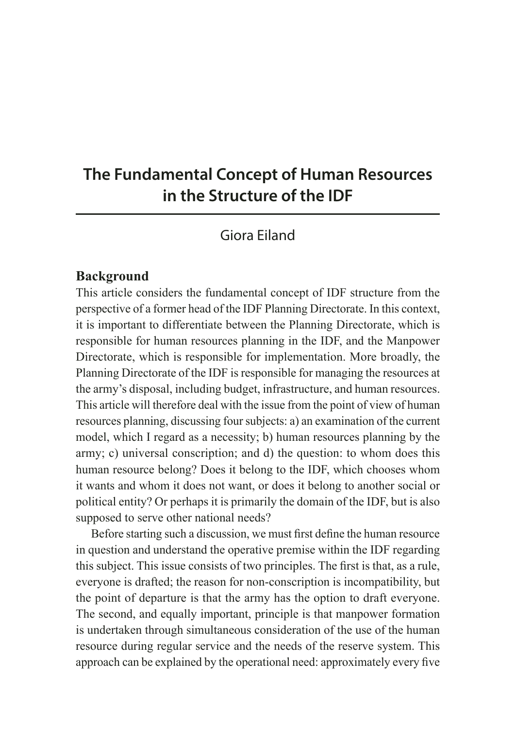# The Fundamental Concept of Human Resources in the Structure of the IDF

Giora Eiland

## Background

This article considers the fundamental concept of IDF structure from the perspective of a former head of the IDF Planning Directorate. In this context, it is important to differentiate between the Planning Directorate, which is responsible for human resources planning in the IDF, and the Manpower Directorate, which is responsible for implementation. More broadly, the Planning Directorate of the IDF is responsible for managing the resources at the army's disposal, including budget, infrastructure, and human resources. This article will therefore deal with the issue from the point of view of human resources planning, discussing four subjects: a) an examination of the current model, which I regard as a necessity; b) human resources planning by the army; c) universal conscription; and d) the question: to whom does this human resource belong? Does it belong to the IDF, which chooses whom it wants and whom it does not want, or does it belong to another social or political entity? Or perhaps it is primarily the domain of the IDF, but is also supposed to serve other national needs?

Before starting such a discussion, we must first define the human resource in question and understand the operative premise within the IDF regarding this subject. This issue consists of two principles. The first is that, as a rule, everyone is drafted; the reason for non-conscription is incompatibility, but the point of departure is that the army has the option to draft everyone. The second, and equally important, principle is that manpower formation is undertaken through simultaneous consideration of the use of the human resource during regular service and the needs of the reserve system. This approach can be explained by the operational need: approximately every five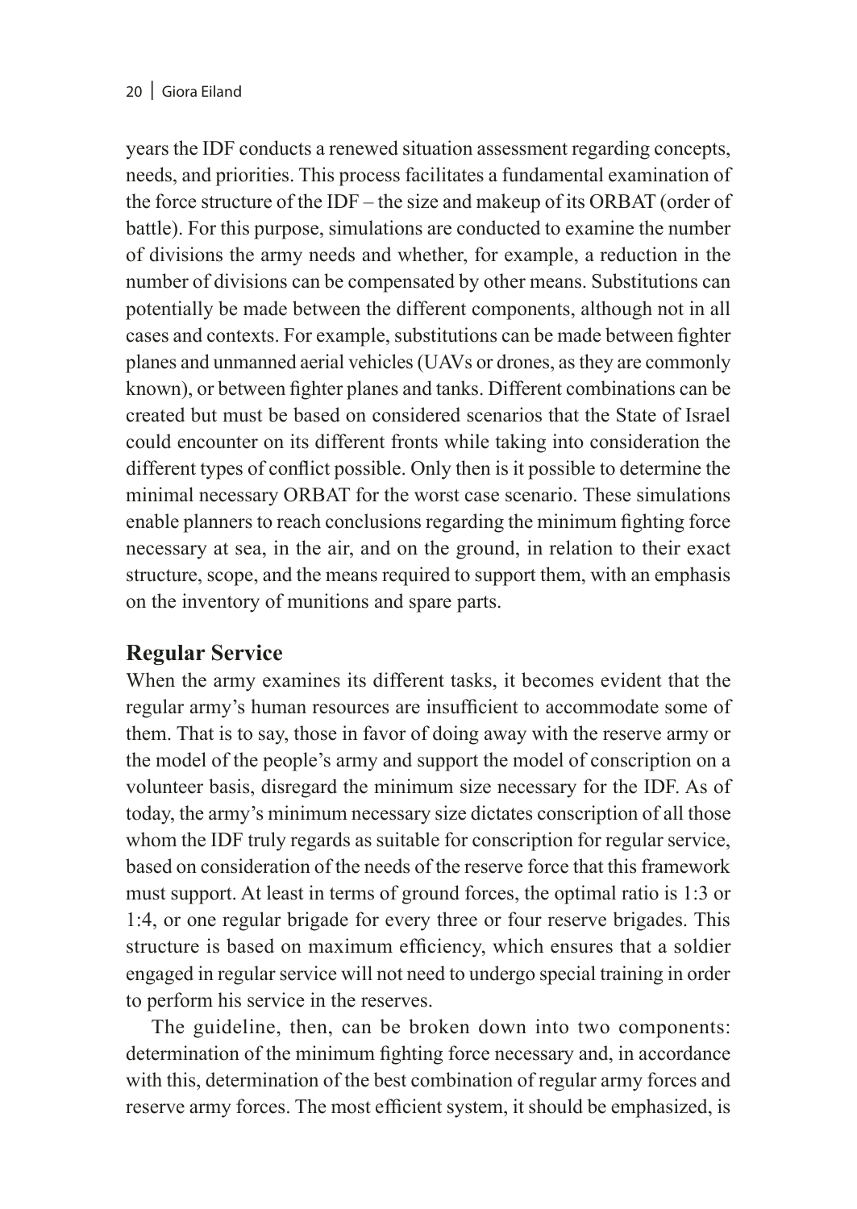years the IDF conducts a renewed situation assessment regarding concepts, needs, and priorities. This process facilitates a fundamental examination of the force structure of the IDF – the size and makeup of its ORBAT (order of battle). For this purpose, simulations are conducted to examine the number of divisions the army needs and whether, for example, a reduction in the number of divisions can be compensated by other means. Substitutions can potentially be made between the different components, although not in all cases and contexts. For example, substitutions can be made between fighter planes and unmanned aerial vehicles (UAVs or drones, as they are commonly known), or between fighter planes and tanks. Different combinations can be created but must be based on considered scenarios that the State of Israel could encounter on its different fronts while taking into consideration the different types of conflict possible. Only then is it possible to determine the minimal necessary ORBAT for the worst case scenario. These simulations enable planners to reach conclusions regarding the minimum fighting force necessary at sea, in the air, and on the ground, in relation to their exact structure, scope, and the means required to support them, with an emphasis on the inventory of munitions and spare parts.

## Regular Service

When the army examines its different tasks, it becomes evident that the regular army's human resources are insufficient to accommodate some of them. That is to say, those in favor of doing away with the reserve army or the model of the people's army and support the model of conscription on a volunteer basis, disregard the minimum size necessary for the IDF. As of today, the army's minimum necessary size dictates conscription of all those whom the IDF truly regards as suitable for conscription for regular service, based on consideration of the needs of the reserve force that this framework must support. At least in terms of ground forces, the optimal ratio is 1:3 or 1:4, or one regular brigade for every three or four reserve brigades. This structure is based on maximum efficiency, which ensures that a soldier engaged in regular service will not need to undergo special training in order to perform his service in the reserves.

The guideline, then, can be broken down into two components: determination of the minimum fighting force necessary and, in accordance with this, determination of the best combination of regular army forces and reserve army forces. The most efficient system, it should be emphasized, is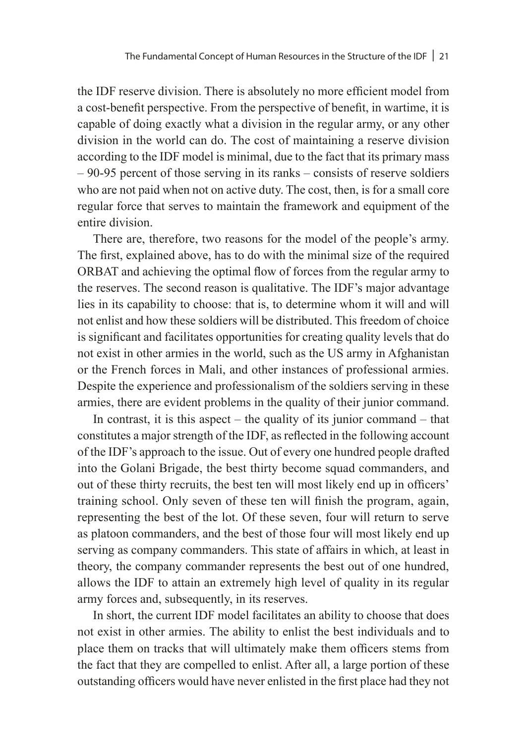the IDF reserve division. There is absolutely no more efficient model from a cost-benefit perspective. From the perspective of benefit, in wartime, it is capable of doing exactly what a division in the regular army, or any other division in the world can do. The cost of maintaining a reserve division according to the IDF model is minimal, due to the fact that its primary mass – 90-95 percent of those serving in its ranks – consists of reserve soldiers who are not paid when not on active duty. The cost, then, is for a small core regular force that serves to maintain the framework and equipment of the entire division.

There are, therefore, two reasons for the model of the people's army. The first, explained above, has to do with the minimal size of the required ORBAT and achieving the optimal flow of forces from the regular army to the reserves. The second reason is qualitative. The IDF's major advantage lies in its capability to choose: that is, to determine whom it will and will not enlist and how these soldiers will be distributed. This freedom of choice is significant and facilitates opportunities for creating quality levels that do not exist in other armies in the world, such as the US army in Afghanistan or the French forces in Mali, and other instances of professional armies. Despite the experience and professionalism of the soldiers serving in these armies, there are evident problems in the quality of their junior command.

In contrast, it is this aspect – the quality of its junior command – that constitutes a major strength of the IDF, as reflected in the following account of the IDF's approach to the issue. Out of every one hundred people drafted into the Golani Brigade, the best thirty become squad commanders, and out of these thirty recruits, the best ten will most likely end up in officers' training school. Only seven of these ten will finish the program, again, representing the best of the lot. Of these seven, four will return to serve as platoon commanders, and the best of those four will most likely end up serving as company commanders. This state of affairs in which, at least in theory, the company commander represents the best out of one hundred, allows the IDF to attain an extremely high level of quality in its regular army forces and, subsequently, in its reserves.

In short, the current IDF model facilitates an ability to choose that does not exist in other armies. The ability to enlist the best individuals and to place them on tracks that will ultimately make them officers stems from the fact that they are compelled to enlist. After all, a large portion of these outstanding officers would have never enlisted in the first place had they not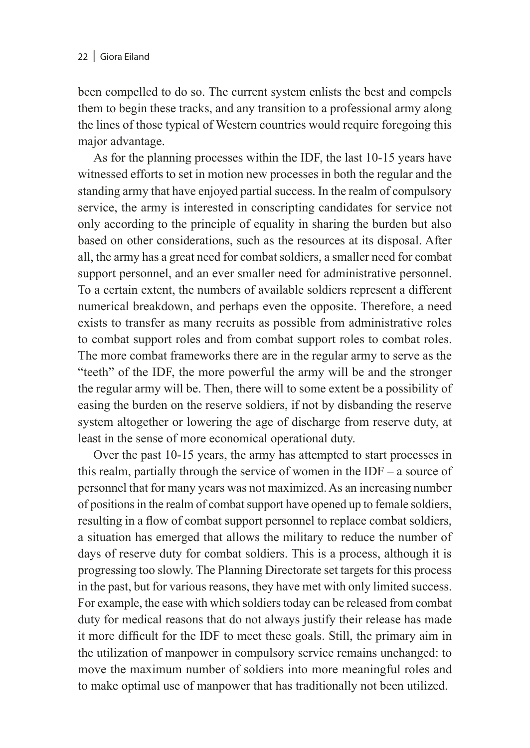been compelled to do so. The current system enlists the best and compels them to begin these tracks, and any transition to a professional army along the lines of those typical of Western countries would require foregoing this major advantage.

As for the planning processes within the IDF, the last 10-15 years have witnessed efforts to set in motion new processes in both the regular and the standing army that have enjoyed partial success. In the realm of compulsory service, the army is interested in conscripting candidates for service not only according to the principle of equality in sharing the burden but also based on other considerations, such as the resources at its disposal. After all, the army has a great need for combat soldiers, a smaller need for combat support personnel, and an ever smaller need for administrative personnel. To a certain extent, the numbers of available soldiers represent a different numerical breakdown, and perhaps even the opposite. Therefore, a need exists to transfer as many recruits as possible from administrative roles to combat support roles and from combat support roles to combat roles. The more combat frameworks there are in the regular army to serve as the "teeth" of the IDF, the more powerful the army will be and the stronger the regular army will be. Then, there will to some extent be a possibility of easing the burden on the reserve soldiers, if not by disbanding the reserve system altogether or lowering the age of discharge from reserve duty, at least in the sense of more economical operational duty.

Over the past 10-15 years, the army has attempted to start processes in this realm, partially through the service of women in the IDF – a source of personnel that for many years was not maximized. As an increasing number of positions in the realm of combat support have opened up to female soldiers, resulting in a flow of combat support personnel to replace combat soldiers, a situation has emerged that allows the military to reduce the number of days of reserve duty for combat soldiers. This is a process, although it is progressing too slowly. The Planning Directorate set targets for this process in the past, but for various reasons, they have met with only limited success. For example, the ease with which soldiers today can be released from combat duty for medical reasons that do not always justify their release has made it more difficult for the IDF to meet these goals. Still, the primary aim in the utilization of manpower in compulsory service remains unchanged: to move the maximum number of soldiers into more meaningful roles and to make optimal use of manpower that has traditionally not been utilized.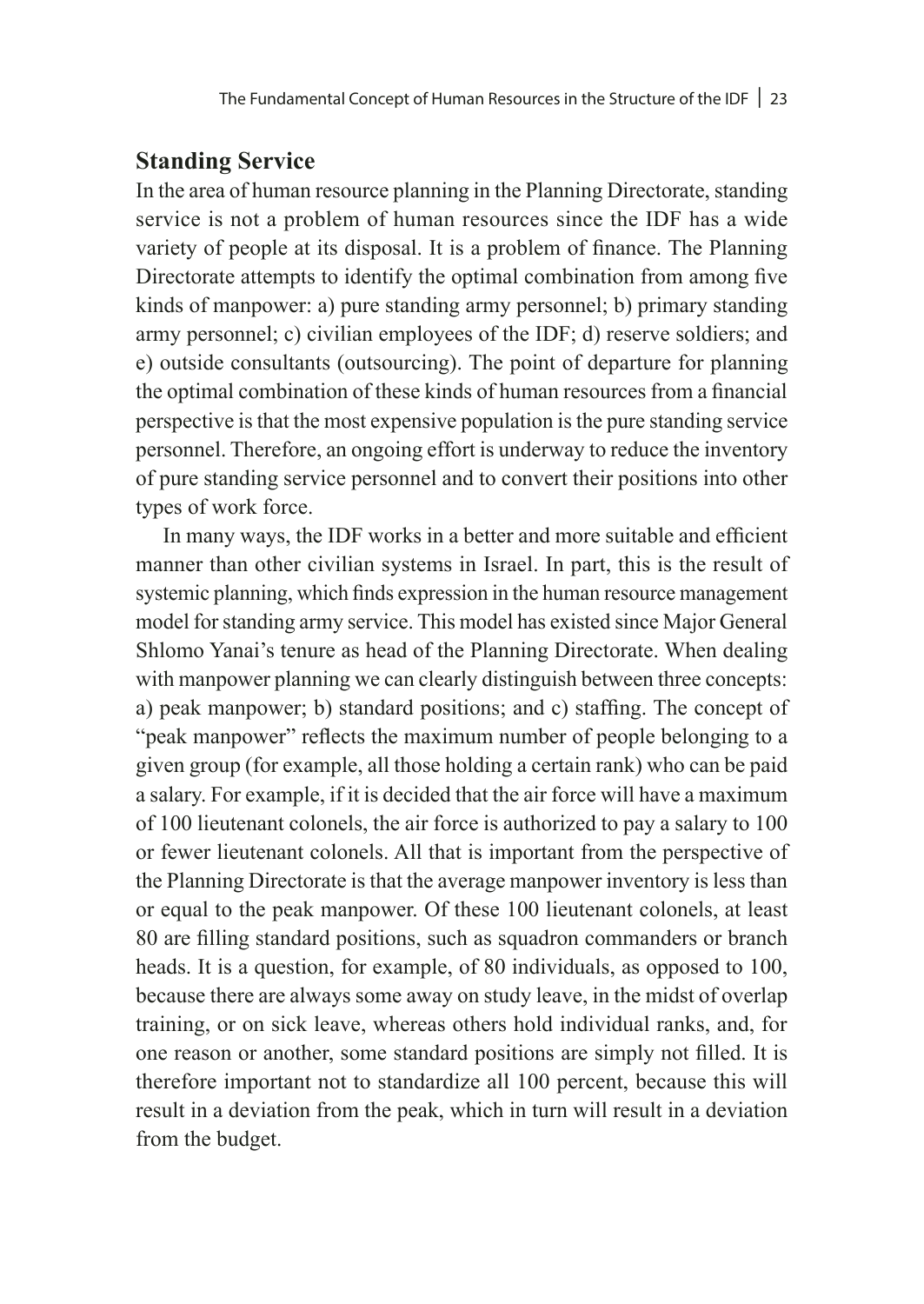## Standing Service

In the area of human resource planning in the Planning Directorate, standing service is not a problem of human resources since the IDF has a wide variety of people at its disposal. It is a problem of finance. The Planning Directorate attempts to identify the optimal combination from among five kinds of manpower: a) pure standing army personnel; b) primary standing army personnel; c) civilian employees of the IDF; d) reserve soldiers; and e) outside consultants (outsourcing). The point of departure for planning the optimal combination of these kinds of human resources from a financial perspective is that the most expensive population is the pure standing service personnel. Therefore, an ongoing effort is underway to reduce the inventory of pure standing service personnel and to convert their positions into other types of work force.

In many ways, the IDF works in a better and more suitable and efficient manner than other civilian systems in Israel. In part, this is the result of systemic planning, which finds expression in the human resource management model for standing army service. This model has existed since Major General Shlomo Yanai's tenure as head of the Planning Directorate. When dealing with manpower planning we can clearly distinguish between three concepts: a) peak manpower; b) standard positions; and c) staffing. The concept of "peak manpower" reflects the maximum number of people belonging to a given group (for example, all those holding a certain rank) who can be paid a salary. For example, if it is decided that the air force will have a maximum of 100 lieutenant colonels, the air force is authorized to pay a salary to 100 or fewer lieutenant colonels. All that is important from the perspective of the Planning Directorate is that the average manpower inventory is less than or equal to the peak manpower. Of these 100 lieutenant colonels, at least 80 are filling standard positions, such as squadron commanders or branch heads. It is a question, for example, of 80 individuals, as opposed to 100, because there are always some away on study leave, in the midst of overlap training, or on sick leave, whereas others hold individual ranks, and, for one reason or another, some standard positions are simply not filled. It is therefore important not to standardize all 100 percent, because this will result in a deviation from the peak, which in turn will result in a deviation from the budget.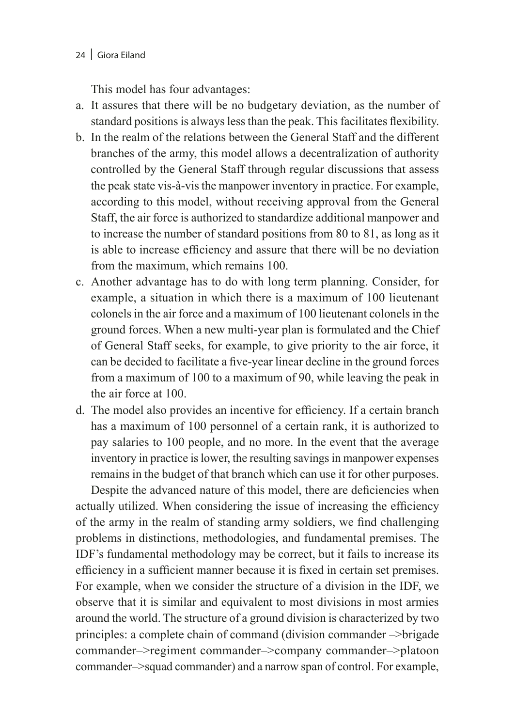This model has four advantages:

a. It assures that there will be no budgetary deviation, as the number of standard positions is always less than the peak. This facilitates flexibility.
b. In the realm of the relations between the General Staff and the different branches of the army, this model allows a decentralization of authority controlled by the General Staff through regular discussions that assess the peak state vis-à-vis the manpower inventory in practice. For example, according to this model, without receiving approval from the General Staff, the air force is authorized to standardize additional manpower and to increase the number of standard positions from 80 to 81, as long as it is able to increase efficiency and assure that there will be no deviation from the maximum, which remains 100.
c. Another advantage has to do with long term planning. Consider, for example, a situation in which there is a maximum of 100 lieutenant colonels in the air force and a maximum of 100 lieutenant colonels in the ground forces. When a new multi-year plan is formulated and the Chief of General Staff seeks, for example, to give priority to the air force, it can be decided to facilitate a five-year linear decline in the ground forces from a maximum of 100 to a maximum of 90, while leaving the peak in the air force at 100.
d. The model also provides an incentive for efficiency. If a certain branch has a maximum of 100 personnel of a certain rank, it is authorized to pay salaries to 100 people, and no more. In the event that the average inventory in practice is lower, the resulting savings in manpower expenses remains in the budget of that branch which can use it for other purposes.

Despite the advanced nature of this model, there are deficiencies when actually utilized. When considering the issue of increasing the efficiency of the army in the realm of standing army soldiers, we find challenging problems in distinctions, methodologies, and fundamental premises. The IDF's fundamental methodology may be correct, but it fails to increase its efficiency in a sufficient manner because it is fixed in certain set premises. For example, when we consider the structure of a division in the IDF, we observe that it is similar and equivalent to most divisions in most armies around the world. The structure of a ground division is characterized by two principles: a complete chain of command (division commander –>brigade commander–>regiment commander–>company commander–>platoon commander–>squad commander) and a narrow span of control. For example,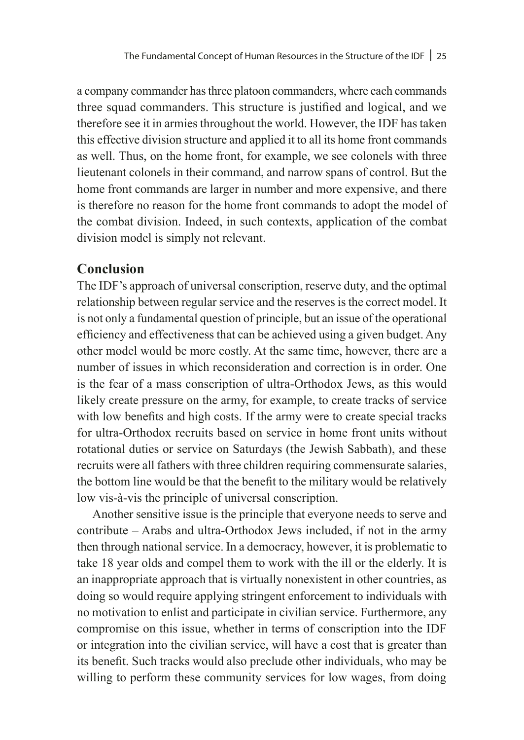a company commander has three platoon commanders, where each commands three squad commanders. This structure is justified and logical, and we therefore see it in armies throughout the world. However, the IDF has taken this effective division structure and applied it to all its home front commands as well. Thus, on the home front, for example, we see colonels with three lieutenant colonels in their command, and narrow spans of control. But the home front commands are larger in number and more expensive, and there is therefore no reason for the home front commands to adopt the model of the combat division. Indeed, in such contexts, application of the combat division model is simply not relevant.

## Conclusion

The IDF's approach of universal conscription, reserve duty, and the optimal relationship between regular service and the reserves is the correct model. It is not only a fundamental question of principle, but an issue of the operational efficiency and effectiveness that can be achieved using a given budget. Any other model would be more costly. At the same time, however, there are a number of issues in which reconsideration and correction is in order. One is the fear of a mass conscription of ultra-Orthodox Jews, as this would likely create pressure on the army, for example, to create tracks of service with low benefits and high costs. If the army were to create special tracks for ultra-Orthodox recruits based on service in home front units without rotational duties or service on Saturdays (the Jewish Sabbath), and these recruits were all fathers with three children requiring commensurate salaries, the bottom line would be that the benefit to the military would be relatively low vis-à-vis the principle of universal conscription.

Another sensitive issue is the principle that everyone needs to serve and contribute – Arabs and ultra-Orthodox Jews included, if not in the army then through national service. In a democracy, however, it is problematic to take 18 year olds and compel them to work with the ill or the elderly. It is an inappropriate approach that is virtually nonexistent in other countries, as doing so would require applying stringent enforcement to individuals with no motivation to enlist and participate in civilian service. Furthermore, any compromise on this issue, whether in terms of conscription into the IDF or integration into the civilian service, will have a cost that is greater than its benefit. Such tracks would also preclude other individuals, who may be willing to perform these community services for low wages, from doing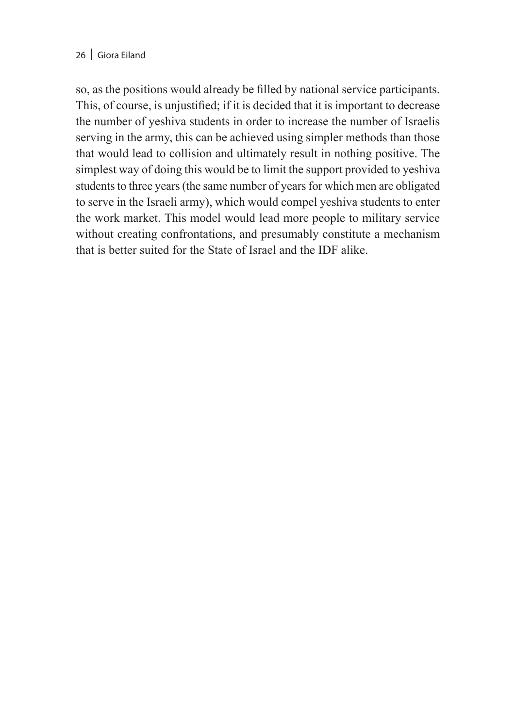so, as the positions would already be filled by national service participants. This, of course, is unjustified; if it is decided that it is important to decrease the number of yeshiva students in order to increase the number of Israelis serving in the army, this can be achieved using simpler methods than those that would lead to collision and ultimately result in nothing positive. The simplest way of doing this would be to limit the support provided to yeshiva students to three years (the same number of years for which men are obligated to serve in the Israeli army), which would compel yeshiva students to enter the work market. This model would lead more people to military service without creating confrontations, and presumably constitute a mechanism that is better suited for the State of Israel and the IDF alike.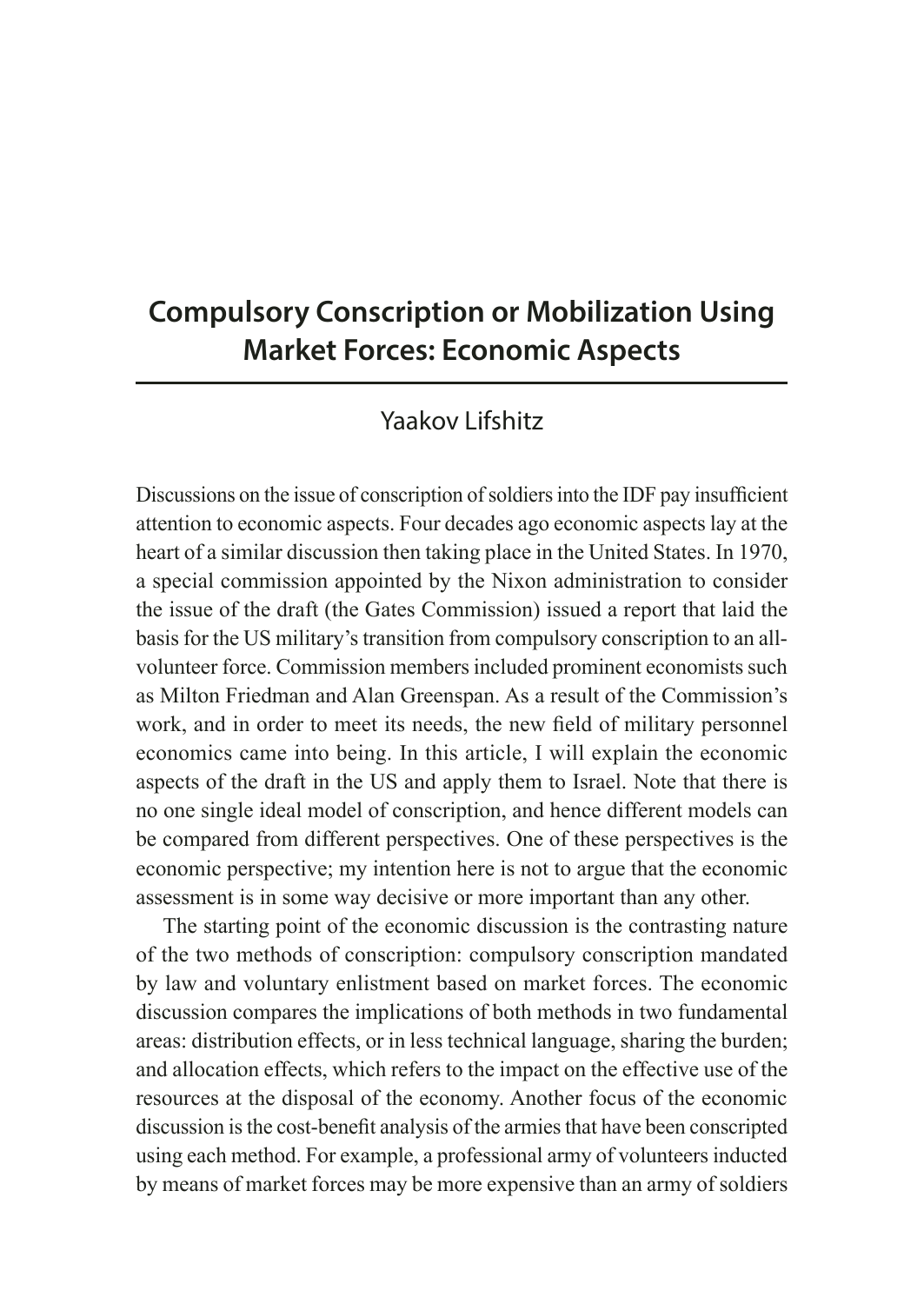# Compulsory Conscription or Mobilization Using Market Forces: Economic Aspects

Yaakov Lifshitz

Discussions on the issue of conscription of soldiers into the IDF pay insufficient attention to economic aspects. Four decades ago economic aspects lay at the heart of a similar discussion then taking place in the United States. In 1970, a special commission appointed by the Nixon administration to consider the issue of the draft (the Gates Commission) issued a report that laid the basis for the US military's transition from compulsory conscription to an all-volunteer force. Commission members included prominent economists such as Milton Friedman and Alan Greenspan. As a result of the Commission's work, and in order to meet its needs, the new field of military personnel economics came into being. In this article, I will explain the economic aspects of the draft in the US and apply them to Israel. Note that there is no one single ideal model of conscription, and hence different models can be compared from different perspectives. One of these perspectives is the economic perspective; my intention here is not to argue that the economic assessment is in some way decisive or more important than any other.

The starting point of the economic discussion is the contrasting nature of the two methods of conscription: compulsory conscription mandated by law and voluntary enlistment based on market forces. The economic discussion compares the implications of both methods in two fundamental areas: distribution effects, or in less technical language, sharing the burden; and allocation effects, which refers to the impact on the effective use of the resources at the disposal of the economy. Another focus of the economic discussion is the cost-benefit analysis of the armies that have been conscripted using each method. For example, a professional army of volunteers inducted by means of market forces may be more expensive than an army of soldiers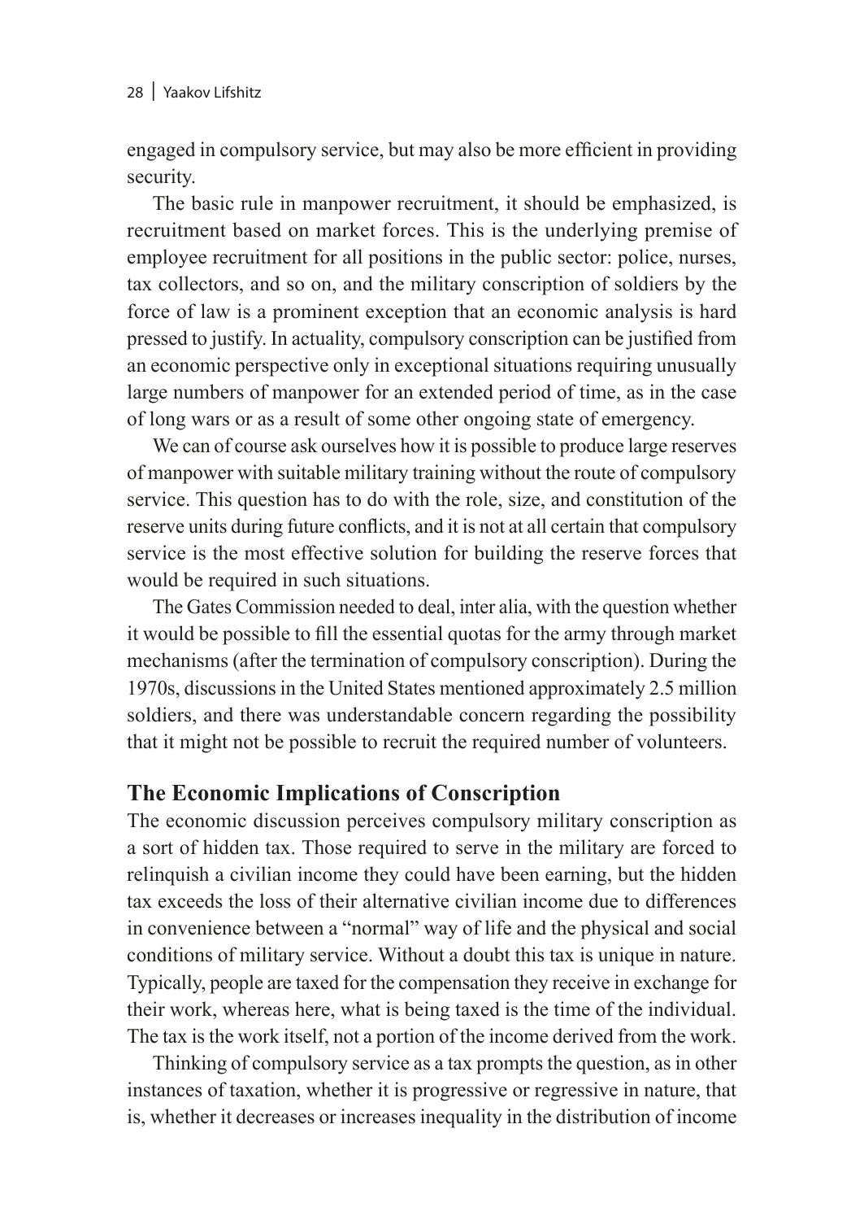engaged in compulsory service, but may also be more efficient in providing security.

The basic rule in manpower recruitment, it should be emphasized, is recruitment based on market forces. This is the underlying premise of employee recruitment for all positions in the public sector: police, nurses, tax collectors, and so on, and the military conscription of soldiers by the force of law is a prominent exception that an economic analysis is hard pressed to justify. In actuality, compulsory conscription can be justified from an economic perspective only in exceptional situations requiring unusually large numbers of manpower for an extended period of time, as in the case of long wars or as a result of some other ongoing state of emergency.

We can of course ask ourselves how it is possible to produce large reserves of manpower with suitable military training without the route of compulsory service. This question has to do with the role, size, and constitution of the reserve units during future conflicts, and it is not at all certain that compulsory service is the most effective solution for building the reserve forces that would be required in such situations.

The Gates Commission needed to deal, inter alia, with the question whether it would be possible to fill the essential quotas for the army through market mechanisms (after the termination of compulsory conscription). During the 1970s, discussions in the United States mentioned approximately 2.5 million soldiers, and there was understandable concern regarding the possibility that it might not be possible to recruit the required number of volunteers.

## The Economic Implications of Conscription

The economic discussion perceives compulsory military conscription as a sort of hidden tax. Those required to serve in the military are forced to relinquish a civilian income they could have been earning, but the hidden tax exceeds the loss of their alternative civilian income due to differences in convenience between a "normal" way of life and the physical and social conditions of military service. Without a doubt this tax is unique in nature. Typically, people are taxed for the compensation they receive in exchange for their work, whereas here, what is being taxed is the time of the individual. The tax is the work itself, not a portion of the income derived from the work.

Thinking of compulsory service as a tax prompts the question, as in other instances of taxation, whether it is progressive or regressive in nature, that is, whether it decreases or increases inequality in the distribution of income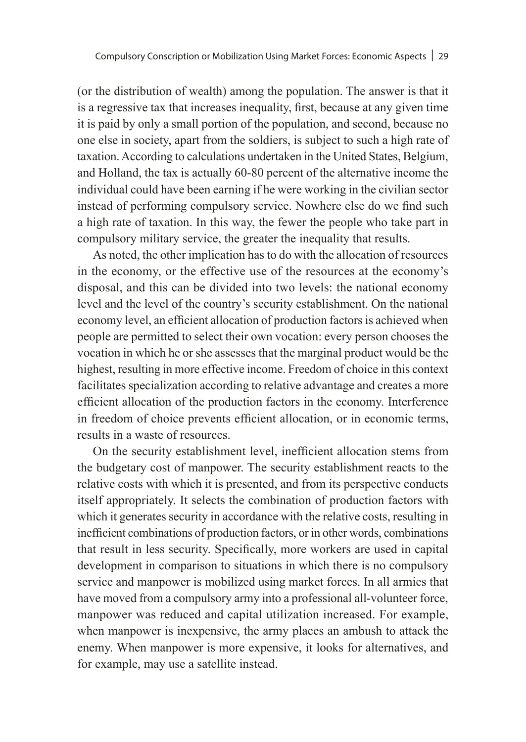(or the distribution of wealth) among the population. The answer is that it is a regressive tax that increases inequality, first, because at any given time it is paid by only a small portion of the population, and second, because no one else in society, apart from the soldiers, is subject to such a high rate of taxation. According to calculations undertaken in the United States, Belgium, and Holland, the tax is actually 60-80 percent of the alternative income the individual could have been earning if he were working in the civilian sector instead of performing compulsory service. Nowhere else do we find such a high rate of taxation. In this way, the fewer the people who take part in compulsory military service, the greater the inequality that results.

As noted, the other implication has to do with the allocation of resources in the economy, or the effective use of the resources at the economy's disposal, and this can be divided into two levels: the national economy level and the level of the country's security establishment. On the national economy level, an efficient allocation of production factors is achieved when people are permitted to select their own vocation: every person chooses the vocation in which he or she assesses that the marginal product would be the highest, resulting in more effective income. Freedom of choice in this context facilitates specialization according to relative advantage and creates a more efficient allocation of the production factors in the economy. Interference in freedom of choice prevents efficient allocation, or in economic terms, results in a waste of resources.

On the security establishment level, inefficient allocation stems from the budgetary cost of manpower. The security establishment reacts to the relative costs with which it is presented, and from its perspective conducts itself appropriately. It selects the combination of production factors with which it generates security in accordance with the relative costs, resulting in inefficient combinations of production factors, or in other words, combinations that result in less security. Specifically, more workers are used in capital development in comparison to situations in which there is no compulsory service and manpower is mobilized using market forces. In all armies that have moved from a compulsory army into a professional all-volunteer force, manpower was reduced and capital utilization increased. For example, when manpower is inexpensive, the army places an ambush to attack the enemy. When manpower is more expensive, it looks for alternatives, and for example, may use a satellite instead.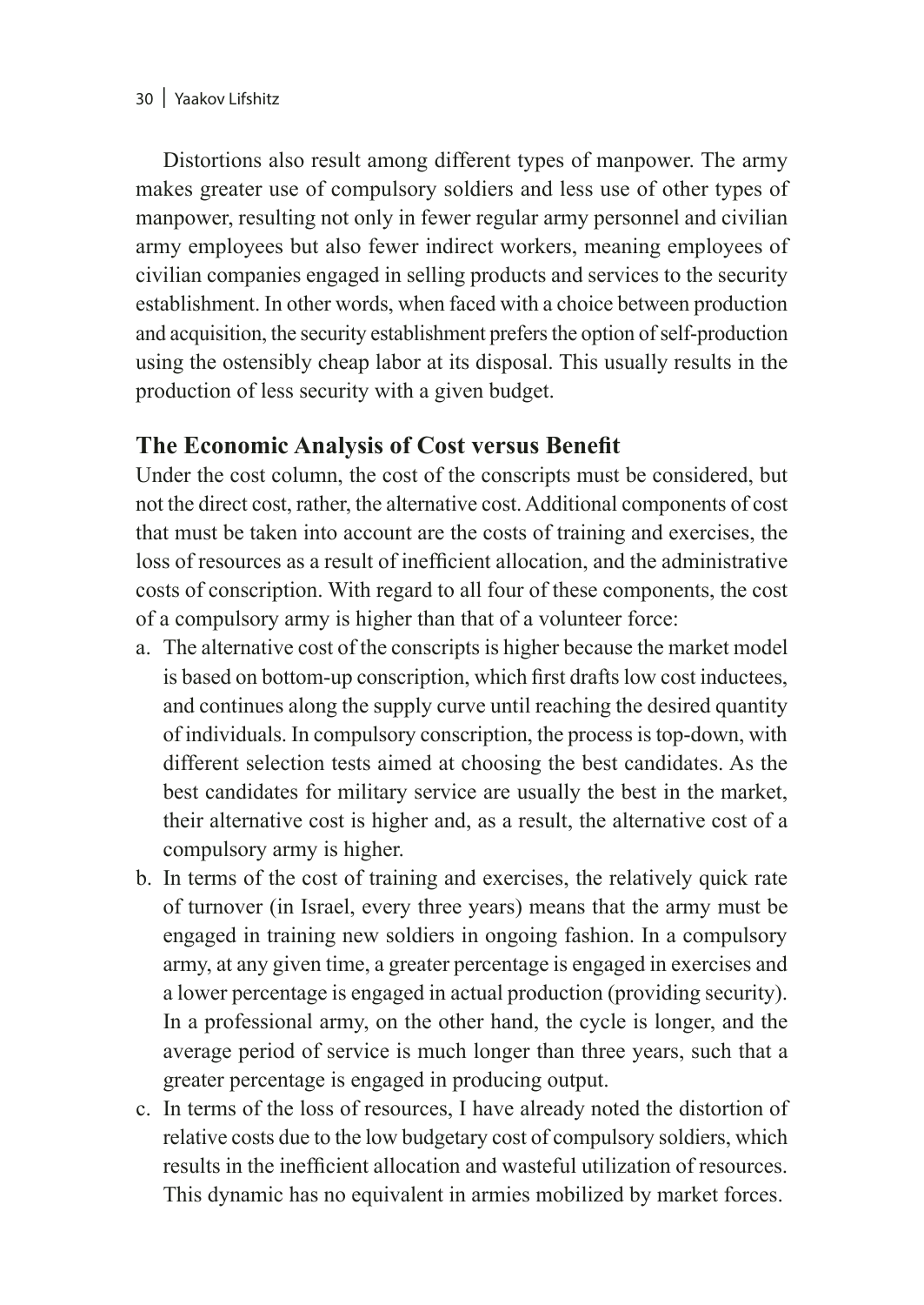Distortions also result among different types of manpower. The army makes greater use of compulsory soldiers and less use of other types of manpower, resulting not only in fewer regular army personnel and civilian army employees but also fewer indirect workers, meaning employees of civilian companies engaged in selling products and services to the security establishment. In other words, when faced with a choice between production and acquisition, the security establishment prefers the option of self-production using the ostensibly cheap labor at its disposal. This usually results in the production of less security with a given budget.

## The Economic Analysis of Cost versus Benefit

Under the cost column, the cost of the conscripts must be considered, but not the direct cost, rather, the alternative cost. Additional components of cost that must be taken into account are the costs of training and exercises, the loss of resources as a result of inefficient allocation, and the administrative costs of conscription. With regard to all four of these components, the cost of a compulsory army is higher than that of a volunteer force:

a. The alternative cost of the conscripts is higher because the market model is based on bottom-up conscription, which first drafts low cost inductees, and continues along the supply curve until reaching the desired quantity of individuals. In compulsory conscription, the process is top-down, with different selection tests aimed at choosing the best candidates. As the best candidates for military service are usually the best in the market, their alternative cost is higher and, as a result, the alternative cost of a compulsory army is higher.
b. In terms of the cost of training and exercises, the relatively quick rate of turnover (in Israel, every three years) means that the army must be engaged in training new soldiers in ongoing fashion. In a compulsory army, at any given time, a greater percentage is engaged in exercises and a lower percentage is engaged in actual production (providing security). In a professional army, on the other hand, the cycle is longer, and the average period of service is much longer than three years, such that a greater percentage is engaged in producing output.
c. In terms of the loss of resources, I have already noted the distortion of relative costs due to the low budgetary cost of compulsory soldiers, which results in the inefficient allocation and wasteful utilization of resources. This dynamic has no equivalent in armies mobilized by market forces.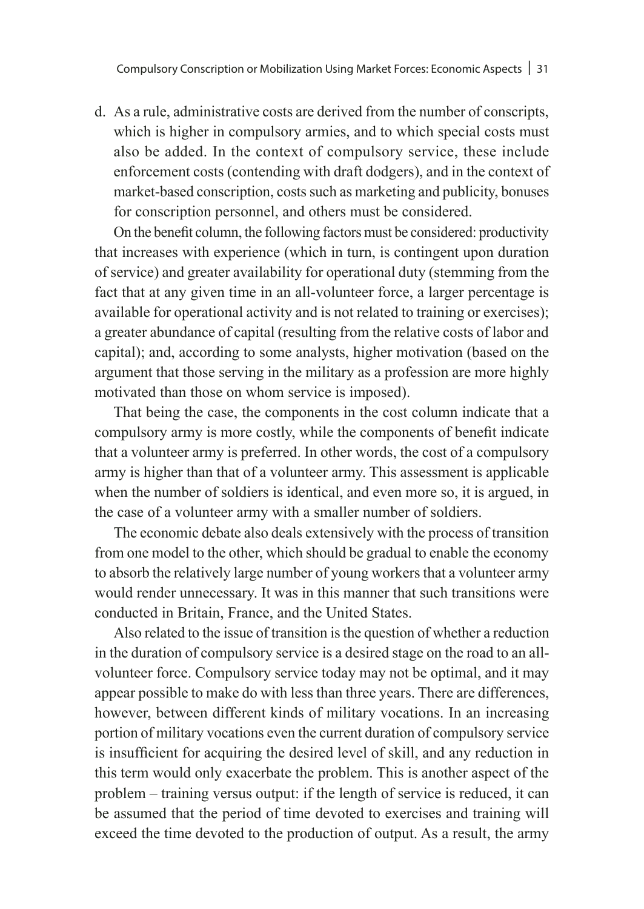d. As a rule, administrative costs are derived from the number of conscripts, which is higher in compulsory armies, and to which special costs must also be added. In the context of compulsory service, these include enforcement costs (contending with draft dodgers), and in the context of market-based conscription, costs such as marketing and publicity, bonuses for conscription personnel, and others must be considered.

On the benefit column, the following factors must be considered: productivity that increases with experience (which in turn, is contingent upon duration of service) and greater availability for operational duty (stemming from the fact that at any given time in an all-volunteer force, a larger percentage is available for operational activity and is not related to training or exercises); a greater abundance of capital (resulting from the relative costs of labor and capital); and, according to some analysts, higher motivation (based on the argument that those serving in the military as a profession are more highly motivated than those on whom service is imposed).

That being the case, the components in the cost column indicate that a compulsory army is more costly, while the components of benefit indicate that a volunteer army is preferred. In other words, the cost of a compulsory army is higher than that of a volunteer army. This assessment is applicable when the number of soldiers is identical, and even more so, it is argued, in the case of a volunteer army with a smaller number of soldiers.

The economic debate also deals extensively with the process of transition from one model to the other, which should be gradual to enable the economy to absorb the relatively large number of young workers that a volunteer army would render unnecessary. It was in this manner that such transitions were conducted in Britain, France, and the United States.

Also related to the issue of transition is the question of whether a reduction in the duration of compulsory service is a desired stage on the road to an all-volunteer force. Compulsory service today may not be optimal, and it may appear possible to make do with less than three years. There are differences, however, between different kinds of military vocations. In an increasing portion of military vocations even the current duration of compulsory service is insufficient for acquiring the desired level of skill, and any reduction in this term would only exacerbate the problem. This is another aspect of the problem – training versus output: if the length of service is reduced, it can be assumed that the period of time devoted to exercises and training will exceed the time devoted to the production of output. As a result, the army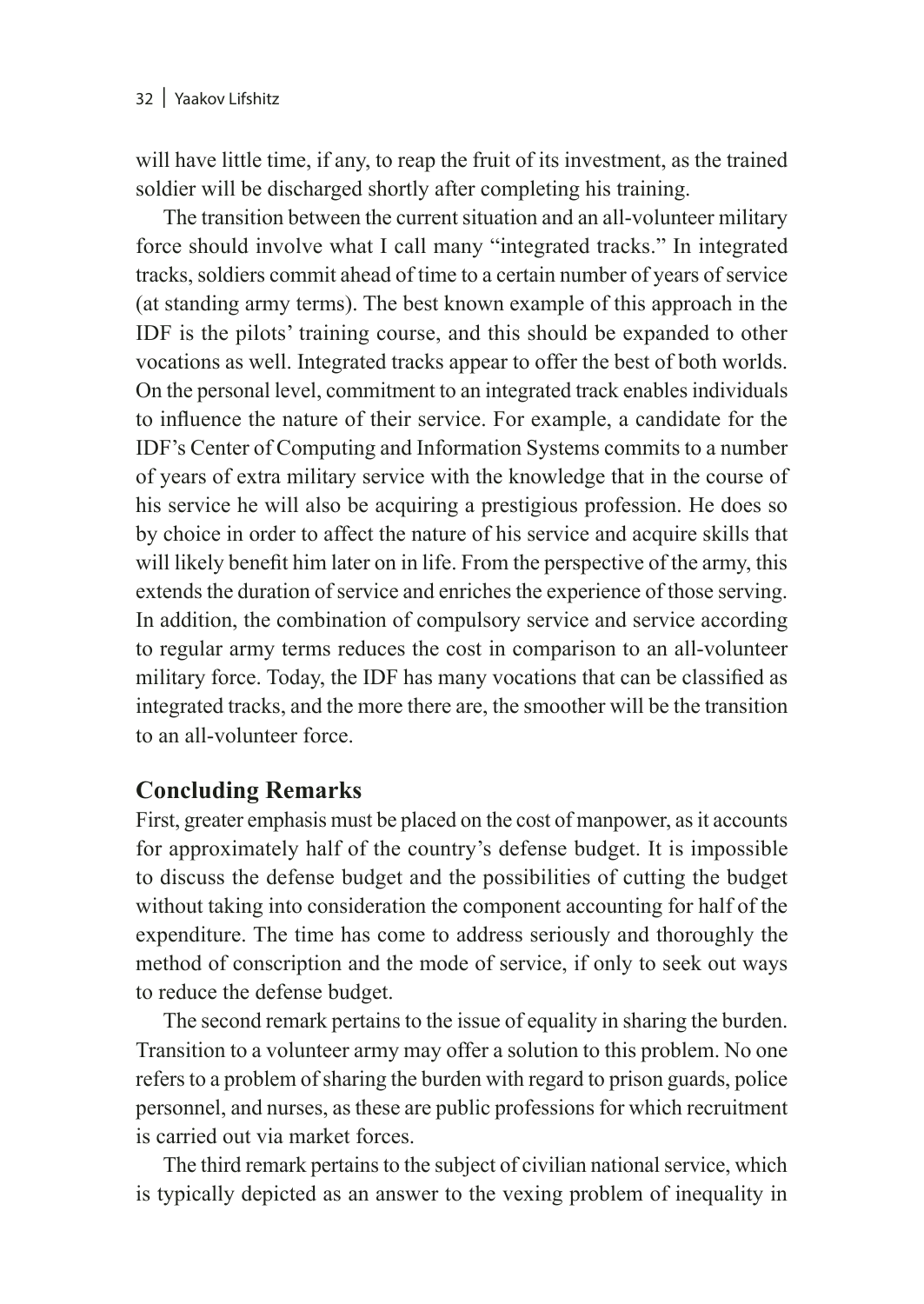will have little time, if any, to reap the fruit of its investment, as the trained soldier will be discharged shortly after completing his training.

The transition between the current situation and an all-volunteer military force should involve what I call many "integrated tracks." In integrated tracks, soldiers commit ahead of time to a certain number of years of service (at standing army terms). The best known example of this approach in the IDF is the pilots' training course, and this should be expanded to other vocations as well. Integrated tracks appear to offer the best of both worlds. On the personal level, commitment to an integrated track enables individuals to influence the nature of their service. For example, a candidate for the IDF's Center of Computing and Information Systems commits to a number of years of extra military service with the knowledge that in the course of his service he will also be acquiring a prestigious profession. He does so by choice in order to affect the nature of his service and acquire skills that will likely benefit him later on in life. From the perspective of the army, this extends the duration of service and enriches the experience of those serving. In addition, the combination of compulsory service and service according to regular army terms reduces the cost in comparison to an all-volunteer military force. Today, the IDF has many vocations that can be classified as integrated tracks, and the more there are, the smoother will be the transition to an all-volunteer force.

## Concluding Remarks

First, greater emphasis must be placed on the cost of manpower, as it accounts for approximately half of the country's defense budget. It is impossible to discuss the defense budget and the possibilities of cutting the budget without taking into consideration the component accounting for half of the expenditure. The time has come to address seriously and thoroughly the method of conscription and the mode of service, if only to seek out ways to reduce the defense budget.

The second remark pertains to the issue of equality in sharing the burden. Transition to a volunteer army may offer a solution to this problem. No one refers to a problem of sharing the burden with regard to prison guards, police personnel, and nurses, as these are public professions for which recruitment is carried out via market forces.

The third remark pertains to the subject of civilian national service, which is typically depicted as an answer to the vexing problem of inequality in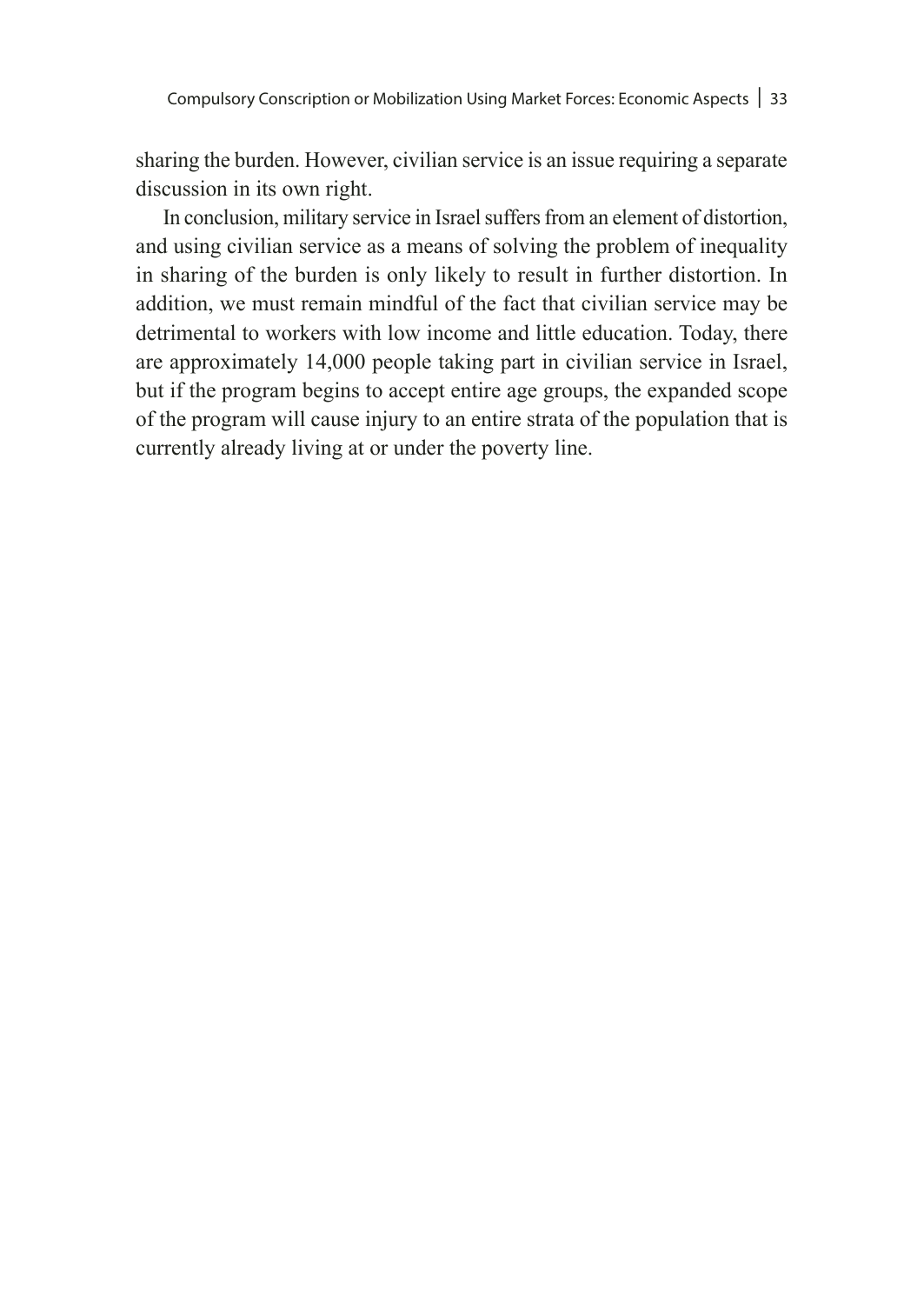sharing the burden. However, civilian service is an issue requiring a separate discussion in its own right.

In conclusion, military service in Israel suffers from an element of distortion, and using civilian service as a means of solving the problem of inequality in sharing of the burden is only likely to result in further distortion. In addition, we must remain mindful of the fact that civilian service may be detrimental to workers with low income and little education. Today, there are approximately 14,000 people taking part in civilian service in Israel, but if the program begins to accept entire age groups, the expanded scope of the program will cause injury to an entire strata of the population that is currently already living at or under the poverty line.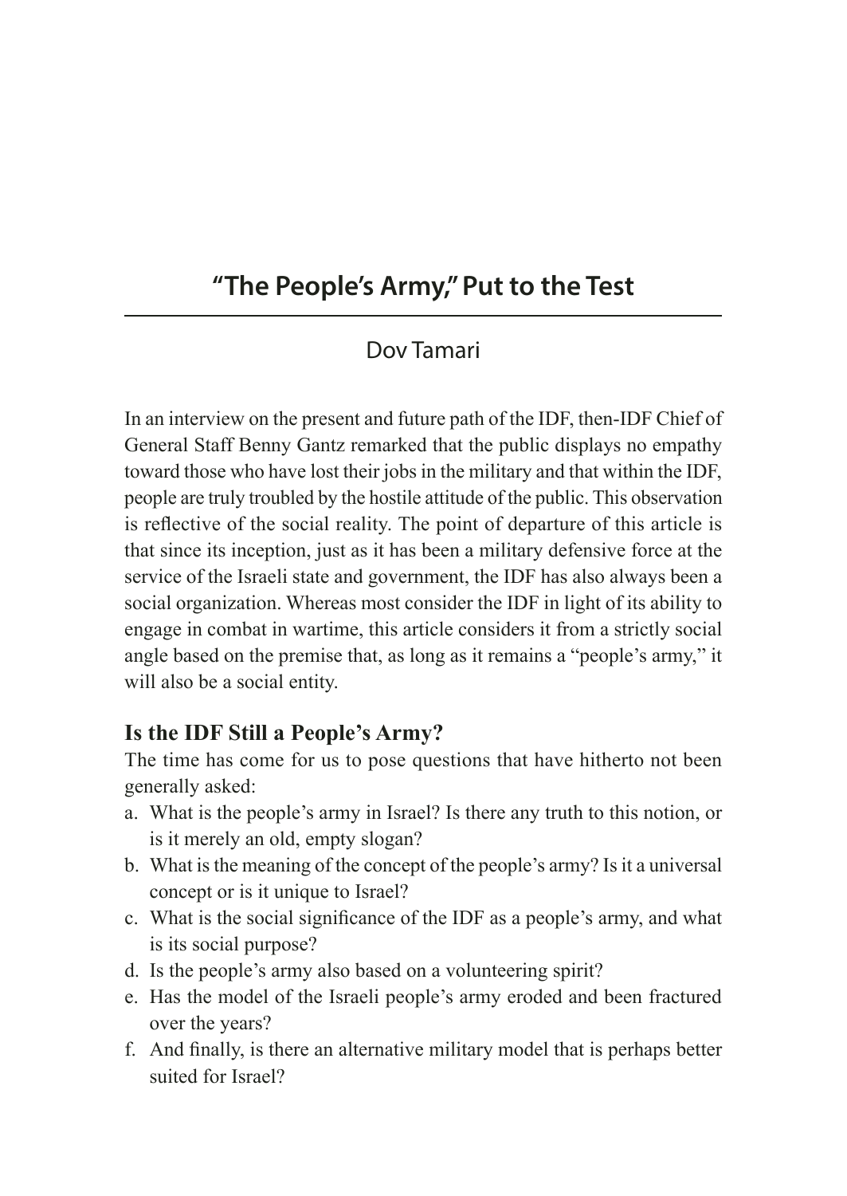# "The People's Army," Put to the Test

## Dov Tamari

In an interview on the present and future path of the IDF, then-IDF Chief of General Staff Benny Gantz remarked that the public displays no empathy toward those who have lost their jobs in the military and that within the IDF, people are truly troubled by the hostile attitude of the public. This observation is reflective of the social reality. The point of departure of this article is that since its inception, just as it has been a military defensive force at the service of the Israeli state and government, the IDF has also always been a social organization. Whereas most consider the IDF in light of its ability to engage in combat in wartime, this article considers it from a strictly social angle based on the premise that, as long as it remains a "people's army," it will also be a social entity.

### Is the IDF Still a People's Army?

The time has come for us to pose questions that have hitherto not been generally asked:

a. What is the people's army in Israel? Is there any truth to this notion, or is it merely an old, empty slogan?
b. What is the meaning of the concept of the people's army? Is it a universal concept or is it unique to Israel?
c. What is the social significance of the IDF as a people's army, and what is its social purpose?
d. Is the people's army also based on a volunteering spirit?
e. Has the model of the Israeli people's army eroded and been fractured over the years?
f. And finally, is there an alternative military model that is perhaps better suited for Israel?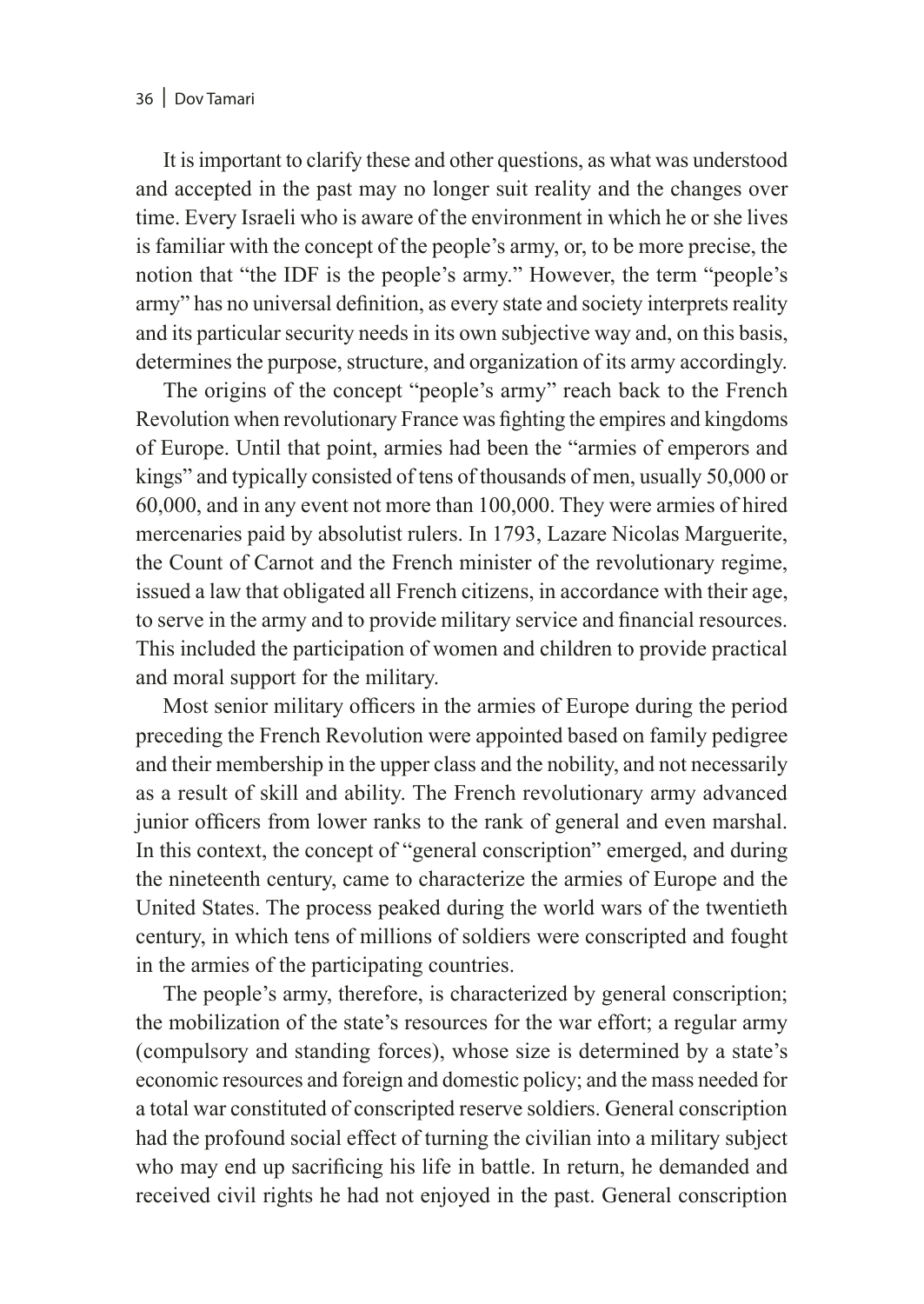It is important to clarify these and other questions, as what was understood and accepted in the past may no longer suit reality and the changes over time. Every Israeli who is aware of the environment in which he or she lives is familiar with the concept of the people's army, or, to be more precise, the notion that "the IDF is the people's army." However, the term "people's army" has no universal definition, as every state and society interprets reality and its particular security needs in its own subjective way and, on this basis, determines the purpose, structure, and organization of its army accordingly.

The origins of the concept "people's army" reach back to the French Revolution when revolutionary France was fighting the empires and kingdoms of Europe. Until that point, armies had been the "armies of emperors and kings" and typically consisted of tens of thousands of men, usually 50,000 or 60,000, and in any event not more than 100,000. They were armies of hired mercenaries paid by absolutist rulers. In 1793, Lazare Nicolas Marguerite, the Count of Carnot and the French minister of the revolutionary regime, issued a law that obligated all French citizens, in accordance with their age, to serve in the army and to provide military service and financial resources. This included the participation of women and children to provide practical and moral support for the military.

Most senior military officers in the armies of Europe during the period preceding the French Revolution were appointed based on family pedigree and their membership in the upper class and the nobility, and not necessarily as a result of skill and ability. The French revolutionary army advanced junior officers from lower ranks to the rank of general and even marshal. In this context, the concept of "general conscription" emerged, and during the nineteenth century, came to characterize the armies of Europe and the United States. The process peaked during the world wars of the twentieth century, in which tens of millions of soldiers were conscripted and fought in the armies of the participating countries.

The people's army, therefore, is characterized by general conscription; the mobilization of the state's resources for the war effort; a regular army (compulsory and standing forces), whose size is determined by a state's economic resources and foreign and domestic policy; and the mass needed for a total war constituted of conscripted reserve soldiers. General conscription had the profound social effect of turning the civilian into a military subject who may end up sacrificing his life in battle. In return, he demanded and received civil rights he had not enjoyed in the past. General conscription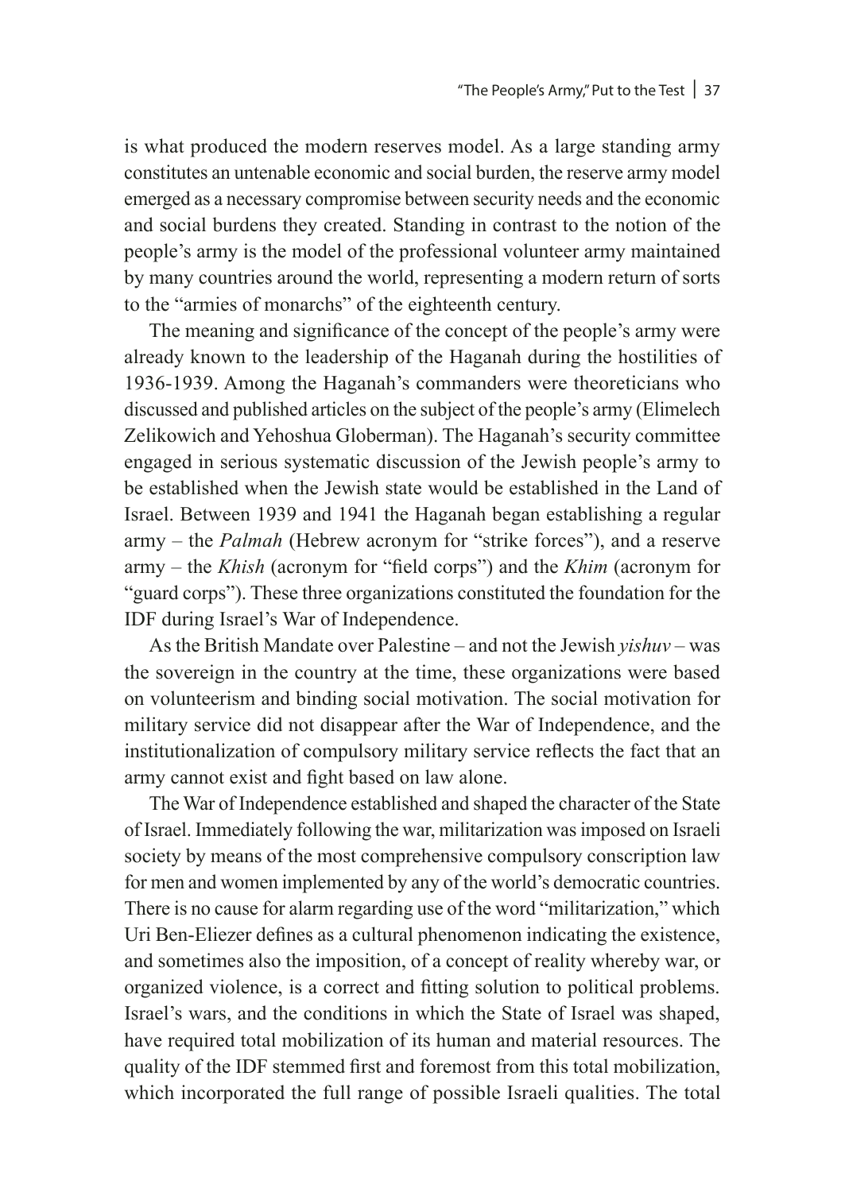is what produced the modern reserves model. As a large standing army constitutes an untenable economic and social burden, the reserve army model emerged as a necessary compromise between security needs and the economic and social burdens they created. Standing in contrast to the notion of the people's army is the model of the professional volunteer army maintained by many countries around the world, representing a modern return of sorts to the "armies of monarchs" of the eighteenth century.

The meaning and significance of the concept of the people's army were already known to the leadership of the Haganah during the hostilities of 1936-1939. Among the Haganah's commanders were theoreticians who discussed and published articles on the subject of the people's army (Elimelech Zelikowich and Yehoshua Globerman). The Haganah's security committee engaged in serious systematic discussion of the Jewish people's army to be established when the Jewish state would be established in the Land of Israel. Between 1939 and 1941 the Haganah began establishing a regular army – the *Palmah* (Hebrew acronym for "strike forces"), and a reserve army – the *Khish* (acronym for "field corps") and the *Khim* (acronym for "guard corps"). These three organizations constituted the foundation for the IDF during Israel's War of Independence.

As the British Mandate over Palestine – and not the Jewish *yishuv* – was the sovereign in the country at the time, these organizations were based on volunteerism and binding social motivation. The social motivation for military service did not disappear after the War of Independence, and the institutionalization of compulsory military service reflects the fact that an army cannot exist and fight based on law alone.

The War of Independence established and shaped the character of the State of Israel. Immediately following the war, militarization was imposed on Israeli society by means of the most comprehensive compulsory conscription law for men and women implemented by any of the world's democratic countries. There is no cause for alarm regarding use of the word "militarization," which Uri Ben-Eliezer defines as a cultural phenomenon indicating the existence, and sometimes also the imposition, of a concept of reality whereby war, or organized violence, is a correct and fitting solution to political problems. Israel's wars, and the conditions in which the State of Israel was shaped, have required total mobilization of its human and material resources. The quality of the IDF stemmed first and foremost from this total mobilization, which incorporated the full range of possible Israeli qualities. The total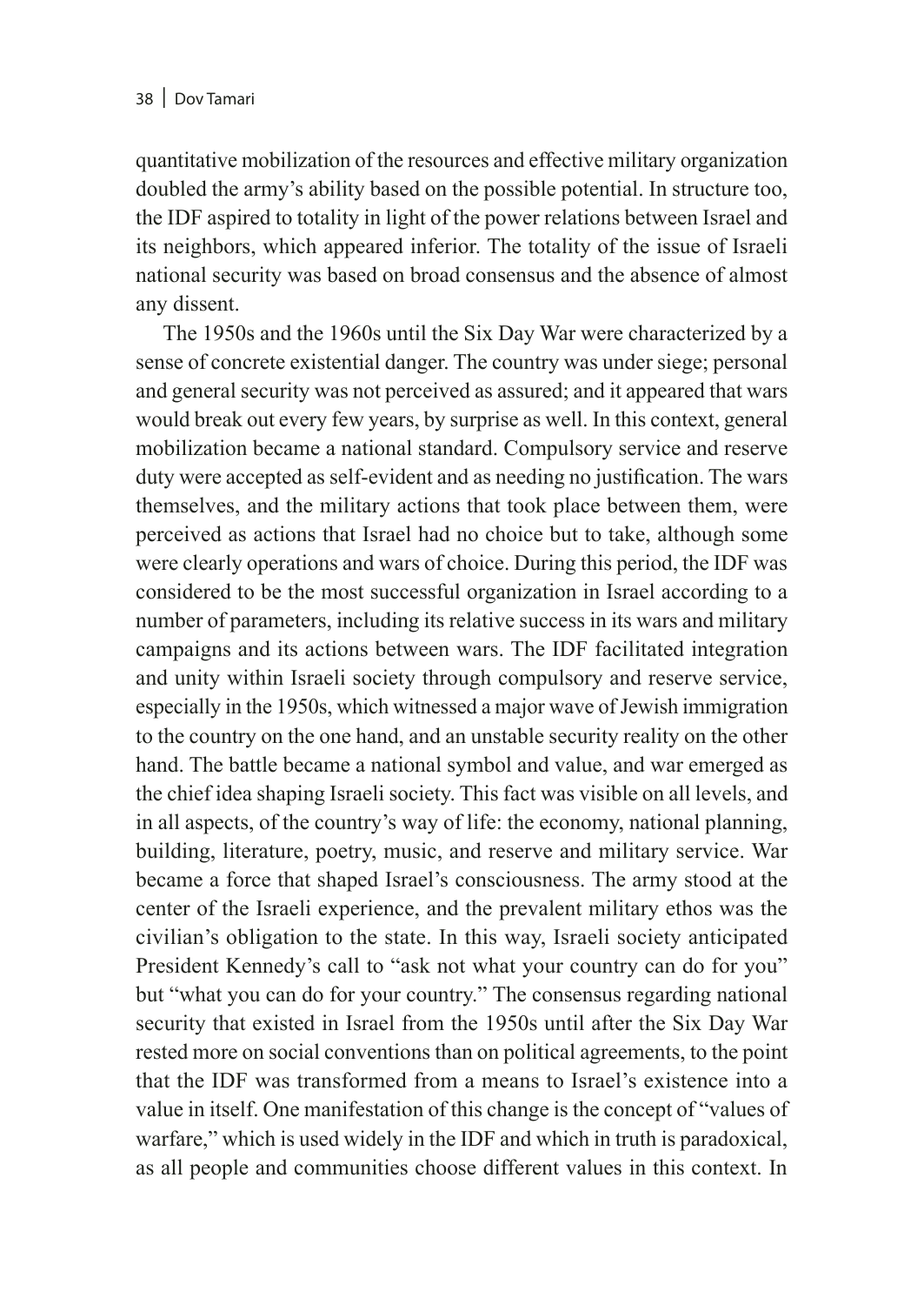quantitative mobilization of the resources and effective military organization doubled the army's ability based on the possible potential. In structure too, the IDF aspired to totality in light of the power relations between Israel and its neighbors, which appeared inferior. The totality of the issue of Israeli national security was based on broad consensus and the absence of almost any dissent.

The 1950s and the 1960s until the Six Day War were characterized by a sense of concrete existential danger. The country was under siege; personal and general security was not perceived as assured; and it appeared that wars would break out every few years, by surprise as well. In this context, general mobilization became a national standard. Compulsory service and reserve duty were accepted as self-evident and as needing no justification. The wars themselves, and the military actions that took place between them, were perceived as actions that Israel had no choice but to take, although some were clearly operations and wars of choice. During this period, the IDF was considered to be the most successful organization in Israel according to a number of parameters, including its relative success in its wars and military campaigns and its actions between wars. The IDF facilitated integration and unity within Israeli society through compulsory and reserve service, especially in the 1950s, which witnessed a major wave of Jewish immigration to the country on the one hand, and an unstable security reality on the other hand. The battle became a national symbol and value, and war emerged as the chief idea shaping Israeli society. This fact was visible on all levels, and in all aspects, of the country's way of life: the economy, national planning, building, literature, poetry, music, and reserve and military service. War became a force that shaped Israel's consciousness. The army stood at the center of the Israeli experience, and the prevalent military ethos was the civilian's obligation to the state. In this way, Israeli society anticipated President Kennedy's call to "ask not what your country can do for you" but "what you can do for your country." The consensus regarding national security that existed in Israel from the 1950s until after the Six Day War rested more on social conventions than on political agreements, to the point that the IDF was transformed from a means to Israel's existence into a value in itself. One manifestation of this change is the concept of "values of warfare," which is used widely in the IDF and which in truth is paradoxical, as all people and communities choose different values in this context. In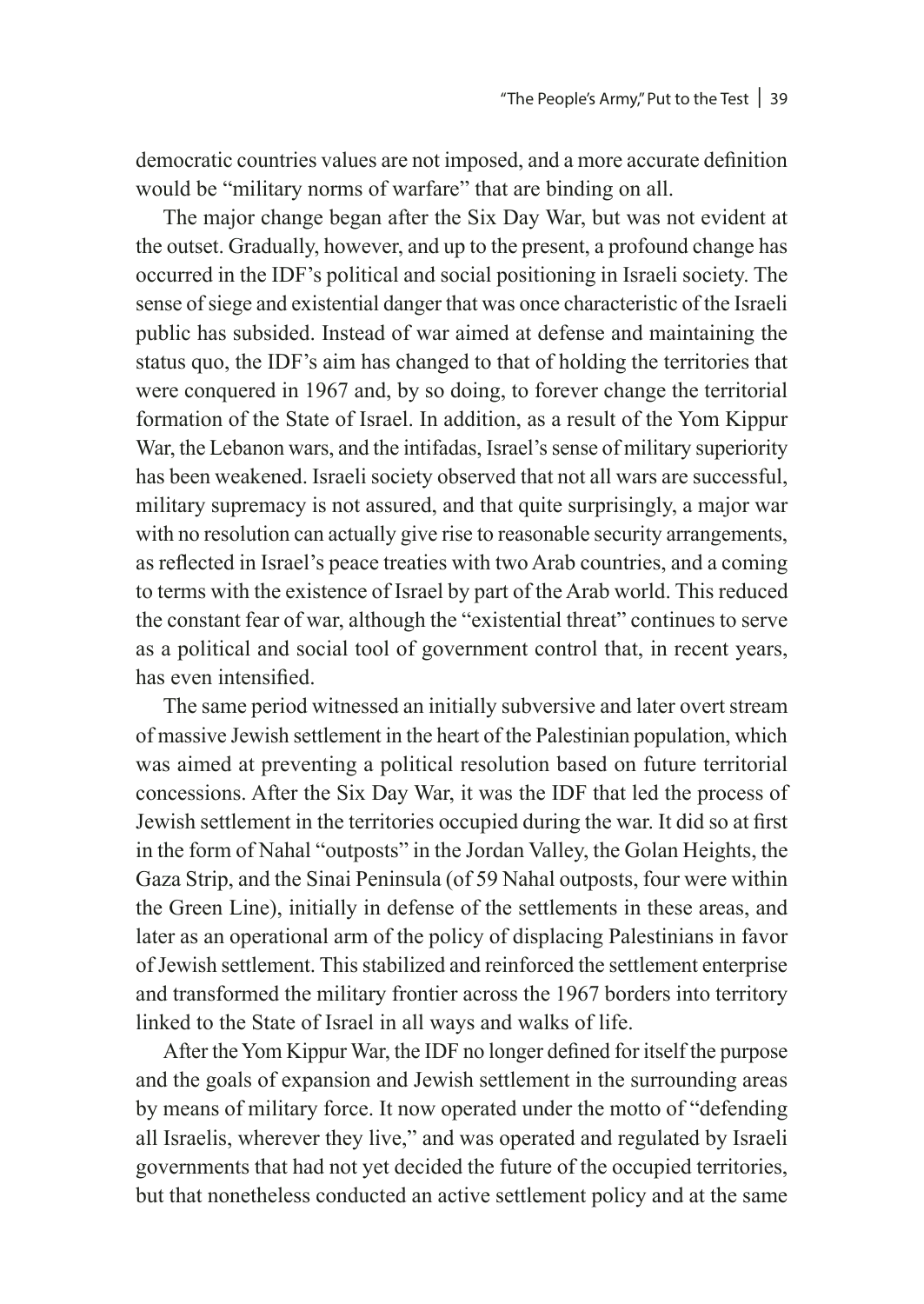democratic countries values are not imposed, and a more accurate definition would be "military norms of warfare" that are binding on all.

The major change began after the Six Day War, but was not evident at the outset. Gradually, however, and up to the present, a profound change has occurred in the IDF's political and social positioning in Israeli society. The sense of siege and existential danger that was once characteristic of the Israeli public has subsided. Instead of war aimed at defense and maintaining the status quo, the IDF's aim has changed to that of holding the territories that were conquered in 1967 and, by so doing, to forever change the territorial formation of the State of Israel. In addition, as a result of the Yom Kippur War, the Lebanon wars, and the intifadas, Israel's sense of military superiority has been weakened. Israeli society observed that not all wars are successful, military supremacy is not assured, and that quite surprisingly, a major war with no resolution can actually give rise to reasonable security arrangements, as reflected in Israel's peace treaties with two Arab countries, and a coming to terms with the existence of Israel by part of the Arab world. This reduced the constant fear of war, although the "existential threat" continues to serve as a political and social tool of government control that, in recent years, has even intensified.

The same period witnessed an initially subversive and later overt stream of massive Jewish settlement in the heart of the Palestinian population, which was aimed at preventing a political resolution based on future territorial concessions. After the Six Day War, it was the IDF that led the process of Jewish settlement in the territories occupied during the war. It did so at first in the form of Nahal "outposts" in the Jordan Valley, the Golan Heights, the Gaza Strip, and the Sinai Peninsula (of 59 Nahal outposts, four were within the Green Line), initially in defense of the settlements in these areas, and later as an operational arm of the policy of displacing Palestinians in favor of Jewish settlement. This stabilized and reinforced the settlement enterprise and transformed the military frontier across the 1967 borders into territory linked to the State of Israel in all ways and walks of life.

After the Yom Kippur War, the IDF no longer defined for itself the purpose and the goals of expansion and Jewish settlement in the surrounding areas by means of military force. It now operated under the motto of "defending all Israelis, wherever they live," and was operated and regulated by Israeli governments that had not yet decided the future of the occupied territories, but that nonetheless conducted an active settlement policy and at the same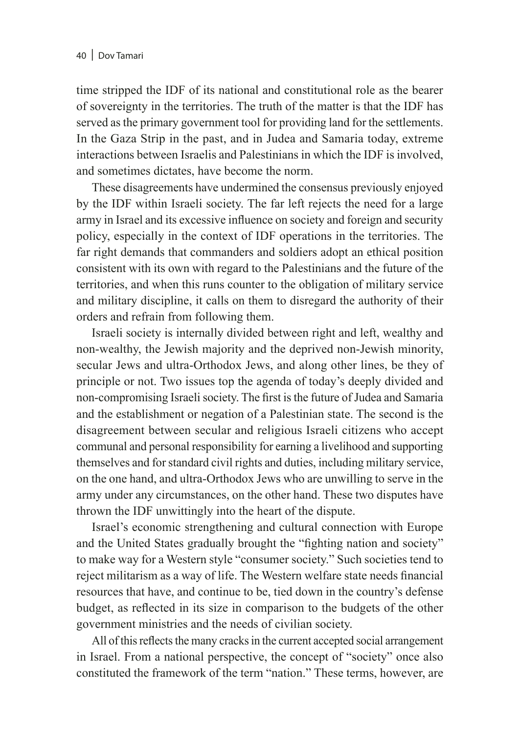time stripped the IDF of its national and constitutional role as the bearer of sovereignty in the territories. The truth of the matter is that the IDF has served as the primary government tool for providing land for the settlements. In the Gaza Strip in the past, and in Judea and Samaria today, extreme interactions between Israelis and Palestinians in which the IDF is involved, and sometimes dictates, have become the norm.

These disagreements have undermined the consensus previously enjoyed by the IDF within Israeli society. The far left rejects the need for a large army in Israel and its excessive influence on society and foreign and security policy, especially in the context of IDF operations in the territories. The far right demands that commanders and soldiers adopt an ethical position consistent with its own with regard to the Palestinians and the future of the territories, and when this runs counter to the obligation of military service and military discipline, it calls on them to disregard the authority of their orders and refrain from following them.

Israeli society is internally divided between right and left, wealthy and non-wealthy, the Jewish majority and the deprived non-Jewish minority, secular Jews and ultra-Orthodox Jews, and along other lines, be they of principle or not. Two issues top the agenda of today's deeply divided and non-compromising Israeli society. The first is the future of Judea and Samaria and the establishment or negation of a Palestinian state. The second is the disagreement between secular and religious Israeli citizens who accept communal and personal responsibility for earning a livelihood and supporting themselves and for standard civil rights and duties, including military service, on the one hand, and ultra-Orthodox Jews who are unwilling to serve in the army under any circumstances, on the other hand. These two disputes have thrown the IDF unwittingly into the heart of the dispute.

Israel's economic strengthening and cultural connection with Europe and the United States gradually brought the "fighting nation and society" to make way for a Western style "consumer society." Such societies tend to reject militarism as a way of life. The Western welfare state needs financial resources that have, and continue to be, tied down in the country's defense budget, as reflected in its size in comparison to the budgets of the other government ministries and the needs of civilian society.

All of this reflects the many cracks in the current accepted social arrangement in Israel. From a national perspective, the concept of "society" once also constituted the framework of the term "nation." These terms, however, are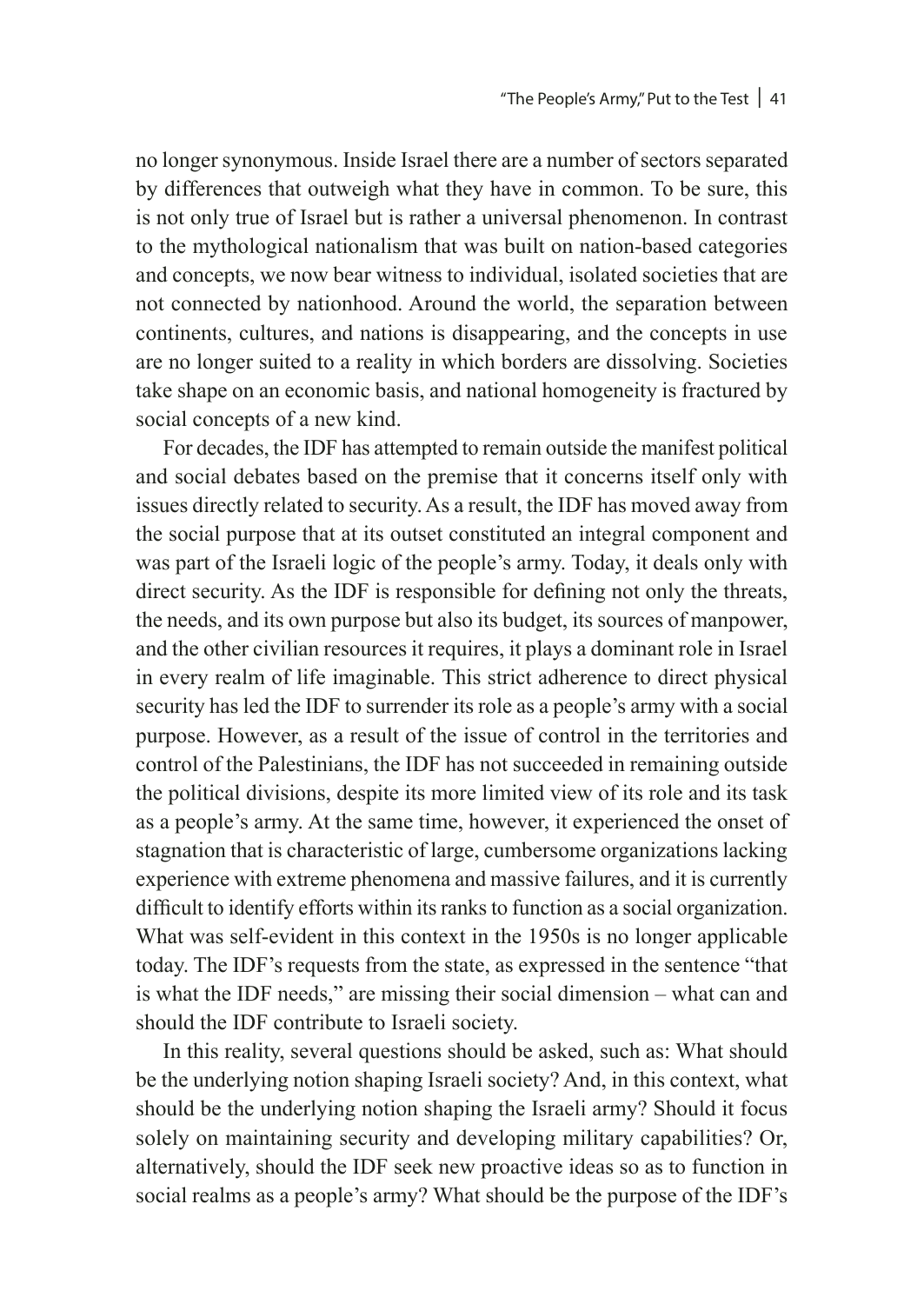no longer synonymous. Inside Israel there are a number of sectors separated by differences that outweigh what they have in common. To be sure, this is not only true of Israel but is rather a universal phenomenon. In contrast to the mythological nationalism that was built on nation-based categories and concepts, we now bear witness to individual, isolated societies that are not connected by nationhood. Around the world, the separation between continents, cultures, and nations is disappearing, and the concepts in use are no longer suited to a reality in which borders are dissolving. Societies take shape on an economic basis, and national homogeneity is fractured by social concepts of a new kind.

For decades, the IDF has attempted to remain outside the manifest political and social debates based on the premise that it concerns itself only with issues directly related to security. As a result, the IDF has moved away from the social purpose that at its outset constituted an integral component and was part of the Israeli logic of the people's army. Today, it deals only with direct security. As the IDF is responsible for defining not only the threats, the needs, and its own purpose but also its budget, its sources of manpower, and the other civilian resources it requires, it plays a dominant role in Israel in every realm of life imaginable. This strict adherence to direct physical security has led the IDF to surrender its role as a people's army with a social purpose. However, as a result of the issue of control in the territories and control of the Palestinians, the IDF has not succeeded in remaining outside the political divisions, despite its more limited view of its role and its task as a people's army. At the same time, however, it experienced the onset of stagnation that is characteristic of large, cumbersome organizations lacking experience with extreme phenomena and massive failures, and it is currently difficult to identify efforts within its ranks to function as a social organization. What was self-evident in this context in the 1950s is no longer applicable today. The IDF's requests from the state, as expressed in the sentence "that is what the IDF needs," are missing their social dimension – what can and should the IDF contribute to Israeli society.

In this reality, several questions should be asked, such as: What should be the underlying notion shaping Israeli society? And, in this context, what should be the underlying notion shaping the Israeli army? Should it focus solely on maintaining security and developing military capabilities? Or, alternatively, should the IDF seek new proactive ideas so as to function in social realms as a people's army? What should be the purpose of the IDF's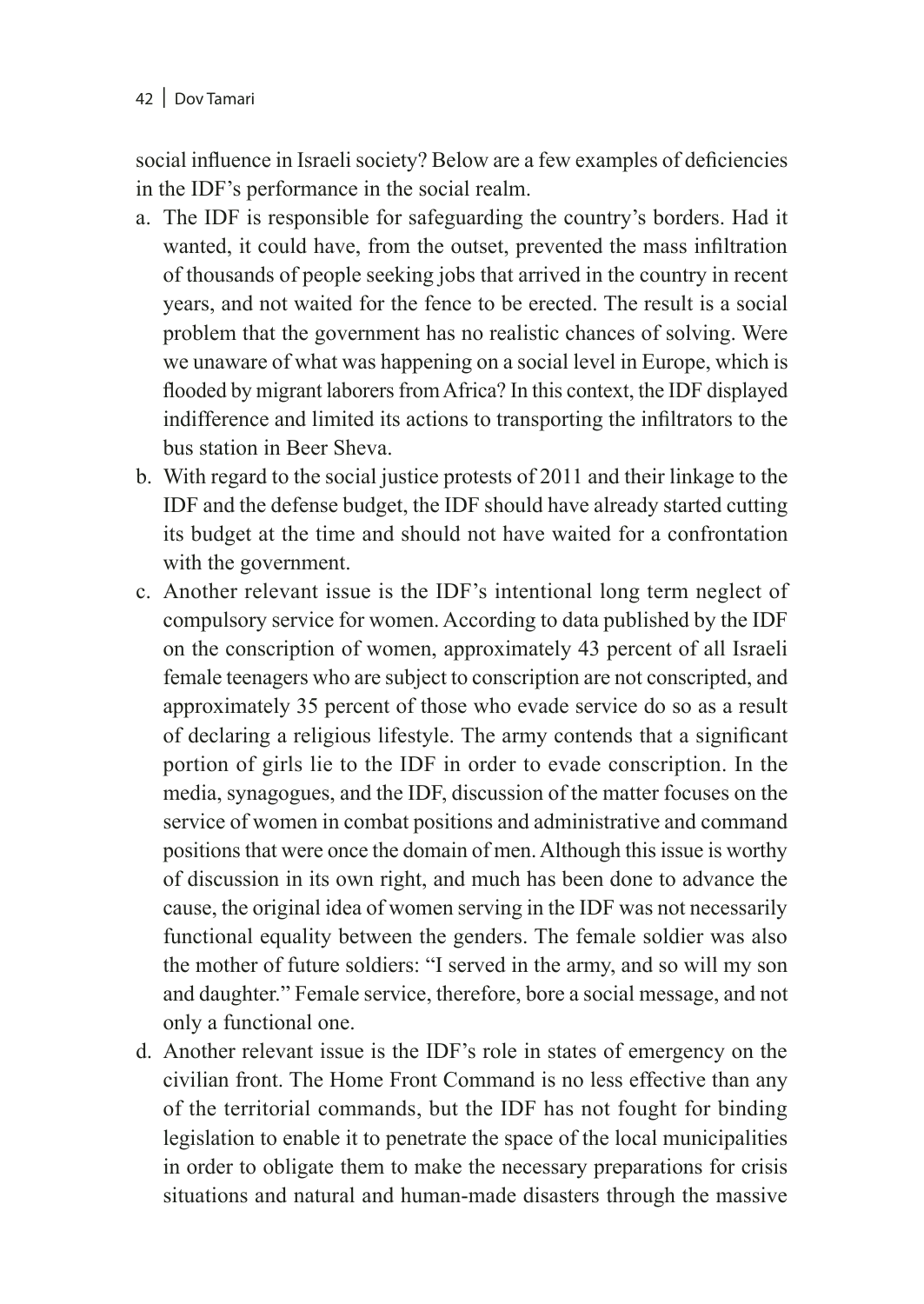social influence in Israeli society? Below are a few examples of deficiencies in the IDF's performance in the social realm.

a. The IDF is responsible for safeguarding the country's borders. Had it wanted, it could have, from the outset, prevented the mass infiltration of thousands of people seeking jobs that arrived in the country in recent years, and not waited for the fence to be erected. The result is a social problem that the government has no realistic chances of solving. Were we unaware of what was happening on a social level in Europe, which is flooded by migrant laborers from Africa? In this context, the IDF displayed indifference and limited its actions to transporting the infiltrators to the bus station in Beer Sheva.
b. With regard to the social justice protests of 2011 and their linkage to the IDF and the defense budget, the IDF should have already started cutting its budget at the time and should not have waited for a confrontation with the government.
c. Another relevant issue is the IDF's intentional long term neglect of compulsory service for women. According to data published by the IDF on the conscription of women, approximately 43 percent of all Israeli female teenagers who are subject to conscription are not conscripted, and approximately 35 percent of those who evade service do so as a result of declaring a religious lifestyle. The army contends that a significant portion of girls lie to the IDF in order to evade conscription. In the media, synagogues, and the IDF, discussion of the matter focuses on the service of women in combat positions and administrative and command positions that were once the domain of men. Although this issue is worthy of discussion in its own right, and much has been done to advance the cause, the original idea of women serving in the IDF was not necessarily functional equality between the genders. The female soldier was also the mother of future soldiers: "I served in the army, and so will my son and daughter." Female service, therefore, bore a social message, and not only a functional one.
d. Another relevant issue is the IDF's role in states of emergency on the civilian front. The Home Front Command is no less effective than any of the territorial commands, but the IDF has not fought for binding legislation to enable it to penetrate the space of the local municipalities in order to obligate them to make the necessary preparations for crisis situations and natural and human-made disasters through the massive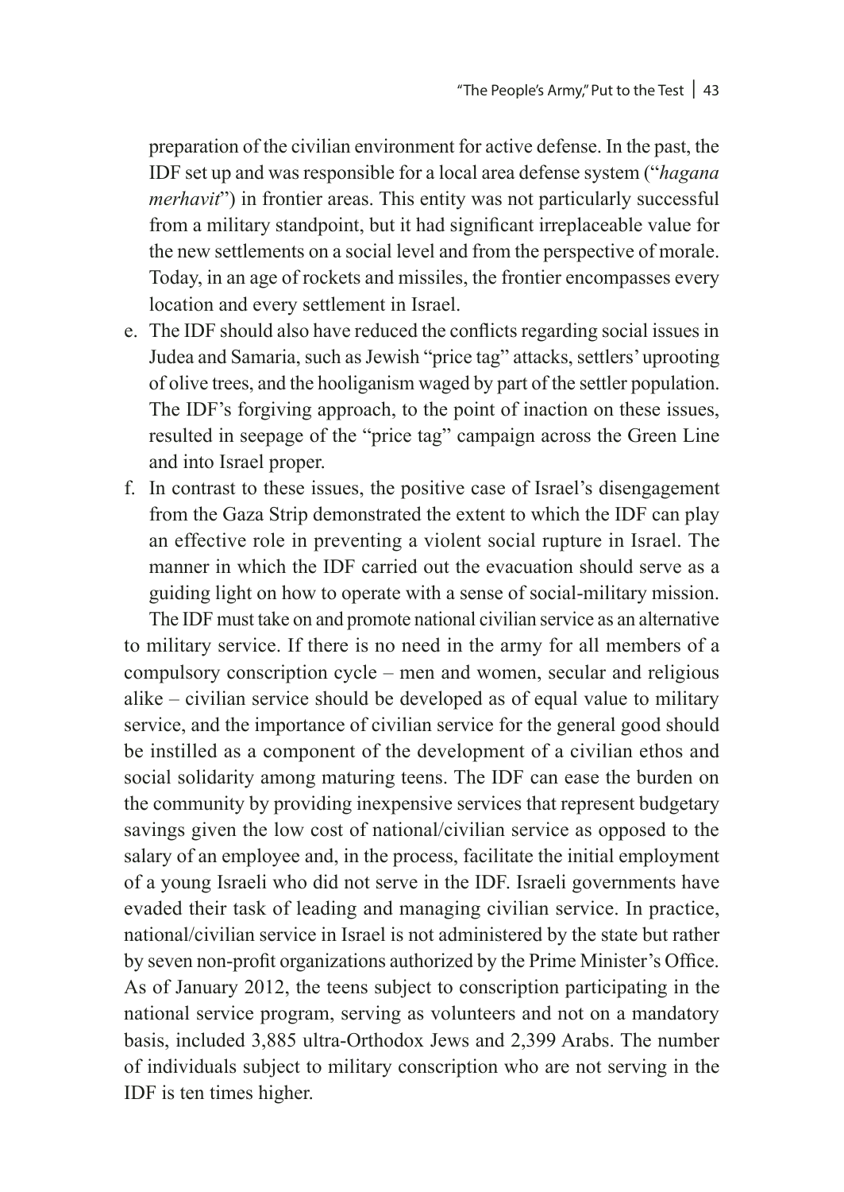preparation of the civilian environment for active defense. In the past, the IDF set up and was responsible for a local area defense system ("*hagana merhavit*") in frontier areas. This entity was not particularly successful from a military standpoint, but it had significant irreplaceable value for the new settlements on a social level and from the perspective of morale. Today, in an age of rockets and missiles, the frontier encompasses every location and every settlement in Israel.

e. The IDF should also have reduced the conflicts regarding social issues in Judea and Samaria, such as Jewish "price tag" attacks, settlers' uprooting of olive trees, and the hooliganism waged by part of the settler population. The IDF's forgiving approach, to the point of inaction on these issues, resulted in seepage of the "price tag" campaign across the Green Line and into Israel proper.
f. In contrast to these issues, the positive case of Israel's disengagement from the Gaza Strip demonstrated the extent to which the IDF can play an effective role in preventing a violent social rupture in Israel. The manner in which the IDF carried out the evacuation should serve as a guiding light on how to operate with a sense of social-military mission.

The IDF must take on and promote national civilian service as an alternative to military service. If there is no need in the army for all members of a compulsory conscription cycle – men and women, secular and religious alike – civilian service should be developed as of equal value to military service, and the importance of civilian service for the general good should be instilled as a component of the development of a civilian ethos and social solidarity among maturing teens. The IDF can ease the burden on the community by providing inexpensive services that represent budgetary savings given the low cost of national/civilian service as opposed to the salary of an employee and, in the process, facilitate the initial employment of a young Israeli who did not serve in the IDF. Israeli governments have evaded their task of leading and managing civilian service. In practice, national/civilian service in Israel is not administered by the state but rather by seven non-profit organizations authorized by the Prime Minister's Office. As of January 2012, the teens subject to conscription participating in the national service program, serving as volunteers and not on a mandatory basis, included 3,885 ultra-Orthodox Jews and 2,399 Arabs. The number of individuals subject to military conscription who are not serving in the IDF is ten times higher.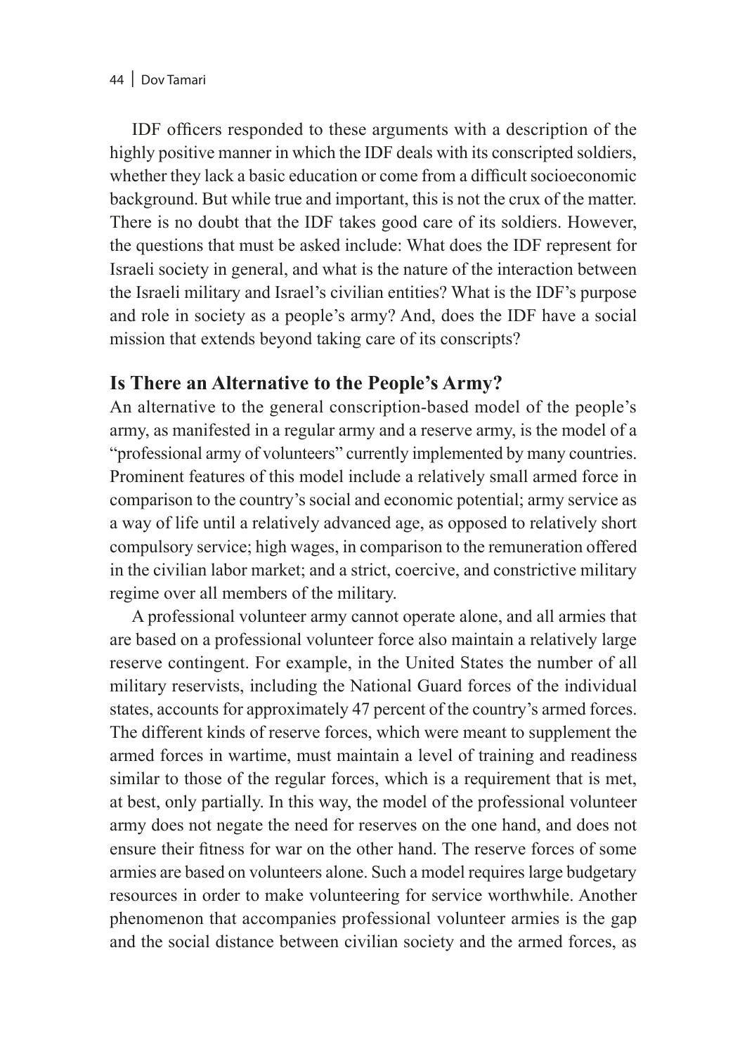IDF officers responded to these arguments with a description of the highly positive manner in which the IDF deals with its conscripted soldiers, whether they lack a basic education or come from a difficult socioeconomic background. But while true and important, this is not the crux of the matter. There is no doubt that the IDF takes good care of its soldiers. However, the questions that must be asked include: What does the IDF represent for Israeli society in general, and what is the nature of the interaction between the Israeli military and Israel's civilian entities? What is the IDF's purpose and role in society as a people's army? And, does the IDF have a social mission that extends beyond taking care of its conscripts?

## Is There an Alternative to the People's Army?

An alternative to the general conscription-based model of the people's army, as manifested in a regular army and a reserve army, is the model of a "professional army of volunteers" currently implemented by many countries. Prominent features of this model include a relatively small armed force in comparison to the country's social and economic potential; army service as a way of life until a relatively advanced age, as opposed to relatively short compulsory service; high wages, in comparison to the remuneration offered in the civilian labor market; and a strict, coercive, and constrictive military regime over all members of the military.

A professional volunteer army cannot operate alone, and all armies that are based on a professional volunteer force also maintain a relatively large reserve contingent. For example, in the United States the number of all military reservists, including the National Guard forces of the individual states, accounts for approximately 47 percent of the country's armed forces. The different kinds of reserve forces, which were meant to supplement the armed forces in wartime, must maintain a level of training and readiness similar to those of the regular forces, which is a requirement that is met, at best, only partially. In this way, the model of the professional volunteer army does not negate the need for reserves on the one hand, and does not ensure their fitness for war on the other hand. The reserve forces of some armies are based on volunteers alone. Such a model requires large budgetary resources in order to make volunteering for service worthwhile. Another phenomenon that accompanies professional volunteer armies is the gap and the social distance between civilian society and the armed forces, as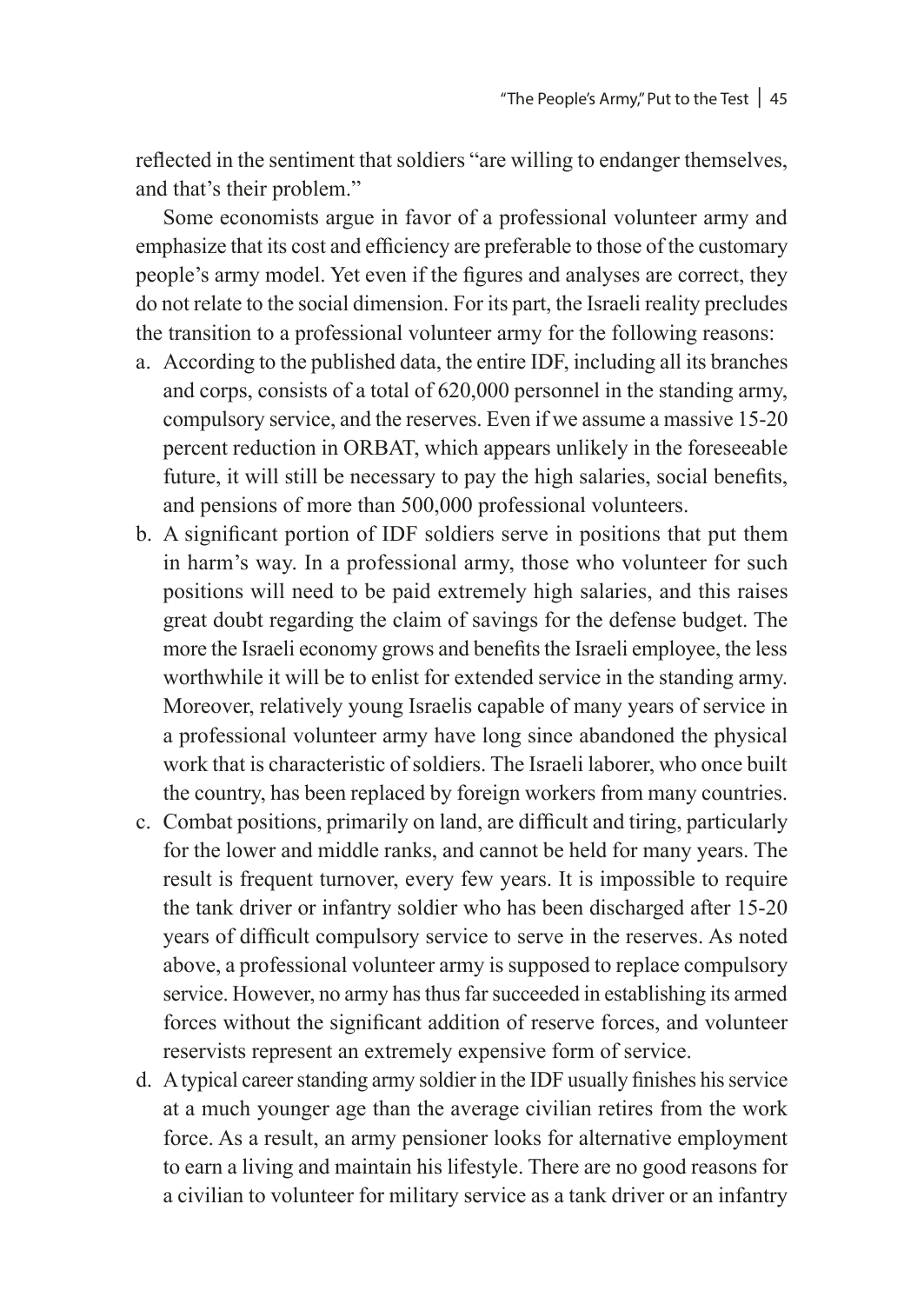reflected in the sentiment that soldiers "are willing to endanger themselves, and that's their problem."

Some economists argue in favor of a professional volunteer army and emphasize that its cost and efficiency are preferable to those of the customary people's army model. Yet even if the figures and analyses are correct, they do not relate to the social dimension. For its part, the Israeli reality precludes the transition to a professional volunteer army for the following reasons:

a. According to the published data, the entire IDF, including all its branches and corps, consists of a total of 620,000 personnel in the standing army, compulsory service, and the reserves. Even if we assume a massive 15-20 percent reduction in ORBAT, which appears unlikely in the foreseeable future, it will still be necessary to pay the high salaries, social benefits, and pensions of more than 500,000 professional volunteers.

b. A significant portion of IDF soldiers serve in positions that put them in harm's way. In a professional army, those who volunteer for such positions will need to be paid extremely high salaries, and this raises great doubt regarding the claim of savings for the defense budget. The more the Israeli economy grows and benefits the Israeli employee, the less worthwhile it will be to enlist for extended service in the standing army. Moreover, relatively young Israelis capable of many years of service in a professional volunteer army have long since abandoned the physical work that is characteristic of soldiers. The Israeli laborer, who once built the country, has been replaced by foreign workers from many countries.

c. Combat positions, primarily on land, are difficult and tiring, particularly for the lower and middle ranks, and cannot be held for many years. The result is frequent turnover, every few years. It is impossible to require the tank driver or infantry soldier who has been discharged after 15-20 years of difficult compulsory service to serve in the reserves. As noted above, a professional volunteer army is supposed to replace compulsory service. However, no army has thus far succeeded in establishing its armed forces without the significant addition of reserve forces, and volunteer reservists represent an extremely expensive form of service.

d. A typical career standing army soldier in the IDF usually finishes his service at a much younger age than the average civilian retires from the work force. As a result, an army pensioner looks for alternative employment to earn a living and maintain his lifestyle. There are no good reasons for a civilian to volunteer for military service as a tank driver or an infantry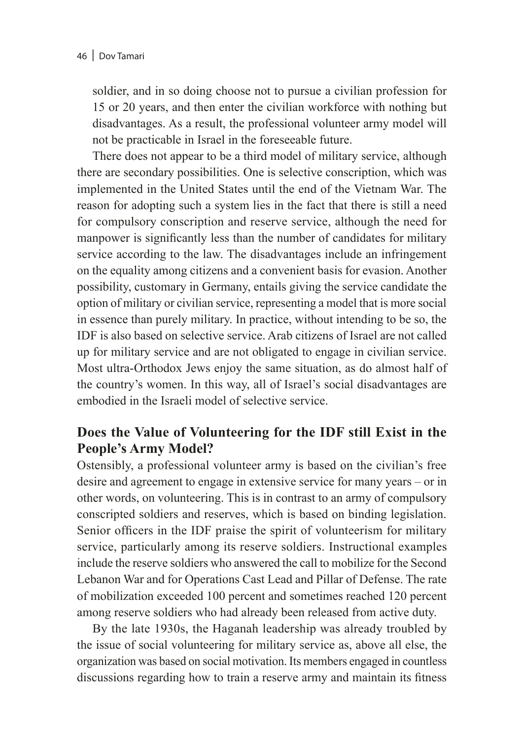soldier, and in so doing choose not to pursue a civilian profession for 15 or 20 years, and then enter the civilian workforce with nothing but disadvantages. As a result, the professional volunteer army model will not be practicable in Israel in the foreseeable future.

There does not appear to be a third model of military service, although there are secondary possibilities. One is selective conscription, which was implemented in the United States until the end of the Vietnam War. The reason for adopting such a system lies in the fact that there is still a need for compulsory conscription and reserve service, although the need for manpower is significantly less than the number of candidates for military service according to the law. The disadvantages include an infringement on the equality among citizens and a convenient basis for evasion. Another possibility, customary in Germany, entails giving the service candidate the option of military or civilian service, representing a model that is more social in essence than purely military. In practice, without intending to be so, the IDF is also based on selective service. Arab citizens of Israel are not called up for military service and are not obligated to engage in civilian service. Most ultra-Orthodox Jews enjoy the same situation, as do almost half of the country's women. In this way, all of Israel's social disadvantages are embodied in the Israeli model of selective service.

## Does the Value of Volunteering for the IDF still Exist in the People's Army Model?

Ostensibly, a professional volunteer army is based on the civilian's free desire and agreement to engage in extensive service for many years – or in other words, on volunteering. This is in contrast to an army of compulsory conscripted soldiers and reserves, which is based on binding legislation. Senior officers in the IDF praise the spirit of volunteerism for military service, particularly among its reserve soldiers. Instructional examples include the reserve soldiers who answered the call to mobilize for the Second Lebanon War and for Operations Cast Lead and Pillar of Defense. The rate of mobilization exceeded 100 percent and sometimes reached 120 percent among reserve soldiers who had already been released from active duty.

By the late 1930s, the Haganah leadership was already troubled by the issue of social volunteering for military service as, above all else, the organization was based on social motivation. Its members engaged in countless discussions regarding how to train a reserve army and maintain its fitness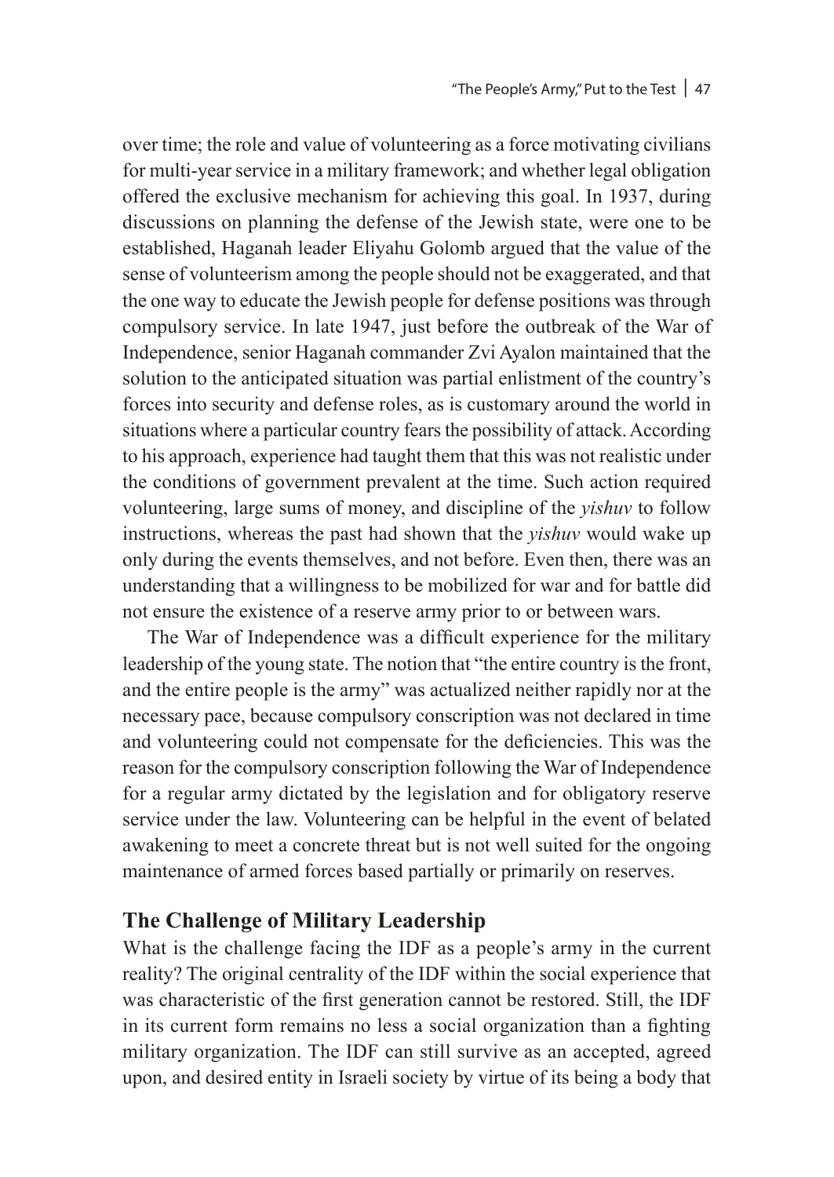over time; the role and value of volunteering as a force motivating civilians for multi-year service in a military framework; and whether legal obligation offered the exclusive mechanism for achieving this goal. In 1937, during discussions on planning the defense of the Jewish state, were one to be established, Haganah leader Eliyahu Golomb argued that the value of the sense of volunteerism among the people should not be exaggerated, and that the one way to educate the Jewish people for defense positions was through compulsory service. In late 1947, just before the outbreak of the War of Independence, senior Haganah commander Zvi Ayalon maintained that the solution to the anticipated situation was partial enlistment of the country's forces into security and defense roles, as is customary around the world in situations where a particular country fears the possibility of attack. According to his approach, experience had taught them that this was not realistic under the conditions of government prevalent at the time. Such action required volunteering, large sums of money, and discipline of the *yishuv* to follow instructions, whereas the past had shown that the *yishuv* would wake up only during the events themselves, and not before. Even then, there was an understanding that a willingness to be mobilized for war and for battle did not ensure the existence of a reserve army prior to or between wars.

The War of Independence was a difficult experience for the military leadership of the young state. The notion that "the entire country is the front, and the entire people is the army" was actualized neither rapidly nor at the necessary pace, because compulsory conscription was not declared in time and volunteering could not compensate for the deficiencies. This was the reason for the compulsory conscription following the War of Independence for a regular army dictated by the legislation and for obligatory reserve service under the law. Volunteering can be helpful in the event of belated awakening to meet a concrete threat but is not well suited for the ongoing maintenance of armed forces based partially or primarily on reserves.

## The Challenge of Military Leadership

What is the challenge facing the IDF as a people's army in the current reality? The original centrality of the IDF within the social experience that was characteristic of the first generation cannot be restored. Still, the IDF in its current form remains no less a social organization than a fighting military organization. The IDF can still survive as an accepted, agreed upon, and desired entity in Israeli society by virtue of its being a body that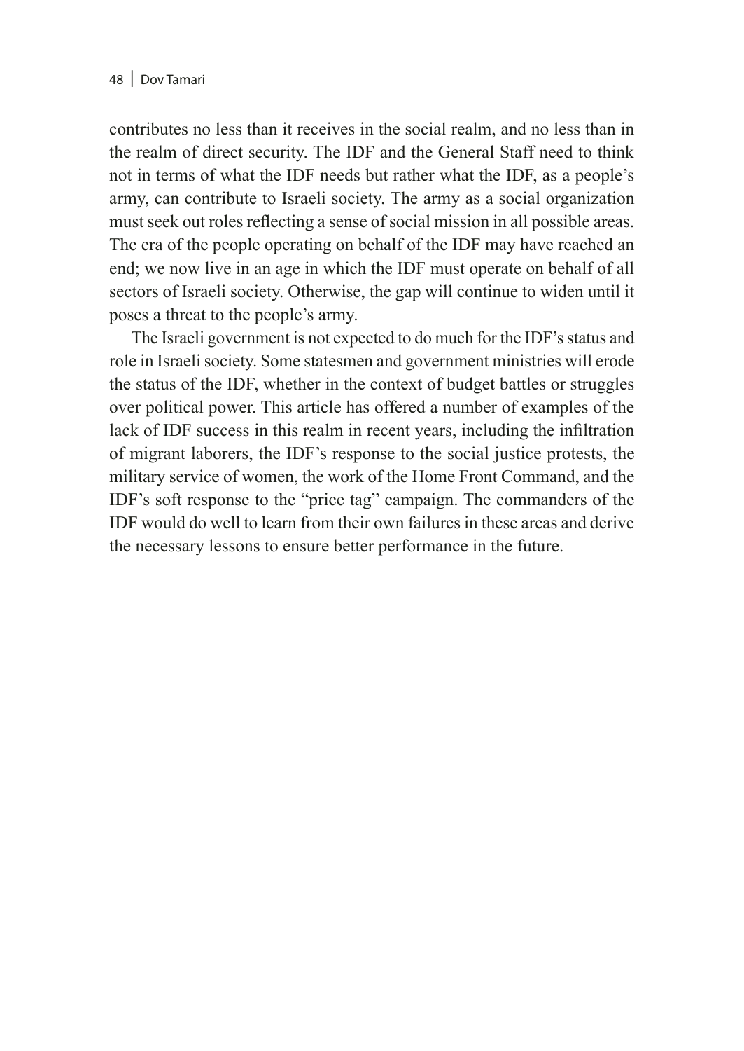contributes no less than it receives in the social realm, and no less than in the realm of direct security. The IDF and the General Staff need to think not in terms of what the IDF needs but rather what the IDF, as a people's army, can contribute to Israeli society. The army as a social organization must seek out roles reflecting a sense of social mission in all possible areas. The era of the people operating on behalf of the IDF may have reached an end; we now live in an age in which the IDF must operate on behalf of all sectors of Israeli society. Otherwise, the gap will continue to widen until it poses a threat to the people's army.

The Israeli government is not expected to do much for the IDF's status and role in Israeli society. Some statesmen and government ministries will erode the status of the IDF, whether in the context of budget battles or struggles over political power. This article has offered a number of examples of the lack of IDF success in this realm in recent years, including the infiltration of migrant laborers, the IDF's response to the social justice protests, the military service of women, the work of the Home Front Command, and the IDF's soft response to the "price tag" campaign. The commanders of the IDF would do well to learn from their own failures in these areas and derive the necessary lessons to ensure better performance in the future.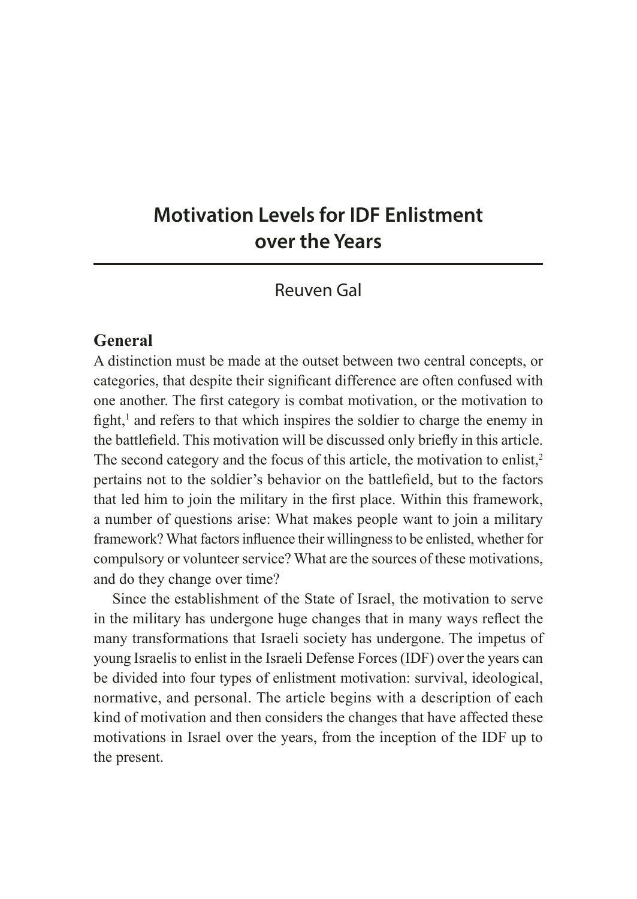# Motivation Levels for IDF Enlistment over the Years

Reuven Gal

## General

A distinction must be made at the outset between two central concepts, or categories, that despite their significant difference are often confused with one another. The first category is combat motivation, or the motivation to fight,[1] and refers to that which inspires the soldier to charge the enemy in the battlefield. This motivation will be discussed only briefly in this article. The second category and the focus of this article, the motivation to enlist,[2] pertains not to the soldier's behavior on the battlefield, but to the factors that led him to join the military in the first place. Within this framework, a number of questions arise: What makes people want to join a military framework? What factors influence their willingness to be enlisted, whether for compulsory or volunteer service? What are the sources of these motivations, and do they change over time?

Since the establishment of the State of Israel, the motivation to serve in the military has undergone huge changes that in many ways reflect the many transformations that Israeli society has undergone. The impetus of young Israelis to enlist in the Israeli Defense Forces (IDF) over the years can be divided into four types of enlistment motivation: survival, ideological, normative, and personal. The article begins with a description of each kind of motivation and then considers the changes that have affected these motivations in Israel over the years, from the inception of the IDF up to the present.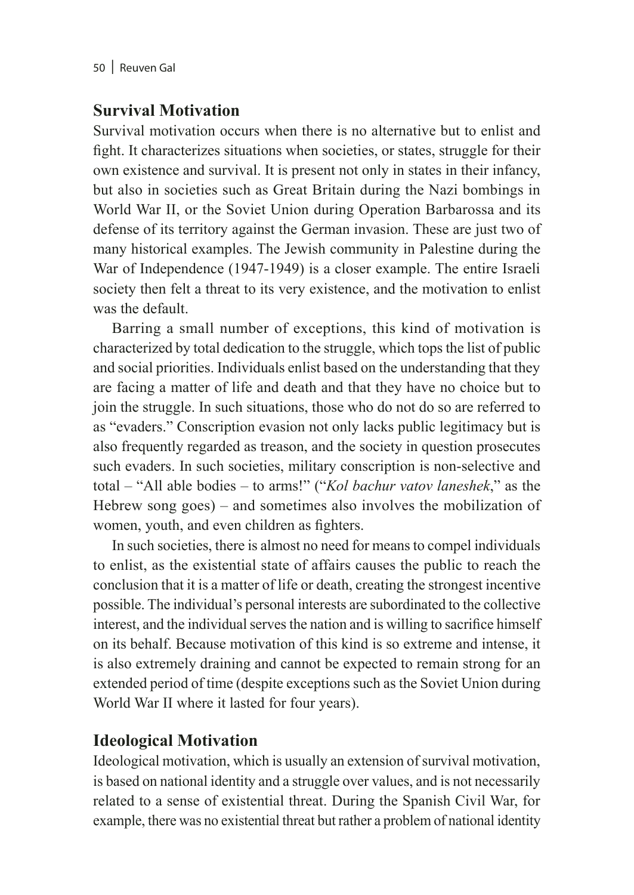## Survival Motivation

Survival motivation occurs when there is no alternative but to enlist and fight. It characterizes situations when societies, or states, struggle for their own existence and survival. It is present not only in states in their infancy, but also in societies such as Great Britain during the Nazi bombings in World War II, or the Soviet Union during Operation Barbarossa and its defense of its territory against the German invasion. These are just two of many historical examples. The Jewish community in Palestine during the War of Independence (1947-1949) is a closer example. The entire Israeli society then felt a threat to its very existence, and the motivation to enlist was the default.

Barring a small number of exceptions, this kind of motivation is characterized by total dedication to the struggle, which tops the list of public and social priorities. Individuals enlist based on the understanding that they are facing a matter of life and death and that they have no choice but to join the struggle. In such situations, those who do not do so are referred to as "evaders." Conscription evasion not only lacks public legitimacy but is also frequently regarded as treason, and the society in question prosecutes such evaders. In such societies, military conscription is non-selective and total – "All able bodies – to arms!" ("*Kol bachur vatov laneshek*," as the Hebrew song goes) – and sometimes also involves the mobilization of women, youth, and even children as fighters.

In such societies, there is almost no need for means to compel individuals to enlist, as the existential state of affairs causes the public to reach the conclusion that it is a matter of life or death, creating the strongest incentive possible. The individual's personal interests are subordinated to the collective interest, and the individual serves the nation and is willing to sacrifice himself on its behalf. Because motivation of this kind is so extreme and intense, it is also extremely draining and cannot be expected to remain strong for an extended period of time (despite exceptions such as the Soviet Union during World War II where it lasted for four years).

## Ideological Motivation

Ideological motivation, which is usually an extension of survival motivation, is based on national identity and a struggle over values, and is not necessarily related to a sense of existential threat. During the Spanish Civil War, for example, there was no existential threat but rather a problem of national identity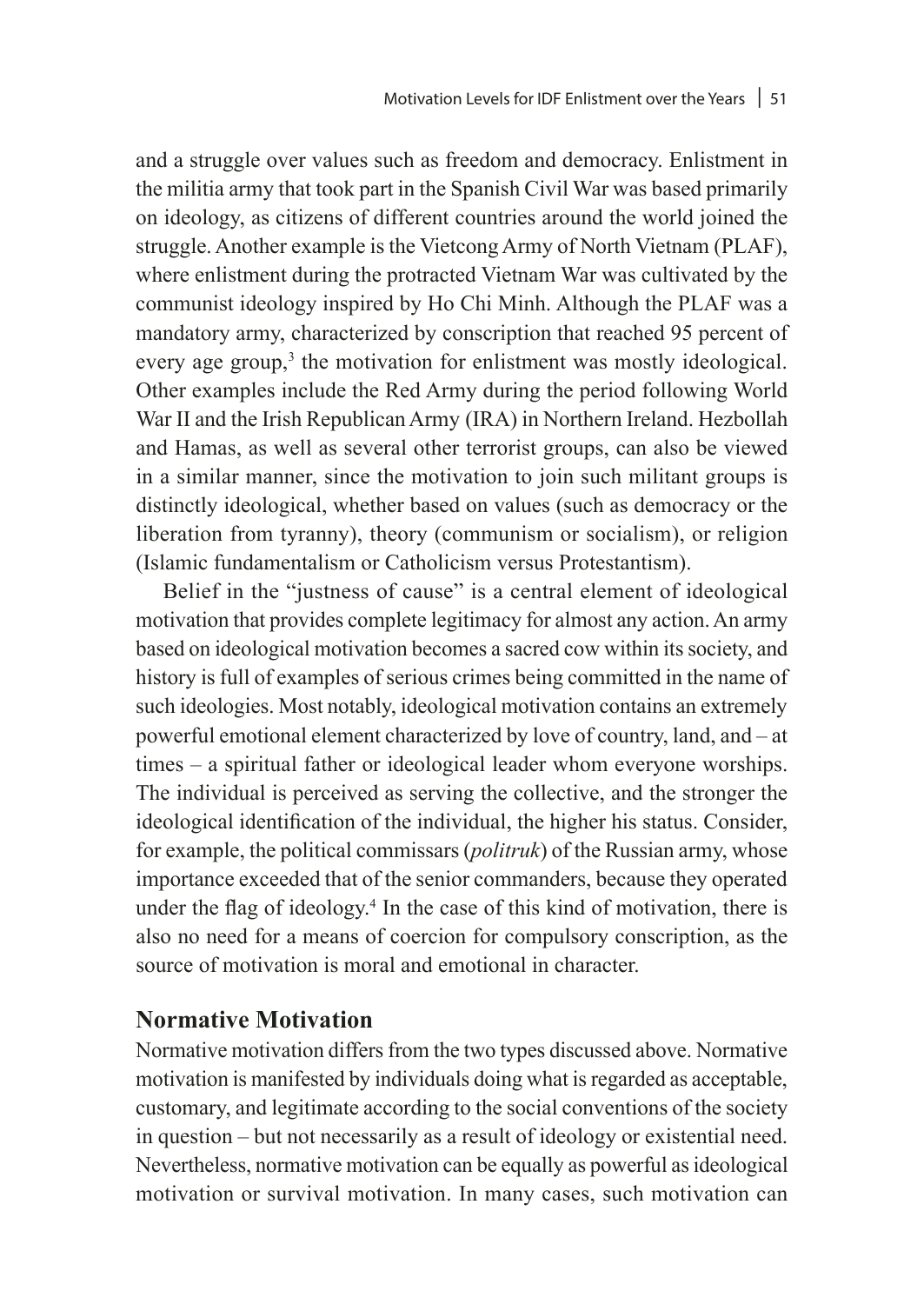and a struggle over values such as freedom and democracy. Enlistment in the militia army that took part in the Spanish Civil War was based primarily on ideology, as citizens of different countries around the world joined the struggle. Another example is the Vietcong Army of North Vietnam (PLAF), where enlistment during the protracted Vietnam War was cultivated by the communist ideology inspired by Ho Chi Minh. Although the PLAF was a mandatory army, characterized by conscription that reached 95 percent of every age group,[3] the motivation for enlistment was mostly ideological. Other examples include the Red Army during the period following World War II and the Irish Republican Army (IRA) in Northern Ireland. Hezbollah and Hamas, as well as several other terrorist groups, can also be viewed in a similar manner, since the motivation to join such militant groups is distinctly ideological, whether based on values (such as democracy or the liberation from tyranny), theory (communism or socialism), or religion (Islamic fundamentalism or Catholicism versus Protestantism).

Belief in the "justness of cause" is a central element of ideological motivation that provides complete legitimacy for almost any action. An army based on ideological motivation becomes a sacred cow within its society, and history is full of examples of serious crimes being committed in the name of such ideologies. Most notably, ideological motivation contains an extremely powerful emotional element characterized by love of country, land, and – at times – a spiritual father or ideological leader whom everyone worships. The individual is perceived as serving the collective, and the stronger the ideological identification of the individual, the higher his status. Consider, for example, the political commissars (*politruk*) of the Russian army, whose importance exceeded that of the senior commanders, because they operated under the flag of ideology.[4] In the case of this kind of motivation, there is also no need for a means of coercion for compulsory conscription, as the source of motivation is moral and emotional in character.

## Normative Motivation

Normative motivation differs from the two types discussed above. Normative motivation is manifested by individuals doing what is regarded as acceptable, customary, and legitimate according to the social conventions of the society in question – but not necessarily as a result of ideology or existential need. Nevertheless, normative motivation can be equally as powerful as ideological motivation or survival motivation. In many cases, such motivation can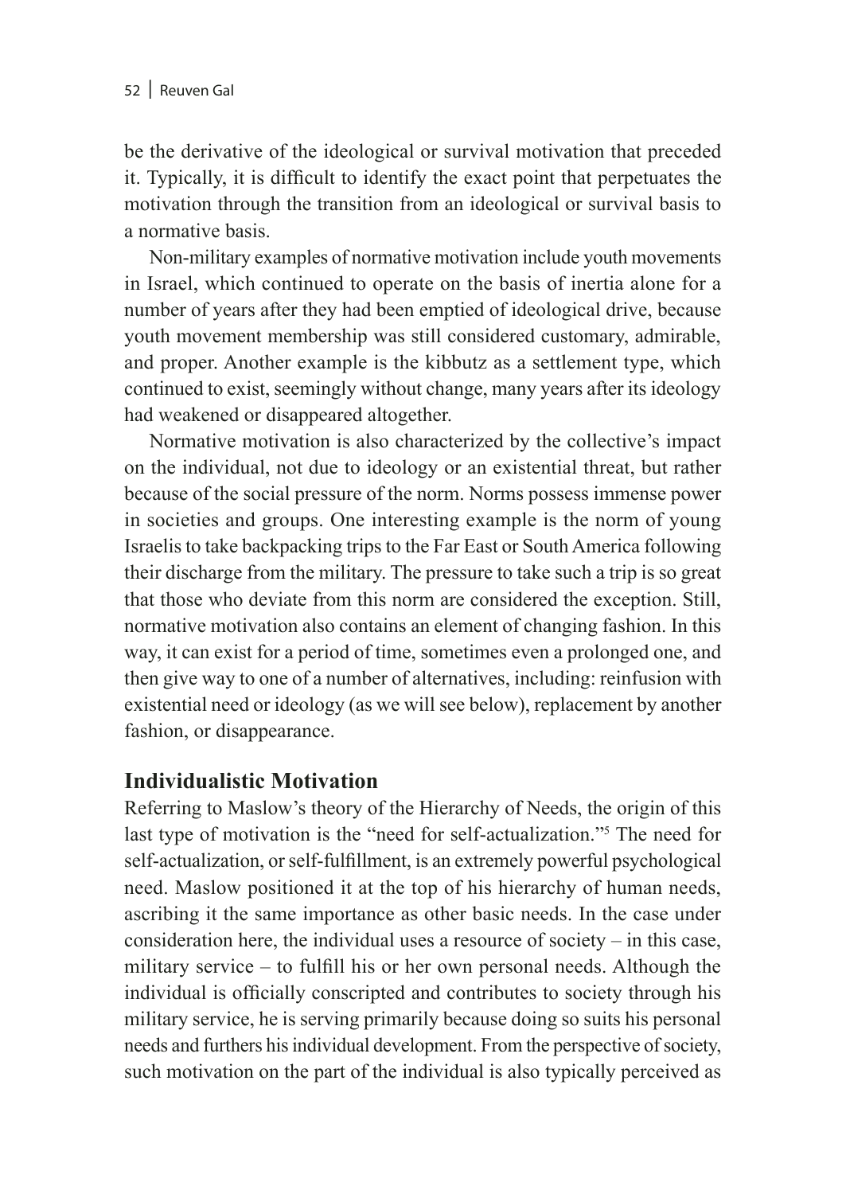be the derivative of the ideological or survival motivation that preceded it. Typically, it is difficult to identify the exact point that perpetuates the motivation through the transition from an ideological or survival basis to a normative basis.

Non-military examples of normative motivation include youth movements in Israel, which continued to operate on the basis of inertia alone for a number of years after they had been emptied of ideological drive, because youth movement membership was still considered customary, admirable, and proper. Another example is the kibbutz as a settlement type, which continued to exist, seemingly without change, many years after its ideology had weakened or disappeared altogether.

Normative motivation is also characterized by the collective's impact on the individual, not due to ideology or an existential threat, but rather because of the social pressure of the norm. Norms possess immense power in societies and groups. One interesting example is the norm of young Israelis to take backpacking trips to the Far East or South America following their discharge from the military. The pressure to take such a trip is so great that those who deviate from this norm are considered the exception. Still, normative motivation also contains an element of changing fashion. In this way, it can exist for a period of time, sometimes even a prolonged one, and then give way to one of a number of alternatives, including: reinfusion with existential need or ideology (as we will see below), replacement by another fashion, or disappearance.

## Individualistic Motivation

Referring to Maslow's theory of the Hierarchy of Needs, the origin of this last type of motivation is the "need for self-actualization."[5] The need for self-actualization, or self-fulfillment, is an extremely powerful psychological need. Maslow positioned it at the top of his hierarchy of human needs, ascribing it the same importance as other basic needs. In the case under consideration here, the individual uses a resource of society – in this case, military service – to fulfill his or her own personal needs. Although the individual is officially conscripted and contributes to society through his military service, he is serving primarily because doing so suits his personal needs and furthers his individual development. From the perspective of society, such motivation on the part of the individual is also typically perceived as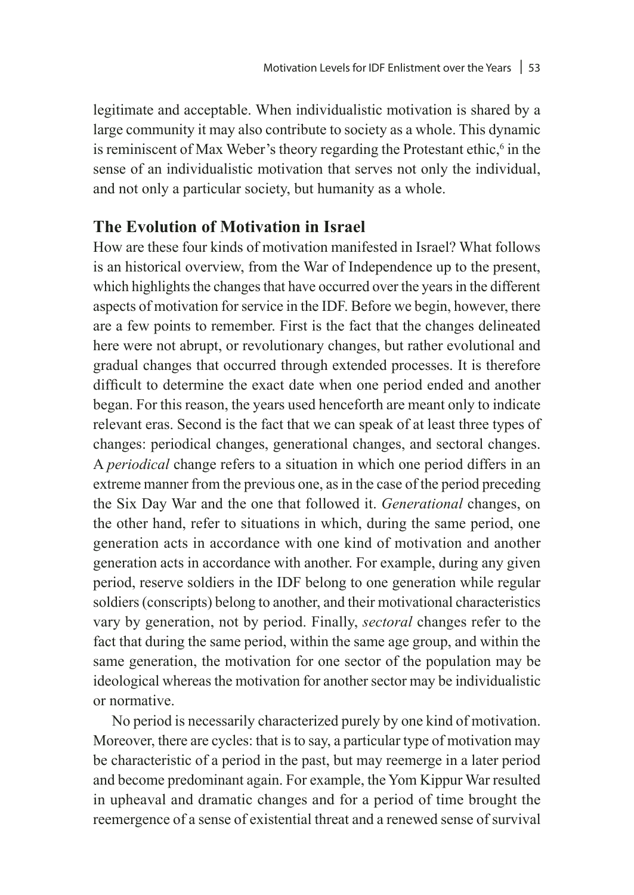legitimate and acceptable. When individualistic motivation is shared by a large community it may also contribute to society as a whole. This dynamic is reminiscent of Max Weber's theory regarding the Protestant ethic,[6] in the sense of an individualistic motivation that serves not only the individual, and not only a particular society, but humanity as a whole.

## The Evolution of Motivation in Israel

How are these four kinds of motivation manifested in Israel? What follows is an historical overview, from the War of Independence up to the present, which highlights the changes that have occurred over the years in the different aspects of motivation for service in the IDF. Before we begin, however, there are a few points to remember. First is the fact that the changes delineated here were not abrupt, or revolutionary changes, but rather evolutional and gradual changes that occurred through extended processes. It is therefore difficult to determine the exact date when one period ended and another began. For this reason, the years used henceforth are meant only to indicate relevant eras. Second is the fact that we can speak of at least three types of changes: periodical changes, generational changes, and sectoral changes. A *periodical* change refers to a situation in which one period differs in an extreme manner from the previous one, as in the case of the period preceding the Six Day War and the one that followed it. *Generational* changes, on the other hand, refer to situations in which, during the same period, one generation acts in accordance with one kind of motivation and another generation acts in accordance with another. For example, during any given period, reserve soldiers in the IDF belong to one generation while regular soldiers (conscripts) belong to another, and their motivational characteristics vary by generation, not by period. Finally, *sectoral* changes refer to the fact that during the same period, within the same age group, and within the same generation, the motivation for one sector of the population may be ideological whereas the motivation for another sector may be individualistic or normative.

No period is necessarily characterized purely by one kind of motivation. Moreover, there are cycles: that is to say, a particular type of motivation may be characteristic of a period in the past, but may reemerge in a later period and become predominant again. For example, the Yom Kippur War resulted in upheaval and dramatic changes and for a period of time brought the reemergence of a sense of existential threat and a renewed sense of survival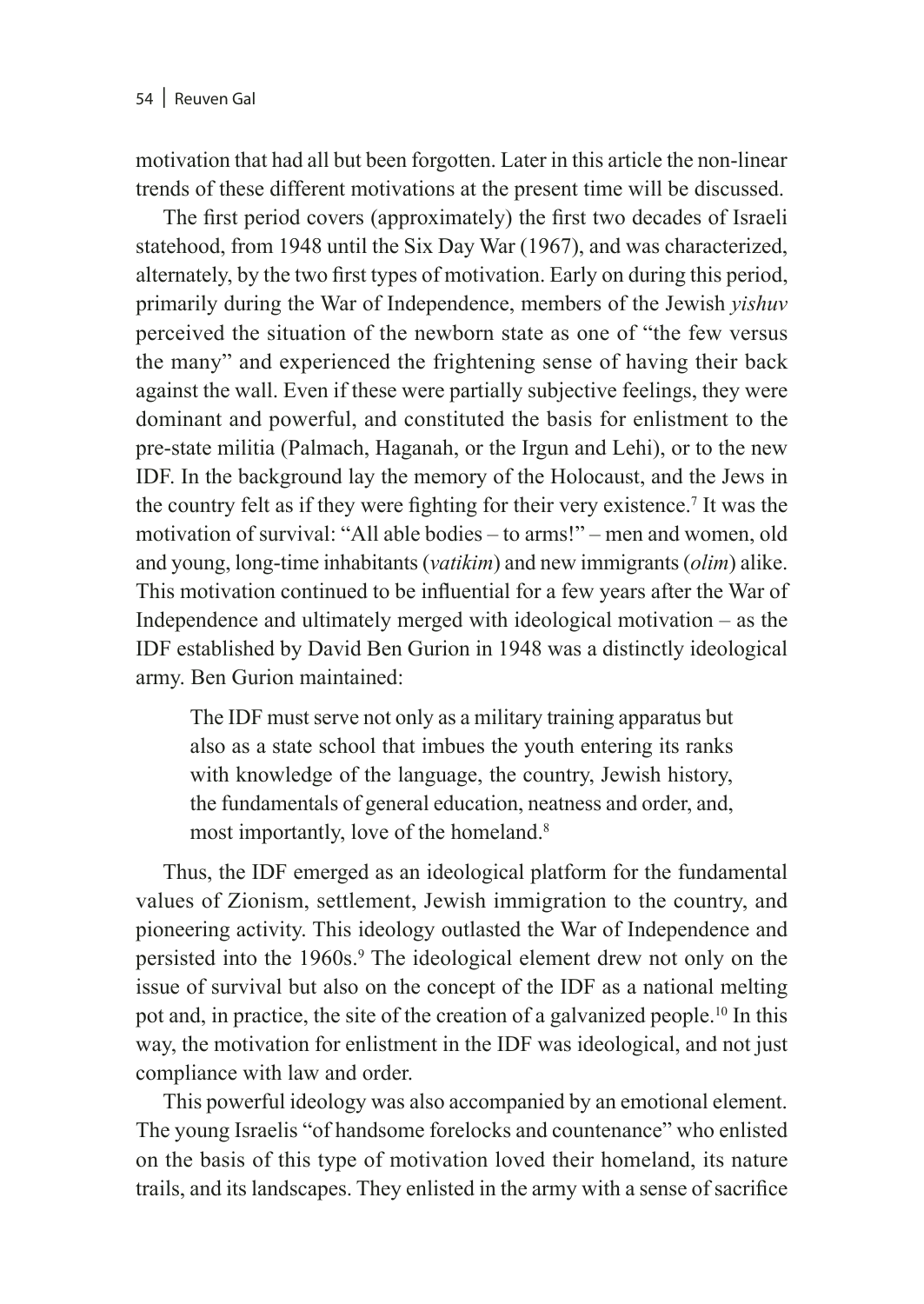motivation that had all but been forgotten. Later in this article the non-linear trends of these different motivations at the present time will be discussed.

The first period covers (approximately) the first two decades of Israeli statehood, from 1948 until the Six Day War (1967), and was characterized, alternately, by the two first types of motivation. Early on during this period, primarily during the War of Independence, members of the Jewish *yishuv* perceived the situation of the newborn state as one of "the few versus the many" and experienced the frightening sense of having their back against the wall. Even if these were partially subjective feelings, they were dominant and powerful, and constituted the basis for enlistment to the pre-state militia (Palmach, Haganah, or the Irgun and Lehi), or to the new IDF. In the background lay the memory of the Holocaust, and the Jews in the country felt as if they were fighting for their very existence.[7] It was the motivation of survival: "All able bodies – to arms!" – men and women, old and young, long-time inhabitants (*vatikim*) and new immigrants (*olim*) alike. This motivation continued to be influential for a few years after the War of Independence and ultimately merged with ideological motivation – as the IDF established by David Ben Gurion in 1948 was a distinctly ideological army. Ben Gurion maintained:

> The IDF must serve not only as a military training apparatus but also as a state school that imbues the youth entering its ranks with knowledge of the language, the country, Jewish history, the fundamentals of general education, neatness and order, and, most importantly, love of the homeland.[8]

Thus, the IDF emerged as an ideological platform for the fundamental values of Zionism, settlement, Jewish immigration to the country, and pioneering activity. This ideology outlasted the War of Independence and persisted into the 1960s.[9] The ideological element drew not only on the issue of survival but also on the concept of the IDF as a national melting pot and, in practice, the site of the creation of a galvanized people.[10] In this way, the motivation for enlistment in the IDF was ideological, and not just compliance with law and order.

This powerful ideology was also accompanied by an emotional element. The young Israelis "of handsome forelocks and countenance" who enlisted on the basis of this type of motivation loved their homeland, its nature trails, and its landscapes. They enlisted in the army with a sense of sacrifice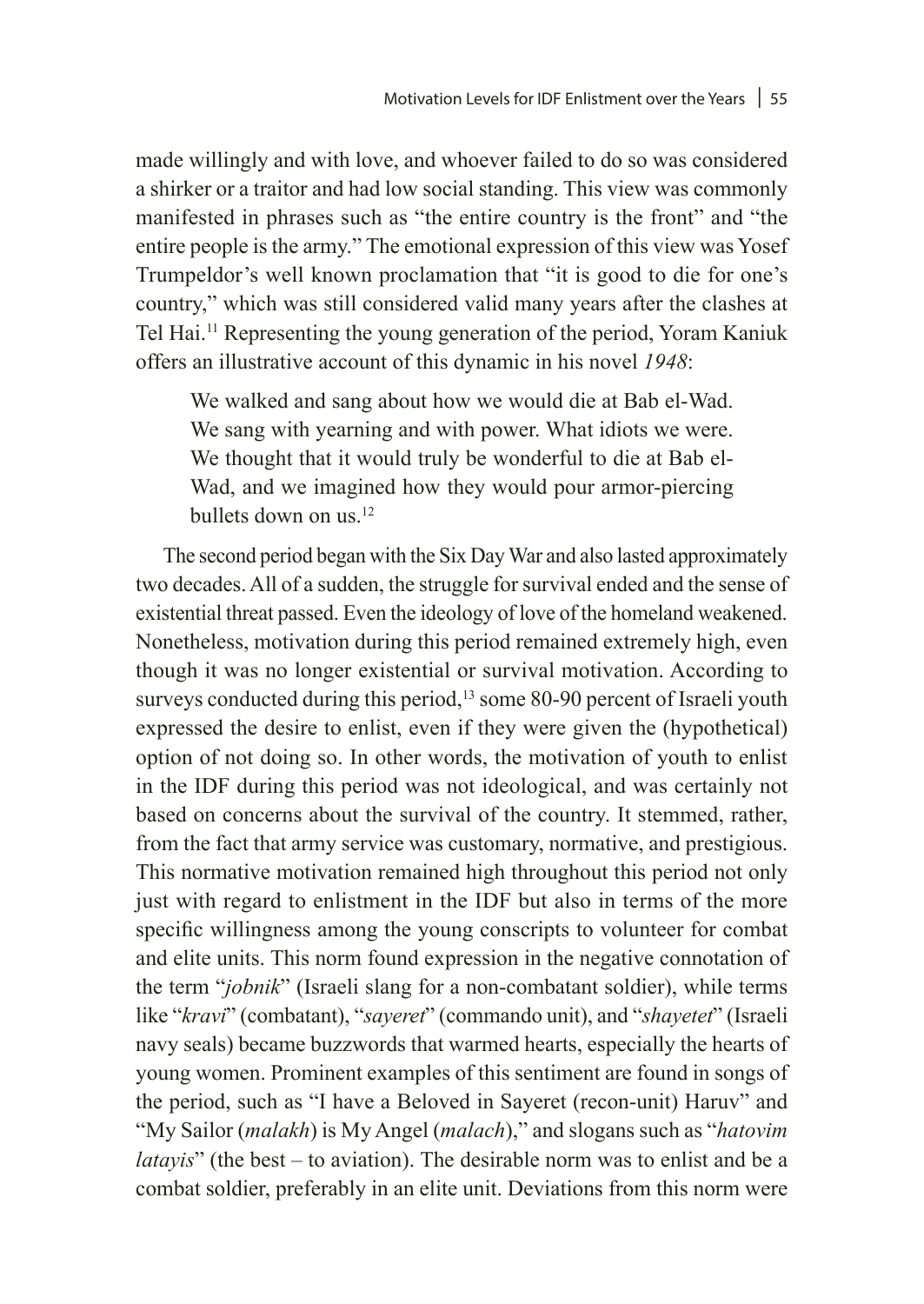made willingly and with love, and whoever failed to do so was considered a shirker or a traitor and had low social standing. This view was commonly manifested in phrases such as "the entire country is the front" and "the entire people is the army." The emotional expression of this view was Yosef Trumpeldor's well known proclamation that "it is good to die for one's country," which was still considered valid many years after the clashes at Tel Hai.[11] Representing the young generation of the period, Yoram Kaniuk offers an illustrative account of this dynamic in his novel *1948*:

> We walked and sang about how we would die at Bab el-Wad. We sang with yearning and with power. What idiots we were. We thought that it would truly be wonderful to die at Bab el-Wad, and we imagined how they would pour armor-piercing bullets down on us.[12]

The second period began with the Six Day War and also lasted approximately two decades. All of a sudden, the struggle for survival ended and the sense of existential threat passed. Even the ideology of love of the homeland weakened. Nonetheless, motivation during this period remained extremely high, even though it was no longer existential or survival motivation. According to surveys conducted during this period,[13] some 80-90 percent of Israeli youth expressed the desire to enlist, even if they were given the (hypothetical) option of not doing so. In other words, the motivation of youth to enlist in the IDF during this period was not ideological, and was certainly not based on concerns about the survival of the country. It stemmed, rather, from the fact that army service was customary, normative, and prestigious. This normative motivation remained high throughout this period not only just with regard to enlistment in the IDF but also in terms of the more specific willingness among the young conscripts to volunteer for combat and elite units. This norm found expression in the negative connotation of the term "*jobnik*" (Israeli slang for a non-combatant soldier), while terms like "*kravi*" (combatant), "*sayeret*" (commando unit), and "*shayetet*" (Israeli navy seals) became buzzwords that warmed hearts, especially the hearts of young women. Prominent examples of this sentiment are found in songs of the period, such as "I have a Beloved in Sayeret (recon-unit) Haruv" and "My Sailor (*malakh*) is My Angel (*malach*)," and slogans such as "*hatovim latayis*" (the best – to aviation). The desirable norm was to enlist and be a combat soldier, preferably in an elite unit. Deviations from this norm were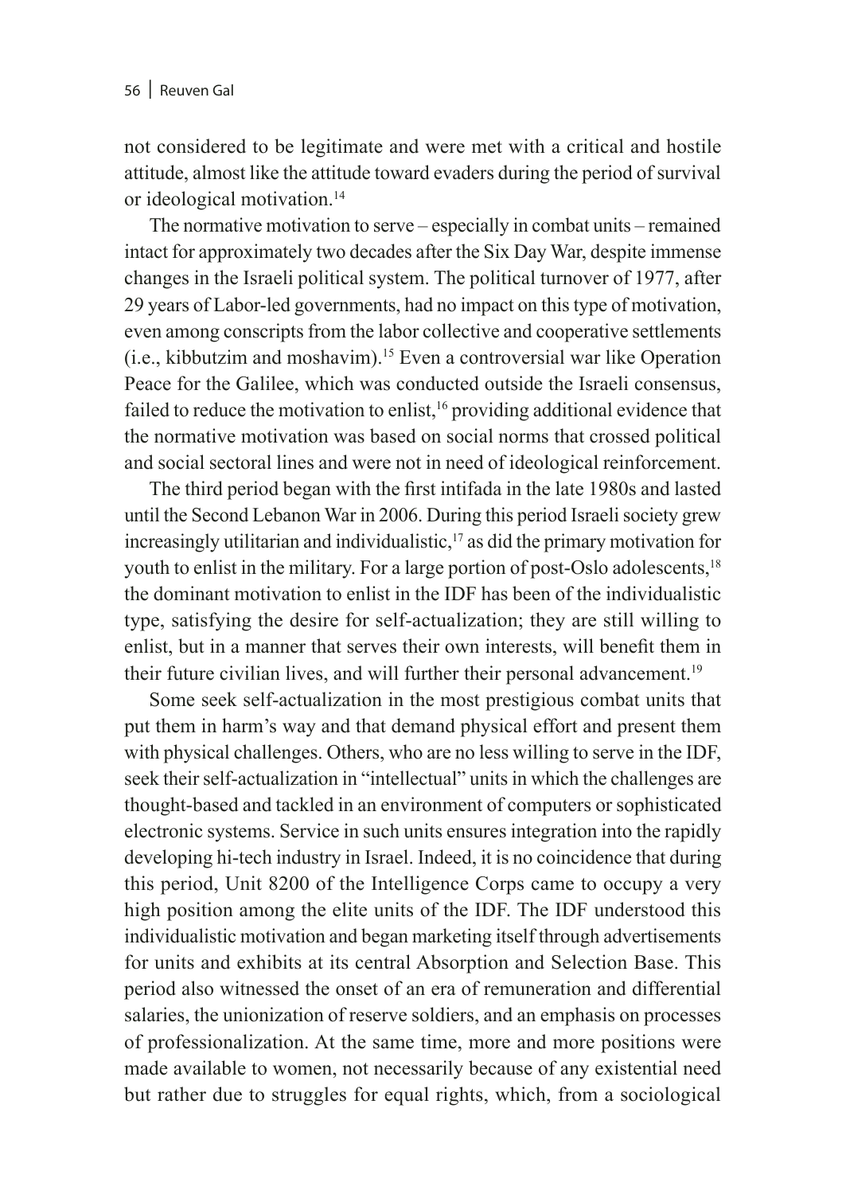not considered to be legitimate and were met with a critical and hostile attitude, almost like the attitude toward evaders during the period of survival or ideological motivation.[14]

The normative motivation to serve – especially in combat units – remained intact for approximately two decades after the Six Day War, despite immense changes in the Israeli political system. The political turnover of 1977, after 29 years of Labor-led governments, had no impact on this type of motivation, even among conscripts from the labor collective and cooperative settlements (i.e., kibbutzim and moshavim).[15] Even a controversial war like Operation Peace for the Galilee, which was conducted outside the Israeli consensus, failed to reduce the motivation to enlist,[16] providing additional evidence that the normative motivation was based on social norms that crossed political and social sectoral lines and were not in need of ideological reinforcement.

The third period began with the first intifada in the late 1980s and lasted until the Second Lebanon War in 2006. During this period Israeli society grew increasingly utilitarian and individualistic,[17] as did the primary motivation for youth to enlist in the military. For a large portion of post-Oslo adolescents,[18] the dominant motivation to enlist in the IDF has been of the individualistic type, satisfying the desire for self-actualization; they are still willing to enlist, but in a manner that serves their own interests, will benefit them in their future civilian lives, and will further their personal advancement.[19]

Some seek self-actualization in the most prestigious combat units that put them in harm's way and that demand physical effort and present them with physical challenges. Others, who are no less willing to serve in the IDF, seek their self-actualization in "intellectual" units in which the challenges are thought-based and tackled in an environment of computers or sophisticated electronic systems. Service in such units ensures integration into the rapidly developing hi-tech industry in Israel. Indeed, it is no coincidence that during this period, Unit 8200 of the Intelligence Corps came to occupy a very high position among the elite units of the IDF. The IDF understood this individualistic motivation and began marketing itself through advertisements for units and exhibits at its central Absorption and Selection Base. This period also witnessed the onset of an era of remuneration and differential salaries, the unionization of reserve soldiers, and an emphasis on processes of professionalization. At the same time, more and more positions were made available to women, not necessarily because of any existential need but rather due to struggles for equal rights, which, from a sociological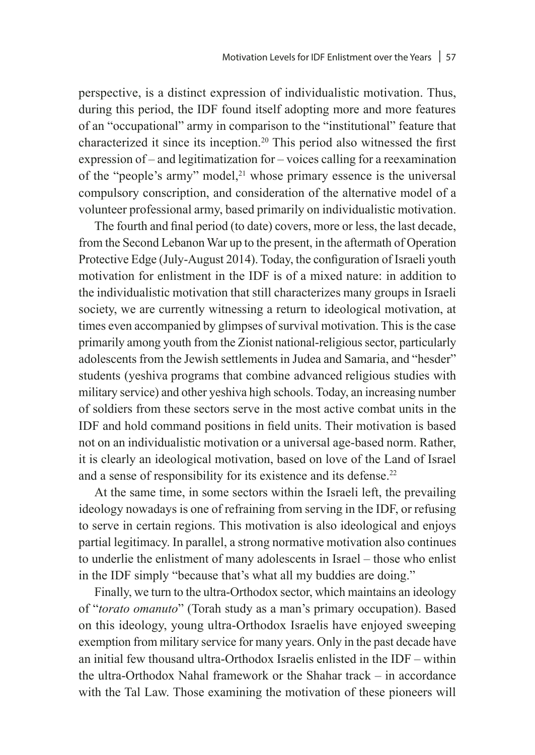perspective, is a distinct expression of individualistic motivation. Thus, during this period, the IDF found itself adopting more and more features of an "occupational" army in comparison to the "institutional" feature that characterized it since its inception.[20] This period also witnessed the first expression of – and legitimatization for – voices calling for a reexamination of the "people's army" model,[21] whose primary essence is the universal compulsory conscription, and consideration of the alternative model of a volunteer professional army, based primarily on individualistic motivation.

The fourth and final period (to date) covers, more or less, the last decade, from the Second Lebanon War up to the present, in the aftermath of Operation Protective Edge (July-August 2014). Today, the configuration of Israeli youth motivation for enlistment in the IDF is of a mixed nature: in addition to the individualistic motivation that still characterizes many groups in Israeli society, we are currently witnessing a return to ideological motivation, at times even accompanied by glimpses of survival motivation. This is the case primarily among youth from the Zionist national-religious sector, particularly adolescents from the Jewish settlements in Judea and Samaria, and "hesder" students (yeshiva programs that combine advanced religious studies with military service) and other yeshiva high schools. Today, an increasing number of soldiers from these sectors serve in the most active combat units in the IDF and hold command positions in field units. Their motivation is based not on an individualistic motivation or a universal age-based norm. Rather, it is clearly an ideological motivation, based on love of the Land of Israel and a sense of responsibility for its existence and its defense.[22]

At the same time, in some sectors within the Israeli left, the prevailing ideology nowadays is one of refraining from serving in the IDF, or refusing to serve in certain regions. This motivation is also ideological and enjoys partial legitimacy. In parallel, a strong normative motivation also continues to underlie the enlistment of many adolescents in Israel – those who enlist in the IDF simply "because that's what all my buddies are doing."

Finally, we turn to the ultra-Orthodox sector, which maintains an ideology of "*torato omanuto*" (Torah study as a man's primary occupation). Based on this ideology, young ultra-Orthodox Israelis have enjoyed sweeping exemption from military service for many years. Only in the past decade have an initial few thousand ultra-Orthodox Israelis enlisted in the IDF – within the ultra-Orthodox Nahal framework or the Shahar track – in accordance with the Tal Law. Those examining the motivation of these pioneers will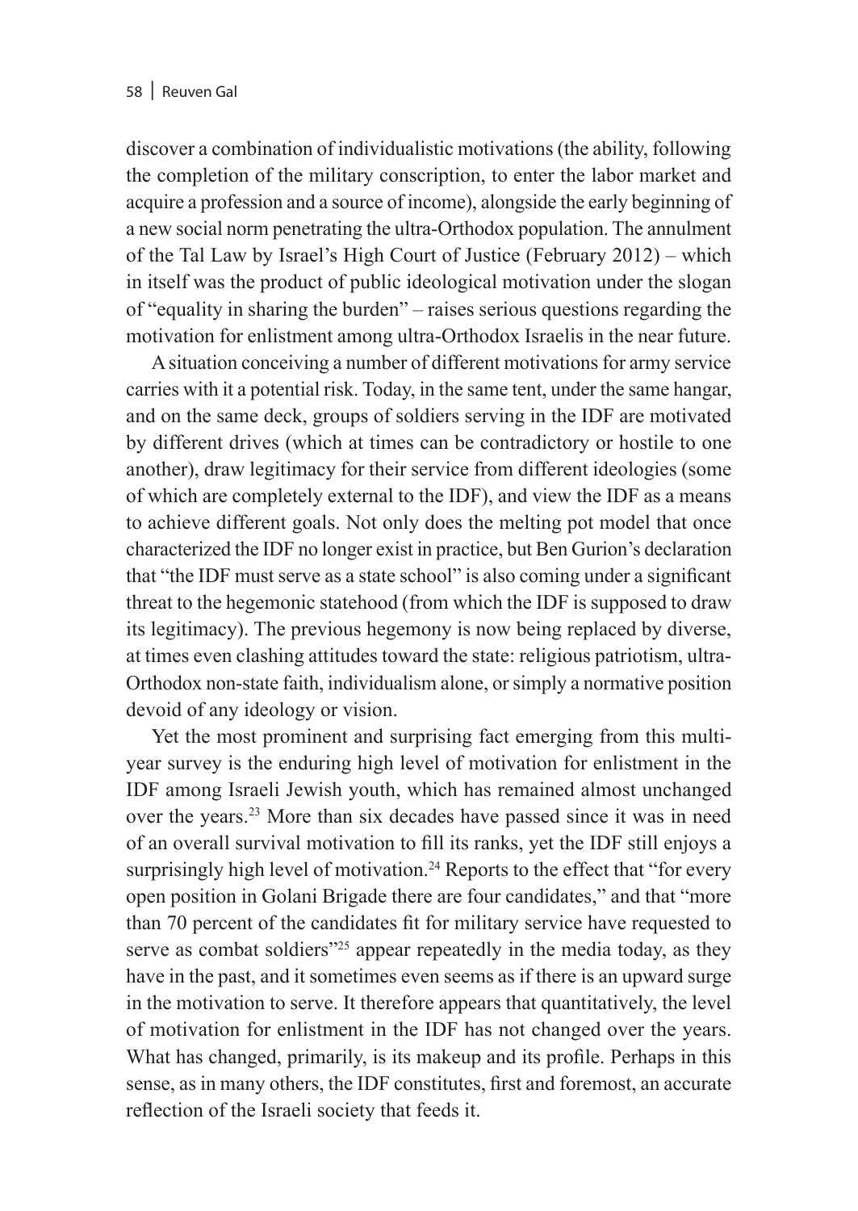discover a combination of individualistic motivations (the ability, following the completion of the military conscription, to enter the labor market and acquire a profession and a source of income), alongside the early beginning of a new social norm penetrating the ultra-Orthodox population. The annulment of the Tal Law by Israel's High Court of Justice (February 2012) – which in itself was the product of public ideological motivation under the slogan of "equality in sharing the burden" – raises serious questions regarding the motivation for enlistment among ultra-Orthodox Israelis in the near future.

A situation conceiving a number of different motivations for army service carries with it a potential risk. Today, in the same tent, under the same hangar, and on the same deck, groups of soldiers serving in the IDF are motivated by different drives (which at times can be contradictory or hostile to one another), draw legitimacy for their service from different ideologies (some of which are completely external to the IDF), and view the IDF as a means to achieve different goals. Not only does the melting pot model that once characterized the IDF no longer exist in practice, but Ben Gurion's declaration that "the IDF must serve as a state school" is also coming under a significant threat to the hegemonic statehood (from which the IDF is supposed to draw its legitimacy). The previous hegemony is now being replaced by diverse, at times even clashing attitudes toward the state: religious patriotism, ultra-Orthodox non-state faith, individualism alone, or simply a normative position devoid of any ideology or vision.

Yet the most prominent and surprising fact emerging from this multi-year survey is the enduring high level of motivation for enlistment in the IDF among Israeli Jewish youth, which has remained almost unchanged over the years.[23] More than six decades have passed since it was in need of an overall survival motivation to fill its ranks, yet the IDF still enjoys a surprisingly high level of motivation.[24] Reports to the effect that "for every open position in Golani Brigade there are four candidates," and that "more than 70 percent of the candidates fit for military service have requested to serve as combat soldiers"[25] appear repeatedly in the media today, as they have in the past, and it sometimes even seems as if there is an upward surge in the motivation to serve. It therefore appears that quantitatively, the level of motivation for enlistment in the IDF has not changed over the years. What has changed, primarily, is its makeup and its profile. Perhaps in this sense, as in many others, the IDF constitutes, first and foremost, an accurate reflection of the Israeli society that feeds it.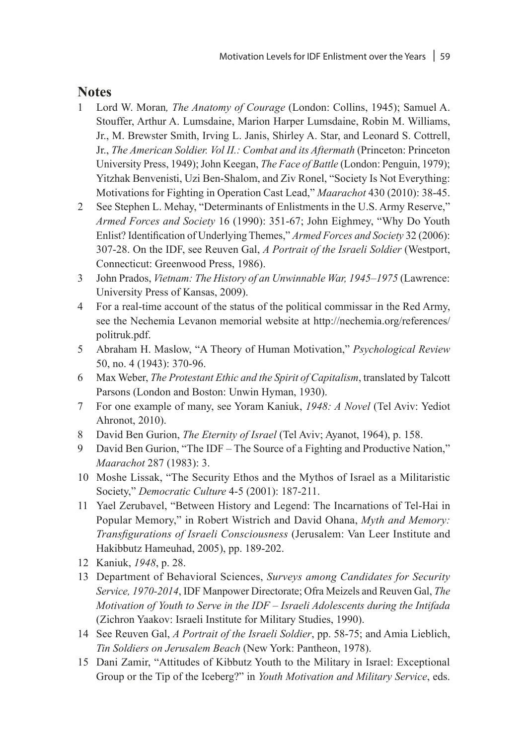## Notes

1 Lord W. Moran*, The Anatomy of Courage* (London: Collins, 1945); Samuel A. Stouffer, Arthur A. Lumsdaine, Marion Harper Lumsdaine, Robin M. Williams, Jr., M. Brewster Smith, Irving L. Janis, Shirley A. Star, and Leonard S. Cottrell, Jr., *The American Soldier. Vol II.: Combat and its Aftermath* (Princeton: Princeton University Press, 1949); John Keegan, *The Face of Battle* (London: Penguin, 1979); Yitzhak Benvenisti, Uzi Ben-Shalom, and Ziv Ronel, "Society Is Not Everything: Motivations for Fighting in Operation Cast Lead," *Maarachot* 430 (2010): 38-45.

2 See Stephen L. Mehay, "Determinants of Enlistments in the U.S. Army Reserve," *Armed Forces and Society* 16 (1990): 351-67; John Eighmey, "Why Do Youth Enlist? Identification of Underlying Themes," *Armed Forces and Society* 32 (2006): 307-28. On the IDF, see Reuven Gal, *A Portrait of the Israeli Soldier* (Westport, Connecticut: Greenwood Press, 1986).

3 John Prados, *Vietnam: The History of an Unwinnable War, 1945–1975* (Lawrence: University Press of Kansas, 2009).

4 For a real-time account of the status of the political commissar in the Red Army, see the Nechemia Levanon memorial website at http://nechemia.org/references/politruk.pdf.

5 Abraham H. Maslow, "A Theory of Human Motivation," *Psychological Review* 50, no. 4 (1943): 370-96.

6 Max Weber, *The Protestant Ethic and the Spirit of Capitalism*, translated by Talcott Parsons (London and Boston: Unwin Hyman, 1930).

7 For one example of many, see Yoram Kaniuk, *1948: A Novel* (Tel Aviv: Yediot Ahronot, 2010).

8 David Ben Gurion, *The Eternity of Israel* (Tel Aviv; Ayanot, 1964), p. 158.

9 David Ben Gurion, "The IDF – The Source of a Fighting and Productive Nation," *Maarachot* 287 (1983): 3.

10 Moshe Lissak, "The Security Ethos and the Mythos of Israel as a Militaristic Society," *Democratic Culture* 4-5 (2001): 187-211.

11 Yael Zerubavel, "Between History and Legend: The Incarnations of Tel-Hai in Popular Memory," in Robert Wistrich and David Ohana, *Myth and Memory: Transfigurations of Israeli Consciousness* (Jerusalem: Van Leer Institute and Hakibbutz Hameuhad, 2005), pp. 189-202.

12 Kaniuk, *1948*, p. 28.

13 Department of Behavioral Sciences, *Surveys among Candidates for Security Service, 1970-2014*, IDF Manpower Directorate; Ofra Meizels and Reuven Gal, *The Motivation of Youth to Serve in the IDF – Israeli Adolescents during the Intifada* (Zichron Yaakov: Israeli Institute for Military Studies, 1990).

14 See Reuven Gal, *A Portrait of the Israeli Soldier*, pp. 58-75; and Amia Lieblich, *Tin Soldiers on Jerusalem Beach* (New York: Pantheon, 1978).

15 Dani Zamir, "Attitudes of Kibbutz Youth to the Military in Israel: Exceptional Group or the Tip of the Iceberg?" in *Youth Motivation and Military Service*, eds.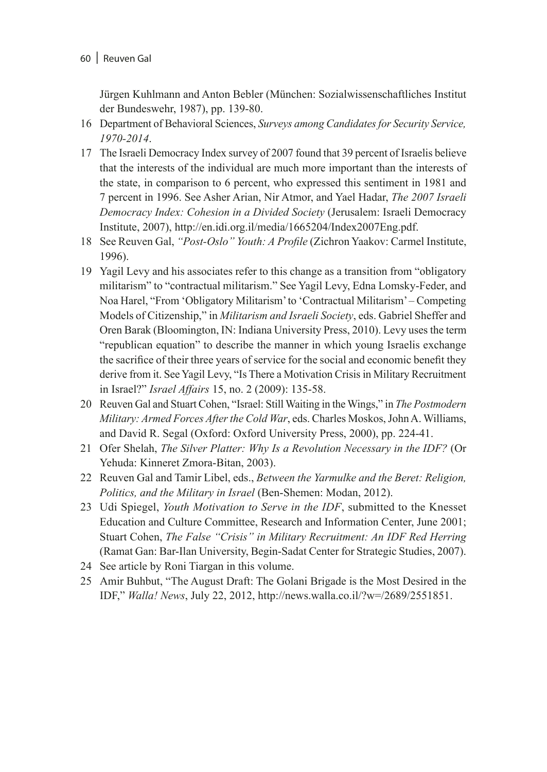Jürgen Kuhlmann and Anton Bebler (München: Sozialwissenschaftliches Institut der Bundeswehr, 1987), pp. 139-80.

16 Department of Behavioral Sciences, *Surveys among Candidates for Security Service, 1970-2014*.

17 The Israeli Democracy Index survey of 2007 found that 39 percent of Israelis believe that the interests of the individual are much more important than the interests of the state, in comparison to 6 percent, who expressed this sentiment in 1981 and 7 percent in 1996. See Asher Arian, Nir Atmor, and Yael Hadar, *The 2007 Israeli Democracy Index: Cohesion in a Divided Society* (Jerusalem: Israeli Democracy Institute, 2007), http://en.idi.org.il/media/1665204/Index2007Eng.pdf.

18 See Reuven Gal, *"Post-Oslo" Youth: A Profile* (Zichron Yaakov: Carmel Institute, 1996).

19 Yagil Levy and his associates refer to this change as a transition from "obligatory militarism" to "contractual militarism." See Yagil Levy, Edna Lomsky-Feder, and Noa Harel, "From 'Obligatory Militarism' to 'Contractual Militarism' – Competing Models of Citizenship," in *Militarism and Israeli Society*, eds. Gabriel Sheffer and Oren Barak (Bloomington, IN: Indiana University Press, 2010). Levy uses the term "republican equation" to describe the manner in which young Israelis exchange the sacrifice of their three years of service for the social and economic benefit they derive from it. See Yagil Levy, "Is There a Motivation Crisis in Military Recruitment in Israel?" *Israel Affairs* 15, no. 2 (2009): 135-58.

20 Reuven Gal and Stuart Cohen, "Israel: Still Waiting in the Wings," in *The Postmodern Military: Armed Forces After the Cold War*, eds. Charles Moskos, John A. Williams, and David R. Segal (Oxford: Oxford University Press, 2000), pp. 224-41.

21 Ofer Shelah, *The Silver Platter: Why Is a Revolution Necessary in the IDF?* (Or Yehuda: Kinneret Zmora-Bitan, 2003).

22 Reuven Gal and Tamir Libel, eds., *Between the Yarmulke and the Beret: Religion, Politics, and the Military in Israel* (Ben-Shemen: Modan, 2012).

23 Udi Spiegel, *Youth Motivation to Serve in the IDF*, submitted to the Knesset Education and Culture Committee, Research and Information Center, June 2001; Stuart Cohen, *The False "Crisis" in Military Recruitment: An IDF Red Herring* (Ramat Gan: Bar-Ilan University, Begin-Sadat Center for Strategic Studies, 2007).

24 See article by Roni Tiargan in this volume.

25 Amir Buhbut, "The August Draft: The Golani Brigade is the Most Desired in the IDF," *Walla! News*, July 22, 2012, http://news.walla.co.il/?w=/2689/2551851.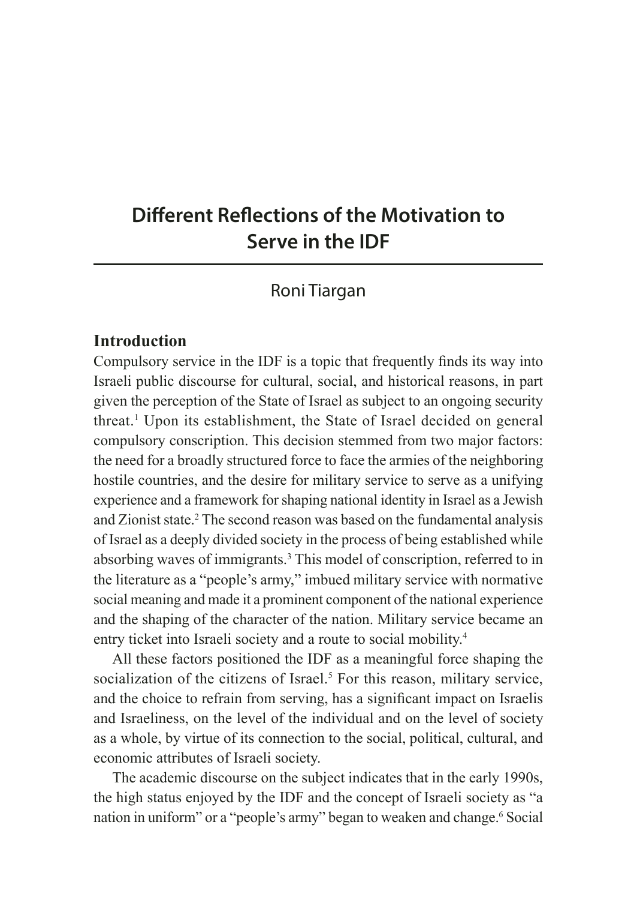# Different Reflections of the Motivation to Serve in the IDF

Roni Tiargan

## Introduction

Compulsory service in the IDF is a topic that frequently finds its way into Israeli public discourse for cultural, social, and historical reasons, in part given the perception of the State of Israel as subject to an ongoing security threat.[1] Upon its establishment, the State of Israel decided on general compulsory conscription. This decision stemmed from two major factors: the need for a broadly structured force to face the armies of the neighboring hostile countries, and the desire for military service to serve as a unifying experience and a framework for shaping national identity in Israel as a Jewish and Zionist state.[2] The second reason was based on the fundamental analysis of Israel as a deeply divided society in the process of being established while absorbing waves of immigrants.[3] This model of conscription, referred to in the literature as a "people's army," imbued military service with normative social meaning and made it a prominent component of the national experience and the shaping of the character of the nation. Military service became an entry ticket into Israeli society and a route to social mobility.[4]

All these factors positioned the IDF as a meaningful force shaping the socialization of the citizens of Israel.[5] For this reason, military service, and the choice to refrain from serving, has a significant impact on Israelis and Israeliness, on the level of the individual and on the level of society as a whole, by virtue of its connection to the social, political, cultural, and economic attributes of Israeli society.

The academic discourse on the subject indicates that in the early 1990s, the high status enjoyed by the IDF and the concept of Israeli society as "a nation in uniform" or a "people's army" began to weaken and change.[6] Social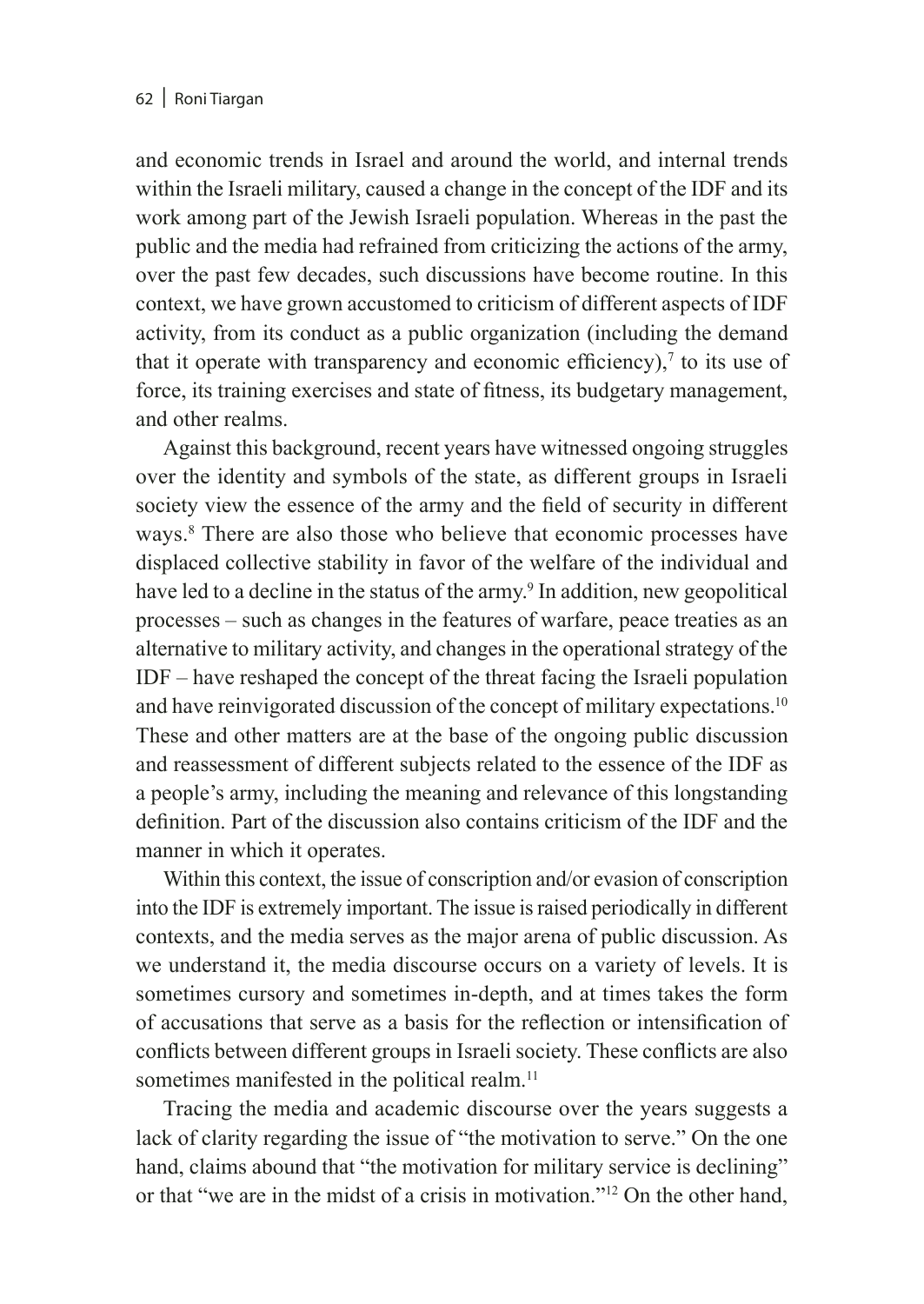and economic trends in Israel and around the world, and internal trends within the Israeli military, caused a change in the concept of the IDF and its work among part of the Jewish Israeli population. Whereas in the past the public and the media had refrained from criticizing the actions of the army, over the past few decades, such discussions have become routine. In this context, we have grown accustomed to criticism of different aspects of IDF activity, from its conduct as a public organization (including the demand that it operate with transparency and economic efficiency),[7] to its use of force, its training exercises and state of fitness, its budgetary management, and other realms.

Against this background, recent years have witnessed ongoing struggles over the identity and symbols of the state, as different groups in Israeli society view the essence of the army and the field of security in different ways.[8] There are also those who believe that economic processes have displaced collective stability in favor of the welfare of the individual and have led to a decline in the status of the army.[9] In addition, new geopolitical processes – such as changes in the features of warfare, peace treaties as an alternative to military activity, and changes in the operational strategy of the IDF – have reshaped the concept of the threat facing the Israeli population and have reinvigorated discussion of the concept of military expectations.[10] These and other matters are at the base of the ongoing public discussion and reassessment of different subjects related to the essence of the IDF as a people's army, including the meaning and relevance of this longstanding definition. Part of the discussion also contains criticism of the IDF and the manner in which it operates.

Within this context, the issue of conscription and/or evasion of conscription into the IDF is extremely important. The issue is raised periodically in different contexts, and the media serves as the major arena of public discussion. As we understand it, the media discourse occurs on a variety of levels. It is sometimes cursory and sometimes in-depth, and at times takes the form of accusations that serve as a basis for the reflection or intensification of conflicts between different groups in Israeli society. These conflicts are also sometimes manifested in the political realm.[11]

Tracing the media and academic discourse over the years suggests a lack of clarity regarding the issue of "the motivation to serve." On the one hand, claims abound that "the motivation for military service is declining" or that "we are in the midst of a crisis in motivation."[12] On the other hand,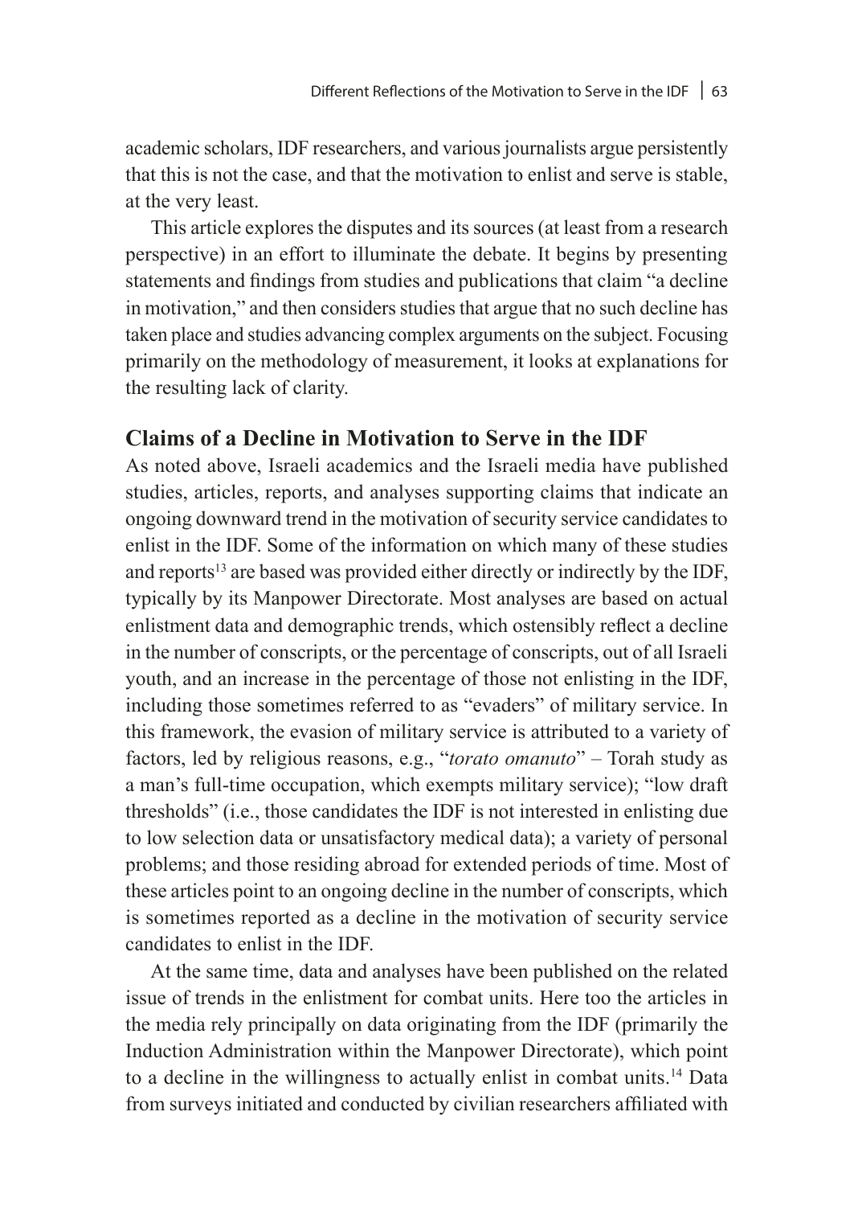academic scholars, IDF researchers, and various journalists argue persistently that this is not the case, and that the motivation to enlist and serve is stable, at the very least.

This article explores the disputes and its sources (at least from a research perspective) in an effort to illuminate the debate. It begins by presenting statements and findings from studies and publications that claim "a decline in motivation," and then considers studies that argue that no such decline has taken place and studies advancing complex arguments on the subject. Focusing primarily on the methodology of measurement, it looks at explanations for the resulting lack of clarity.

## Claims of a Decline in Motivation to Serve in the IDF

As noted above, Israeli academics and the Israeli media have published studies, articles, reports, and analyses supporting claims that indicate an ongoing downward trend in the motivation of security service candidates to enlist in the IDF. Some of the information on which many of these studies and reports[13] are based was provided either directly or indirectly by the IDF, typically by its Manpower Directorate. Most analyses are based on actual enlistment data and demographic trends, which ostensibly reflect a decline in the number of conscripts, or the percentage of conscripts, out of all Israeli youth, and an increase in the percentage of those not enlisting in the IDF, including those sometimes referred to as "evaders" of military service. In this framework, the evasion of military service is attributed to a variety of factors, led by religious reasons, e.g., "*torato omanuto*" – Torah study as a man's full-time occupation, which exempts military service); "low draft thresholds" (i.e., those candidates the IDF is not interested in enlisting due to low selection data or unsatisfactory medical data); a variety of personal problems; and those residing abroad for extended periods of time. Most of these articles point to an ongoing decline in the number of conscripts, which is sometimes reported as a decline in the motivation of security service candidates to enlist in the IDF.

At the same time, data and analyses have been published on the related issue of trends in the enlistment for combat units. Here too the articles in the media rely principally on data originating from the IDF (primarily the Induction Administration within the Manpower Directorate), which point to a decline in the willingness to actually enlist in combat units.[14] Data from surveys initiated and conducted by civilian researchers affiliated with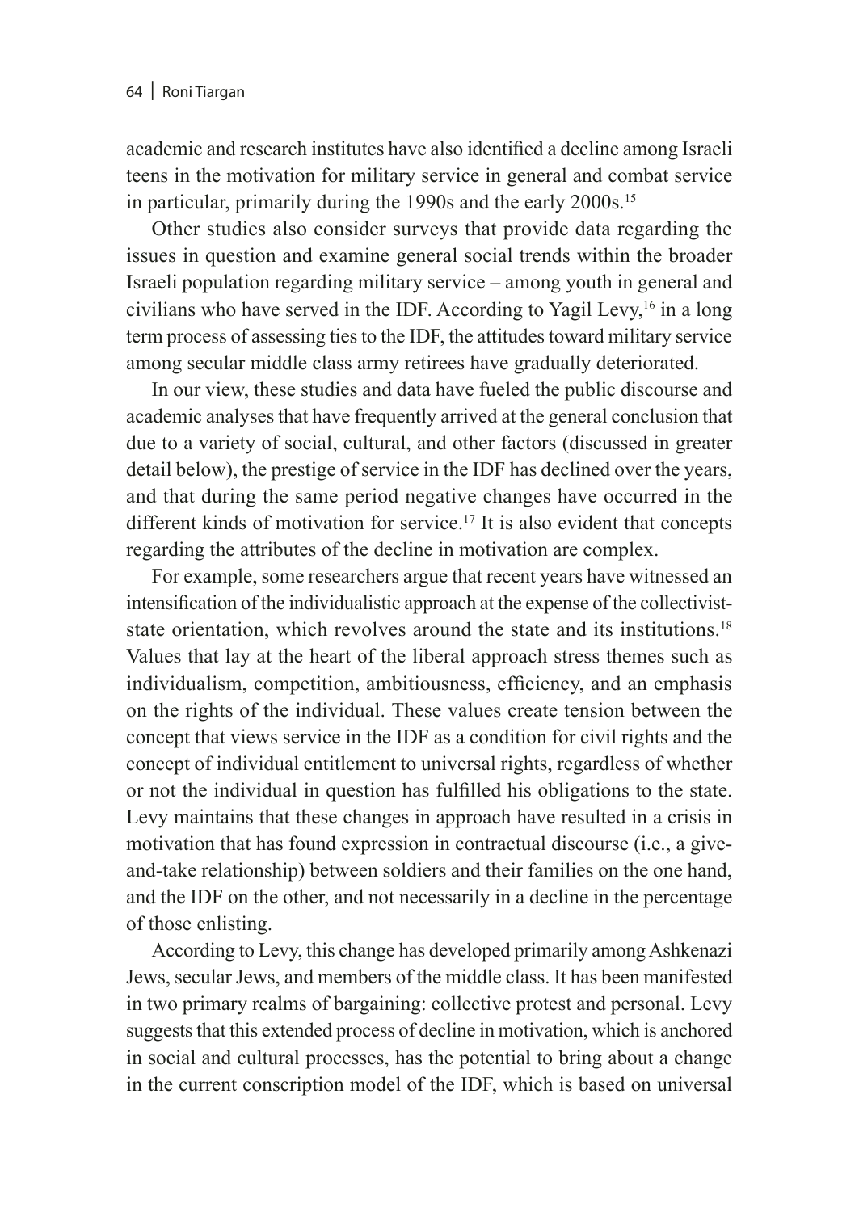academic and research institutes have also identified a decline among Israeli teens in the motivation for military service in general and combat service in particular, primarily during the 1990s and the early 2000s.[15]

Other studies also consider surveys that provide data regarding the issues in question and examine general social trends within the broader Israeli population regarding military service – among youth in general and civilians who have served in the IDF. According to Yagil Levy,[16] in a long term process of assessing ties to the IDF, the attitudes toward military service among secular middle class army retirees have gradually deteriorated.

In our view, these studies and data have fueled the public discourse and academic analyses that have frequently arrived at the general conclusion that due to a variety of social, cultural, and other factors (discussed in greater detail below), the prestige of service in the IDF has declined over the years, and that during the same period negative changes have occurred in the different kinds of motivation for service.[17] It is also evident that concepts regarding the attributes of the decline in motivation are complex.

For example, some researchers argue that recent years have witnessed an intensification of the individualistic approach at the expense of the collectivist-state orientation, which revolves around the state and its institutions.[18] Values that lay at the heart of the liberal approach stress themes such as individualism, competition, ambitiousness, efficiency, and an emphasis on the rights of the individual. These values create tension between the concept that views service in the IDF as a condition for civil rights and the concept of individual entitlement to universal rights, regardless of whether or not the individual in question has fulfilled his obligations to the state. Levy maintains that these changes in approach have resulted in a crisis in motivation that has found expression in contractual discourse (i.e., a give-and-take relationship) between soldiers and their families on the one hand, and the IDF on the other, and not necessarily in a decline in the percentage of those enlisting.

According to Levy, this change has developed primarily among Ashkenazi Jews, secular Jews, and members of the middle class. It has been manifested in two primary realms of bargaining: collective protest and personal. Levy suggests that this extended process of decline in motivation, which is anchored in social and cultural processes, has the potential to bring about a change in the current conscription model of the IDF, which is based on universal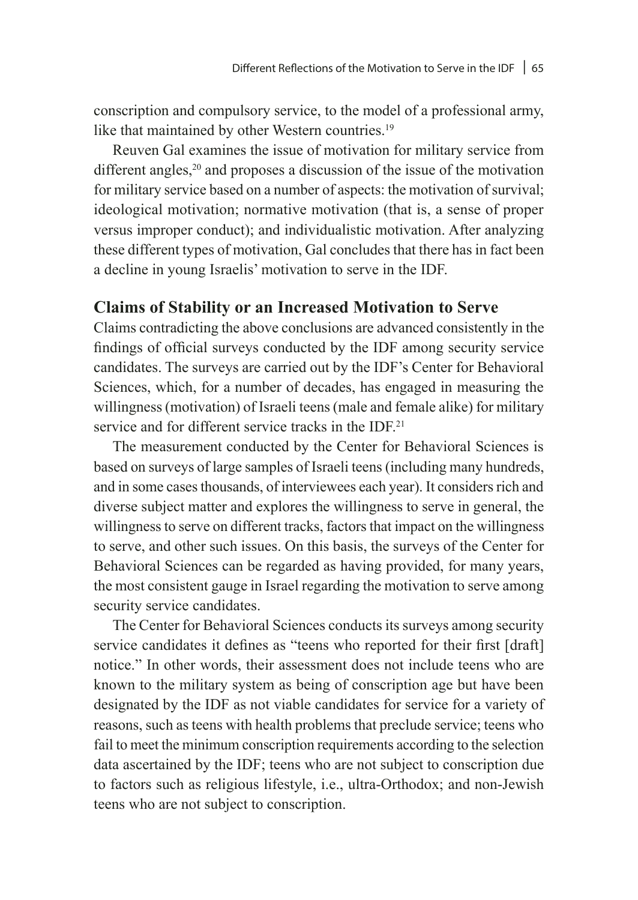conscription and compulsory service, to the model of a professional army, like that maintained by other Western countries.[19]

Reuven Gal examines the issue of motivation for military service from different angles,[20] and proposes a discussion of the issue of the motivation for military service based on a number of aspects: the motivation of survival; ideological motivation; normative motivation (that is, a sense of proper versus improper conduct); and individualistic motivation. After analyzing these different types of motivation, Gal concludes that there has in fact been a decline in young Israelis' motivation to serve in the IDF.

## Claims of Stability or an Increased Motivation to Serve

Claims contradicting the above conclusions are advanced consistently in the findings of official surveys conducted by the IDF among security service candidates. The surveys are carried out by the IDF's Center for Behavioral Sciences, which, for a number of decades, has engaged in measuring the willingness (motivation) of Israeli teens (male and female alike) for military service and for different service tracks in the IDF.[21]

The measurement conducted by the Center for Behavioral Sciences is based on surveys of large samples of Israeli teens (including many hundreds, and in some cases thousands, of interviewees each year). It considers rich and diverse subject matter and explores the willingness to serve in general, the willingness to serve on different tracks, factors that impact on the willingness to serve, and other such issues. On this basis, the surveys of the Center for Behavioral Sciences can be regarded as having provided, for many years, the most consistent gauge in Israel regarding the motivation to serve among security service candidates.

The Center for Behavioral Sciences conducts its surveys among security service candidates it defines as "teens who reported for their first [draft] notice." In other words, their assessment does not include teens who are known to the military system as being of conscription age but have been designated by the IDF as not viable candidates for service for a variety of reasons, such as teens with health problems that preclude service; teens who fail to meet the minimum conscription requirements according to the selection data ascertained by the IDF; teens who are not subject to conscription due to factors such as religious lifestyle, i.e., ultra-Orthodox; and non-Jewish teens who are not subject to conscription.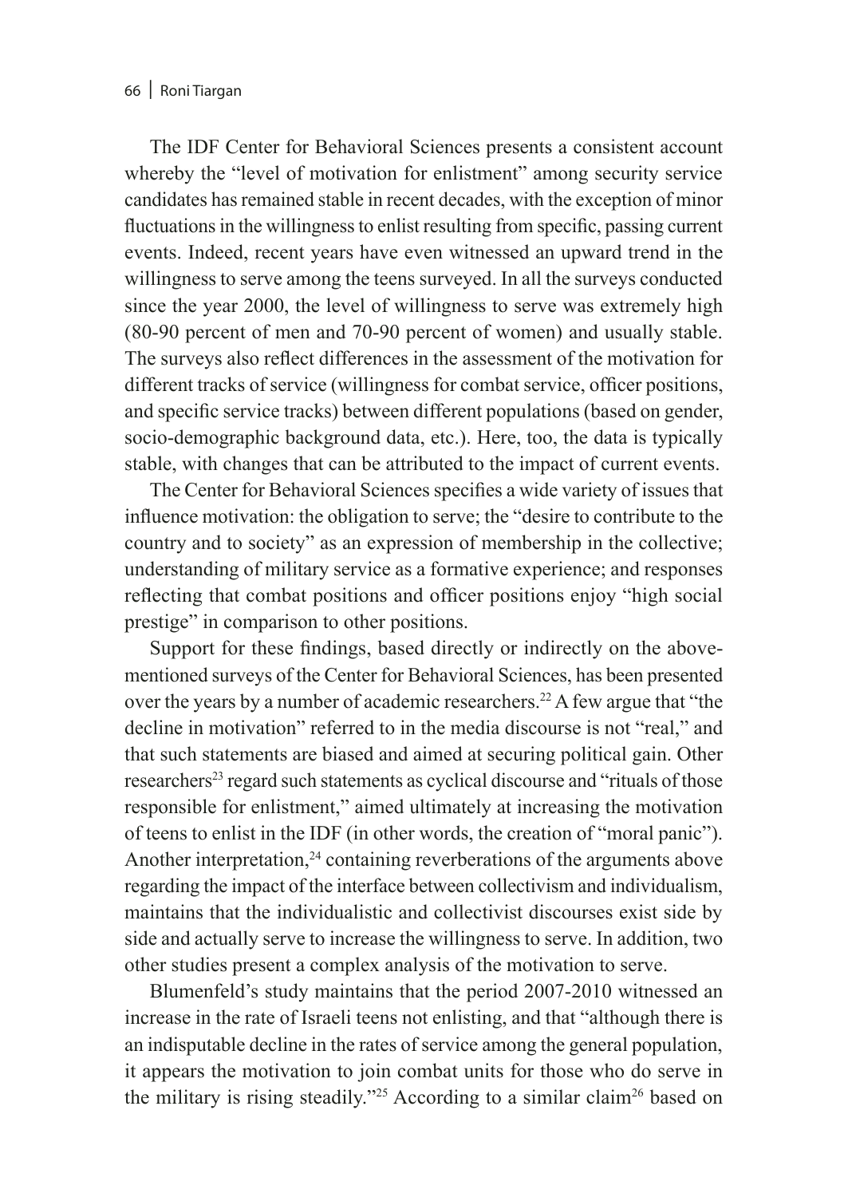The IDF Center for Behavioral Sciences presents a consistent account whereby the "level of motivation for enlistment" among security service candidates has remained stable in recent decades, with the exception of minor fluctuations in the willingness to enlist resulting from specific, passing current events. Indeed, recent years have even witnessed an upward trend in the willingness to serve among the teens surveyed. In all the surveys conducted since the year 2000, the level of willingness to serve was extremely high (80-90 percent of men and 70-90 percent of women) and usually stable. The surveys also reflect differences in the assessment of the motivation for different tracks of service (willingness for combat service, officer positions, and specific service tracks) between different populations (based on gender, socio-demographic background data, etc.). Here, too, the data is typically stable, with changes that can be attributed to the impact of current events.

The Center for Behavioral Sciences specifies a wide variety of issues that influence motivation: the obligation to serve; the "desire to contribute to the country and to society" as an expression of membership in the collective; understanding of military service as a formative experience; and responses reflecting that combat positions and officer positions enjoy "high social prestige" in comparison to other positions.

Support for these findings, based directly or indirectly on the above-mentioned surveys of the Center for Behavioral Sciences, has been presented over the years by a number of academic researchers.[22] A few argue that "the decline in motivation" referred to in the media discourse is not "real," and that such statements are biased and aimed at securing political gain. Other researchers[23] regard such statements as cyclical discourse and "rituals of those responsible for enlistment," aimed ultimately at increasing the motivation of teens to enlist in the IDF (in other words, the creation of "moral panic"). Another interpretation,[24] containing reverberations of the arguments above regarding the impact of the interface between collectivism and individualism, maintains that the individualistic and collectivist discourses exist side by side and actually serve to increase the willingness to serve. In addition, two other studies present a complex analysis of the motivation to serve.

Blumenfeld's study maintains that the period 2007-2010 witnessed an increase in the rate of Israeli teens not enlisting, and that "although there is an indisputable decline in the rates of service among the general population, it appears the motivation to join combat units for those who do serve in the military is rising steadily."[25] According to a similar claim[26] based on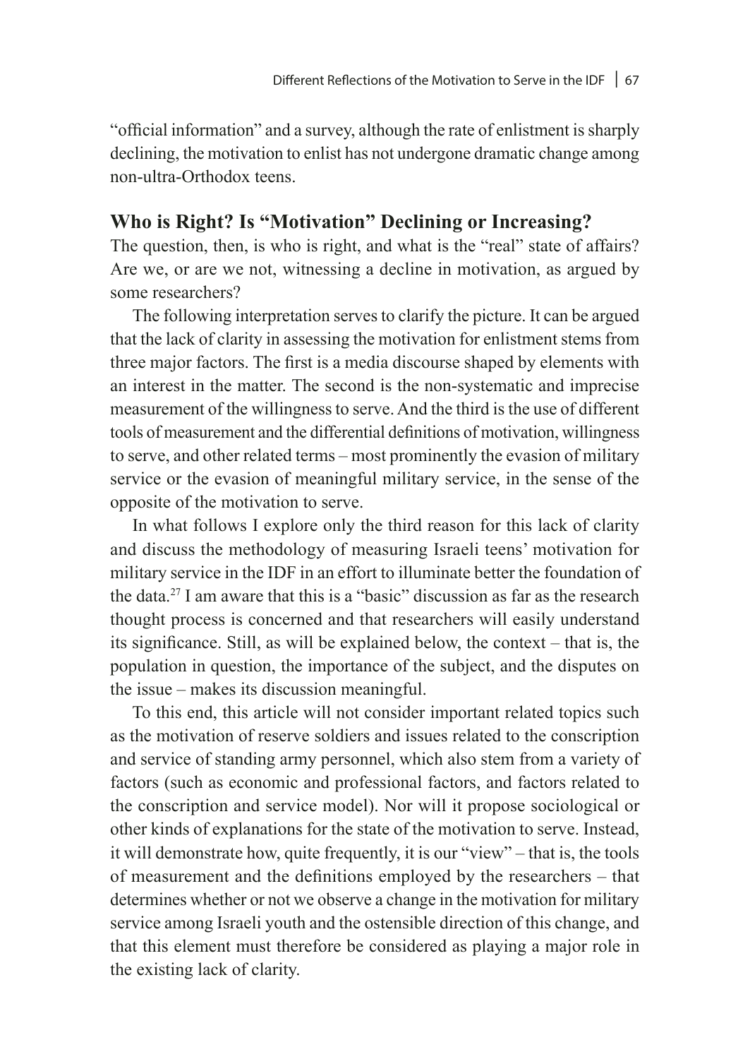"official information" and a survey, although the rate of enlistment is sharply declining, the motivation to enlist has not undergone dramatic change among non-ultra-Orthodox teens.

## Who is Right? Is "Motivation" Declining or Increasing?

The question, then, is who is right, and what is the "real" state of affairs? Are we, or are we not, witnessing a decline in motivation, as argued by some researchers?

The following interpretation serves to clarify the picture. It can be argued that the lack of clarity in assessing the motivation for enlistment stems from three major factors. The first is a media discourse shaped by elements with an interest in the matter. The second is the non-systematic and imprecise measurement of the willingness to serve. And the third is the use of different tools of measurement and the differential definitions of motivation, willingness to serve, and other related terms – most prominently the evasion of military service or the evasion of meaningful military service, in the sense of the opposite of the motivation to serve.

In what follows I explore only the third reason for this lack of clarity and discuss the methodology of measuring Israeli teens' motivation for military service in the IDF in an effort to illuminate better the foundation of the data.[27] I am aware that this is a "basic" discussion as far as the research thought process is concerned and that researchers will easily understand its significance. Still, as will be explained below, the context – that is, the population in question, the importance of the subject, and the disputes on the issue – makes its discussion meaningful.

To this end, this article will not consider important related topics such as the motivation of reserve soldiers and issues related to the conscription and service of standing army personnel, which also stem from a variety of factors (such as economic and professional factors, and factors related to the conscription and service model). Nor will it propose sociological or other kinds of explanations for the state of the motivation to serve. Instead, it will demonstrate how, quite frequently, it is our "view" – that is, the tools of measurement and the definitions employed by the researchers – that determines whether or not we observe a change in the motivation for military service among Israeli youth and the ostensible direction of this change, and that this element must therefore be considered as playing a major role in the existing lack of clarity.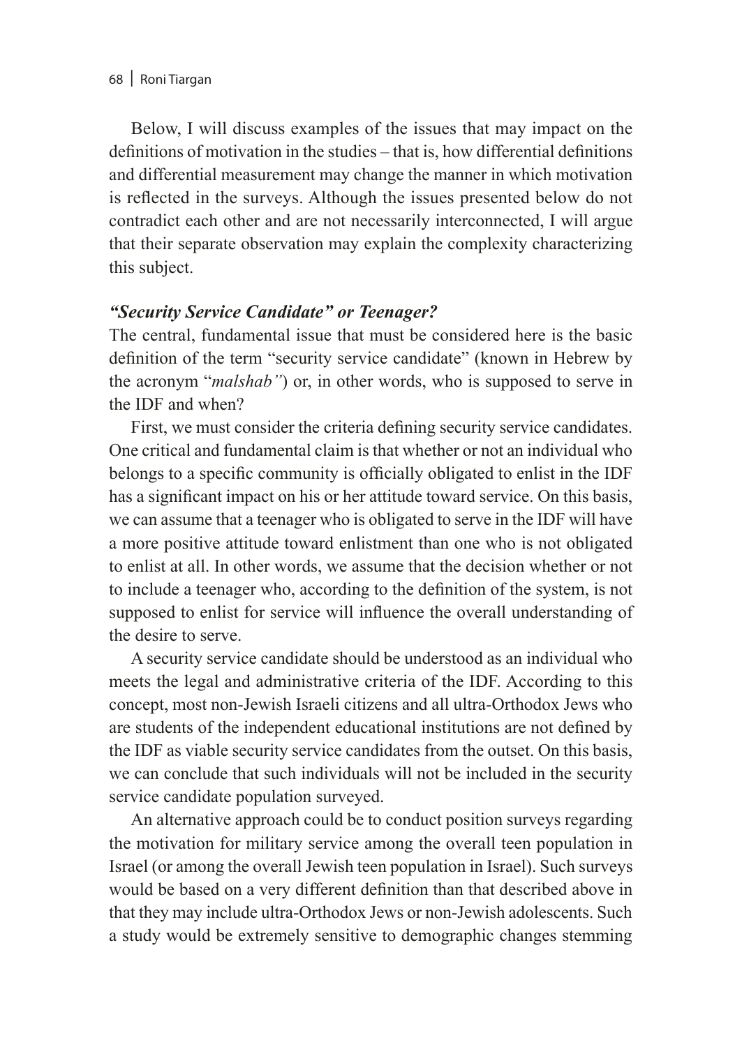Below, I will discuss examples of the issues that may impact on the definitions of motivation in the studies – that is, how differential definitions and differential measurement may change the manner in which motivation is reflected in the surveys. Although the issues presented below do not contradict each other and are not necessarily interconnected, I will argue that their separate observation may explain the complexity characterizing this subject.

### *"Security Service Candidate" or Teenager?*

The central, fundamental issue that must be considered here is the basic definition of the term "security service candidate" (known in Hebrew by the acronym "*malshab"*) or, in other words, who is supposed to serve in the IDF and when?

First, we must consider the criteria defining security service candidates. One critical and fundamental claim is that whether or not an individual who belongs to a specific community is officially obligated to enlist in the IDF has a significant impact on his or her attitude toward service. On this basis, we can assume that a teenager who is obligated to serve in the IDF will have a more positive attitude toward enlistment than one who is not obligated to enlist at all. In other words, we assume that the decision whether or not to include a teenager who, according to the definition of the system, is not supposed to enlist for service will influence the overall understanding of the desire to serve.

A security service candidate should be understood as an individual who meets the legal and administrative criteria of the IDF. According to this concept, most non-Jewish Israeli citizens and all ultra-Orthodox Jews who are students of the independent educational institutions are not defined by the IDF as viable security service candidates from the outset. On this basis, we can conclude that such individuals will not be included in the security service candidate population surveyed.

An alternative approach could be to conduct position surveys regarding the motivation for military service among the overall teen population in Israel (or among the overall Jewish teen population in Israel). Such surveys would be based on a very different definition than that described above in that they may include ultra-Orthodox Jews or non-Jewish adolescents. Such a study would be extremely sensitive to demographic changes stemming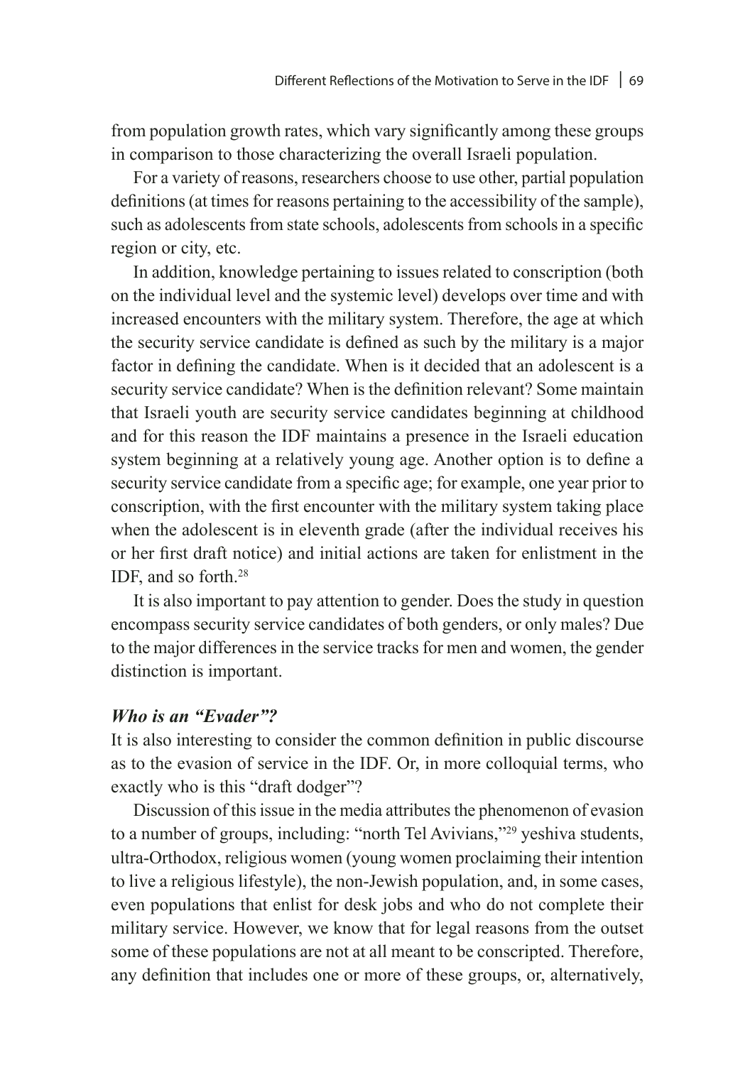from population growth rates, which vary significantly among these groups in comparison to those characterizing the overall Israeli population.

For a variety of reasons, researchers choose to use other, partial population definitions (at times for reasons pertaining to the accessibility of the sample), such as adolescents from state schools, adolescents from schools in a specific region or city, etc.

In addition, knowledge pertaining to issues related to conscription (both on the individual level and the systemic level) develops over time and with increased encounters with the military system. Therefore, the age at which the security service candidate is defined as such by the military is a major factor in defining the candidate. When is it decided that an adolescent is a security service candidate? When is the definition relevant? Some maintain that Israeli youth are security service candidates beginning at childhood and for this reason the IDF maintains a presence in the Israeli education system beginning at a relatively young age. Another option is to define a security service candidate from a specific age; for example, one year prior to conscription, with the first encounter with the military system taking place when the adolescent is in eleventh grade (after the individual receives his or her first draft notice) and initial actions are taken for enlistment in the IDF, and so forth.[28]

It is also important to pay attention to gender. Does the study in question encompass security service candidates of both genders, or only males? Due to the major differences in the service tracks for men and women, the gender distinction is important.

### *Who is an "Evader"?*

It is also interesting to consider the common definition in public discourse as to the evasion of service in the IDF. Or, in more colloquial terms, who exactly who is this "draft dodger"?

Discussion of this issue in the media attributes the phenomenon of evasion to a number of groups, including: "north Tel Avivians,"[29] yeshiva students, ultra-Orthodox, religious women (young women proclaiming their intention to live a religious lifestyle), the non-Jewish population, and, in some cases, even populations that enlist for desk jobs and who do not complete their military service. However, we know that for legal reasons from the outset some of these populations are not at all meant to be conscripted. Therefore, any definition that includes one or more of these groups, or, alternatively,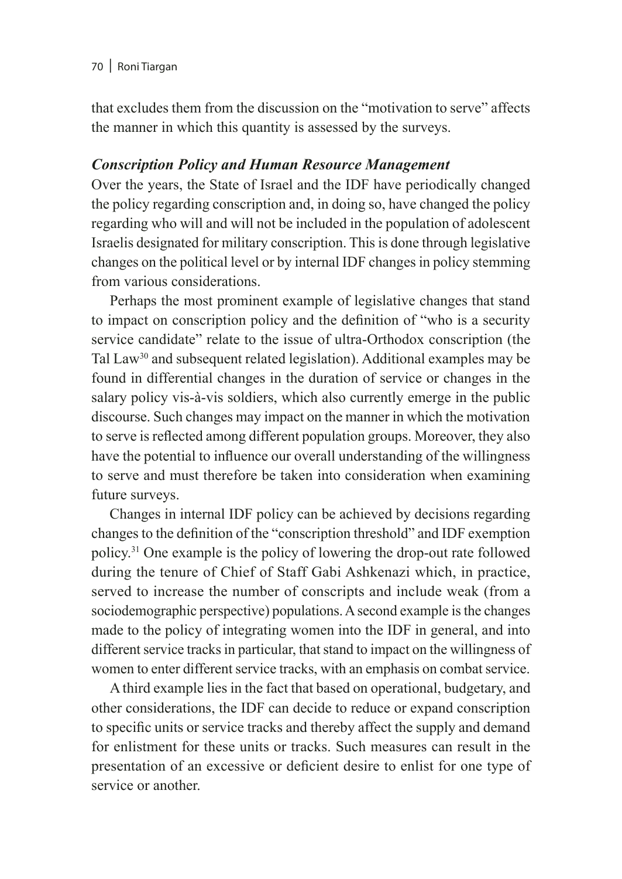that excludes them from the discussion on the "motivation to serve" affects the manner in which this quantity is assessed by the surveys.

### *Conscription Policy and Human Resource Management*

Over the years, the State of Israel and the IDF have periodically changed the policy regarding conscription and, in doing so, have changed the policy regarding who will and will not be included in the population of adolescent Israelis designated for military conscription. This is done through legislative changes on the political level or by internal IDF changes in policy stemming from various considerations.

Perhaps the most prominent example of legislative changes that stand to impact on conscription policy and the definition of "who is a security service candidate" relate to the issue of ultra-Orthodox conscription (the Tal Law[30] and subsequent related legislation). Additional examples may be found in differential changes in the duration of service or changes in the salary policy vis-à-vis soldiers, which also currently emerge in the public discourse. Such changes may impact on the manner in which the motivation to serve is reflected among different population groups. Moreover, they also have the potential to influence our overall understanding of the willingness to serve and must therefore be taken into consideration when examining future surveys.

Changes in internal IDF policy can be achieved by decisions regarding changes to the definition of the "conscription threshold" and IDF exemption policy.[31] One example is the policy of lowering the drop-out rate followed during the tenure of Chief of Staff Gabi Ashkenazi which, in practice, served to increase the number of conscripts and include weak (from a sociodemographic perspective) populations. A second example is the changes made to the policy of integrating women into the IDF in general, and into different service tracks in particular, that stand to impact on the willingness of women to enter different service tracks, with an emphasis on combat service.

A third example lies in the fact that based on operational, budgetary, and other considerations, the IDF can decide to reduce or expand conscription to specific units or service tracks and thereby affect the supply and demand for enlistment for these units or tracks. Such measures can result in the presentation of an excessive or deficient desire to enlist for one type of service or another.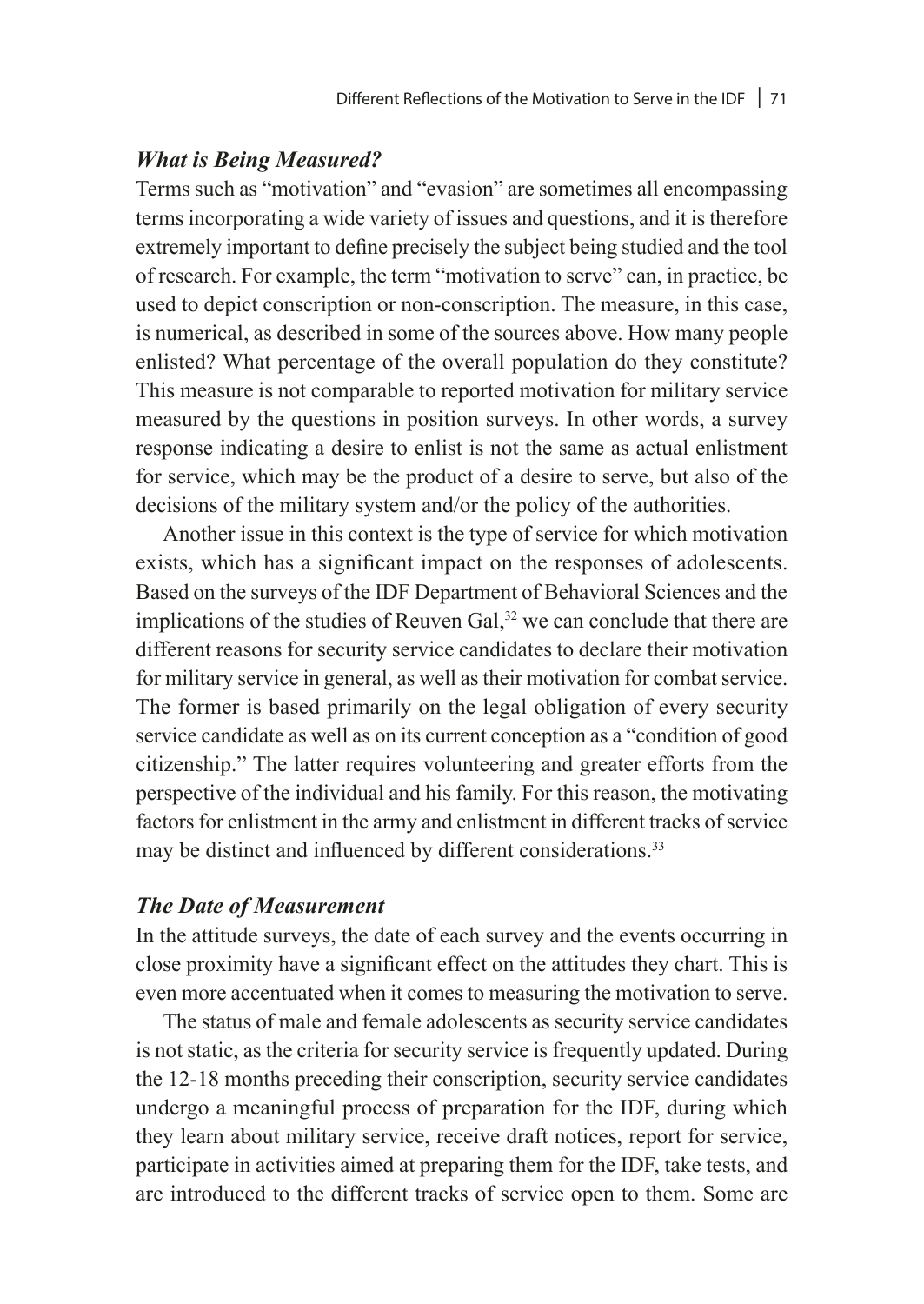### *What is Being Measured?*

Terms such as "motivation" and "evasion" are sometimes all encompassing terms incorporating a wide variety of issues and questions, and it is therefore extremely important to define precisely the subject being studied and the tool of research. For example, the term "motivation to serve" can, in practice, be used to depict conscription or non-conscription. The measure, in this case, is numerical, as described in some of the sources above. How many people enlisted? What percentage of the overall population do they constitute? This measure is not comparable to reported motivation for military service measured by the questions in position surveys. In other words, a survey response indicating a desire to enlist is not the same as actual enlistment for service, which may be the product of a desire to serve, but also of the decisions of the military system and/or the policy of the authorities.

Another issue in this context is the type of service for which motivation exists, which has a significant impact on the responses of adolescents. Based on the surveys of the IDF Department of Behavioral Sciences and the implications of the studies of Reuven Gal,[32] we can conclude that there are different reasons for security service candidates to declare their motivation for military service in general, as well as their motivation for combat service. The former is based primarily on the legal obligation of every security service candidate as well as on its current conception as a "condition of good citizenship." The latter requires volunteering and greater efforts from the perspective of the individual and his family. For this reason, the motivating factors for enlistment in the army and enlistment in different tracks of service may be distinct and influenced by different considerations.[33]

### *The Date of Measurement*

In the attitude surveys, the date of each survey and the events occurring in close proximity have a significant effect on the attitudes they chart. This is even more accentuated when it comes to measuring the motivation to serve.

The status of male and female adolescents as security service candidates is not static, as the criteria for security service is frequently updated. During the 12-18 months preceding their conscription, security service candidates undergo a meaningful process of preparation for the IDF, during which they learn about military service, receive draft notices, report for service, participate in activities aimed at preparing them for the IDF, take tests, and are introduced to the different tracks of service open to them. Some are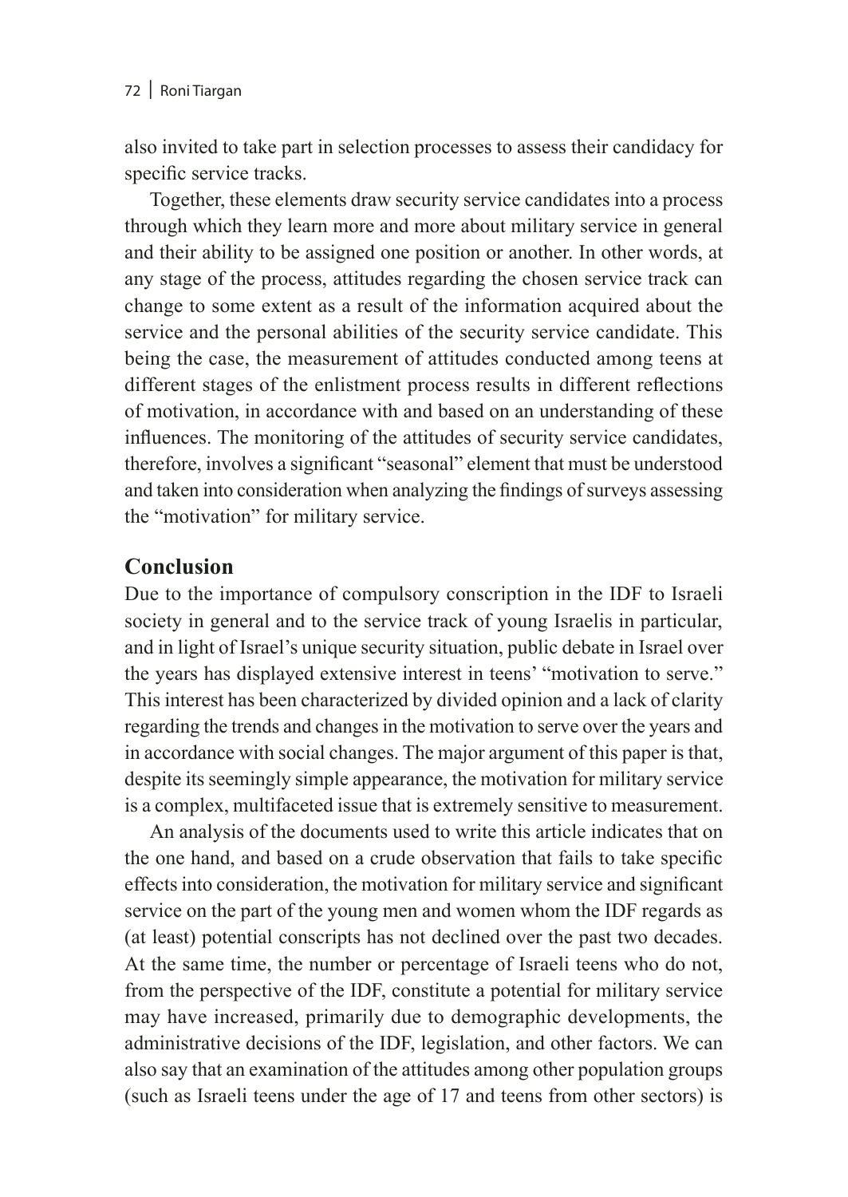also invited to take part in selection processes to assess their candidacy for specific service tracks.

Together, these elements draw security service candidates into a process through which they learn more and more about military service in general and their ability to be assigned one position or another. In other words, at any stage of the process, attitudes regarding the chosen service track can change to some extent as a result of the information acquired about the service and the personal abilities of the security service candidate. This being the case, the measurement of attitudes conducted among teens at different stages of the enlistment process results in different reflections of motivation, in accordance with and based on an understanding of these influences. The monitoring of the attitudes of security service candidates, therefore, involves a significant "seasonal" element that must be understood and taken into consideration when analyzing the findings of surveys assessing the "motivation" for military service.

## Conclusion

Due to the importance of compulsory conscription in the IDF to Israeli society in general and to the service track of young Israelis in particular, and in light of Israel's unique security situation, public debate in Israel over the years has displayed extensive interest in teens' "motivation to serve." This interest has been characterized by divided opinion and a lack of clarity regarding the trends and changes in the motivation to serve over the years and in accordance with social changes. The major argument of this paper is that, despite its seemingly simple appearance, the motivation for military service is a complex, multifaceted issue that is extremely sensitive to measurement.

An analysis of the documents used to write this article indicates that on the one hand, and based on a crude observation that fails to take specific effects into consideration, the motivation for military service and significant service on the part of the young men and women whom the IDF regards as (at least) potential conscripts has not declined over the past two decades. At the same time, the number or percentage of Israeli teens who do not, from the perspective of the IDF, constitute a potential for military service may have increased, primarily due to demographic developments, the administrative decisions of the IDF, legislation, and other factors. We can also say that an examination of the attitudes among other population groups (such as Israeli teens under the age of 17 and teens from other sectors) is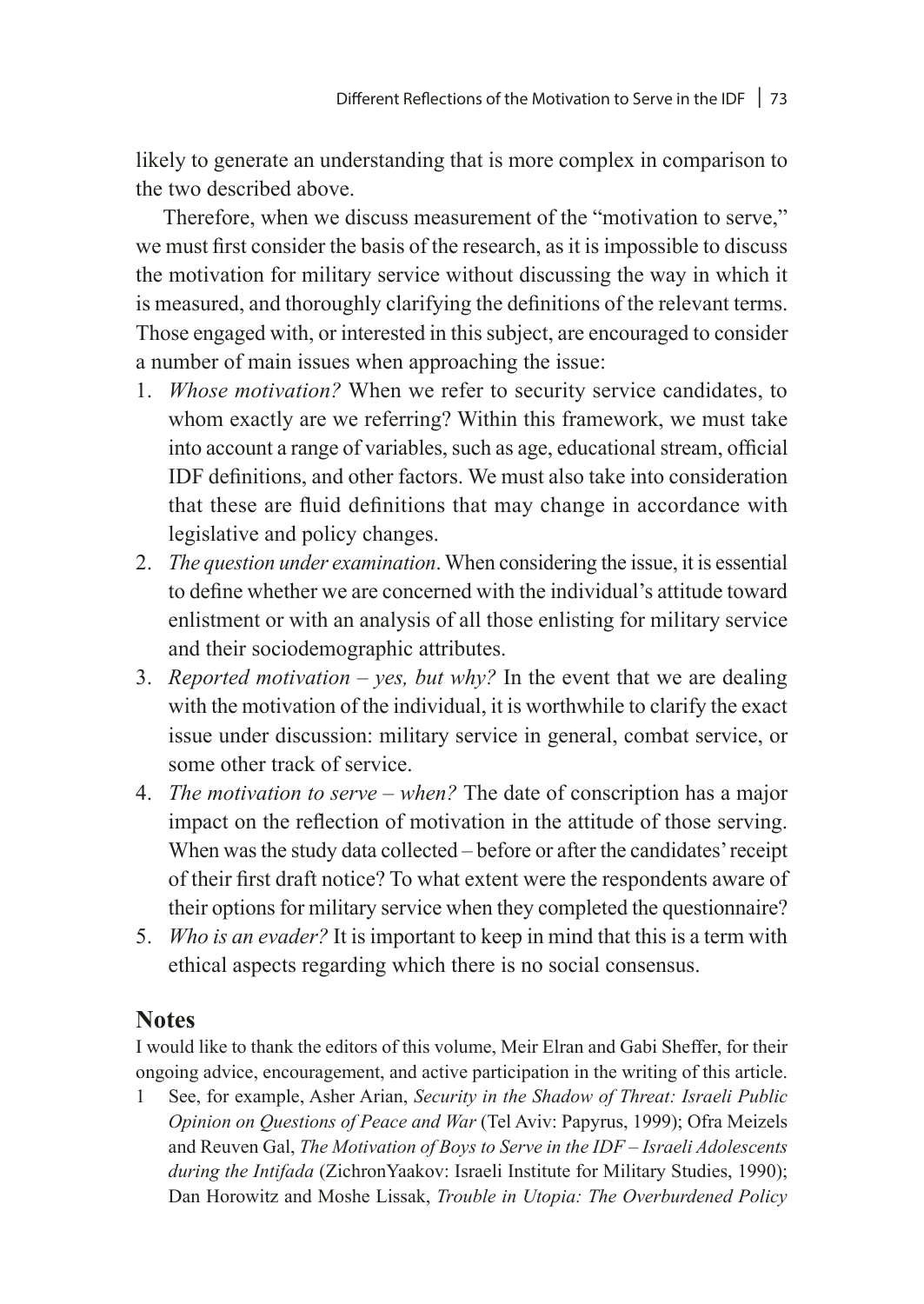likely to generate an understanding that is more complex in comparison to the two described above.

Therefore, when we discuss measurement of the "motivation to serve," we must first consider the basis of the research, as it is impossible to discuss the motivation for military service without discussing the way in which it is measured, and thoroughly clarifying the definitions of the relevant terms. Those engaged with, or interested in this subject, are encouraged to consider a number of main issues when approaching the issue:

1. *Whose motivation?* When we refer to security service candidates, to whom exactly are we referring? Within this framework, we must take into account a range of variables, such as age, educational stream, official IDF definitions, and other factors. We must also take into consideration that these are fluid definitions that may change in accordance with legislative and policy changes.
2. *The question under examination*. When considering the issue, it is essential to define whether we are concerned with the individual's attitude toward enlistment or with an analysis of all those enlisting for military service and their sociodemographic attributes.
3. *Reported motivation – yes, but why?* In the event that we are dealing with the motivation of the individual, it is worthwhile to clarify the exact issue under discussion: military service in general, combat service, or some other track of service.
4. *The motivation to serve – when?* The date of conscription has a major impact on the reflection of motivation in the attitude of those serving. When was the study data collected – before or after the candidates' receipt of their first draft notice? To what extent were the respondents aware of their options for military service when they completed the questionnaire?
5. *Who is an evader?* It is important to keep in mind that this is a term with ethical aspects regarding which there is no social consensus.

## Notes

I would like to thank the editors of this volume, Meir Elran and Gabi Sheffer, for their ongoing advice, encouragement, and active participation in the writing of this article.

1 See, for example, Asher Arian, *Security in the Shadow of Threat: Israeli Public Opinion on Questions of Peace and War* (Tel Aviv: Papyrus, 1999); Ofra Meizels and Reuven Gal, *The Motivation of Boys to Serve in the IDF – Israeli Adolescents during the Intifada* (ZichronYaakov: Israeli Institute for Military Studies, 1990); Dan Horowitz and Moshe Lissak, *Trouble in Utopia: The Overburdened Policy*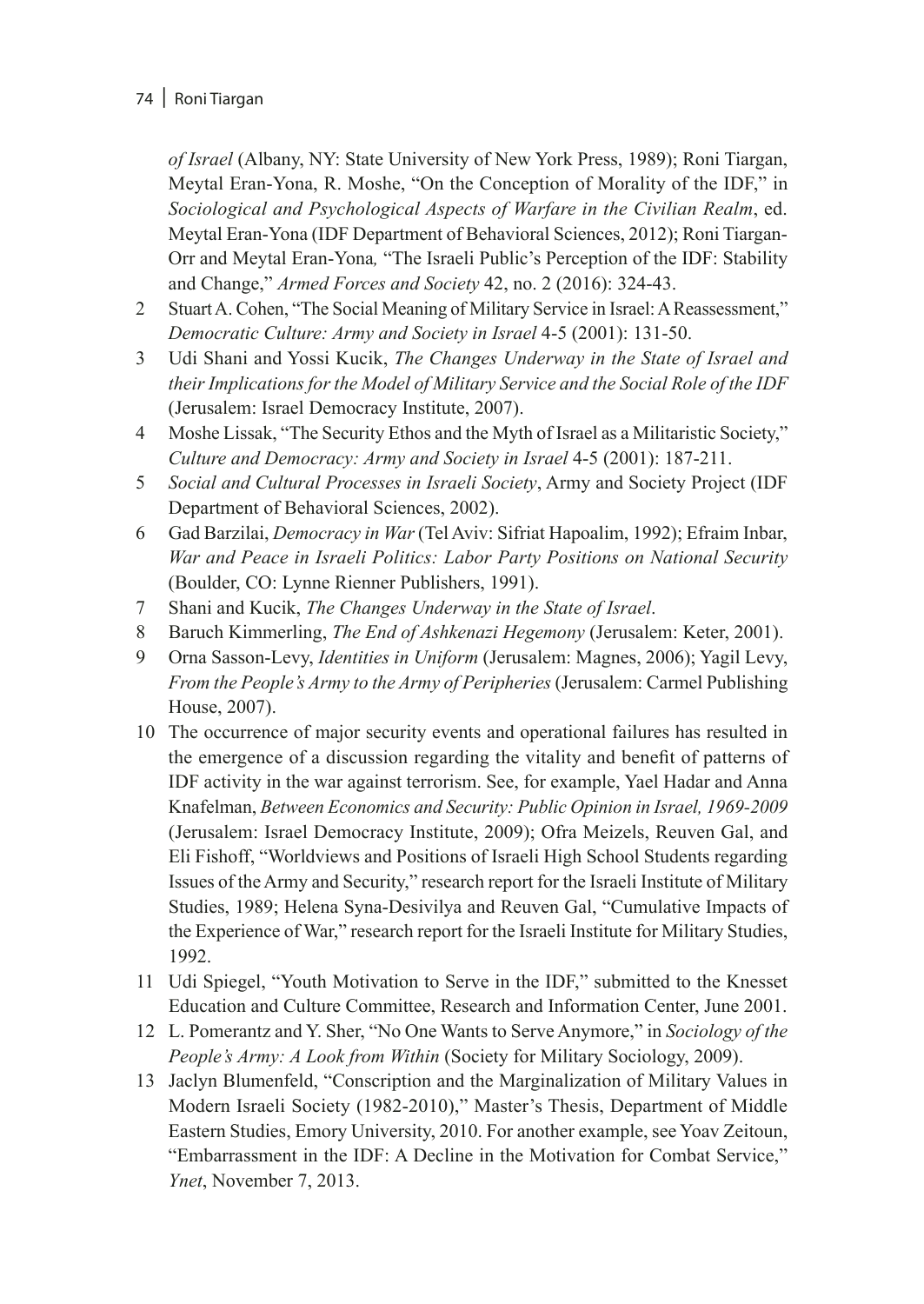*of Israel* (Albany, NY: State University of New York Press, 1989); Roni Tiargan, Meytal Eran-Yona, R. Moshe, "On the Conception of Morality of the IDF," in *Sociological and Psychological Aspects of Warfare in the Civilian Realm*, ed. Meytal Eran-Yona (IDF Department of Behavioral Sciences, 2012); Roni Tiargan-Orr and Meytal Eran-Yona, "The Israeli Public's Perception of the IDF: Stability and Change," *Armed Forces and Society* 42, no. 2 (2016): 324-43.

2 Stuart A. Cohen, "The Social Meaning of Military Service in Israel: A Reassessment," *Democratic Culture: Army and Society in Israel* 4-5 (2001): 131-50.

3 Udi Shani and Yossi Kucik, *The Changes Underway in the State of Israel and their Implications for the Model of Military Service and the Social Role of the IDF* (Jerusalem: Israel Democracy Institute, 2007).

4 Moshe Lissak, "The Security Ethos and the Myth of Israel as a Militaristic Society," *Culture and Democracy: Army and Society in Israel* 4-5 (2001): 187-211.

5 *Social and Cultural Processes in Israeli Society*, Army and Society Project (IDF Department of Behavioral Sciences, 2002).

6 Gad Barzilai, *Democracy in War* (Tel Aviv: Sifriat Hapoalim, 1992); Efraim Inbar, *War and Peace in Israeli Politics: Labor Party Positions on National Security* (Boulder, CO: Lynne Rienner Publishers, 1991).

7 Shani and Kucik, *The Changes Underway in the State of Israel*.

8 Baruch Kimmerling, *The End of Ashkenazi Hegemony* (Jerusalem: Keter, 2001).

9 Orna Sasson-Levy, *Identities in Uniform* (Jerusalem: Magnes, 2006); Yagil Levy, *From the People's Army to the Army of Peripheries* (Jerusalem: Carmel Publishing House, 2007).

10 The occurrence of major security events and operational failures has resulted in the emergence of a discussion regarding the vitality and benefit of patterns of IDF activity in the war against terrorism. See, for example, Yael Hadar and Anna Knafelman, *Between Economics and Security: Public Opinion in Israel, 1969-2009* (Jerusalem: Israel Democracy Institute, 2009); Ofra Meizels, Reuven Gal, and Eli Fishoff, "Worldviews and Positions of Israeli High School Students regarding Issues of the Army and Security," research report for the Israeli Institute of Military Studies, 1989; Helena Syna-Desivilya and Reuven Gal, "Cumulative Impacts of the Experience of War," research report for the Israeli Institute for Military Studies, 1992.

11 Udi Spiegel, "Youth Motivation to Serve in the IDF," submitted to the Knesset Education and Culture Committee, Research and Information Center, June 2001.

12 L. Pomerantz and Y. Sher, "No One Wants to Serve Anymore," in *Sociology of the People's Army: A Look from Within* (Society for Military Sociology, 2009).

13 Jaclyn Blumenfeld, "Conscription and the Marginalization of Military Values in Modern Israeli Society (1982-2010)," Master's Thesis, Department of Middle Eastern Studies, Emory University, 2010. For another example, see Yoav Zeitoun, "Embarrassment in the IDF: A Decline in the Motivation for Combat Service," *Ynet*, November 7, 2013.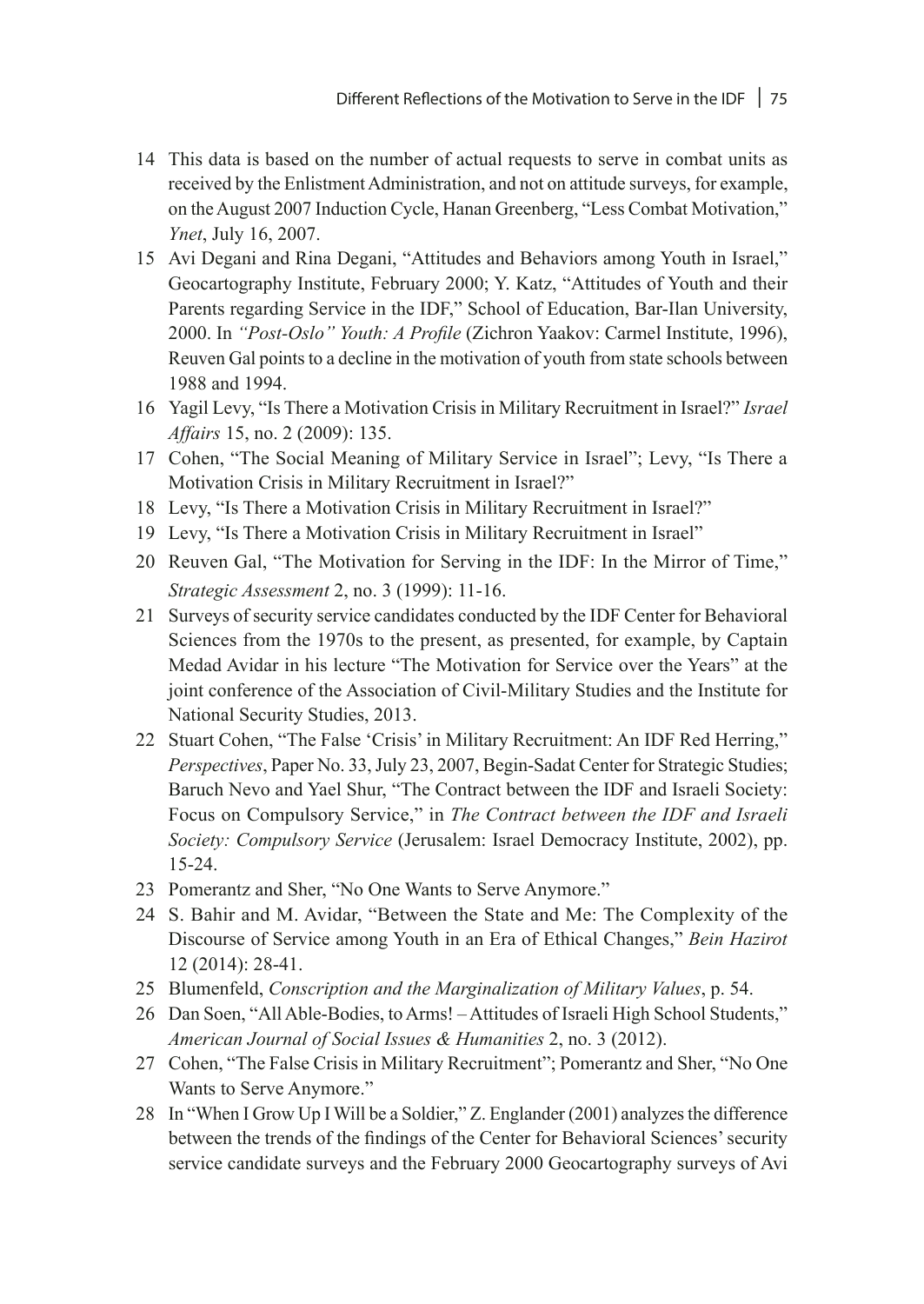14 This data is based on the number of actual requests to serve in combat units as received by the Enlistment Administration, and not on attitude surveys, for example, on the August 2007 Induction Cycle, Hanan Greenberg, "Less Combat Motivation," *Ynet*, July 16, 2007.

15 Avi Degani and Rina Degani, "Attitudes and Behaviors among Youth in Israel," Geocartography Institute, February 2000; Y. Katz, "Attitudes of Youth and their Parents regarding Service in the IDF," School of Education, Bar-Ilan University, 2000. In *"Post-Oslo" Youth: A Profile* (Zichron Yaakov: Carmel Institute, 1996), Reuven Gal points to a decline in the motivation of youth from state schools between 1988 and 1994.

16 Yagil Levy, "Is There a Motivation Crisis in Military Recruitment in Israel?" *Israel Affairs* 15, no. 2 (2009): 135.

17 Cohen, "The Social Meaning of Military Service in Israel"; Levy, "Is There a Motivation Crisis in Military Recruitment in Israel?"

18 Levy, "Is There a Motivation Crisis in Military Recruitment in Israel?"

19 Levy, "Is There a Motivation Crisis in Military Recruitment in Israel"

20 Reuven Gal, "The Motivation for Serving in the IDF: In the Mirror of Time," *Strategic Assessment* 2, no. 3 (1999): 11-16.

21 Surveys of security service candidates conducted by the IDF Center for Behavioral Sciences from the 1970s to the present, as presented, for example, by Captain Medad Avidar in his lecture "The Motivation for Service over the Years" at the joint conference of the Association of Civil-Military Studies and the Institute for National Security Studies, 2013.

22 Stuart Cohen, "The False 'Crisis' in Military Recruitment: An IDF Red Herring," *Perspectives*, Paper No. 33, July 23, 2007, Begin-Sadat Center for Strategic Studies; Baruch Nevo and Yael Shur, "The Contract between the IDF and Israeli Society: Focus on Compulsory Service," in *The Contract between the IDF and Israeli Society: Compulsory Service* (Jerusalem: Israel Democracy Institute, 2002), pp. 15-24.

23 Pomerantz and Sher, "No One Wants to Serve Anymore."

24 S. Bahir and M. Avidar, "Between the State and Me: The Complexity of the Discourse of Service among Youth in an Era of Ethical Changes," *Bein Hazirot* 12 (2014): 28-41.

25 Blumenfeld, *Conscription and the Marginalization of Military Values*, p. 54.

26 Dan Soen, "All Able-Bodies, to Arms! – Attitudes of Israeli High School Students," *American Journal of Social Issues & Humanities* 2, no. 3 (2012).

27 Cohen, "The False Crisis in Military Recruitment"; Pomerantz and Sher, "No One Wants to Serve Anymore."

28 In "When I Grow Up I Will be a Soldier," Z. Englander (2001) analyzes the difference between the trends of the findings of the Center for Behavioral Sciences' security service candidate surveys and the February 2000 Geocartography surveys of Avi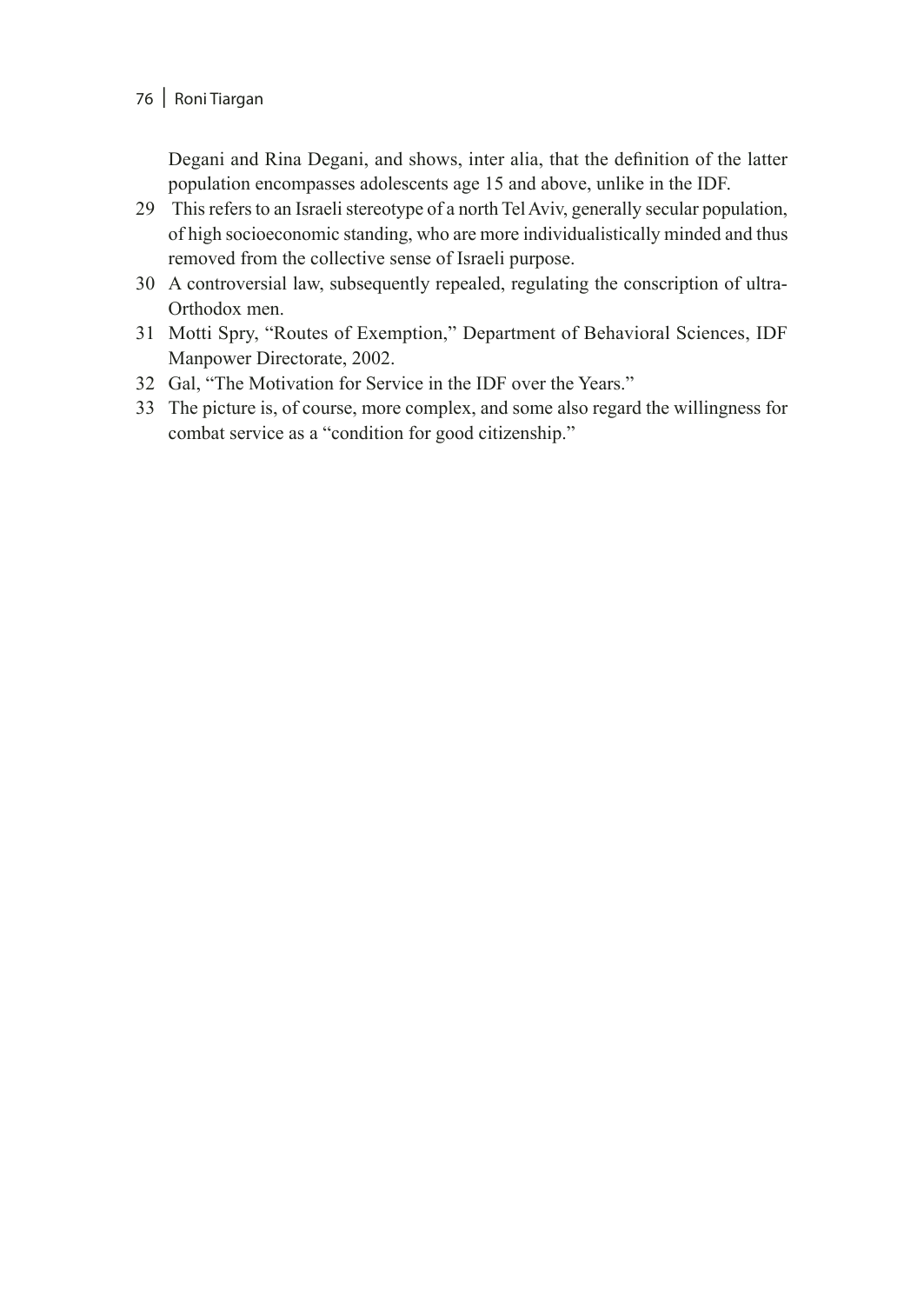Degani and Rina Degani, and shows, inter alia, that the definition of the latter population encompasses adolescents age 15 and above, unlike in the IDF.

29 This refers to an Israeli stereotype of a north Tel Aviv, generally secular population, of high socioeconomic standing, who are more individualistically minded and thus removed from the collective sense of Israeli purpose.

30 A controversial law, subsequently repealed, regulating the conscription of ultra-Orthodox men.

31 Motti Spry, "Routes of Exemption," Department of Behavioral Sciences, IDF Manpower Directorate, 2002.

32 Gal, "The Motivation for Service in the IDF over the Years."

33 The picture is, of course, more complex, and some also regard the willingness for combat service as a "condition for good citizenship."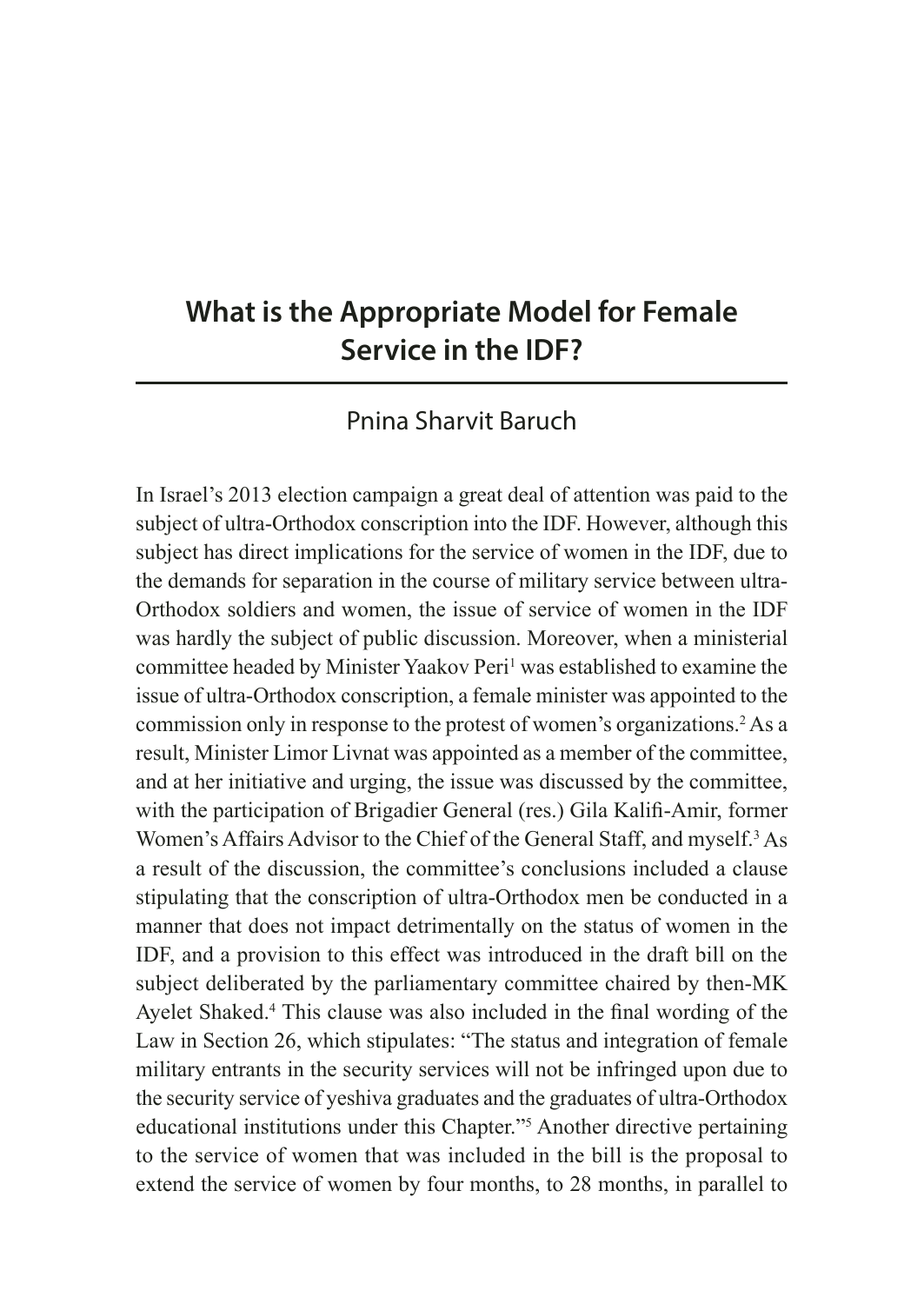# What is the Appropriate Model for Female Service in the IDF?

Pnina Sharvit Baruch

In Israel's 2013 election campaign a great deal of attention was paid to the subject of ultra-Orthodox conscription into the IDF. However, although this subject has direct implications for the service of women in the IDF, due to the demands for separation in the course of military service between ultra-Orthodox soldiers and women, the issue of service of women in the IDF was hardly the subject of public discussion. Moreover, when a ministerial committee headed by Minister Yaakov Peri[1] was established to examine the issue of ultra-Orthodox conscription, a female minister was appointed to the commission only in response to the protest of women's organizations.[2] As a result, Minister Limor Livnat was appointed as a member of the committee, and at her initiative and urging, the issue was discussed by the committee, with the participation of Brigadier General (res.) Gila Kalifi-Amir, former Women's Affairs Advisor to the Chief of the General Staff, and myself.[3] As a result of the discussion, the committee's conclusions included a clause stipulating that the conscription of ultra-Orthodox men be conducted in a manner that does not impact detrimentally on the status of women in the IDF, and a provision to this effect was introduced in the draft bill on the subject deliberated by the parliamentary committee chaired by then-MK Ayelet Shaked.[4] This clause was also included in the final wording of the Law in Section 26, which stipulates: "The status and integration of female military entrants in the security services will not be infringed upon due to the security service of yeshiva graduates and the graduates of ultra-Orthodox educational institutions under this Chapter."[5] Another directive pertaining to the service of women that was included in the bill is the proposal to extend the service of women by four months, to 28 months, in parallel to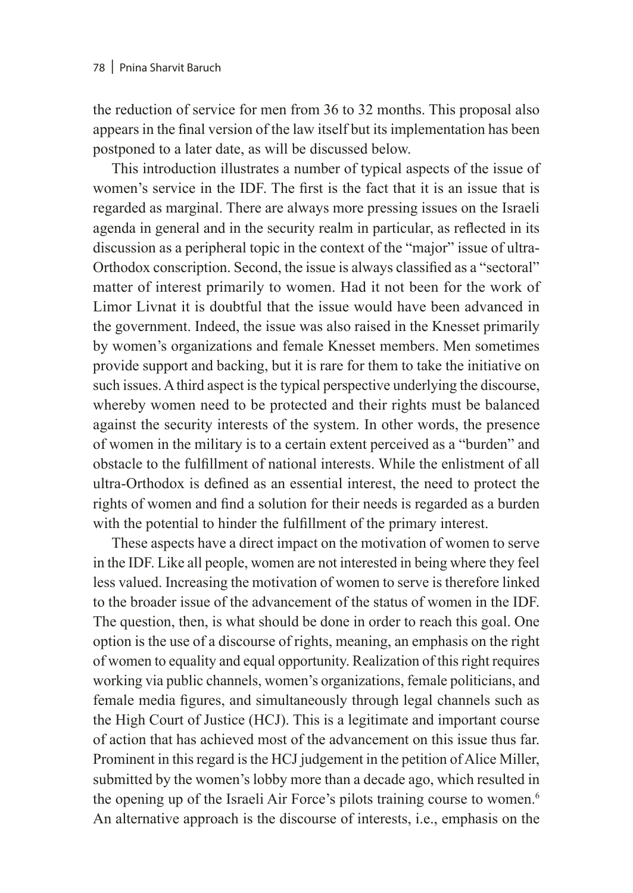the reduction of service for men from 36 to 32 months. This proposal also appears in the final version of the law itself but its implementation has been postponed to a later date, as will be discussed below.

This introduction illustrates a number of typical aspects of the issue of women's service in the IDF. The first is the fact that it is an issue that is regarded as marginal. There are always more pressing issues on the Israeli agenda in general and in the security realm in particular, as reflected in its discussion as a peripheral topic in the context of the "major" issue of ultra-Orthodox conscription. Second, the issue is always classified as a "sectoral" matter of interest primarily to women. Had it not been for the work of Limor Livnat it is doubtful that the issue would have been advanced in the government. Indeed, the issue was also raised in the Knesset primarily by women's organizations and female Knesset members. Men sometimes provide support and backing, but it is rare for them to take the initiative on such issues. A third aspect is the typical perspective underlying the discourse, whereby women need to be protected and their rights must be balanced against the security interests of the system. In other words, the presence of women in the military is to a certain extent perceived as a "burden" and obstacle to the fulfillment of national interests. While the enlistment of all ultra-Orthodox is defined as an essential interest, the need to protect the rights of women and find a solution for their needs is regarded as a burden with the potential to hinder the fulfillment of the primary interest.

These aspects have a direct impact on the motivation of women to serve in the IDF. Like all people, women are not interested in being where they feel less valued. Increasing the motivation of women to serve is therefore linked to the broader issue of the advancement of the status of women in the IDF. The question, then, is what should be done in order to reach this goal. One option is the use of a discourse of rights, meaning, an emphasis on the right of women to equality and equal opportunity. Realization of this right requires working via public channels, women's organizations, female politicians, and female media figures, and simultaneously through legal channels such as the High Court of Justice (HCJ). This is a legitimate and important course of action that has achieved most of the advancement on this issue thus far. Prominent in this regard is the HCJ judgement in the petition of Alice Miller, submitted by the women's lobby more than a decade ago, which resulted in the opening up of the Israeli Air Force's pilots training course to women.[6] An alternative approach is the discourse of interests, i.e., emphasis on the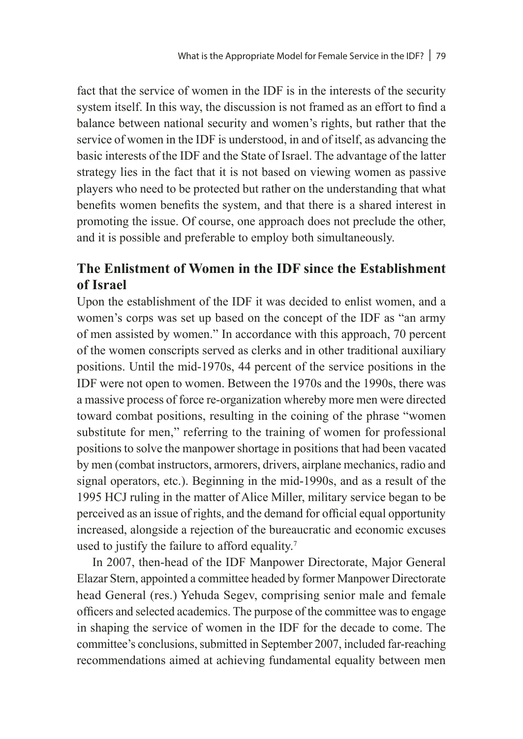fact that the service of women in the IDF is in the interests of the security system itself. In this way, the discussion is not framed as an effort to find a balance between national security and women's rights, but rather that the service of women in the IDF is understood, in and of itself, as advancing the basic interests of the IDF and the State of Israel. The advantage of the latter strategy lies in the fact that it is not based on viewing women as passive players who need to be protected but rather on the understanding that what benefits women benefits the system, and that there is a shared interest in promoting the issue. Of course, one approach does not preclude the other, and it is possible and preferable to employ both simultaneously.

## The Enlistment of Women in the IDF since the Establishment of Israel

Upon the establishment of the IDF it was decided to enlist women, and a women's corps was set up based on the concept of the IDF as "an army of men assisted by women." In accordance with this approach, 70 percent of the women conscripts served as clerks and in other traditional auxiliary positions. Until the mid-1970s, 44 percent of the service positions in the IDF were not open to women. Between the 1970s and the 1990s, there was a massive process of force re-organization whereby more men were directed toward combat positions, resulting in the coining of the phrase "women substitute for men," referring to the training of women for professional positions to solve the manpower shortage in positions that had been vacated by men (combat instructors, armorers, drivers, airplane mechanics, radio and signal operators, etc.). Beginning in the mid-1990s, and as a result of the 1995 HCJ ruling in the matter of Alice Miller, military service began to be perceived as an issue of rights, and the demand for official equal opportunity increased, alongside a rejection of the bureaucratic and economic excuses used to justify the failure to afford equality.[7]

In 2007, then-head of the IDF Manpower Directorate, Major General Elazar Stern, appointed a committee headed by former Manpower Directorate head General (res.) Yehuda Segev, comprising senior male and female officers and selected academics. The purpose of the committee was to engage in shaping the service of women in the IDF for the decade to come. The committee's conclusions, submitted in September 2007, included far-reaching recommendations aimed at achieving fundamental equality between men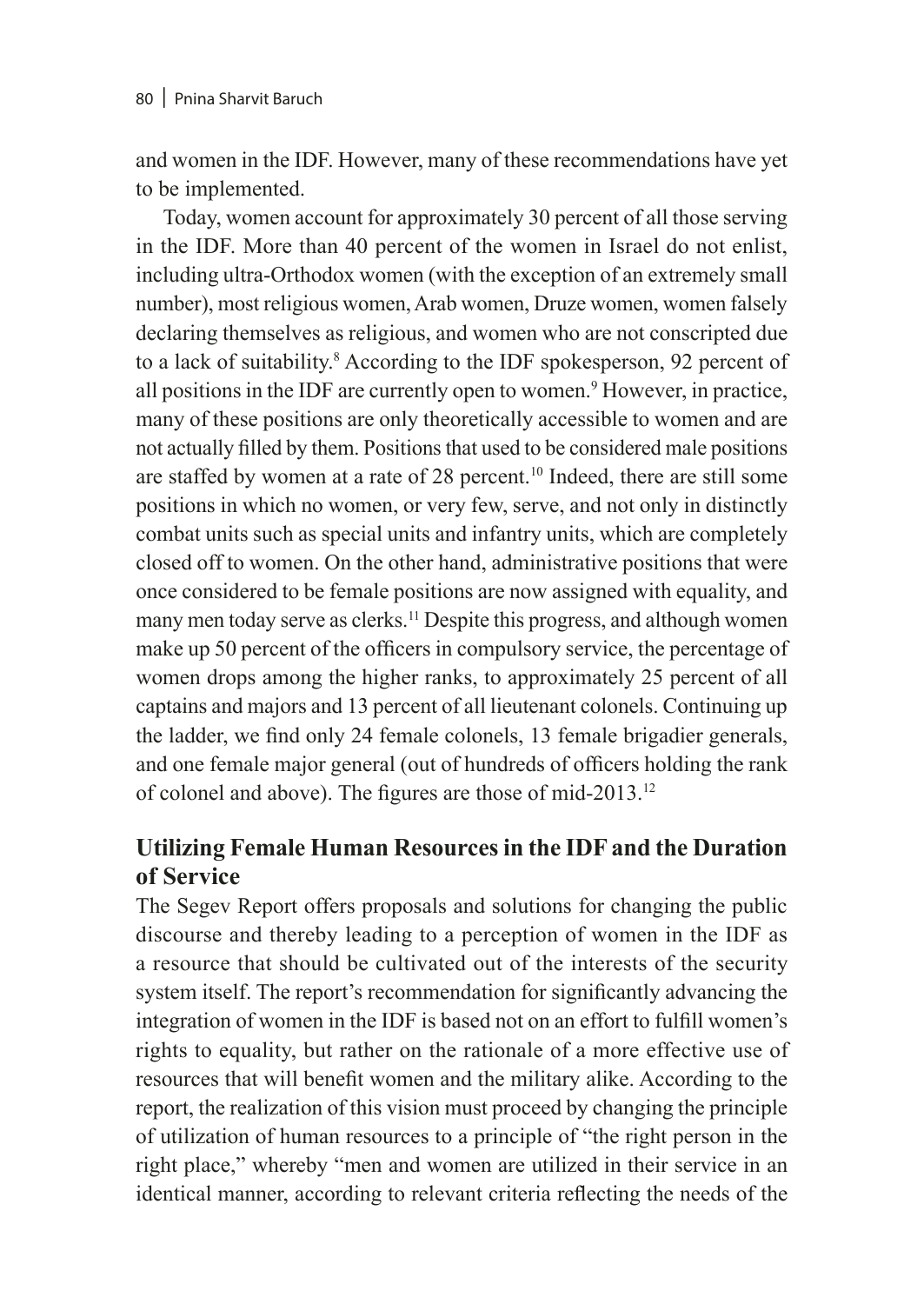and women in the IDF. However, many of these recommendations have yet to be implemented.

Today, women account for approximately 30 percent of all those serving in the IDF. More than 40 percent of the women in Israel do not enlist, including ultra-Orthodox women (with the exception of an extremely small number), most religious women, Arab women, Druze women, women falsely declaring themselves as religious, and women who are not conscripted due to a lack of suitability.[8] According to the IDF spokesperson, 92 percent of all positions in the IDF are currently open to women.[9] However, in practice, many of these positions are only theoretically accessible to women and are not actually filled by them. Positions that used to be considered male positions are staffed by women at a rate of 28 percent.[10] Indeed, there are still some positions in which no women, or very few, serve, and not only in distinctly combat units such as special units and infantry units, which are completely closed off to women. On the other hand, administrative positions that were once considered to be female positions are now assigned with equality, and many men today serve as clerks.[11] Despite this progress, and although women make up 50 percent of the officers in compulsory service, the percentage of women drops among the higher ranks, to approximately 25 percent of all captains and majors and 13 percent of all lieutenant colonels. Continuing up the ladder, we find only 24 female colonels, 13 female brigadier generals, and one female major general (out of hundreds of officers holding the rank of colonel and above). The figures are those of mid-2013.[12]

## Utilizing Female Human Resources in the IDF and the Duration of Service

The Segev Report offers proposals and solutions for changing the public discourse and thereby leading to a perception of women in the IDF as a resource that should be cultivated out of the interests of the security system itself. The report's recommendation for significantly advancing the integration of women in the IDF is based not on an effort to fulfill women's rights to equality, but rather on the rationale of a more effective use of resources that will benefit women and the military alike. According to the report, the realization of this vision must proceed by changing the principle of utilization of human resources to a principle of "the right person in the right place," whereby "men and women are utilized in their service in an identical manner, according to relevant criteria reflecting the needs of the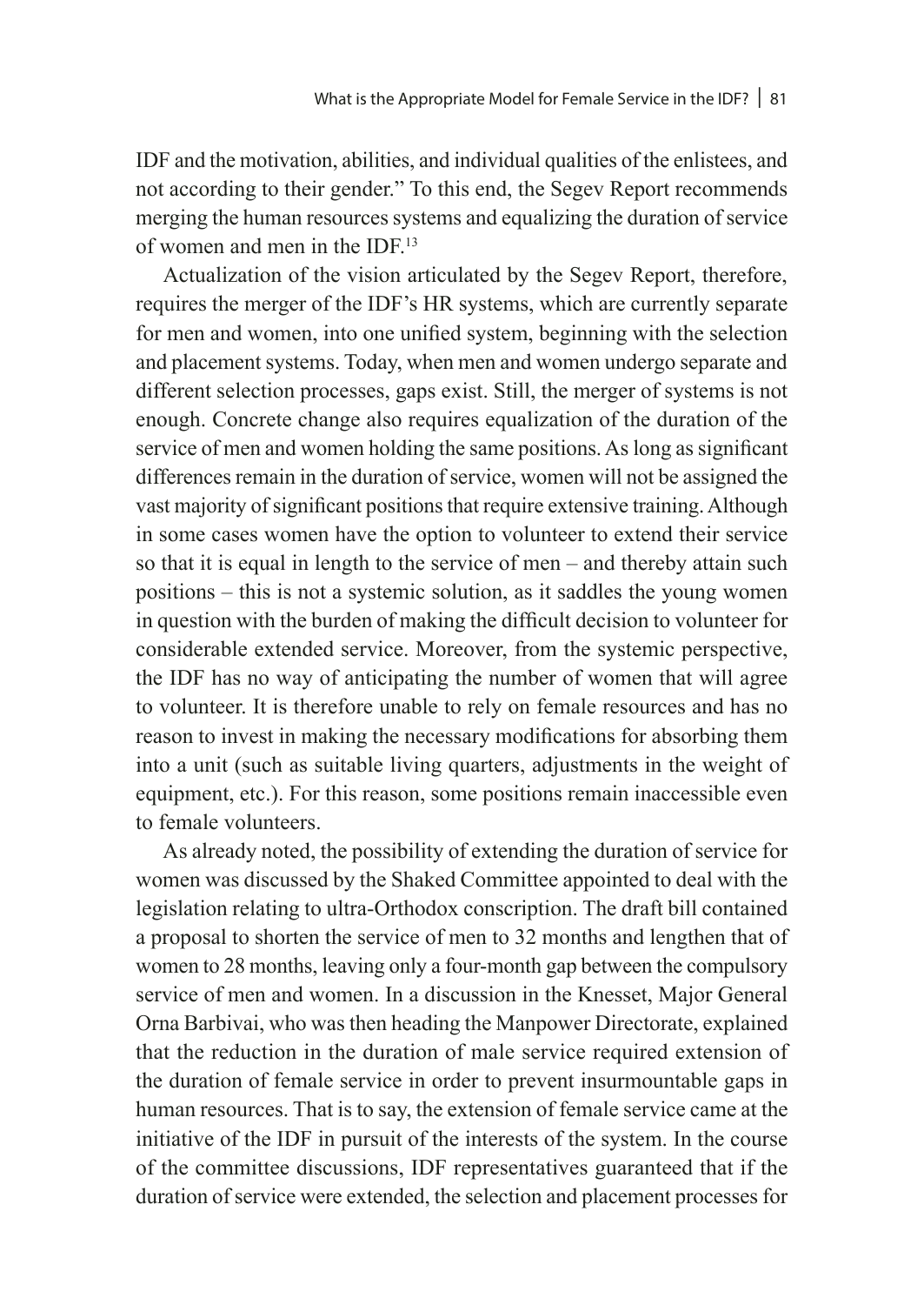IDF and the motivation, abilities, and individual qualities of the enlistees, and not according to their gender." To this end, the Segev Report recommends merging the human resources systems and equalizing the duration of service of women and men in the IDF.[13]

Actualization of the vision articulated by the Segev Report, therefore, requires the merger of the IDF's HR systems, which are currently separate for men and women, into one unified system, beginning with the selection and placement systems. Today, when men and women undergo separate and different selection processes, gaps exist. Still, the merger of systems is not enough. Concrete change also requires equalization of the duration of the service of men and women holding the same positions. As long as significant differences remain in the duration of service, women will not be assigned the vast majority of significant positions that require extensive training. Although in some cases women have the option to volunteer to extend their service so that it is equal in length to the service of men – and thereby attain such positions – this is not a systemic solution, as it saddles the young women in question with the burden of making the difficult decision to volunteer for considerable extended service. Moreover, from the systemic perspective, the IDF has no way of anticipating the number of women that will agree to volunteer. It is therefore unable to rely on female resources and has no reason to invest in making the necessary modifications for absorbing them into a unit (such as suitable living quarters, adjustments in the weight of equipment, etc.). For this reason, some positions remain inaccessible even to female volunteers.

As already noted, the possibility of extending the duration of service for women was discussed by the Shaked Committee appointed to deal with the legislation relating to ultra-Orthodox conscription. The draft bill contained a proposal to shorten the service of men to 32 months and lengthen that of women to 28 months, leaving only a four-month gap between the compulsory service of men and women. In a discussion in the Knesset, Major General Orna Barbivai, who was then heading the Manpower Directorate, explained that the reduction in the duration of male service required extension of the duration of female service in order to prevent insurmountable gaps in human resources. That is to say, the extension of female service came at the initiative of the IDF in pursuit of the interests of the system. In the course of the committee discussions, IDF representatives guaranteed that if the duration of service were extended, the selection and placement processes for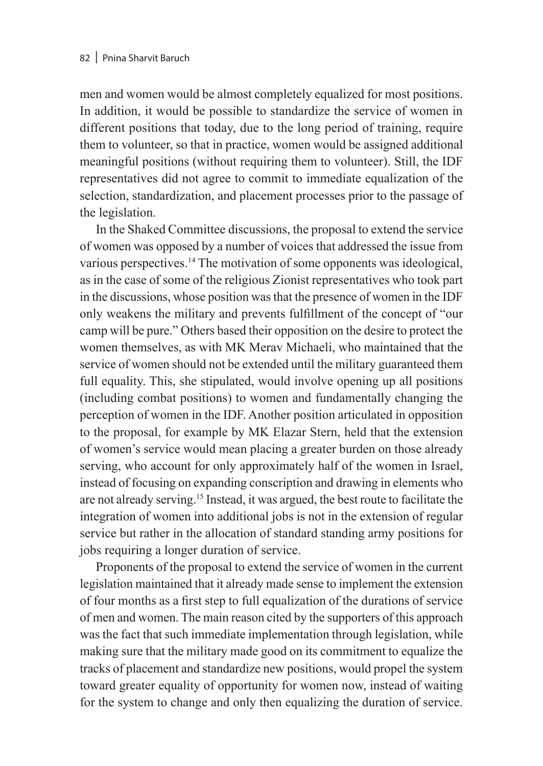men and women would be almost completely equalized for most positions. In addition, it would be possible to standardize the service of women in different positions that today, due to the long period of training, require them to volunteer, so that in practice, women would be assigned additional meaningful positions (without requiring them to volunteer). Still, the IDF representatives did not agree to commit to immediate equalization of the selection, standardization, and placement processes prior to the passage of the legislation.

In the Shaked Committee discussions, the proposal to extend the service of women was opposed by a number of voices that addressed the issue from various perspectives.[14] The motivation of some opponents was ideological, as in the case of some of the religious Zionist representatives who took part in the discussions, whose position was that the presence of women in the IDF only weakens the military and prevents fulfillment of the concept of "our camp will be pure." Others based their opposition on the desire to protect the women themselves, as with MK Merav Michaeli, who maintained that the service of women should not be extended until the military guaranteed them full equality. This, she stipulated, would involve opening up all positions (including combat positions) to women and fundamentally changing the perception of women in the IDF. Another position articulated in opposition to the proposal, for example by MK Elazar Stern, held that the extension of women's service would mean placing a greater burden on those already serving, who account for only approximately half of the women in Israel, instead of focusing on expanding conscription and drawing in elements who are not already serving.[15] Instead, it was argued, the best route to facilitate the integration of women into additional jobs is not in the extension of regular service but rather in the allocation of standard standing army positions for jobs requiring a longer duration of service.

Proponents of the proposal to extend the service of women in the current legislation maintained that it already made sense to implement the extension of four months as a first step to full equalization of the durations of service of men and women. The main reason cited by the supporters of this approach was the fact that such immediate implementation through legislation, while making sure that the military made good on its commitment to equalize the tracks of placement and standardize new positions, would propel the system toward greater equality of opportunity for women now, instead of waiting for the system to change and only then equalizing the duration of service.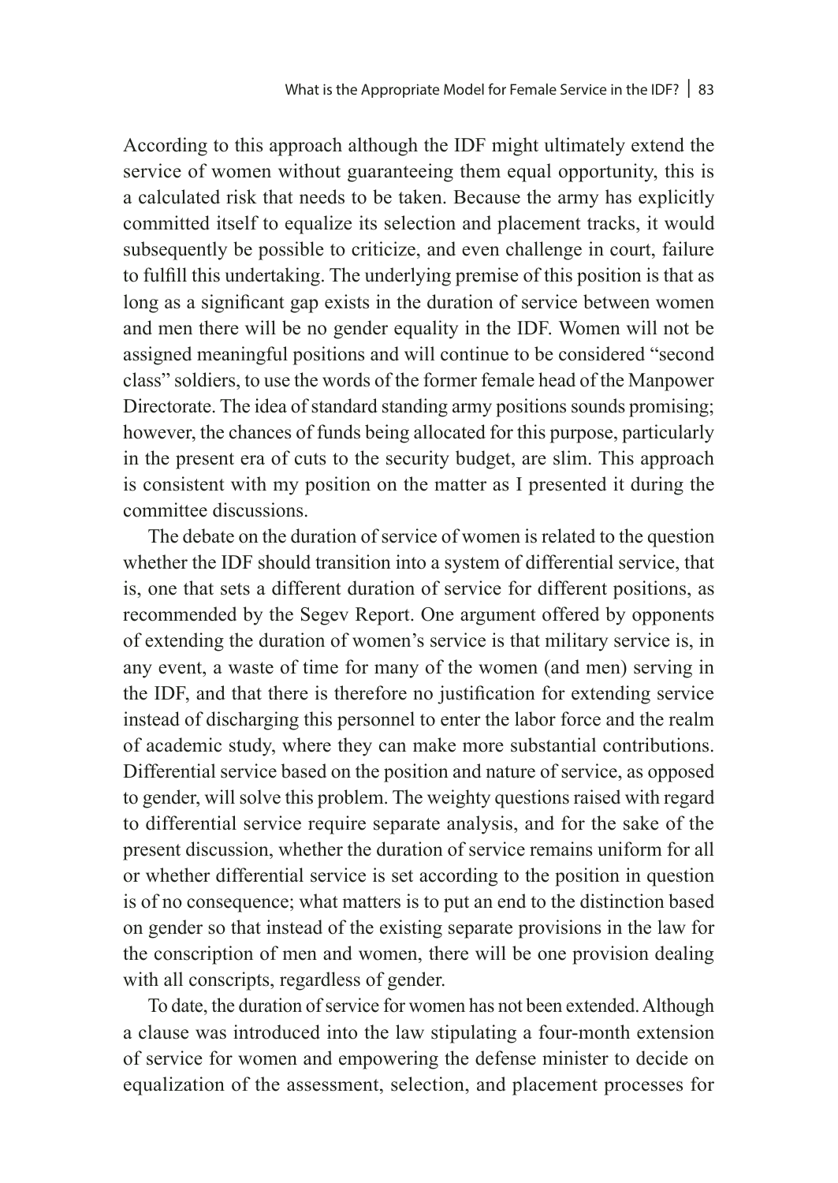According to this approach although the IDF might ultimately extend the service of women without guaranteeing them equal opportunity, this is a calculated risk that needs to be taken. Because the army has explicitly committed itself to equalize its selection and placement tracks, it would subsequently be possible to criticize, and even challenge in court, failure to fulfill this undertaking. The underlying premise of this position is that as long as a significant gap exists in the duration of service between women and men there will be no gender equality in the IDF. Women will not be assigned meaningful positions and will continue to be considered "second class" soldiers, to use the words of the former female head of the Manpower Directorate. The idea of standard standing army positions sounds promising; however, the chances of funds being allocated for this purpose, particularly in the present era of cuts to the security budget, are slim. This approach is consistent with my position on the matter as I presented it during the committee discussions.

The debate on the duration of service of women is related to the question whether the IDF should transition into a system of differential service, that is, one that sets a different duration of service for different positions, as recommended by the Segev Report. One argument offered by opponents of extending the duration of women's service is that military service is, in any event, a waste of time for many of the women (and men) serving in the IDF, and that there is therefore no justification for extending service instead of discharging this personnel to enter the labor force and the realm of academic study, where they can make more substantial contributions. Differential service based on the position and nature of service, as opposed to gender, will solve this problem. The weighty questions raised with regard to differential service require separate analysis, and for the sake of the present discussion, whether the duration of service remains uniform for all or whether differential service is set according to the position in question is of no consequence; what matters is to put an end to the distinction based on gender so that instead of the existing separate provisions in the law for the conscription of men and women, there will be one provision dealing with all conscripts, regardless of gender.

To date, the duration of service for women has not been extended. Although a clause was introduced into the law stipulating a four-month extension of service for women and empowering the defense minister to decide on equalization of the assessment, selection, and placement processes for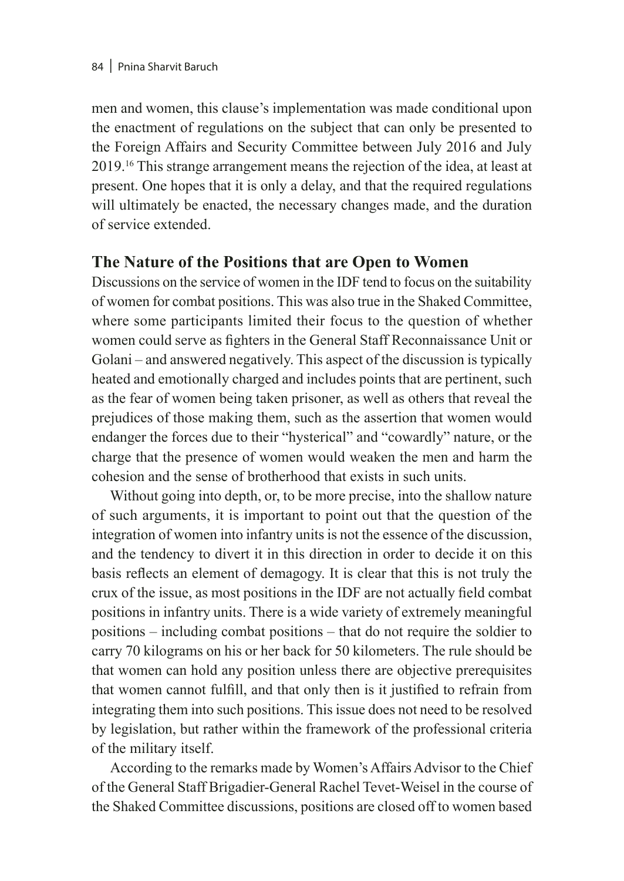men and women, this clause's implementation was made conditional upon the enactment of regulations on the subject that can only be presented to the Foreign Affairs and Security Committee between July 2016 and July 2019.[16] This strange arrangement means the rejection of the idea, at least at present. One hopes that it is only a delay, and that the required regulations will ultimately be enacted, the necessary changes made, and the duration of service extended.

## The Nature of the Positions that are Open to Women

Discussions on the service of women in the IDF tend to focus on the suitability of women for combat positions. This was also true in the Shaked Committee, where some participants limited their focus to the question of whether women could serve as fighters in the General Staff Reconnaissance Unit or Golani – and answered negatively. This aspect of the discussion is typically heated and emotionally charged and includes points that are pertinent, such as the fear of women being taken prisoner, as well as others that reveal the prejudices of those making them, such as the assertion that women would endanger the forces due to their "hysterical" and "cowardly" nature, or the charge that the presence of women would weaken the men and harm the cohesion and the sense of brotherhood that exists in such units.

Without going into depth, or, to be more precise, into the shallow nature of such arguments, it is important to point out that the question of the integration of women into infantry units is not the essence of the discussion, and the tendency to divert it in this direction in order to decide it on this basis reflects an element of demagogy. It is clear that this is not truly the crux of the issue, as most positions in the IDF are not actually field combat positions in infantry units. There is a wide variety of extremely meaningful positions – including combat positions – that do not require the soldier to carry 70 kilograms on his or her back for 50 kilometers. The rule should be that women can hold any position unless there are objective prerequisites that women cannot fulfill, and that only then is it justified to refrain from integrating them into such positions. This issue does not need to be resolved by legislation, but rather within the framework of the professional criteria of the military itself.

According to the remarks made by Women's Affairs Advisor to the Chief of the General Staff Brigadier-General Rachel Tevet-Weisel in the course of the Shaked Committee discussions, positions are closed off to women based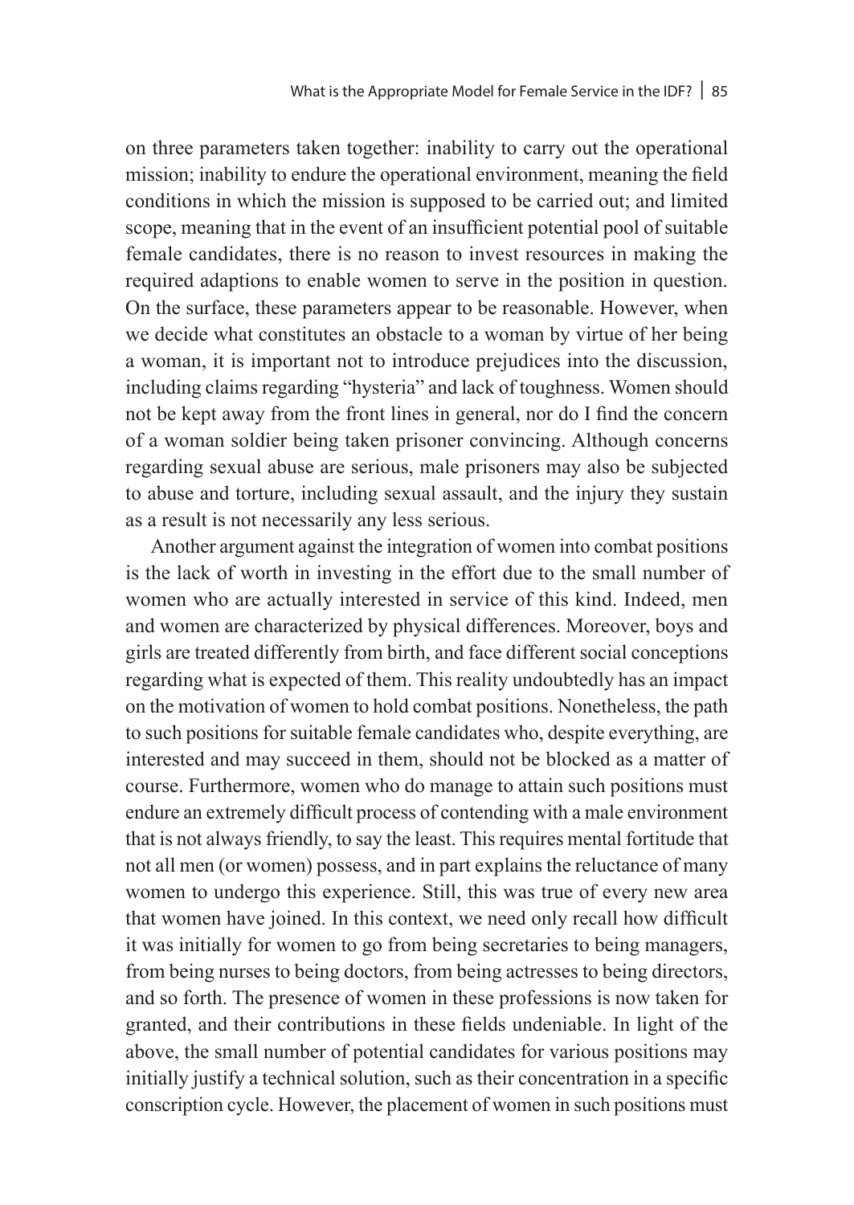on three parameters taken together: inability to carry out the operational mission; inability to endure the operational environment, meaning the field conditions in which the mission is supposed to be carried out; and limited scope, meaning that in the event of an insufficient potential pool of suitable female candidates, there is no reason to invest resources in making the required adaptions to enable women to serve in the position in question. On the surface, these parameters appear to be reasonable. However, when we decide what constitutes an obstacle to a woman by virtue of her being a woman, it is important not to introduce prejudices into the discussion, including claims regarding "hysteria" and lack of toughness. Women should not be kept away from the front lines in general, nor do I find the concern of a woman soldier being taken prisoner convincing. Although concerns regarding sexual abuse are serious, male prisoners may also be subjected to abuse and torture, including sexual assault, and the injury they sustain as a result is not necessarily any less serious.

Another argument against the integration of women into combat positions is the lack of worth in investing in the effort due to the small number of women who are actually interested in service of this kind. Indeed, men and women are characterized by physical differences. Moreover, boys and girls are treated differently from birth, and face different social conceptions regarding what is expected of them. This reality undoubtedly has an impact on the motivation of women to hold combat positions. Nonetheless, the path to such positions for suitable female candidates who, despite everything, are interested and may succeed in them, should not be blocked as a matter of course. Furthermore, women who do manage to attain such positions must endure an extremely difficult process of contending with a male environment that is not always friendly, to say the least. This requires mental fortitude that not all men (or women) possess, and in part explains the reluctance of many women to undergo this experience. Still, this was true of every new area that women have joined. In this context, we need only recall how difficult it was initially for women to go from being secretaries to being managers, from being nurses to being doctors, from being actresses to being directors, and so forth. The presence of women in these professions is now taken for granted, and their contributions in these fields undeniable. In light of the above, the small number of potential candidates for various positions may initially justify a technical solution, such as their concentration in a specific conscription cycle. However, the placement of women in such positions must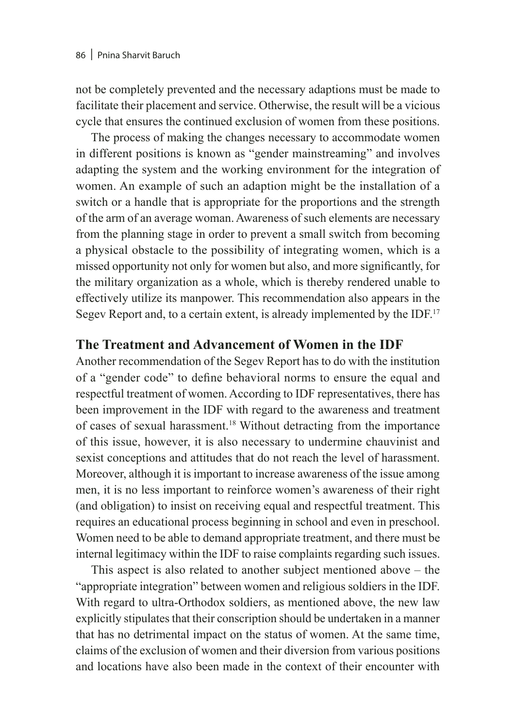not be completely prevented and the necessary adaptions must be made to facilitate their placement and service. Otherwise, the result will be a vicious cycle that ensures the continued exclusion of women from these positions.

The process of making the changes necessary to accommodate women in different positions is known as "gender mainstreaming" and involves adapting the system and the working environment for the integration of women. An example of such an adaption might be the installation of a switch or a handle that is appropriate for the proportions and the strength of the arm of an average woman. Awareness of such elements are necessary from the planning stage in order to prevent a small switch from becoming a physical obstacle to the possibility of integrating women, which is a missed opportunity not only for women but also, and more significantly, for the military organization as a whole, which is thereby rendered unable to effectively utilize its manpower. This recommendation also appears in the Segev Report and, to a certain extent, is already implemented by the IDF.[17]

## The Treatment and Advancement of Women in the IDF

Another recommendation of the Segev Report has to do with the institution of a "gender code" to define behavioral norms to ensure the equal and respectful treatment of women. According to IDF representatives, there has been improvement in the IDF with regard to the awareness and treatment of cases of sexual harassment.[18] Without detracting from the importance of this issue, however, it is also necessary to undermine chauvinist and sexist conceptions and attitudes that do not reach the level of harassment. Moreover, although it is important to increase awareness of the issue among men, it is no less important to reinforce women's awareness of their right (and obligation) to insist on receiving equal and respectful treatment. This requires an educational process beginning in school and even in preschool. Women need to be able to demand appropriate treatment, and there must be internal legitimacy within the IDF to raise complaints regarding such issues.

This aspect is also related to another subject mentioned above – the "appropriate integration" between women and religious soldiers in the IDF. With regard to ultra-Orthodox soldiers, as mentioned above, the new law explicitly stipulates that their conscription should be undertaken in a manner that has no detrimental impact on the status of women. At the same time, claims of the exclusion of women and their diversion from various positions and locations have also been made in the context of their encounter with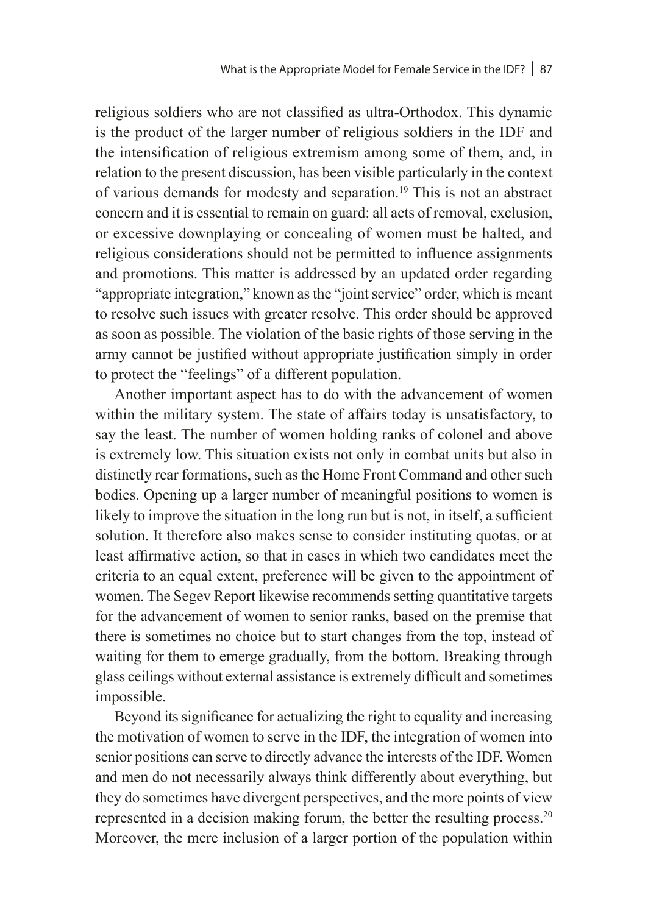religious soldiers who are not classified as ultra-Orthodox. This dynamic is the product of the larger number of religious soldiers in the IDF and the intensification of religious extremism among some of them, and, in relation to the present discussion, has been visible particularly in the context of various demands for modesty and separation.[19] This is not an abstract concern and it is essential to remain on guard: all acts of removal, exclusion, or excessive downplaying or concealing of women must be halted, and religious considerations should not be permitted to influence assignments and promotions. This matter is addressed by an updated order regarding "appropriate integration," known as the "joint service" order, which is meant to resolve such issues with greater resolve. This order should be approved as soon as possible. The violation of the basic rights of those serving in the army cannot be justified without appropriate justification simply in order to protect the "feelings" of a different population.

Another important aspect has to do with the advancement of women within the military system. The state of affairs today is unsatisfactory, to say the least. The number of women holding ranks of colonel and above is extremely low. This situation exists not only in combat units but also in distinctly rear formations, such as the Home Front Command and other such bodies. Opening up a larger number of meaningful positions to women is likely to improve the situation in the long run but is not, in itself, a sufficient solution. It therefore also makes sense to consider instituting quotas, or at least affirmative action, so that in cases in which two candidates meet the criteria to an equal extent, preference will be given to the appointment of women. The Segev Report likewise recommends setting quantitative targets for the advancement of women to senior ranks, based on the premise that there is sometimes no choice but to start changes from the top, instead of waiting for them to emerge gradually, from the bottom. Breaking through glass ceilings without external assistance is extremely difficult and sometimes impossible.

Beyond its significance for actualizing the right to equality and increasing the motivation of women to serve in the IDF, the integration of women into senior positions can serve to directly advance the interests of the IDF. Women and men do not necessarily always think differently about everything, but they do sometimes have divergent perspectives, and the more points of view represented in a decision making forum, the better the resulting process.[20] Moreover, the mere inclusion of a larger portion of the population within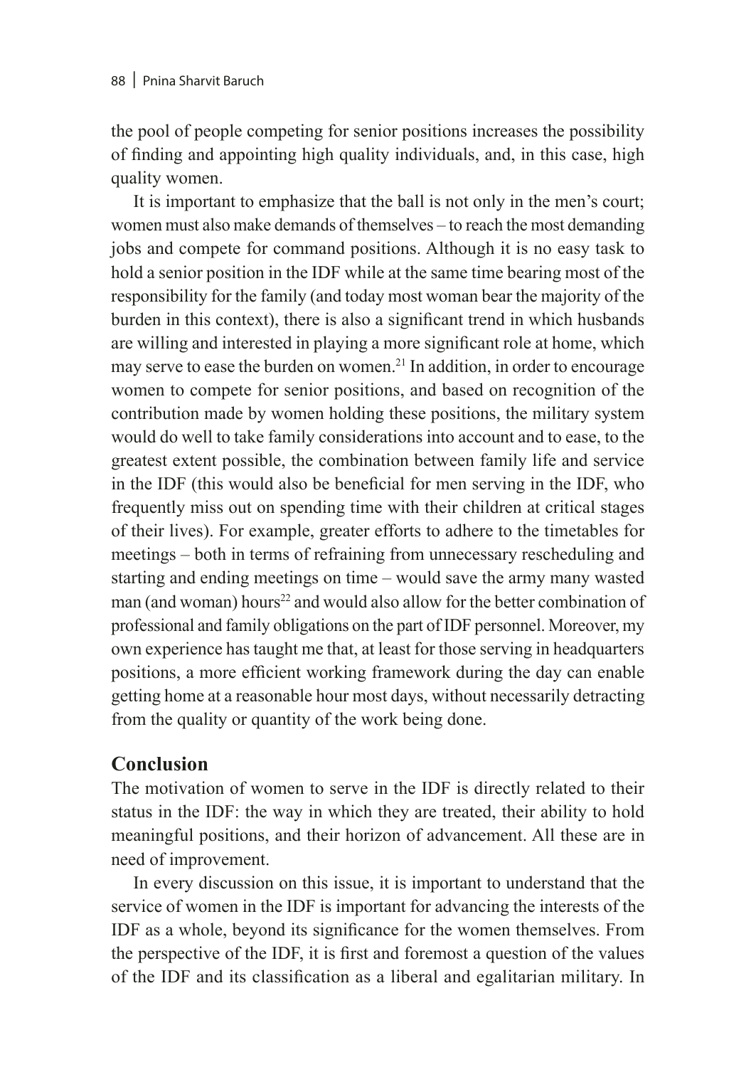the pool of people competing for senior positions increases the possibility of finding and appointing high quality individuals, and, in this case, high quality women.

It is important to emphasize that the ball is not only in the men's court; women must also make demands of themselves – to reach the most demanding jobs and compete for command positions. Although it is no easy task to hold a senior position in the IDF while at the same time bearing most of the responsibility for the family (and today most woman bear the majority of the burden in this context), there is also a significant trend in which husbands are willing and interested in playing a more significant role at home, which may serve to ease the burden on women.[21] In addition, in order to encourage women to compete for senior positions, and based on recognition of the contribution made by women holding these positions, the military system would do well to take family considerations into account and to ease, to the greatest extent possible, the combination between family life and service in the IDF (this would also be beneficial for men serving in the IDF, who frequently miss out on spending time with their children at critical stages of their lives). For example, greater efforts to adhere to the timetables for meetings – both in terms of refraining from unnecessary rescheduling and starting and ending meetings on time – would save the army many wasted man (and woman) hours[22] and would also allow for the better combination of professional and family obligations on the part of IDF personnel. Moreover, my own experience has taught me that, at least for those serving in headquarters positions, a more efficient working framework during the day can enable getting home at a reasonable hour most days, without necessarily detracting from the quality or quantity of the work being done.

## Conclusion

The motivation of women to serve in the IDF is directly related to their status in the IDF: the way in which they are treated, their ability to hold meaningful positions, and their horizon of advancement. All these are in need of improvement.

In every discussion on this issue, it is important to understand that the service of women in the IDF is important for advancing the interests of the IDF as a whole, beyond its significance for the women themselves. From the perspective of the IDF, it is first and foremost a question of the values of the IDF and its classification as a liberal and egalitarian military. In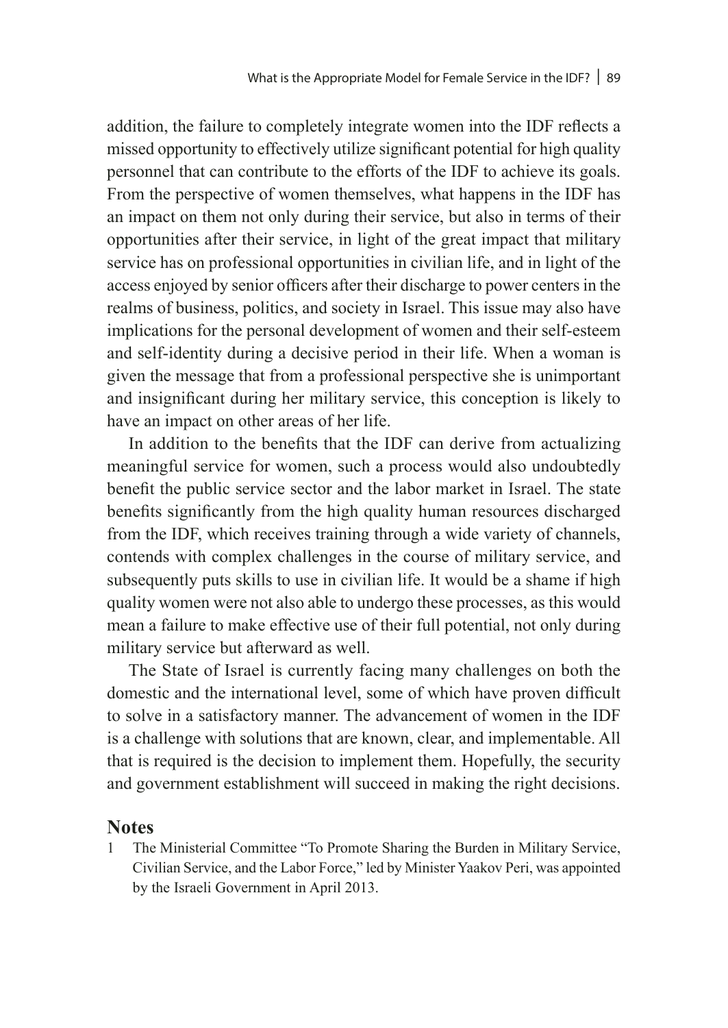addition, the failure to completely integrate women into the IDF reflects a missed opportunity to effectively utilize significant potential for high quality personnel that can contribute to the efforts of the IDF to achieve its goals. From the perspective of women themselves, what happens in the IDF has an impact on them not only during their service, but also in terms of their opportunities after their service, in light of the great impact that military service has on professional opportunities in civilian life, and in light of the access enjoyed by senior officers after their discharge to power centers in the realms of business, politics, and society in Israel. This issue may also have implications for the personal development of women and their self-esteem and self-identity during a decisive period in their life. When a woman is given the message that from a professional perspective she is unimportant and insignificant during her military service, this conception is likely to have an impact on other areas of her life.

In addition to the benefits that the IDF can derive from actualizing meaningful service for women, such a process would also undoubtedly benefit the public service sector and the labor market in Israel. The state benefits significantly from the high quality human resources discharged from the IDF, which receives training through a wide variety of channels, contends with complex challenges in the course of military service, and subsequently puts skills to use in civilian life. It would be a shame if high quality women were not also able to undergo these processes, as this would mean a failure to make effective use of their full potential, not only during military service but afterward as well.

The State of Israel is currently facing many challenges on both the domestic and the international level, some of which have proven difficult to solve in a satisfactory manner. The advancement of women in the IDF is a challenge with solutions that are known, clear, and implementable. All that is required is the decision to implement them. Hopefully, the security and government establishment will succeed in making the right decisions.

## Notes

1 The Ministerial Committee "To Promote Sharing the Burden in Military Service, Civilian Service, and the Labor Force," led by Minister Yaakov Peri, was appointed by the Israeli Government in April 2013.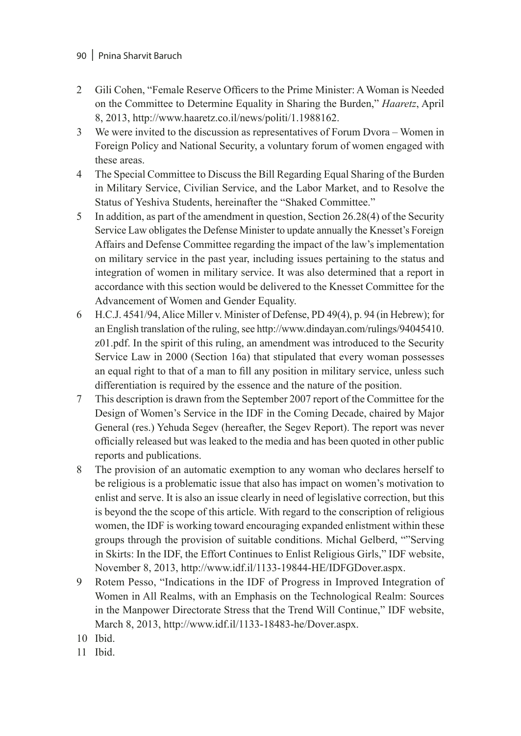2 Gili Cohen, "Female Reserve Officers to the Prime Minister: A Woman is Needed on the Committee to Determine Equality in Sharing the Burden," *Haaretz*, April 8, 2013, http://www.haaretz.co.il/news/politi/1.1988162.

3 We were invited to the discussion as representatives of Forum Dvora – Women in Foreign Policy and National Security, a voluntary forum of women engaged with these areas.

4 The Special Committee to Discuss the Bill Regarding Equal Sharing of the Burden in Military Service, Civilian Service, and the Labor Market, and to Resolve the Status of Yeshiva Students, hereinafter the "Shaked Committee."

5 In addition, as part of the amendment in question, Section 26.28(4) of the Security Service Law obligates the Defense Minister to update annually the Knesset's Foreign Affairs and Defense Committee regarding the impact of the law's implementation on military service in the past year, including issues pertaining to the status and integration of women in military service. It was also determined that a report in accordance with this section would be delivered to the Knesset Committee for the Advancement of Women and Gender Equality.

6 H.C.J. 4541/94, Alice Miller v. Minister of Defense, PD 49(4), p. 94 (in Hebrew); for an English translation of the ruling, see http://www.dindayan.com/rulings/94045410.z01.pdf. In the spirit of this ruling, an amendment was introduced to the Security Service Law in 2000 (Section 16a) that stipulated that every woman possesses an equal right to that of a man to fill any position in military service, unless such differentiation is required by the essence and the nature of the position.

7 This description is drawn from the September 2007 report of the Committee for the Design of Women's Service in the IDF in the Coming Decade, chaired by Major General (res.) Yehuda Segev (hereafter, the Segev Report). The report was never officially released but was leaked to the media and has been quoted in other public reports and publications.

8 The provision of an automatic exemption to any woman who declares herself to be religious is a problematic issue that also has impact on women's motivation to enlist and serve. It is also an issue clearly in need of legislative correction, but this is beyond the the scope of this article. With regard to the conscription of religious women, the IDF is working toward encouraging expanded enlistment within these groups through the provision of suitable conditions. Michal Gelberd, ""Serving in Skirts: In the IDF, the Effort Continues to Enlist Religious Girls," IDF website, November 8, 2013, http://www.idf.il/1133-19844-HE/IDFGDover.aspx.

9 Rotem Pesso, "Indications in the IDF of Progress in Improved Integration of Women in All Realms, with an Emphasis on the Technological Realm: Sources in the Manpower Directorate Stress that the Trend Will Continue," IDF website, March 8, 2013, http://www.idf.il/1133-18483-he/Dover.aspx.

10 Ibid.

11 Ibid.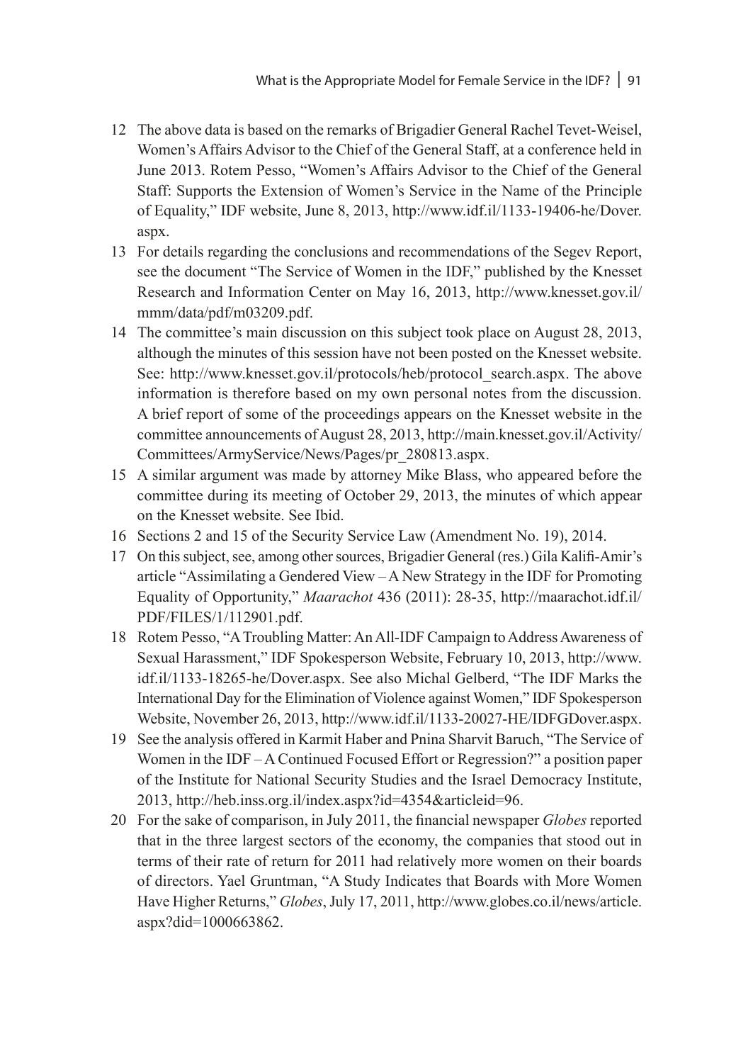12 The above data is based on the remarks of Brigadier General Rachel Tevet-Weisel, Women's Affairs Advisor to the Chief of the General Staff, at a conference held in June 2013. Rotem Pesso, "Women's Affairs Advisor to the Chief of the General Staff: Supports the Extension of Women's Service in the Name of the Principle of Equality," IDF website, June 8, 2013, http://www.idf.il/1133-19406-he/Dover.aspx.

13 For details regarding the conclusions and recommendations of the Segev Report, see the document "The Service of Women in the IDF," published by the Knesset Research and Information Center on May 16, 2013, http://www.knesset.gov.il/mmm/data/pdf/m03209.pdf.

14 The committee's main discussion on this subject took place on August 28, 2013, although the minutes of this session have not been posted on the Knesset website. See: http://www.knesset.gov.il/protocols/heb/protocol_search.aspx. The above information is therefore based on my own personal notes from the discussion. A brief report of some of the proceedings appears on the Knesset website in the committee announcements of August 28, 2013, http://main.knesset.gov.il/Activity/Committees/ArmyService/News/Pages/pr_280813.aspx.

15 A similar argument was made by attorney Mike Blass, who appeared before the committee during its meeting of October 29, 2013, the minutes of which appear on the Knesset website. See Ibid.

16 Sections 2 and 15 of the Security Service Law (Amendment No. 19), 2014.

17 On this subject, see, among other sources, Brigadier General (res.) Gila Kalifi-Amir's article "Assimilating a Gendered View – A New Strategy in the IDF for Promoting Equality of Opportunity," *Maarachot* 436 (2011): 28-35, http://maarachot.idf.il/PDF/FILES/1/112901.pdf.

18 Rotem Pesso, "A Troubling Matter: An All-IDF Campaign to Address Awareness of Sexual Harassment," IDF Spokesperson Website, February 10, 2013, http://www.idf.il/1133-18265-he/Dover.aspx. See also Michal Gelberd, "The IDF Marks the International Day for the Elimination of Violence against Women," IDF Spokesperson Website, November 26, 2013, http://www.idf.il/1133-20027-HE/IDFGDover.aspx.

19 See the analysis offered in Karmit Haber and Pnina Sharvit Baruch, "The Service of Women in the IDF – A Continued Focused Effort or Regression?" a position paper of the Institute for National Security Studies and the Israel Democracy Institute, 2013, http://heb.inss.org.il/index.aspx?id=4354&articleid=96.

20 For the sake of comparison, in July 2011, the financial newspaper *Globes* reported that in the three largest sectors of the economy, the companies that stood out in terms of their rate of return for 2011 had relatively more women on their boards of directors. Yael Gruntman, "A Study Indicates that Boards with More Women Have Higher Returns," *Globes*, July 17, 2011, http://www.globes.co.il/news/article.aspx?did=1000663862.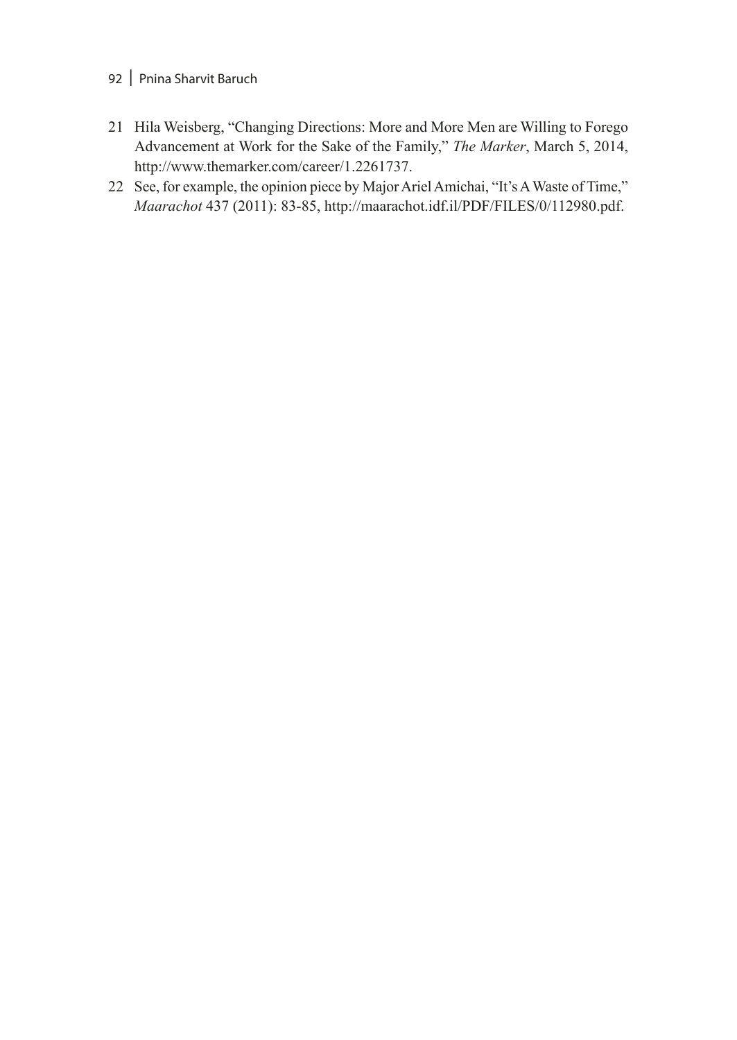21 Hila Weisberg, "Changing Directions: More and More Men are Willing to Forego Advancement at Work for the Sake of the Family," *The Marker*, March 5, 2014, http://www.themarker.com/career/1.2261737.

22 See, for example, the opinion piece by Major Ariel Amichai, "It's A Waste of Time," *Maarachot* 437 (2011): 83-85, http://maarachot.idf.il/PDF/FILES/0/112980.pdf.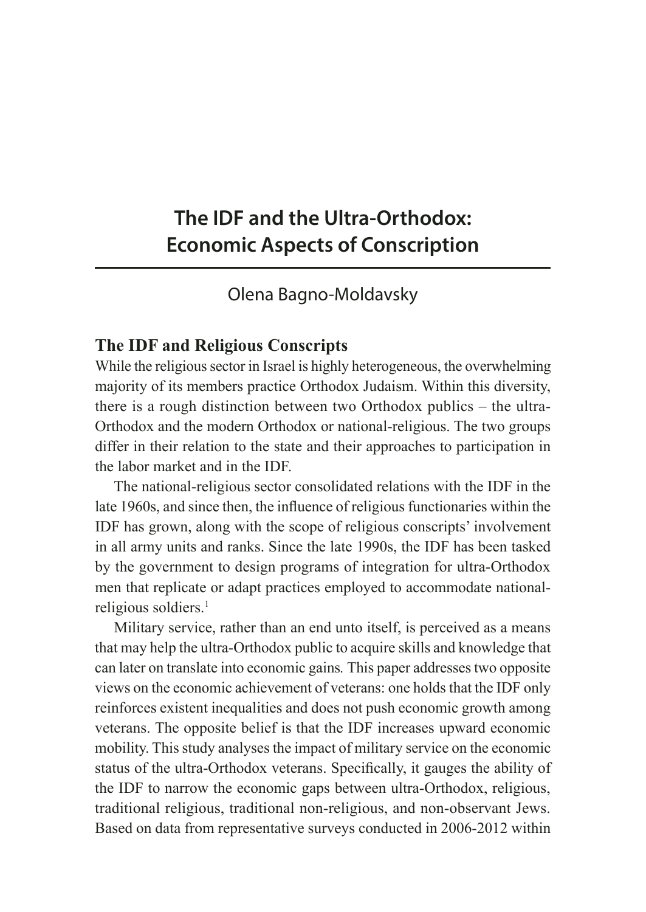# The IDF and the Ultra-Orthodox: Economic Aspects of Conscription

Olena Bagno-Moldavsky

## The IDF and Religious Conscripts

While the religious sector in Israel is highly heterogeneous, the overwhelming majority of its members practice Orthodox Judaism. Within this diversity, there is a rough distinction between two Orthodox publics – the ultra-Orthodox and the modern Orthodox or national-religious. The two groups differ in their relation to the state and their approaches to participation in the labor market and in the IDF.

The national-religious sector consolidated relations with the IDF in the late 1960s, and since then, the influence of religious functionaries within the IDF has grown, along with the scope of religious conscripts' involvement in all army units and ranks. Since the late 1990s, the IDF has been tasked by the government to design programs of integration for ultra-Orthodox men that replicate or adapt practices employed to accommodate national-religious soldiers.[1]

Military service, rather than an end unto itself, is perceived as a means that may help the ultra-Orthodox public to acquire skills and knowledge that can later on translate into economic gains. This paper addresses two opposite views on the economic achievement of veterans: one holds that the IDF only reinforces existent inequalities and does not push economic growth among veterans. The opposite belief is that the IDF increases upward economic mobility. This study analyses the impact of military service on the economic status of the ultra-Orthodox veterans. Specifically, it gauges the ability of the IDF to narrow the economic gaps between ultra-Orthodox, religious, traditional religious, traditional non-religious, and non-observant Jews. Based on data from representative surveys conducted in 2006-2012 within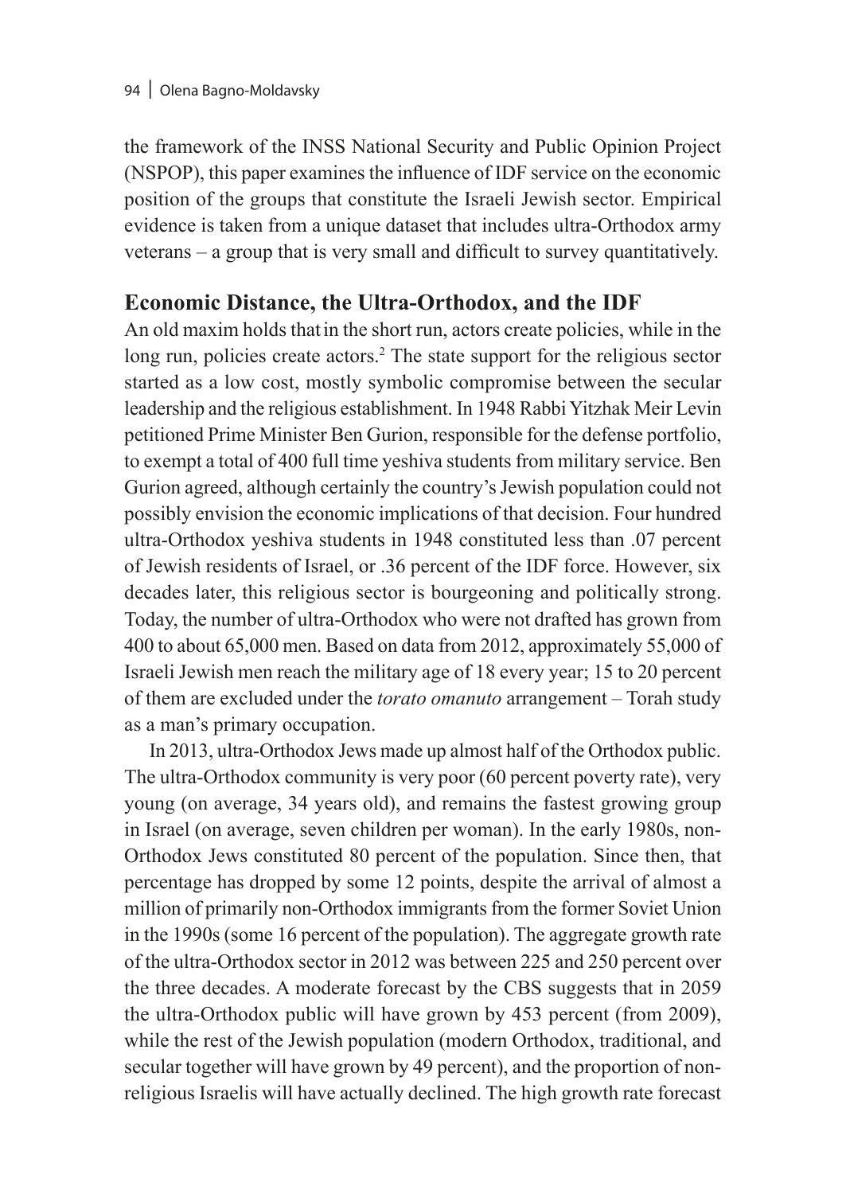the framework of the INSS National Security and Public Opinion Project (NSPOP), this paper examines the influence of IDF service on the economic position of the groups that constitute the Israeli Jewish sector. Empirical evidence is taken from a unique dataset that includes ultra-Orthodox army veterans – a group that is very small and difficult to survey quantitatively.

## Economic Distance, the Ultra-Orthodox, and the IDF

An old maxim holds that in the short run, actors create policies, while in the long run, policies create actors.[2] The state support for the religious sector started as a low cost, mostly symbolic compromise between the secular leadership and the religious establishment. In 1948 Rabbi Yitzhak Meir Levin petitioned Prime Minister Ben Gurion, responsible for the defense portfolio, to exempt a total of 400 full time yeshiva students from military service. Ben Gurion agreed, although certainly the country's Jewish population could not possibly envision the economic implications of that decision. Four hundred ultra-Orthodox yeshiva students in 1948 constituted less than .07 percent of Jewish residents of Israel, or .36 percent of the IDF force. However, six decades later, this religious sector is bourgeoning and politically strong. Today, the number of ultra-Orthodox who were not drafted has grown from 400 to about 65,000 men. Based on data from 2012, approximately 55,000 of Israeli Jewish men reach the military age of 18 every year; 15 to 20 percent of them are excluded under the *torato omanuto* arrangement – Torah study as a man's primary occupation.

In 2013, ultra-Orthodox Jews made up almost half of the Orthodox public. The ultra-Orthodox community is very poor (60 percent poverty rate), very young (on average, 34 years old), and remains the fastest growing group in Israel (on average, seven children per woman). In the early 1980s, non-Orthodox Jews constituted 80 percent of the population. Since then, that percentage has dropped by some 12 points, despite the arrival of almost a million of primarily non-Orthodox immigrants from the former Soviet Union in the 1990s (some 16 percent of the population). The aggregate growth rate of the ultra-Orthodox sector in 2012 was between 225 and 250 percent over the three decades. A moderate forecast by the CBS suggests that in 2059 the ultra-Orthodox public will have grown by 453 percent (from 2009), while the rest of the Jewish population (modern Orthodox, traditional, and secular together will have grown by 49 percent), and the proportion of non-religious Israelis will have actually declined. The high growth rate forecast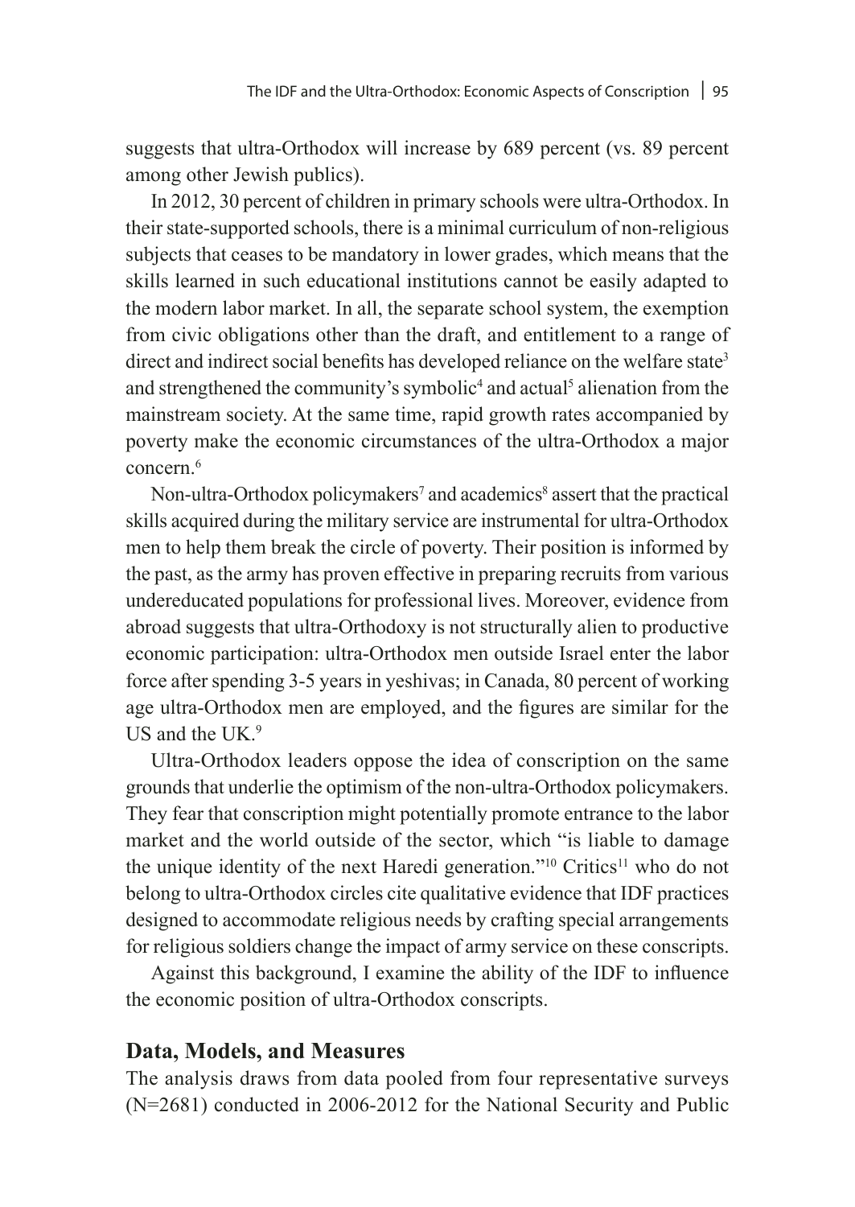suggests that ultra-Orthodox will increase by 689 percent (vs. 89 percent among other Jewish publics).

In 2012, 30 percent of children in primary schools were ultra-Orthodox. In their state-supported schools, there is a minimal curriculum of non-religious subjects that ceases to be mandatory in lower grades, which means that the skills learned in such educational institutions cannot be easily adapted to the modern labor market. In all, the separate school system, the exemption from civic obligations other than the draft, and entitlement to a range of direct and indirect social benefits has developed reliance on the welfare state[3] and strengthened the community's symbolic[4] and actual[5] alienation from the mainstream society. At the same time, rapid growth rates accompanied by poverty make the economic circumstances of the ultra-Orthodox a major concern.[6]

Non-ultra-Orthodox policymakers[7] and academics[8] assert that the practical skills acquired during the military service are instrumental for ultra-Orthodox men to help them break the circle of poverty. Their position is informed by the past, as the army has proven effective in preparing recruits from various undereducated populations for professional lives. Moreover, evidence from abroad suggests that ultra-Orthodoxy is not structurally alien to productive economic participation: ultra-Orthodox men outside Israel enter the labor force after spending 3-5 years in yeshivas; in Canada, 80 percent of working age ultra-Orthodox men are employed, and the figures are similar for the US and the UK.[9]

Ultra-Orthodox leaders oppose the idea of conscription on the same grounds that underlie the optimism of the non-ultra-Orthodox policymakers. They fear that conscription might potentially promote entrance to the labor market and the world outside of the sector, which "is liable to damage the unique identity of the next Haredi generation."[10] Critics[11] who do not belong to ultra-Orthodox circles cite qualitative evidence that IDF practices designed to accommodate religious needs by crafting special arrangements for religious soldiers change the impact of army service on these conscripts.

Against this background, I examine the ability of the IDF to influence the economic position of ultra-Orthodox conscripts.

## Data, Models, and Measures

The analysis draws from data pooled from four representative surveys (N=2681) conducted in 2006-2012 for the National Security and Public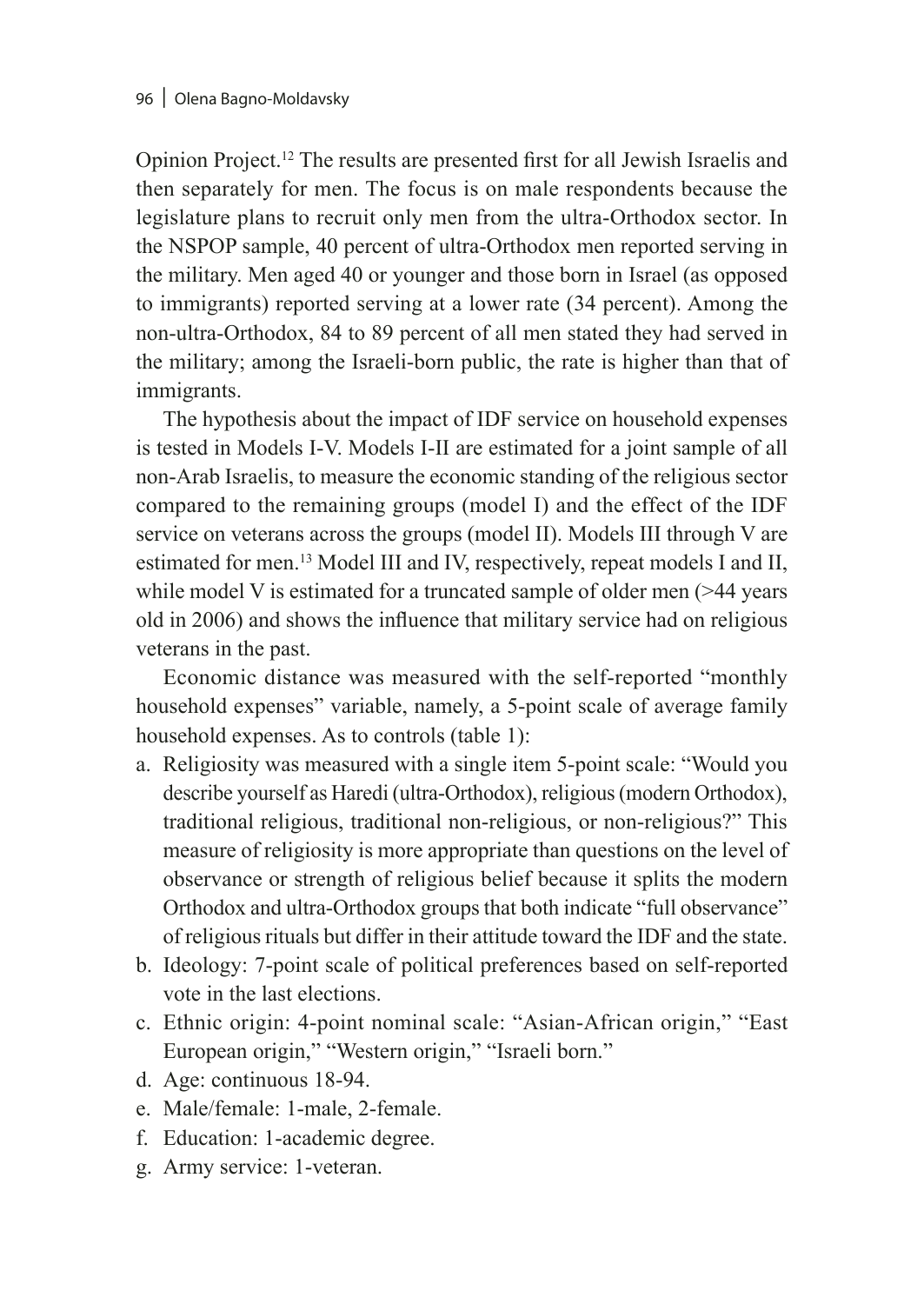Opinion Project.[12] The results are presented first for all Jewish Israelis and then separately for men. The focus is on male respondents because the legislature plans to recruit only men from the ultra-Orthodox sector. In the NSPOP sample, 40 percent of ultra-Orthodox men reported serving in the military. Men aged 40 or younger and those born in Israel (as opposed to immigrants) reported serving at a lower rate (34 percent). Among the non-ultra-Orthodox, 84 to 89 percent of all men stated they had served in the military; among the Israeli-born public, the rate is higher than that of immigrants.

The hypothesis about the impact of IDF service on household expenses is tested in Models I-V. Models I-II are estimated for a joint sample of all non-Arab Israelis, to measure the economic standing of the religious sector compared to the remaining groups (model I) and the effect of the IDF service on veterans across the groups (model II). Models III through V are estimated for men.[13] Model III and IV, respectively, repeat models I and II, while model V is estimated for a truncated sample of older men (>44 years old in 2006) and shows the influence that military service had on religious veterans in the past.

Economic distance was measured with the self-reported "monthly household expenses" variable, namely, a 5-point scale of average family household expenses. As to controls (table 1):

a. Religiosity was measured with a single item 5-point scale: "Would you describe yourself as Haredi (ultra-Orthodox), religious (modern Orthodox), traditional religious, traditional non-religious, or non-religious?" This measure of religiosity is more appropriate than questions on the level of observance or strength of religious belief because it splits the modern Orthodox and ultra-Orthodox groups that both indicate "full observance" of religious rituals but differ in their attitude toward the IDF and the state.
b. Ideology: 7-point scale of political preferences based on self-reported vote in the last elections.
c. Ethnic origin: 4-point nominal scale: "Asian-African origin," "East European origin," "Western origin," "Israeli born."
d. Age: continuous 18-94.
e. Male/female: 1-male, 2-female.
f. Education: 1-academic degree.
g. Army service: 1-veteran.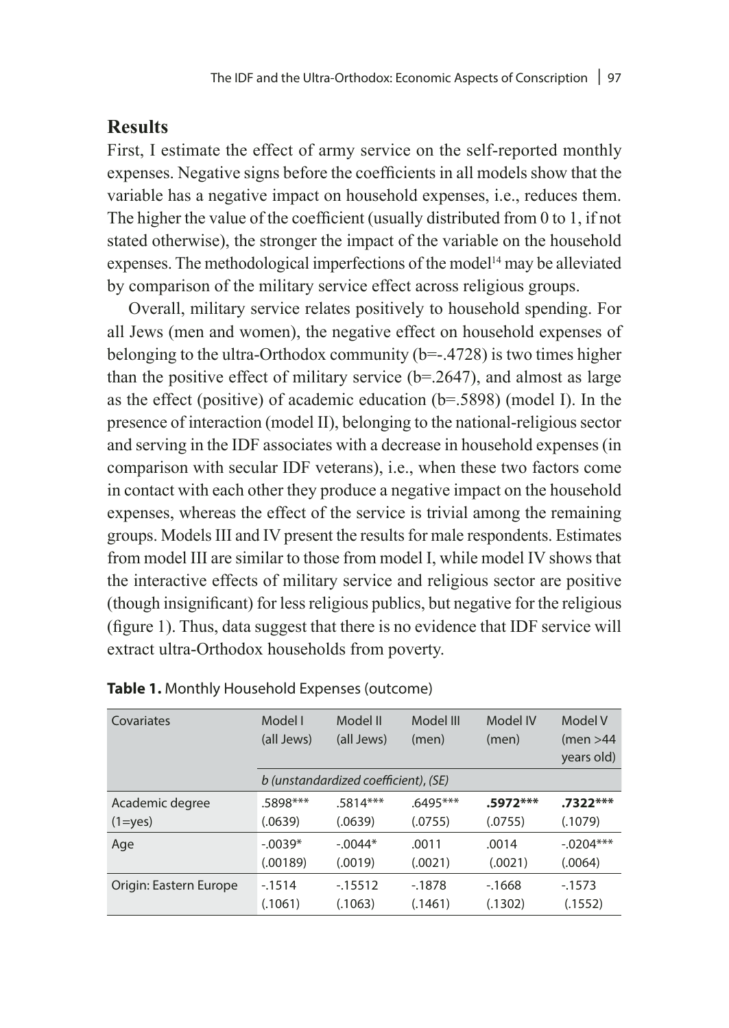## Results

First, I estimate the effect of army service on the self-reported monthly expenses. Negative signs before the coefficients in all models show that the variable has a negative impact on household expenses, i.e., reduces them. The higher the value of the coefficient (usually distributed from 0 to 1, if not stated otherwise), the stronger the impact of the variable on the household expenses. The methodological imperfections of the model[14] may be alleviated by comparison of the military service effect across religious groups.

Overall, military service relates positively to household spending. For all Jews (men and women), the negative effect on household expenses of belonging to the ultra-Orthodox community (b=-.4728) is two times higher than the positive effect of military service (b=.2647), and almost as large as the effect (positive) of academic education (b=.5898) (model I). In the presence of interaction (model II), belonging to the national-religious sector and serving in the IDF associates with a decrease in household expenses (in comparison with secular IDF veterans), i.e., when these two factors come in contact with each other they produce a negative impact on the household expenses, whereas the effect of the service is trivial among the remaining groups. Models III and IV present the results for male respondents. Estimates from model III are similar to those from model I, while model IV shows that the interactive effects of military service and religious sector are positive (though insignificant) for less religious publics, but negative for the religious (figure 1). Thus, data suggest that there is no evidence that IDF service will extract ultra-Orthodox households from poverty.

**Table 1.** Monthly Household Expenses (outcome)

| Covariates | Model I (all Jews) | Model II (all Jews) | Model III (men) | Model IV (men) | Model V (men >44 years old) |
|---|---|---|---|---|---|
| | *b (unstandardized coefficient), (SE)* | | | | |
| Academic degree (1=yes) | .5898*** (.0639) | .5814*** (.0639) | .6495*** (.0755) | **.5972***** (.0755) | **.7322***** (.1079) |
| Age | -.0039* (.00189) | -.0044* (.0019) | .0011 (.0021) | .0014 (.0021) | -.0204*** (.0064) |
| Origin: Eastern Europe | -.1514 (.1061) | -.15512 (.1063) | -.1878 (.1461) | -.1668 (.1302) | -.1573 (.1552) |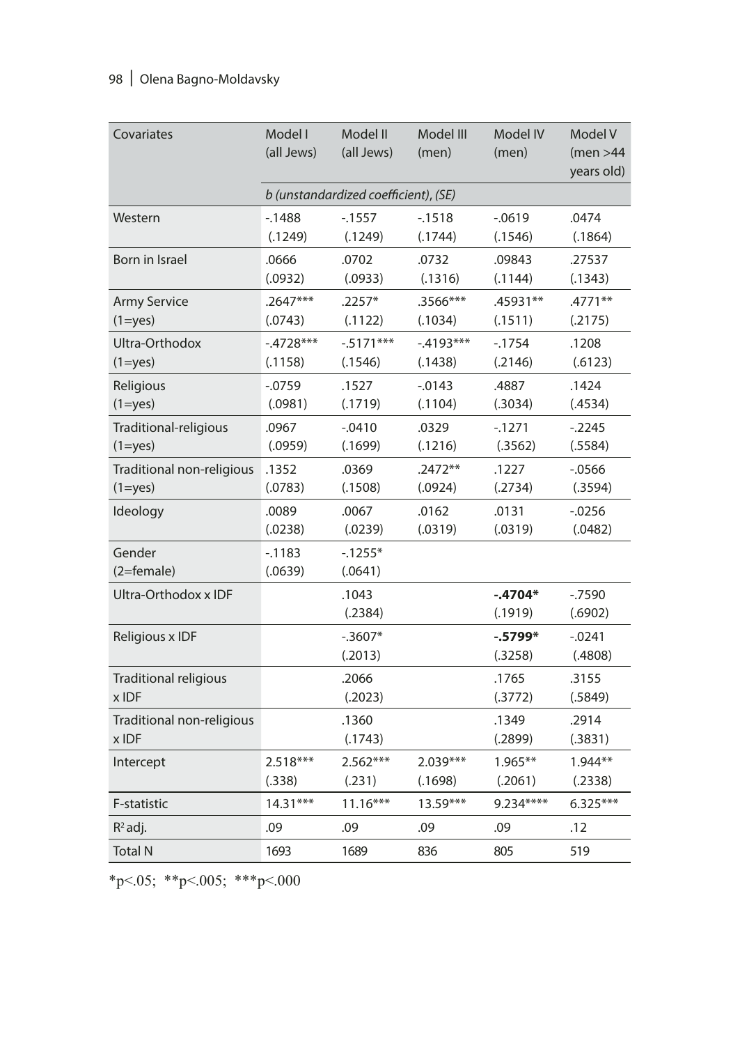| Covariates | Model I (all Jews) | Model II (all Jews) | Model III (men) | Model IV (men) | Model V (men >44 years old) |
|---|---|---|---|---|---|
| | *b (unstandardized coefficient), (SE)* | | | | |
| Western | -.1488 (.1249) | -.1557 (.1249) | -.1518 (.1744) | -.0619 (.1546) | .0474 (.1864) |
| Born in Israel | .0666 (.0932) | .0702 (.0933) | .0732 (.1316) | .09843 (.1144) | .27537 (.1343) |
| Army Service (1=yes) | .2647*** (.0743) | .2257* (.1122) | .3566*** (.1034) | .45931** (.1511) | .4771** (.2175) |
| Ultra-Orthodox (1=yes) | -.4728*** (.1158) | -.5171*** (.1546) | -.4193*** (.1438) | -.1754 (.2146) | .1208 (.6123) |
| Religious (1=yes) | -.0759 (.0981) | .1527 (.1719) | -.0143 (.1104) | .4887 (.3034) | .1424 (.4534) |
| Traditional-religious (1=yes) | .0967 (.0959) | -.0410 (.1699) | .0329 (.1216) | -.1271 (.3562) | -.2245 (.5584) |
| Traditional non-religious (1=yes) | .1352 (.0783) | .0369 (.1508) | .2472** (.0924) | .1227 (.2734) | -.0566 (.3594) |
| Ideology | .0089 (.0238) | .0067 (.0239) | .0162 (.0319) | .0131 (.0319) | -.0256 (.0482) |
| Gender (2=female) | -.1183 (.0639) | -.1255* (.0641) | | | |
| Ultra-Orthodox x IDF | | .1043 (.2384) | | **-.4704*** (.1919) | -.7590 (.6902) |
| Religious x IDF | | -.3607* (.2013) | | **-.5799*** (.3258) | -.0241 (.4808) |
| Traditional religious x IDF | | .2066 (.2023) | | .1765 (.3772) | .3155 (.5849) |
| Traditional non-religious x IDF | | .1360 (.1743) | | .1349 (.2899) | .2914 (.3831) |
| Intercept | 2.518*** (.338) | 2.562*** (.231) | 2.039*** (.1698) | 1.965** (.2061) | 1.944** (.2338) |
| F-statistic | 14.31*** | 11.16*** | 13.59*** | 9.234**** | 6.325*** |
| $R^2$ adj. | .09 | .09 | .09 | .09 | .12 |
| Total N | 1693 | 1689 | 836 | 805 | 519 |

*p<.05; **p<.005; ***p<.000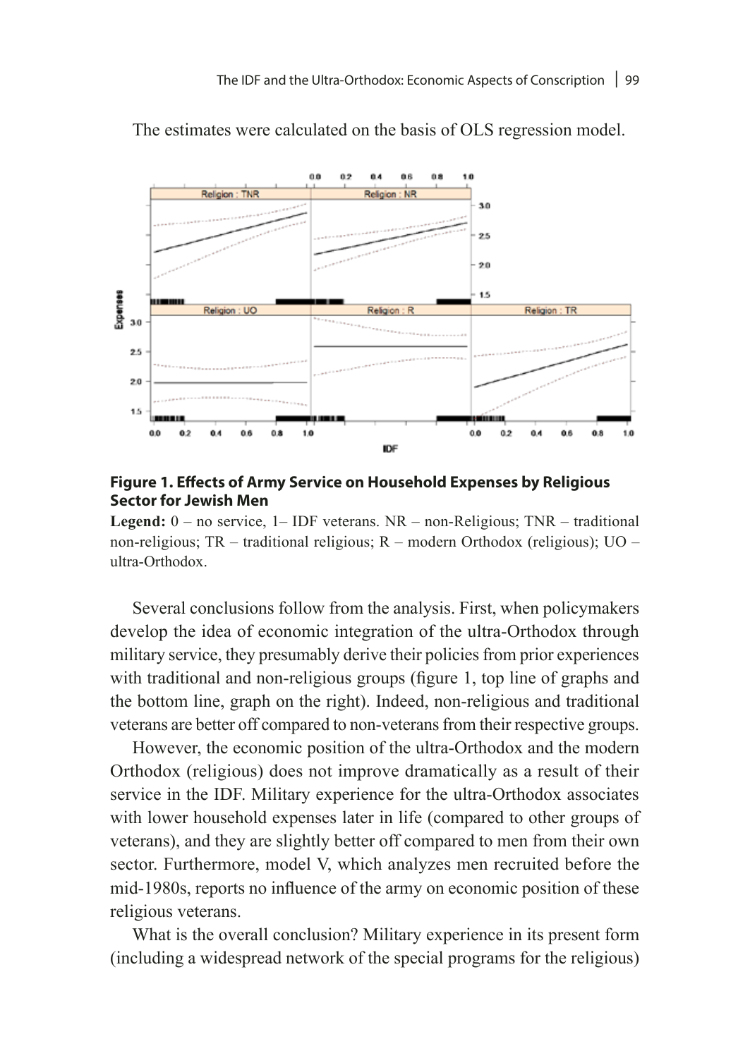The estimates were calculated on the basis of OLS regression model.

**Figure 1. Effects of Army Service on Household Expenses by Religious Sector for Jewish Men**

**Legend:** 0 – no service, 1– IDF veterans. NR – non-Religious; TNR – traditional non-religious; TR – traditional religious; R – modern Orthodox (religious); UO – ultra-Orthodox.

Several conclusions follow from the analysis. First, when policymakers develop the idea of economic integration of the ultra-Orthodox through military service, they presumably derive their policies from prior experiences with traditional and non-religious groups (figure 1, top line of graphs and the bottom line, graph on the right). Indeed, non-religious and traditional veterans are better off compared to non-veterans from their respective groups.

However, the economic position of the ultra-Orthodox and the modern Orthodox (religious) does not improve dramatically as a result of their service in the IDF. Military experience for the ultra-Orthodox associates with lower household expenses later in life (compared to other groups of veterans), and they are slightly better off compared to men from their own sector. Furthermore, model V, which analyzes men recruited before the mid-1980s, reports no influence of the army on economic position of these religious veterans.

What is the overall conclusion? Military experience in its present form (including a widespread network of the special programs for the religious)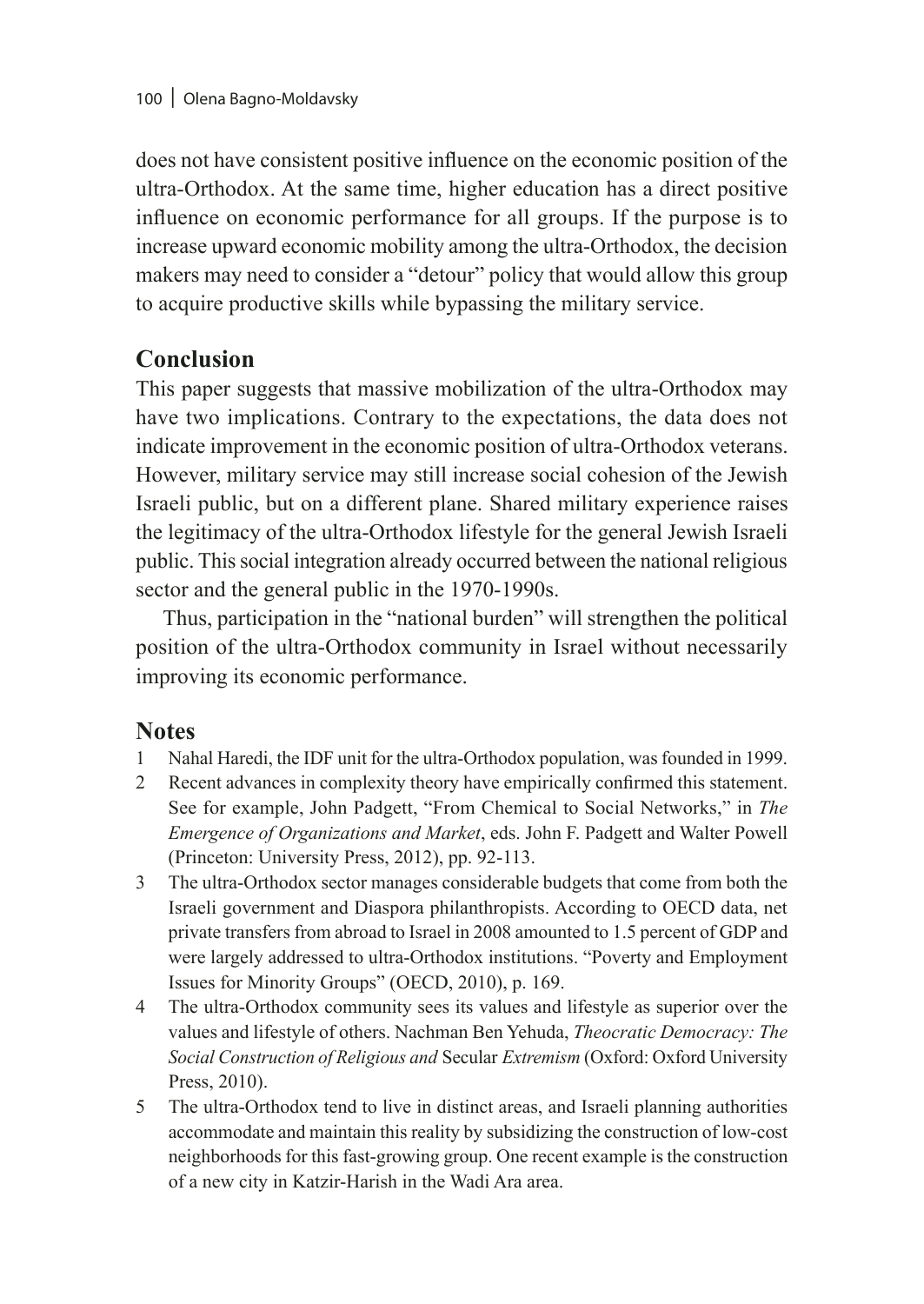does not have consistent positive influence on the economic position of the ultra-Orthodox. At the same time, higher education has a direct positive influence on economic performance for all groups. If the purpose is to increase upward economic mobility among the ultra-Orthodox, the decision makers may need to consider a "detour" policy that would allow this group to acquire productive skills while bypassing the military service.

## Conclusion

This paper suggests that massive mobilization of the ultra-Orthodox may have two implications. Contrary to the expectations, the data does not indicate improvement in the economic position of ultra-Orthodox veterans. However, military service may still increase social cohesion of the Jewish Israeli public, but on a different plane. Shared military experience raises the legitimacy of the ultra-Orthodox lifestyle for the general Jewish Israeli public. This social integration already occurred between the national religious sector and the general public in the 1970-1990s.

Thus, participation in the "national burden" will strengthen the political position of the ultra-Orthodox community in Israel without necessarily improving its economic performance.

## Notes

1. Nahal Haredi, the IDF unit for the ultra-Orthodox population, was founded in 1999.
2. Recent advances in complexity theory have empirically confirmed this statement. See for example, John Padgett, "From Chemical to Social Networks," in *The Emergence of Organizations and Market*, eds. John F. Padgett and Walter Powell (Princeton: University Press, 2012), pp. 92-113.
3. The ultra-Orthodox sector manages considerable budgets that come from both the Israeli government and Diaspora philanthropists. According to OECD data, net private transfers from abroad to Israel in 2008 amounted to 1.5 percent of GDP and were largely addressed to ultra-Orthodox institutions. "Poverty and Employment Issues for Minority Groups" (OECD, 2010), p. 169.
4. The ultra-Orthodox community sees its values and lifestyle as superior over the values and lifestyle of others. Nachman Ben Yehuda, *Theocratic Democracy: The Social Construction of Religious and* Secular *Extremism* (Oxford: Oxford University Press, 2010).
5. The ultra-Orthodox tend to live in distinct areas, and Israeli planning authorities accommodate and maintain this reality by subsidizing the construction of low-cost neighborhoods for this fast-growing group. One recent example is the construction of a new city in Katzir-Harish in the Wadi Ara area.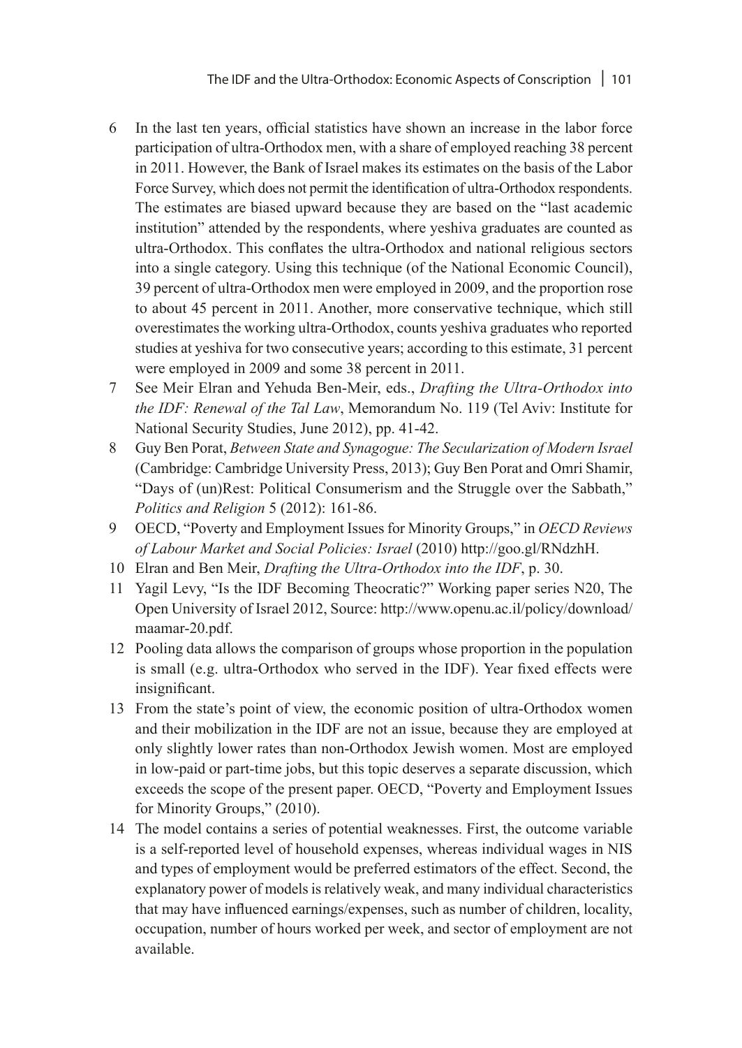6 In the last ten years, official statistics have shown an increase in the labor force participation of ultra-Orthodox men, with a share of employed reaching 38 percent in 2011. However, the Bank of Israel makes its estimates on the basis of the Labor Force Survey, which does not permit the identification of ultra-Orthodox respondents. The estimates are biased upward because they are based on the "last academic institution" attended by the respondents, where yeshiva graduates are counted as ultra-Orthodox. This conflates the ultra-Orthodox and national religious sectors into a single category. Using this technique (of the National Economic Council), 39 percent of ultra-Orthodox men were employed in 2009, and the proportion rose to about 45 percent in 2011. Another, more conservative technique, which still overestimates the working ultra-Orthodox, counts yeshiva graduates who reported studies at yeshiva for two consecutive years; according to this estimate, 31 percent were employed in 2009 and some 38 percent in 2011.

7 See Meir Elran and Yehuda Ben-Meir, eds., *Drafting the Ultra-Orthodox into the IDF: Renewal of the Tal Law*, Memorandum No. 119 (Tel Aviv: Institute for National Security Studies, June 2012), pp. 41-42.

8 Guy Ben Porat, *Between State and Synagogue: The Secularization of Modern Israel* (Cambridge: Cambridge University Press, 2013); Guy Ben Porat and Omri Shamir, "Days of (un)Rest: Political Consumerism and the Struggle over the Sabbath," *Politics and Religion* 5 (2012): 161-86.

9 OECD, "Poverty and Employment Issues for Minority Groups," in *OECD Reviews of Labour Market and Social Policies: Israel* (2010) http://goo.gl/RNdzhH.

10 Elran and Ben Meir, *Drafting the Ultra-Orthodox into the IDF*, p. 30.

11 Yagil Levy, "Is the IDF Becoming Theocratic?" Working paper series N20, The Open University of Israel 2012, Source: http://www.openu.ac.il/policy/download/maamar-20.pdf.

12 Pooling data allows the comparison of groups whose proportion in the population is small (e.g. ultra-Orthodox who served in the IDF). Year fixed effects were insignificant.

13 From the state's point of view, the economic position of ultra-Orthodox women and their mobilization in the IDF are not an issue, because they are employed at only slightly lower rates than non-Orthodox Jewish women. Most are employed in low-paid or part-time jobs, but this topic deserves a separate discussion, which exceeds the scope of the present paper. OECD, "Poverty and Employment Issues for Minority Groups," (2010).

14 The model contains a series of potential weaknesses. First, the outcome variable is a self-reported level of household expenses, whereas individual wages in NIS and types of employment would be preferred estimators of the effect. Second, the explanatory power of models is relatively weak, and many individual characteristics that may have influenced earnings/expenses, such as number of children, locality, occupation, number of hours worked per week, and sector of employment are not available.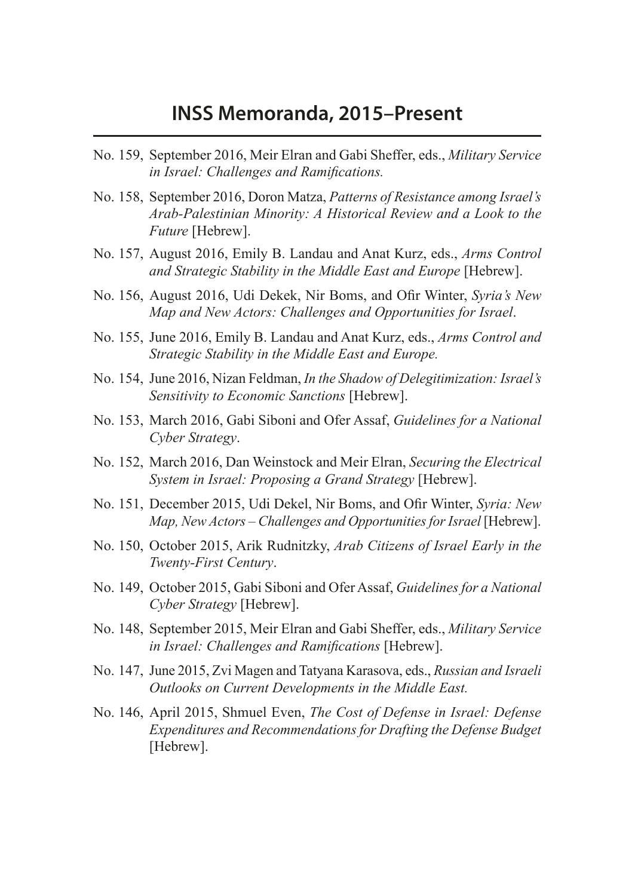## INSS Memoranda, 2015–Present

No. 159, September 2016, Meir Elran and Gabi Sheffer, eds., *Military Service in Israel: Challenges and Ramifications.*

No. 158, September 2016, Doron Matza, *Patterns of Resistance among Israel's Arab-Palestinian Minority: A Historical Review and a Look to the Future* [Hebrew].

No. 157, August 2016, Emily B. Landau and Anat Kurz, eds., *Arms Control and Strategic Stability in the Middle East and Europe* [Hebrew].

No. 156, August 2016, Udi Dekek, Nir Boms, and Ofir Winter, *Syria's New Map and New Actors: Challenges and Opportunities for Israel*.

No. 155, June 2016, Emily B. Landau and Anat Kurz, eds., *Arms Control and Strategic Stability in the Middle East and Europe.*

No. 154, June 2016, Nizan Feldman, *In the Shadow of Delegitimization: Israel's Sensitivity to Economic Sanctions* [Hebrew].

No. 153, March 2016, Gabi Siboni and Ofer Assaf, *Guidelines for a National Cyber Strategy*.

No. 152, March 2016, Dan Weinstock and Meir Elran, *Securing the Electrical System in Israel: Proposing a Grand Strategy* [Hebrew].

No. 151, December 2015, Udi Dekel, Nir Boms, and Ofir Winter, *Syria: New Map, New Actors – Challenges and Opportunities for Israel* [Hebrew].

No. 150, October 2015, Arik Rudnitzky, *Arab Citizens of Israel Early in the Twenty-First Century*.

No. 149, October 2015, Gabi Siboni and Ofer Assaf, *Guidelines for a National Cyber Strategy* [Hebrew].

No. 148, September 2015, Meir Elran and Gabi Sheffer, eds., *Military Service in Israel: Challenges and Ramifications* [Hebrew].

No. 147, June 2015, Zvi Magen and Tatyana Karasova, eds., *Russian and Israeli Outlooks on Current Developments in the Middle East.*

No. 146, April 2015, Shmuel Even, *The Cost of Defense in Israel: Defense Expenditures and Recommendations for Drafting the Defense Budget* [Hebrew].